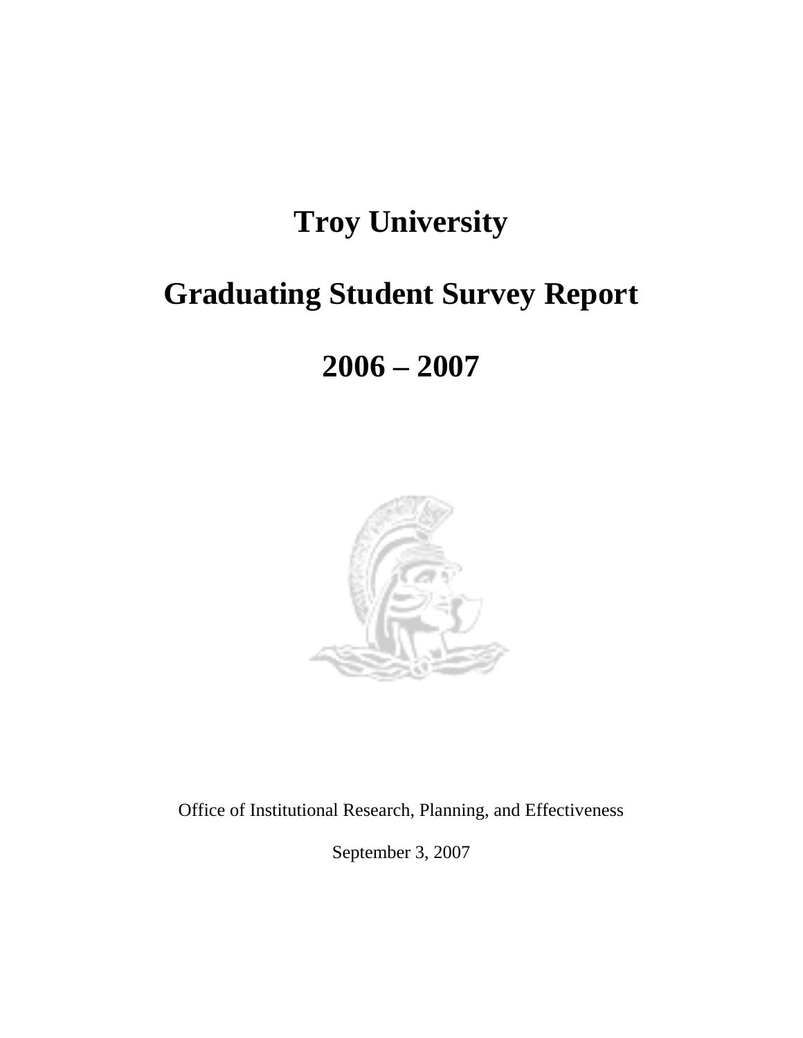# Troy University

# Graduating Student Survey Report

# 2006 – 2007

Office of Institutional Research, Planning, and Effectiveness

September 3, 2007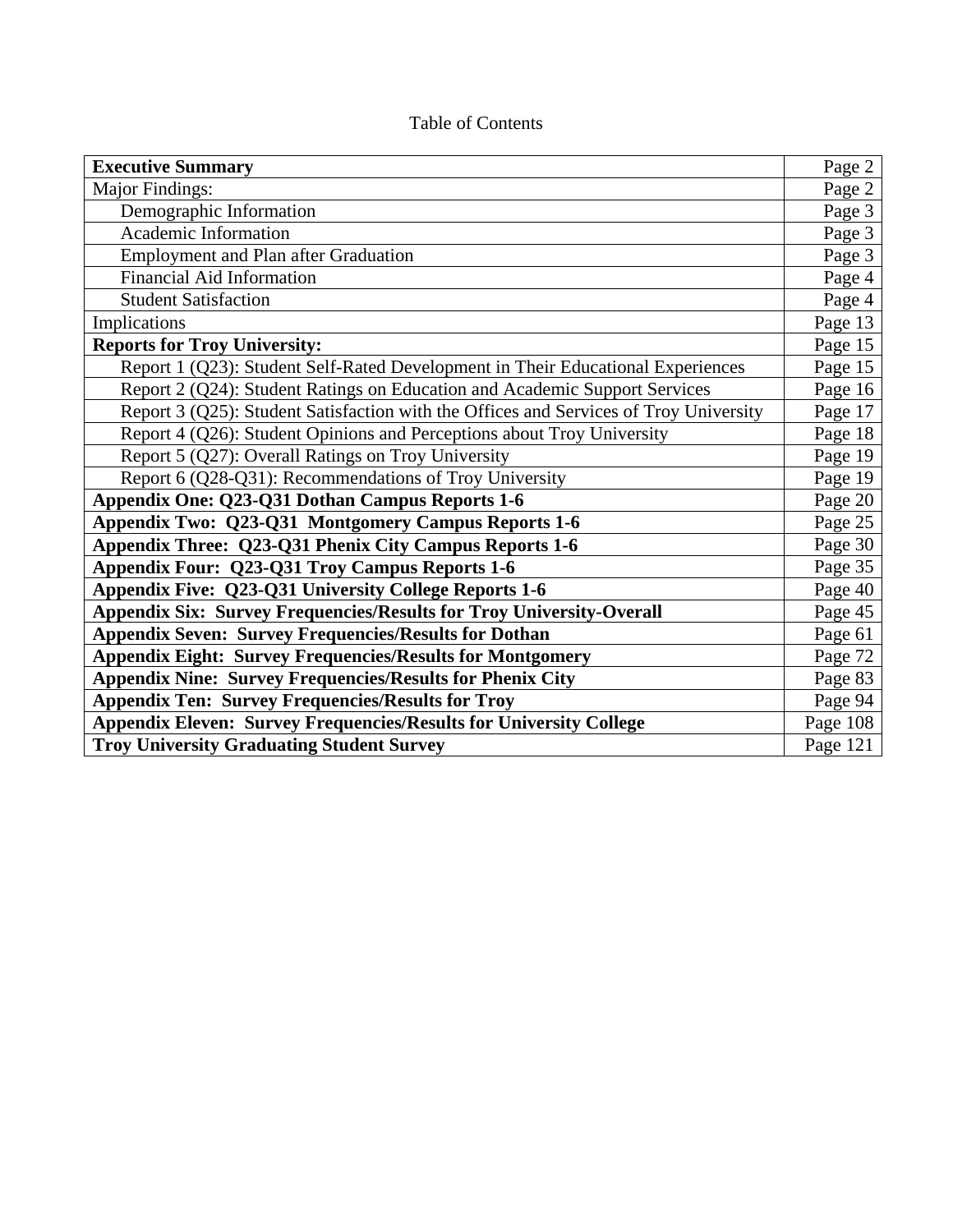Table of Contents

| | |
|---|---|
| **Executive Summary** | Page 2 |
| Major Findings: | Page 2 |
| Demographic Information | Page 3 |
| Academic Information | Page 3 |
| Employment and Plan after Graduation | Page 3 |
| Financial Aid Information | Page 4 |
| Student Satisfaction | Page 4 |
| Implications | Page 13 |
| **Reports for Troy University:** | Page 15 |
| Report 1 (Q23): Student Self-Rated Development in Their Educational Experiences | Page 15 |
| Report 2 (Q24): Student Ratings on Education and Academic Support Services | Page 16 |
| Report 3 (Q25): Student Satisfaction with the Offices and Services of Troy University | Page 17 |
| Report 4 (Q26): Student Opinions and Perceptions about Troy University | Page 18 |
| Report 5 (Q27): Overall Ratings on Troy University | Page 19 |
| Report 6 (Q28-Q31): Recommendations of Troy University | Page 19 |
| **Appendix One: Q23-Q31 Dothan Campus Reports 1-6** | Page 20 |
| **Appendix Two: Q23-Q31 Montgomery Campus Reports 1-6** | Page 25 |
| **Appendix Three: Q23-Q31 Phenix City Campus Reports 1-6** | Page 30 |
| **Appendix Four: Q23-Q31 Troy Campus Reports 1-6** | Page 35 |
| **Appendix Five: Q23-Q31 University College Reports 1-6** | Page 40 |
| **Appendix Six: Survey Frequencies/Results for Troy University-Overall** | Page 45 |
| **Appendix Seven: Survey Frequencies/Results for Dothan** | Page 61 |
| **Appendix Eight: Survey Frequencies/Results for Montgomery** | Page 72 |
| **Appendix Nine: Survey Frequencies/Results for Phenix City** | Page 83 |
| **Appendix Ten: Survey Frequencies/Results for Troy** | Page 94 |
| **Appendix Eleven: Survey Frequencies/Results for University College** | Page 108 |
| **Troy University Graduating Student Survey** | Page 121 |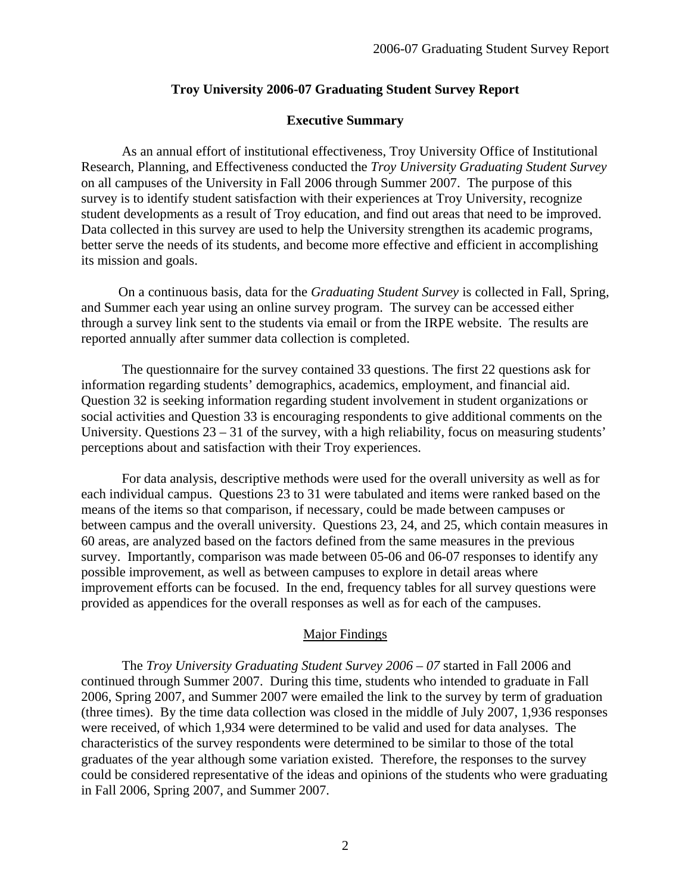## Troy University 2006-07 Graduating Student Survey Report

### Executive Summary

As an annual effort of institutional effectiveness, Troy University Office of Institutional Research, Planning, and Effectiveness conducted the *Troy University Graduating Student Survey* on all campuses of the University in Fall 2006 through Summer 2007. The purpose of this survey is to identify student satisfaction with their experiences at Troy University, recognize student developments as a result of Troy education, and find out areas that need to be improved. Data collected in this survey are used to help the University strengthen its academic programs, better serve the needs of its students, and become more effective and efficient in accomplishing its mission and goals.

On a continuous basis, data for the *Graduating Student Survey* is collected in Fall, Spring, and Summer each year using an online survey program. The survey can be accessed either through a survey link sent to the students via email or from the IRPE website. The results are reported annually after summer data collection is completed.

The questionnaire for the survey contained 33 questions. The first 22 questions ask for information regarding students' demographics, academics, employment, and financial aid. Question 32 is seeking information regarding student involvement in student organizations or social activities and Question 33 is encouraging respondents to give additional comments on the University. Questions 23 – 31 of the survey, with a high reliability, focus on measuring students' perceptions about and satisfaction with their Troy experiences.

For data analysis, descriptive methods were used for the overall university as well as for each individual campus. Questions 23 to 31 were tabulated and items were ranked based on the means of the items so that comparison, if necessary, could be made between campuses or between campus and the overall university. Questions 23, 24, and 25, which contain measures in 60 areas, are analyzed based on the factors defined from the same measures in the previous survey. Importantly, comparison was made between 05-06 and 06-07 responses to identify any possible improvement, as well as between campuses to explore in detail areas where improvement efforts can be focused. In the end, frequency tables for all survey questions were provided as appendices for the overall responses as well as for each of the campuses.

#### Major Findings

The *Troy University Graduating Student Survey 2006 – 07* started in Fall 2006 and continued through Summer 2007. During this time, students who intended to graduate in Fall 2006, Spring 2007, and Summer 2007 were emailed the link to the survey by term of graduation (three times). By the time data collection was closed in the middle of July 2007, 1,936 responses were received, of which 1,934 were determined to be valid and used for data analyses. The characteristics of the survey respondents were determined to be similar to those of the total graduates of the year although some variation existed. Therefore, the responses to the survey could be considered representative of the ideas and opinions of the students who were graduating in Fall 2006, Spring 2007, and Summer 2007.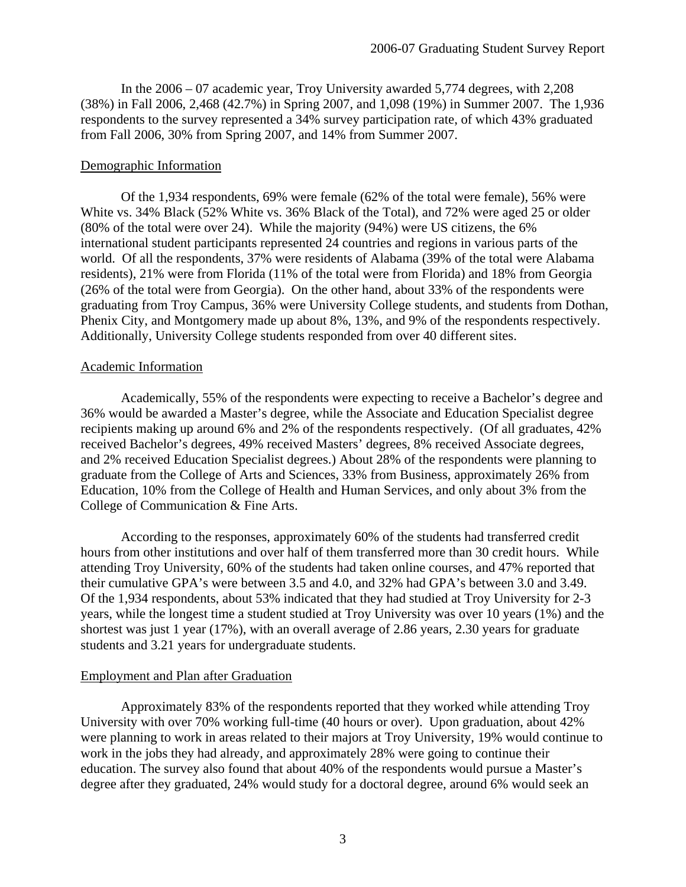In the 2006 – 07 academic year, Troy University awarded 5,774 degrees, with 2,208 (38%) in Fall 2006, 2,468 (42.7%) in Spring 2007, and 1,098 (19%) in Summer 2007. The 1,936 respondents to the survey represented a 34% survey participation rate, of which 43% graduated from Fall 2006, 30% from Spring 2007, and 14% from Summer 2007.

## Demographic Information

Of the 1,934 respondents, 69% were female (62% of the total were female), 56% were White vs. 34% Black (52% White vs. 36% Black of the Total), and 72% were aged 25 or older (80% of the total were over 24). While the majority (94%) were US citizens, the 6% international student participants represented 24 countries and regions in various parts of the world. Of all the respondents, 37% were residents of Alabama (39% of the total were Alabama residents), 21% were from Florida (11% of the total were from Florida) and 18% from Georgia (26% of the total were from Georgia). On the other hand, about 33% of the respondents were graduating from Troy Campus, 36% were University College students, and students from Dothan, Phenix City, and Montgomery made up about 8%, 13%, and 9% of the respondents respectively. Additionally, University College students responded from over 40 different sites.

## Academic Information

Academically, 55% of the respondents were expecting to receive a Bachelor's degree and 36% would be awarded a Master's degree, while the Associate and Education Specialist degree recipients making up around 6% and 2% of the respondents respectively. (Of all graduates, 42% received Bachelor's degrees, 49% received Masters' degrees, 8% received Associate degrees, and 2% received Education Specialist degrees.) About 28% of the respondents were planning to graduate from the College of Arts and Sciences, 33% from Business, approximately 26% from Education, 10% from the College of Health and Human Services, and only about 3% from the College of Communication & Fine Arts.

According to the responses, approximately 60% of the students had transferred credit hours from other institutions and over half of them transferred more than 30 credit hours. While attending Troy University, 60% of the students had taken online courses, and 47% reported that their cumulative GPA's were between 3.5 and 4.0, and 32% had GPA's between 3.0 and 3.49. Of the 1,934 respondents, about 53% indicated that they had studied at Troy University for 2-3 years, while the longest time a student studied at Troy University was over 10 years (1%) and the shortest was just 1 year (17%), with an overall average of 2.86 years, 2.30 years for graduate students and 3.21 years for undergraduate students.

## Employment and Plan after Graduation

Approximately 83% of the respondents reported that they worked while attending Troy University with over 70% working full-time (40 hours or over). Upon graduation, about 42% were planning to work in areas related to their majors at Troy University, 19% would continue to work in the jobs they had already, and approximately 28% were going to continue their education. The survey also found that about 40% of the respondents would pursue a Master's degree after they graduated, 24% would study for a doctoral degree, around 6% would seek an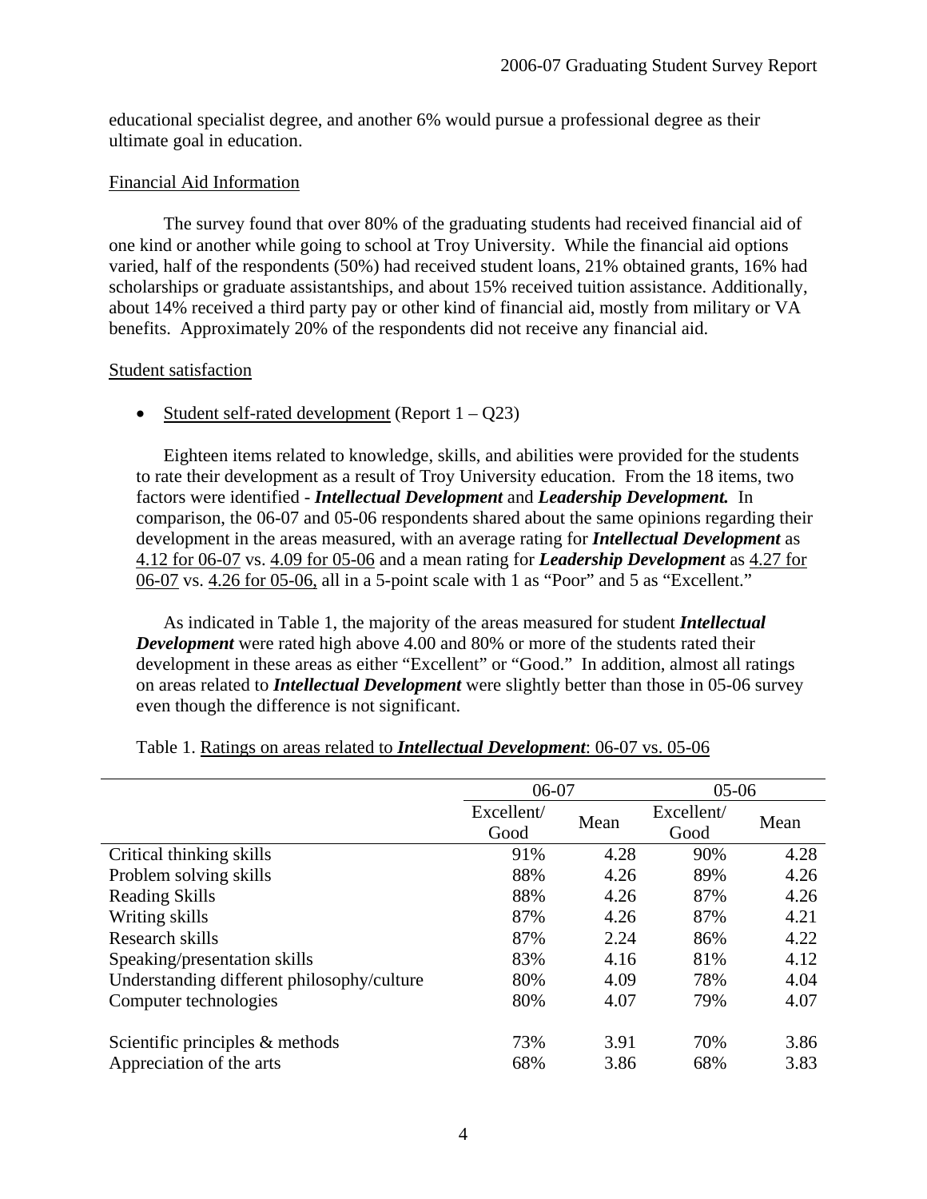educational specialist degree, and another 6% would pursue a professional degree as their ultimate goal in education.

Financial Aid Information

The survey found that over 80% of the graduating students had received financial aid of one kind or another while going to school at Troy University. While the financial aid options varied, half of the respondents (50%) had received student loans, 21% obtained grants, 16% had scholarships or graduate assistantships, and about 15% received tuition assistance. Additionally, about 14% received a third party pay or other kind of financial aid, mostly from military or VA benefits. Approximately 20% of the respondents did not receive any financial aid.

Student satisfaction

- Student self-rated development (Report 1 – Q23)

Eighteen items related to knowledge, skills, and abilities were provided for the students to rate their development as a result of Troy University education. From the 18 items, two factors were identified - ***Intellectual Development*** and ***Leadership Development.*** In comparison, the 06-07 and 05-06 respondents shared about the same opinions regarding their development in the areas measured, with an average rating for ***Intellectual Development*** as 4.12 for 06-07 vs. 4.09 for 05-06 and a mean rating for ***Leadership Development*** as 4.27 for 06-07 vs. 4.26 for 05-06, all in a 5-point scale with 1 as "Poor" and 5 as "Excellent."

As indicated in Table 1, the majority of the areas measured for student ***Intellectual Development*** were rated high above 4.00 and 80% or more of the students rated their development in these areas as either "Excellent" or "Good." In addition, almost all ratings on areas related to ***Intellectual Development*** were slightly better than those in 05-06 survey even though the difference is not significant.

Table 1. Ratings on areas related to ***Intellectual Development***: 06-07 vs. 05-06

| | 06-07 | | 05-06 | |
|---|---|---|---|---|
| | Excellent/ Good | Mean | Excellent/ Good | Mean |
| Critical thinking skills | 91% | 4.28 | 90% | 4.28 |
| Problem solving skills | 88% | 4.26 | 89% | 4.26 |
| Reading Skills | 88% | 4.26 | 87% | 4.26 |
| Writing skills | 87% | 4.26 | 87% | 4.21 |
| Research skills | 87% | 2.24 | 86% | 4.22 |
| Speaking/presentation skills | 83% | 4.16 | 81% | 4.12 |
| Understanding different philosophy/culture | 80% | 4.09 | 78% | 4.04 |
| Computer technologies | 80% | 4.07 | 79% | 4.07 |
| Scientific principles & methods | 73% | 3.91 | 70% | 3.86 |
| Appreciation of the arts | 68% | 3.86 | 68% | 3.83 |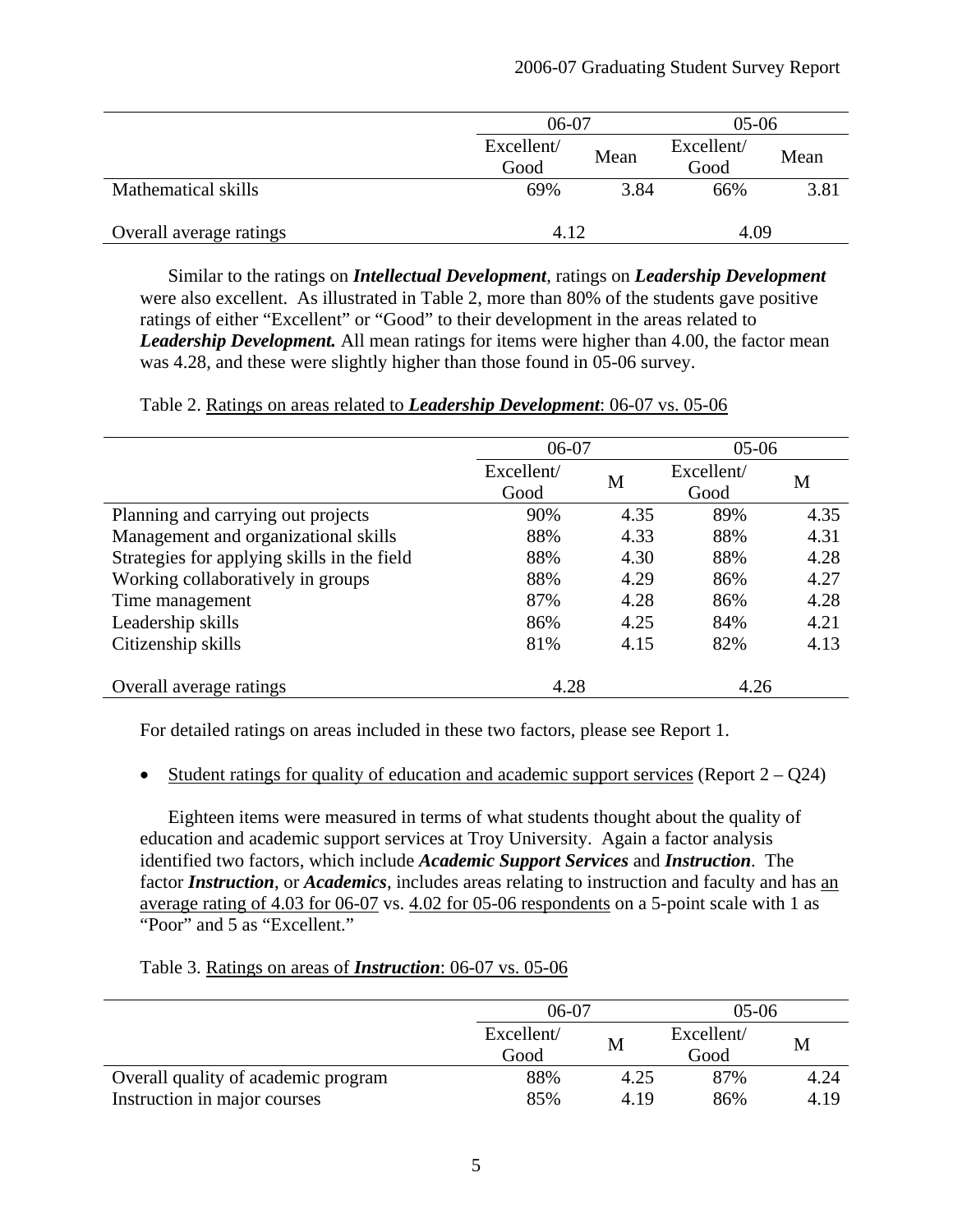| | 06-07 | | 05-06 | |
|---|---|---|---|---|
| | Excellent/ Good | Mean | Excellent/ Good | Mean |
| Mathematical skills | 69% | 3.84 | 66% | 3.81 |
| Overall average ratings | 4.12 | | 4.09 | |

Similar to the ratings on ***Intellectual Development***, ratings on ***Leadership Development*** were also excellent. As illustrated in Table 2, more than 80% of the students gave positive ratings of either "Excellent" or "Good" to their development in the areas related to ***Leadership Development.*** All mean ratings for items were higher than 4.00, the factor mean was 4.28, and these were slightly higher than those found in 05-06 survey.

Table 2. Ratings on areas related to ***Leadership Development***: 06-07 vs. 05-06

| | 06-07 | | 05-06 | |
|---|---|---|---|---|
| | Excellent/ Good | M | Excellent/ Good | M |
| Planning and carrying out projects | 90% | 4.35 | 89% | 4.35 |
| Management and organizational skills | 88% | 4.33 | 88% | 4.31 |
| Strategies for applying skills in the field | 88% | 4.30 | 88% | 4.28 |
| Working collaboratively in groups | 88% | 4.29 | 86% | 4.27 |
| Time management | 87% | 4.28 | 86% | 4.28 |
| Leadership skills | 86% | 4.25 | 84% | 4.21 |
| Citizenship skills | 81% | 4.15 | 82% | 4.13 |
| Overall average ratings | 4.28 | | 4.26 | |

For detailed ratings on areas included in these two factors, please see Report 1.

- Student ratings for quality of education and academic support services (Report 2 – Q24)

Eighteen items were measured in terms of what students thought about the quality of education and academic support services at Troy University. Again a factor analysis identified two factors, which include ***Academic Support Services*** and ***Instruction***. The factor ***Instruction***, or ***Academics***, includes areas relating to instruction and faculty and has an average rating of 4.03 for 06-07 vs. 4.02 for 05-06 respondents on a 5-point scale with 1 as "Poor" and 5 as "Excellent."

Table 3. Ratings on areas of ***Instruction***: 06-07 vs. 05-06

| | 06-07 | | 05-06 | |
|---|---|---|---|---|
| | Excellent/ Good | M | Excellent/ Good | M |
| Overall quality of academic program | 88% | 4.25 | 87% | 4.24 |
| Instruction in major courses | 85% | 4.19 | 86% | 4.19 |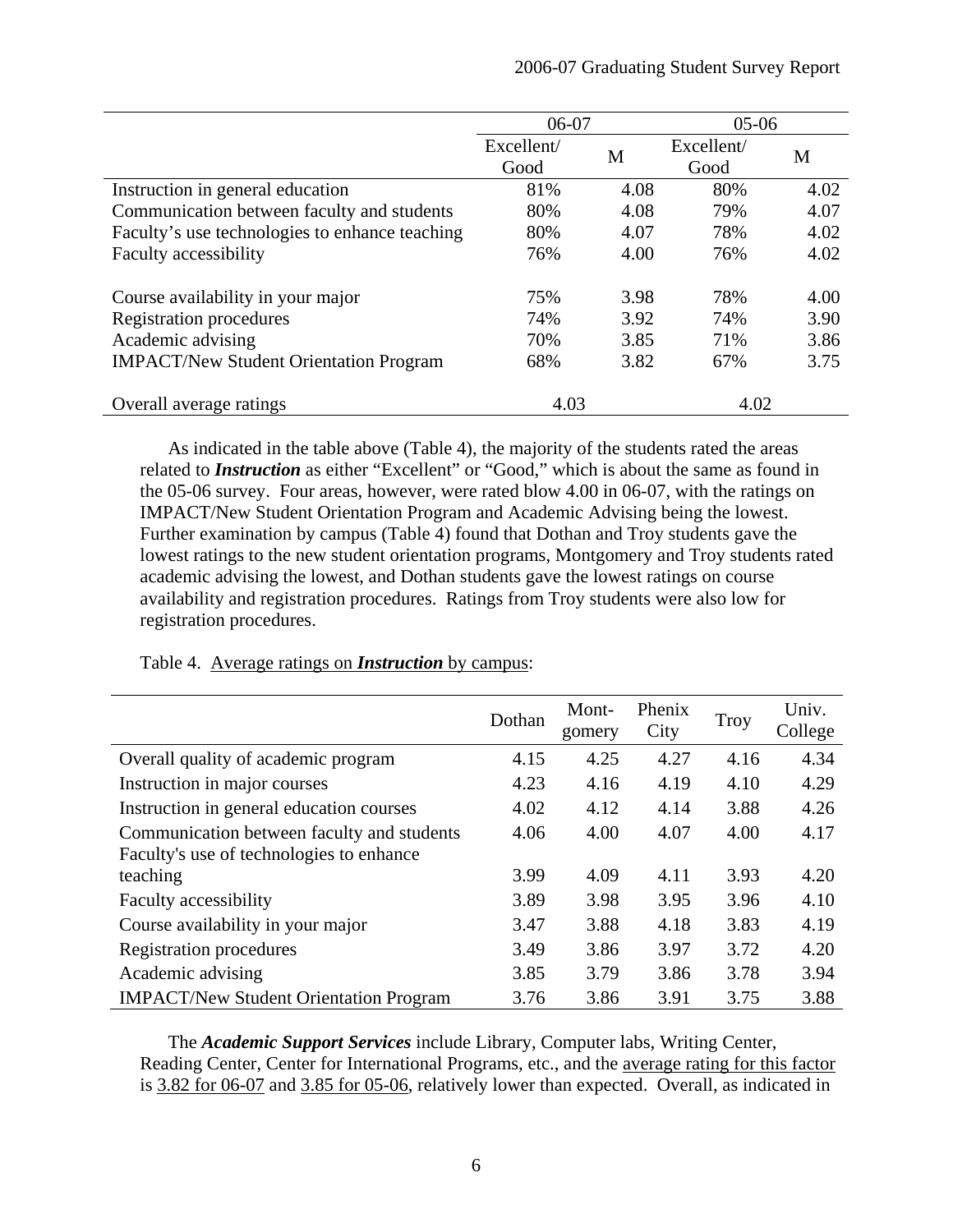| | 06-07 | | 05-06 | |
|---|---|---|---|---|
| | Excellent/ Good | M | Excellent/ Good | M |
| Instruction in general education | 81% | 4.08 | 80% | 4.02 |
| Communication between faculty and students | 80% | 4.08 | 79% | 4.07 |
| Faculty's use technologies to enhance teaching | 80% | 4.07 | 78% | 4.02 |
| Faculty accessibility | 76% | 4.00 | 76% | 4.02 |
| Course availability in your major | 75% | 3.98 | 78% | 4.00 |
| Registration procedures | 74% | 3.92 | 74% | 3.90 |
| Academic advising | 70% | 3.85 | 71% | 3.86 |
| IMPACT/New Student Orientation Program | 68% | 3.82 | 67% | 3.75 |
| Overall average ratings | 4.03 | | 4.02 | |

As indicated in the table above (Table 4), the majority of the students rated the areas related to ***Instruction*** as either "Excellent" or "Good," which is about the same as found in the 05-06 survey. Four areas, however, were rated blow 4.00 in 06-07, with the ratings on IMPACT/New Student Orientation Program and Academic Advising being the lowest. Further examination by campus (Table 4) found that Dothan and Troy students gave the lowest ratings to the new student orientation programs, Montgomery and Troy students rated academic advising the lowest, and Dothan students gave the lowest ratings on course availability and registration procedures. Ratings from Troy students were also low for registration procedures.

Table 4. Average ratings on ***Instruction*** by campus:

| | Dothan | Mont-gomery | Phenix City | Troy | Univ. College |
|---|---|---|---|---|---|
| Overall quality of academic program | 4.15 | 4.25 | 4.27 | 4.16 | 4.34 |
| Instruction in major courses | 4.23 | 4.16 | 4.19 | 4.10 | 4.29 |
| Instruction in general education courses | 4.02 | 4.12 | 4.14 | 3.88 | 4.26 |
| Communication between faculty and students | 4.06 | 4.00 | 4.07 | 4.00 | 4.17 |
| Faculty's use of technologies to enhance teaching | 3.99 | 4.09 | 4.11 | 3.93 | 4.20 |
| Faculty accessibility | 3.89 | 3.98 | 3.95 | 3.96 | 4.10 |
| Course availability in your major | 3.47 | 3.88 | 4.18 | 3.83 | 4.19 |
| Registration procedures | 3.49 | 3.86 | 3.97 | 3.72 | 4.20 |
| Academic advising | 3.85 | 3.79 | 3.86 | 3.78 | 3.94 |
| IMPACT/New Student Orientation Program | 3.76 | 3.86 | 3.91 | 3.75 | 3.88 |

The ***Academic Support Services*** include Library, Computer labs, Writing Center, Reading Center, Center for International Programs, etc., and the average rating for this factor is 3.82 for 06-07 and 3.85 for 05-06, relatively lower than expected. Overall, as indicated in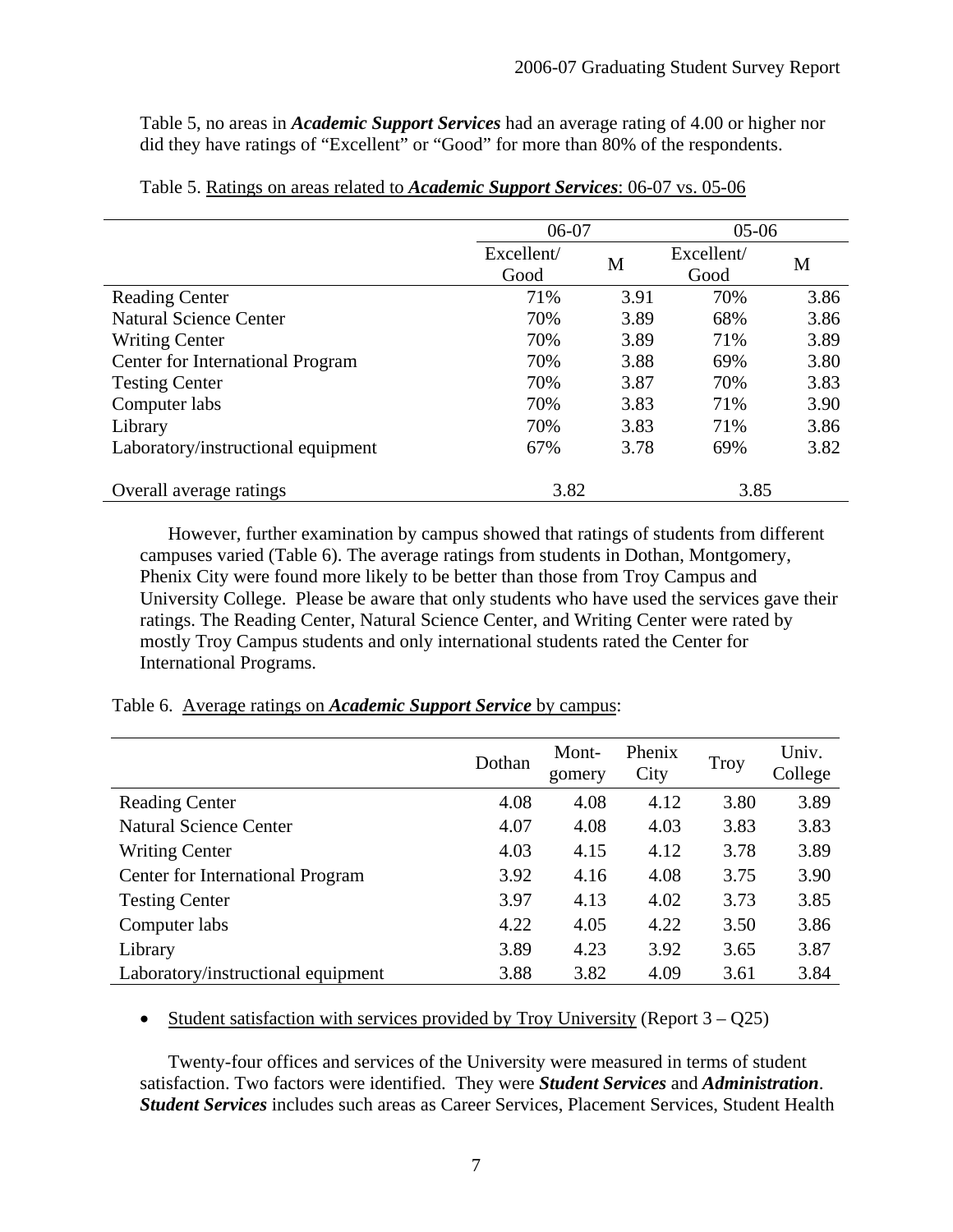Table 5, no areas in ***Academic Support Services*** had an average rating of 4.00 or higher nor did they have ratings of "Excellent" or "Good" for more than 80% of the respondents.

Table 5. Ratings on areas related to ***Academic Support Services***: 06-07 vs. 05-06

| | 06-07 | | 05-06 | |
|---|---|---|---|---|
| | Excellent/ Good | M | Excellent/ Good | M |
| Reading Center | 71% | 3.91 | 70% | 3.86 |
| Natural Science Center | 70% | 3.89 | 68% | 3.86 |
| Writing Center | 70% | 3.89 | 71% | 3.89 |
| Center for International Program | 70% | 3.88 | 69% | 3.80 |
| Testing Center | 70% | 3.87 | 70% | 3.83 |
| Computer labs | 70% | 3.83 | 71% | 3.90 |
| Library | 70% | 3.83 | 71% | 3.86 |
| Laboratory/instructional equipment | 67% | 3.78 | 69% | 3.82 |
| Overall average ratings | 3.82 | | 3.85 | |

However, further examination by campus showed that ratings of students from different campuses varied (Table 6). The average ratings from students in Dothan, Montgomery, Phenix City were found more likely to be better than those from Troy Campus and University College. Please be aware that only students who have used the services gave their ratings. The Reading Center, Natural Science Center, and Writing Center were rated by mostly Troy Campus students and only international students rated the Center for International Programs.

Table 6. Average ratings on ***Academic Support Service*** by campus:

| | Dothan | Mont-gomery | Phenix City | Troy | Univ. College |
|---|---|---|---|---|---|
| Reading Center | 4.08 | 4.08 | 4.12 | 3.80 | 3.89 |
| Natural Science Center | 4.07 | 4.08 | 4.03 | 3.83 | 3.83 |
| Writing Center | 4.03 | 4.15 | 4.12 | 3.78 | 3.89 |
| Center for International Program | 3.92 | 4.16 | 4.08 | 3.75 | 3.90 |
| Testing Center | 3.97 | 4.13 | 4.02 | 3.73 | 3.85 |
| Computer labs | 4.22 | 4.05 | 4.22 | 3.50 | 3.86 |
| Library | 3.89 | 4.23 | 3.92 | 3.65 | 3.87 |
| Laboratory/instructional equipment | 3.88 | 3.82 | 4.09 | 3.61 | 3.84 |

- Student satisfaction with services provided by Troy University (Report 3 – Q25)

Twenty-four offices and services of the University were measured in terms of student satisfaction. Two factors were identified. They were ***Student Services*** and ***Administration***. ***Student Services*** includes such areas as Career Services, Placement Services, Student Health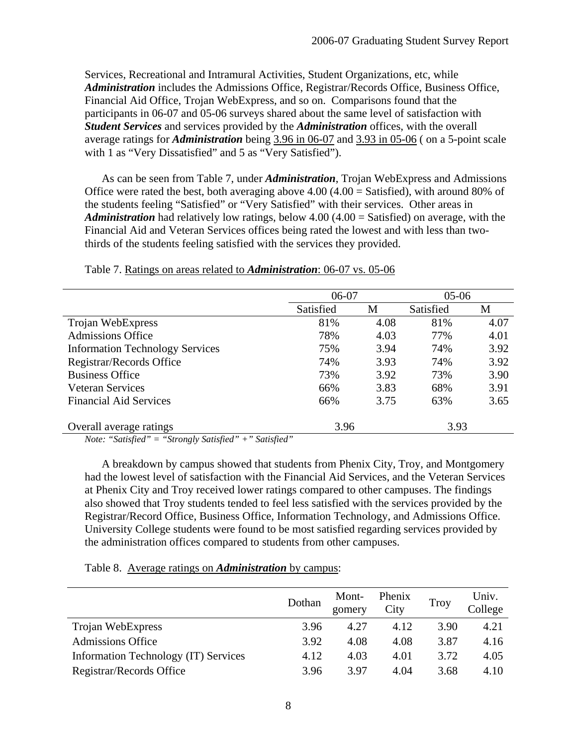Services, Recreational and Intramural Activities, Student Organizations, etc, while ***Administration*** includes the Admissions Office, Registrar/Records Office, Business Office, Financial Aid Office, Trojan WebExpress, and so on. Comparisons found that the participants in 06-07 and 05-06 surveys shared about the same level of satisfaction with ***Student Services*** and services provided by the ***Administration*** offices, with the overall average ratings for ***Administration*** being 3.96 in 06-07 and 3.93 in 05-06 ( on a 5-point scale with 1 as "Very Dissatisfied" and 5 as "Very Satisfied").

As can be seen from Table 7, under ***Administration***, Trojan WebExpress and Admissions Office were rated the best, both averaging above 4.00 (4.00 = Satisfied), with around 80% of the students feeling "Satisfied" or "Very Satisfied" with their services. Other areas in ***Administration*** had relatively low ratings, below 4.00 (4.00 = Satisfied) on average, with the Financial Aid and Veteran Services offices being rated the lowest and with less than two-thirds of the students feeling satisfied with the services they provided.

Table 7. Ratings on areas related to ***Administration***: 06-07 vs. 05-06

| | 06-07 | | 05-06 | |
|---|---|---|---|---|
| | Satisfied | M | Satisfied | M |
| Trojan WebExpress | 81% | 4.08 | 81% | 4.07 |
| Admissions Office | 78% | 4.03 | 77% | 4.01 |
| Information Technology Services | 75% | 3.94 | 74% | 3.92 |
| Registrar/Records Office | 74% | 3.93 | 74% | 3.92 |
| Business Office | 73% | 3.92 | 73% | 3.90 |
| Veteran Services | 66% | 3.83 | 68% | 3.91 |
| Financial Aid Services | 66% | 3.75 | 63% | 3.65 |
| Overall average ratings | 3.96 | | 3.93 | |

*Note: "Satisfied" = "Strongly Satisfied" +" Satisfied"*

A breakdown by campus showed that students from Phenix City, Troy, and Montgomery had the lowest level of satisfaction with the Financial Aid Services, and the Veteran Services at Phenix City and Troy received lower ratings compared to other campuses. The findings also showed that Troy students tended to feel less satisfied with the services provided by the Registrar/Record Office, Business Office, Information Technology, and Admissions Office. University College students were found to be most satisfied regarding services provided by the administration offices compared to students from other campuses.

Table 8. Average ratings on ***Administration*** by campus:

| | Dothan | Mont-gomery | Phenix City | Troy | Univ. College |
|---|---|---|---|---|---|
| Trojan WebExpress | 3.96 | 4.27 | 4.12 | 3.90 | 4.21 |
| Admissions Office | 3.92 | 4.08 | 4.08 | 3.87 | 4.16 |
| Information Technology (IT) Services | 4.12 | 4.03 | 4.01 | 3.72 | 4.05 |
| Registrar/Records Office | 3.96 | 3.97 | 4.04 | 3.68 | 4.10 |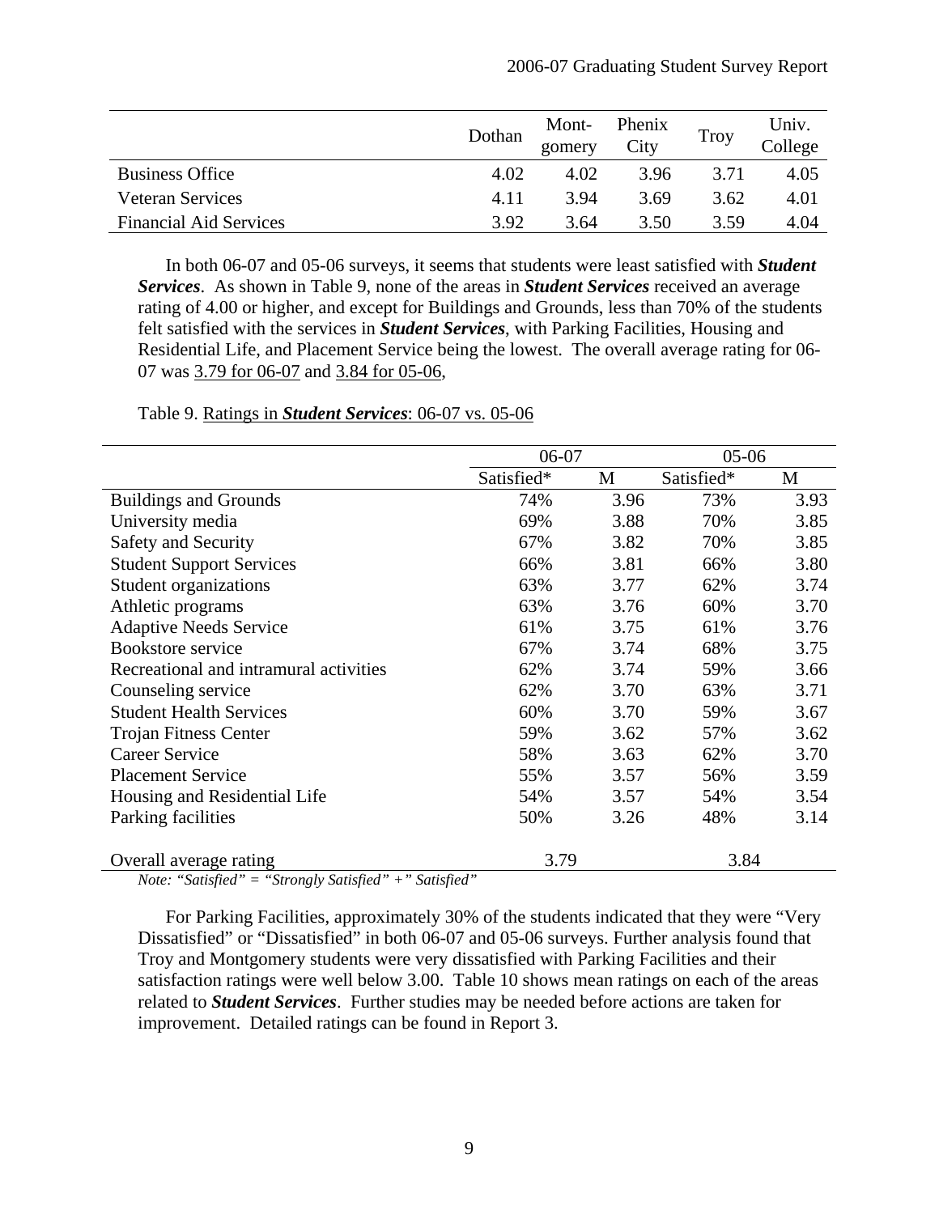| | Dothan | Mont-gomery | Phenix City | Troy | Univ. College |
|---|---|---|---|---|---|
| Business Office | 4.02 | 4.02 | 3.96 | 3.71 | 4.05 |
| Veteran Services | 4.11 | 3.94 | 3.69 | 3.62 | 4.01 |
| Financial Aid Services | 3.92 | 3.64 | 3.50 | 3.59 | 4.04 |

In both 06-07 and 05-06 surveys, it seems that students were least satisfied with ***Student Services***. As shown in Table 9, none of the areas in ***Student Services*** received an average rating of 4.00 or higher, and except for Buildings and Grounds, less than 70% of the students felt satisfied with the services in ***Student Services***, with Parking Facilities, Housing and Residential Life, and Placement Service being the lowest. The overall average rating for 06-07 was 3.79 for 06-07 and 3.84 for 05-06,

Table 9. Ratings in ***Student Services***: 06-07 vs. 05-06

| | 06-07 | | 05-06 | |
|---|---|---|---|---|
| | Satisfied* | M | Satisfied* | M |
| Buildings and Grounds | 74% | 3.96 | 73% | 3.93 |
| University media | 69% | 3.88 | 70% | 3.85 |
| Safety and Security | 67% | 3.82 | 70% | 3.85 |
| Student Support Services | 66% | 3.81 | 66% | 3.80 |
| Student organizations | 63% | 3.77 | 62% | 3.74 |
| Athletic programs | 63% | 3.76 | 60% | 3.70 |
| Adaptive Needs Service | 61% | 3.75 | 61% | 3.76 |
| Bookstore service | 67% | 3.74 | 68% | 3.75 |
| Recreational and intramural activities | 62% | 3.74 | 59% | 3.66 |
| Counseling service | 62% | 3.70 | 63% | 3.71 |
| Student Health Services | 60% | 3.70 | 59% | 3.67 |
| Trojan Fitness Center | 59% | 3.62 | 57% | 3.62 |
| Career Service | 58% | 3.63 | 62% | 3.70 |
| Placement Service | 55% | 3.57 | 56% | 3.59 |
| Housing and Residential Life | 54% | 3.57 | 54% | 3.54 |
| Parking facilities | 50% | 3.26 | 48% | 3.14 |
| Overall average rating | 3.79 | | 3.84 | |

*Note: "Satisfied" = "Strongly Satisfied" +" Satisfied"*

For Parking Facilities, approximately 30% of the students indicated that they were "Very Dissatisfied" or "Dissatisfied" in both 06-07 and 05-06 surveys. Further analysis found that Troy and Montgomery students were very dissatisfied with Parking Facilities and their satisfaction ratings were well below 3.00. Table 10 shows mean ratings on each of the areas related to ***Student Services***. Further studies may be needed before actions are taken for improvement. Detailed ratings can be found in Report 3.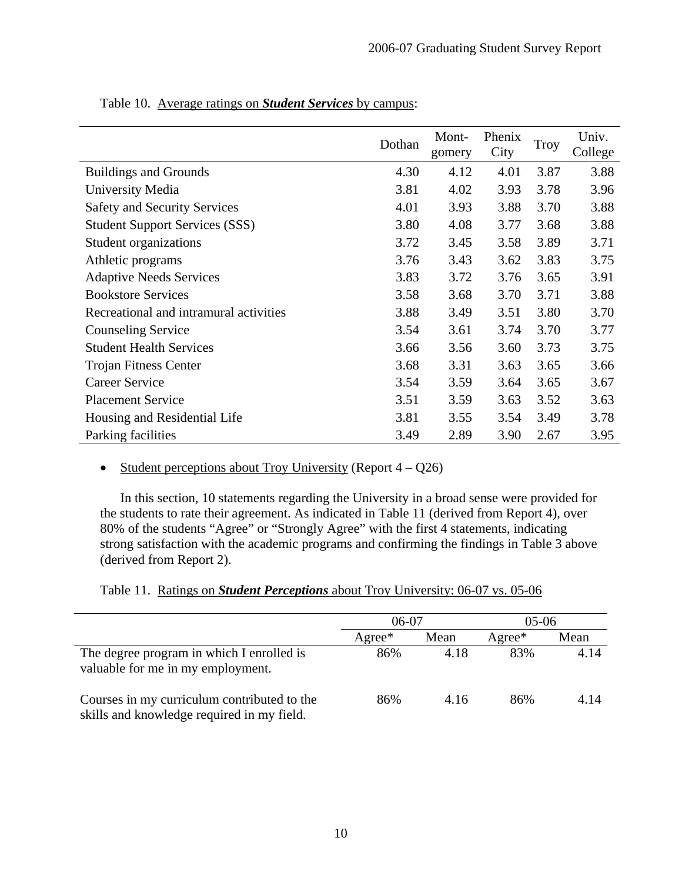Table 10. Average ratings on ***Student Services*** by campus:

| | Dothan | Mont-gomery | Phenix City | Troy | Univ. College |
|---|---|---|---|---|---|
| Buildings and Grounds | 4.30 | 4.12 | 4.01 | 3.87 | 3.88 |
| University Media | 3.81 | 4.02 | 3.93 | 3.78 | 3.96 |
| Safety and Security Services | 4.01 | 3.93 | 3.88 | 3.70 | 3.88 |
| Student Support Services (SSS) | 3.80 | 4.08 | 3.77 | 3.68 | 3.88 |
| Student organizations | 3.72 | 3.45 | 3.58 | 3.89 | 3.71 |
| Athletic programs | 3.76 | 3.43 | 3.62 | 3.83 | 3.75 |
| Adaptive Needs Services | 3.83 | 3.72 | 3.76 | 3.65 | 3.91 |
| Bookstore Services | 3.58 | 3.68 | 3.70 | 3.71 | 3.88 |
| Recreational and intramural activities | 3.88 | 3.49 | 3.51 | 3.80 | 3.70 |
| Counseling Service | 3.54 | 3.61 | 3.74 | 3.70 | 3.77 |
| Student Health Services | 3.66 | 3.56 | 3.60 | 3.73 | 3.75 |
| Trojan Fitness Center | 3.68 | 3.31 | 3.63 | 3.65 | 3.66 |
| Career Service | 3.54 | 3.59 | 3.64 | 3.65 | 3.67 |
| Placement Service | 3.51 | 3.59 | 3.63 | 3.52 | 3.63 |
| Housing and Residential Life | 3.81 | 3.55 | 3.54 | 3.49 | 3.78 |
| Parking facilities | 3.49 | 2.89 | 3.90 | 2.67 | 3.95 |

- Student perceptions about Troy University (Report 4 – Q26)

In this section, 10 statements regarding the University in a broad sense were provided for the students to rate their agreement. As indicated in Table 11 (derived from Report 4), over 80% of the students "Agree" or "Strongly Agree" with the first 4 statements, indicating strong satisfaction with the academic programs and confirming the findings in Table 3 above (derived from Report 2).

Table 11. Ratings on ***Student Perceptions*** about Troy University: 06-07 vs. 05-06

| | 06-07 | | 05-06 | |
|---|---|---|---|---|
| | Agree* | Mean | Agree* | Mean |
| The degree program in which I enrolled is valuable for me in my employment. | 86% | 4.18 | 83% | 4.14 |
| Courses in my curriculum contributed to the skills and knowledge required in my field. | 86% | 4.16 | 86% | 4.14 |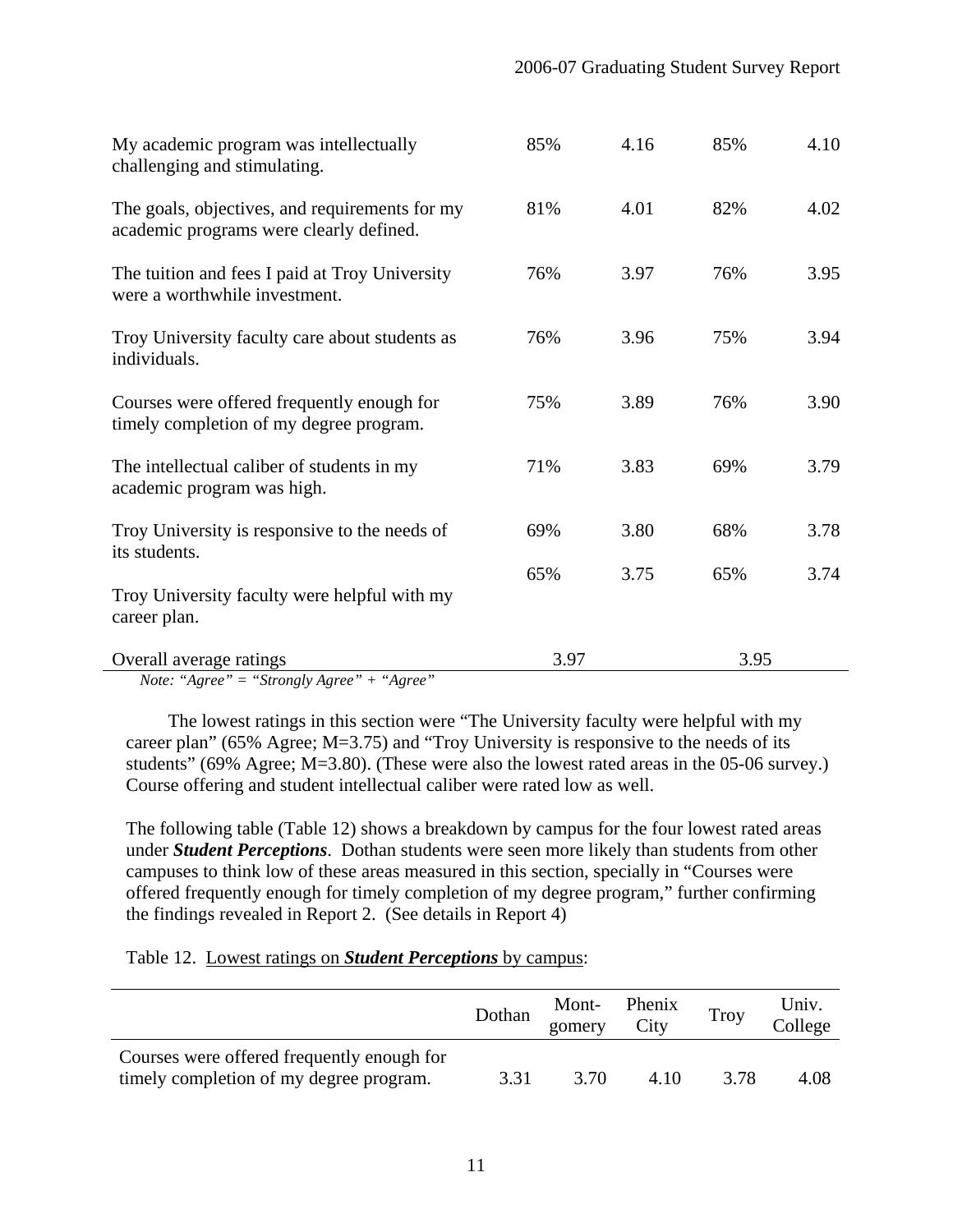| | | | | |
|---|---|---|---|---|
| My academic program was intellectually challenging and stimulating. | 85% | 4.16 | 85% | 4.10 |
| The goals, objectives, and requirements for my academic programs were clearly defined. | 81% | 4.01 | 82% | 4.02 |
| The tuition and fees I paid at Troy University were a worthwhile investment. | 76% | 3.97 | 76% | 3.95 |
| Troy University faculty care about students as individuals. | 76% | 3.96 | 75% | 3.94 |
| Courses were offered frequently enough for timely completion of my degree program. | 75% | 3.89 | 76% | 3.90 |
| The intellectual caliber of students in my academic program was high. | 71% | 3.83 | 69% | 3.79 |
| Troy University is responsive to the needs of its students. | 69% | 3.80 | 68% | 3.78 |
| Troy University faculty were helpful with my career plan. | 65% | 3.75 | 65% | 3.74 |
| Overall average ratings | 3.97 | | 3.95 | |

*Note: "Agree" = "Strongly Agree" + "Agree"*

The lowest ratings in this section were "The University faculty were helpful with my career plan" (65% Agree; M=3.75) and "Troy University is responsive to the needs of its students" (69% Agree; M=3.80). (These were also the lowest rated areas in the 05-06 survey.) Course offering and student intellectual caliber were rated low as well.

The following table (Table 12) shows a breakdown by campus for the four lowest rated areas under ***Student Perceptions***. Dothan students were seen more likely than students from other campuses to think low of these areas measured in this section, specially in "Courses were offered frequently enough for timely completion of my degree program," further confirming the findings revealed in Report 2. (See details in Report 4)

Table 12. Lowest ratings on ***Student Perceptions*** by campus:

| | Dothan | Mont-gomery | Phenix City | Troy | Univ. College |
|---|---|---|---|---|---|
| Courses were offered frequently enough for timely completion of my degree program. | 3.31 | 3.70 | 4.10 | 3.78 | 4.08 |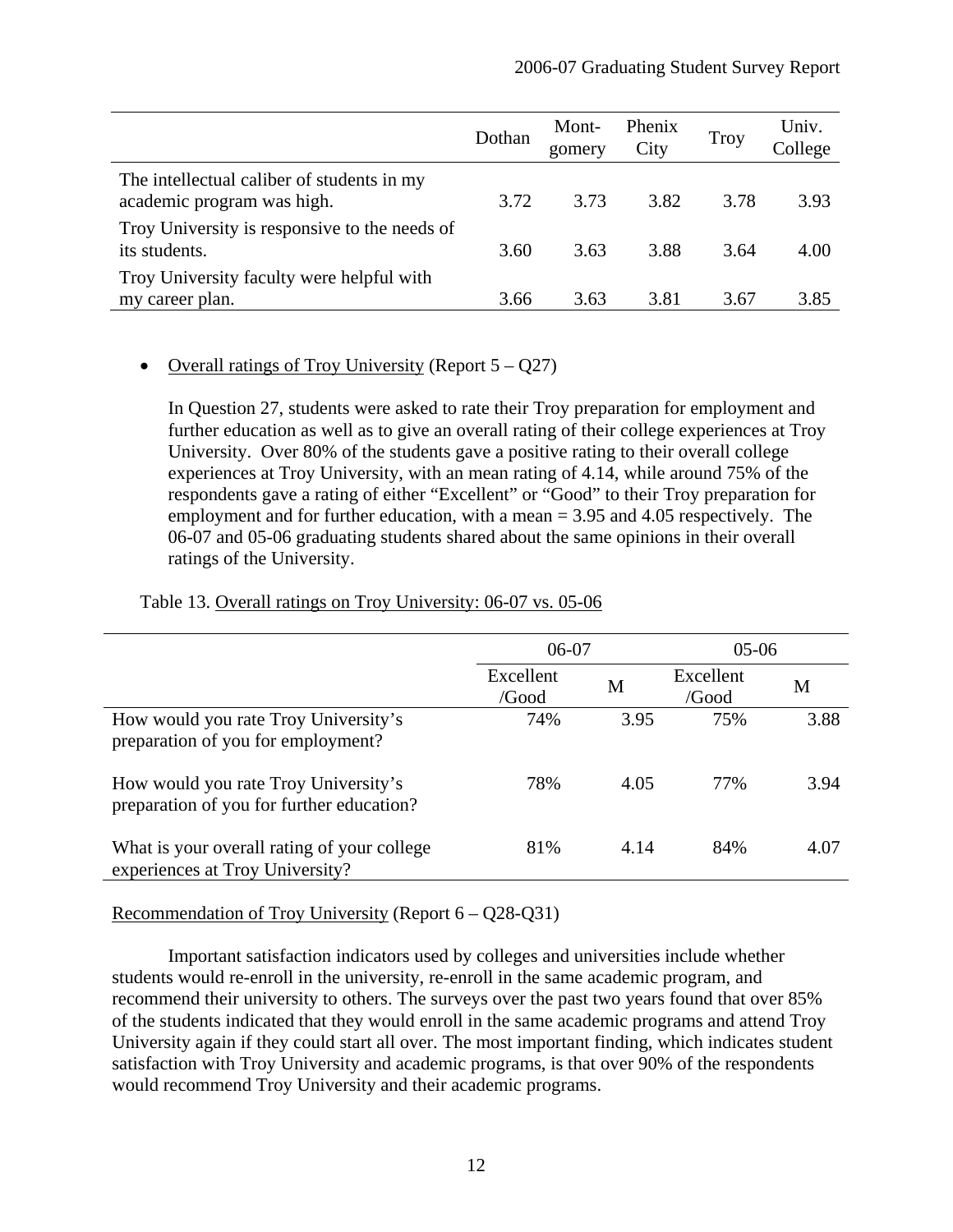| | Dothan | Mont-gomery | Phenix City | Troy | Univ. College |
|---|---|---|---|---|---|
| The intellectual caliber of students in my academic program was high. | 3.72 | 3.73 | 3.82 | 3.78 | 3.93 |
| Troy University is responsive to the needs of its students. | 3.60 | 3.63 | 3.88 | 3.64 | 4.00 |
| Troy University faculty were helpful with my career plan. | 3.66 | 3.63 | 3.81 | 3.67 | 3.85 |

- Overall ratings of Troy University (Report 5 – Q27)

  In Question 27, students were asked to rate their Troy preparation for employment and further education as well as to give an overall rating of their college experiences at Troy University. Over 80% of the students gave a positive rating to their overall college experiences at Troy University, with an mean rating of 4.14, while around 75% of the respondents gave a rating of either "Excellent" or "Good" to their Troy preparation for employment and for further education, with a mean = 3.95 and 4.05 respectively. The 06-07 and 05-06 graduating students shared about the same opinions in their overall ratings of the University.

Table 13. Overall ratings on Troy University: 06-07 vs. 05-06

| | 06-07 | | 05-06 | |
|---|---|---|---|---|
| | Excellent /Good | M | Excellent /Good | M |
| How would you rate Troy University's preparation of you for employment? | 74% | 3.95 | 75% | 3.88 |
| How would you rate Troy University's preparation of you for further education? | 78% | 4.05 | 77% | 3.94 |
| What is your overall rating of your college experiences at Troy University? | 81% | 4.14 | 84% | 4.07 |

Recommendation of Troy University (Report 6 – Q28-Q31)

Important satisfaction indicators used by colleges and universities include whether students would re-enroll in the university, re-enroll in the same academic program, and recommend their university to others. The surveys over the past two years found that over 85% of the students indicated that they would enroll in the same academic programs and attend Troy University again if they could start all over. The most important finding, which indicates student satisfaction with Troy University and academic programs, is that over 90% of the respondents would recommend Troy University and their academic programs.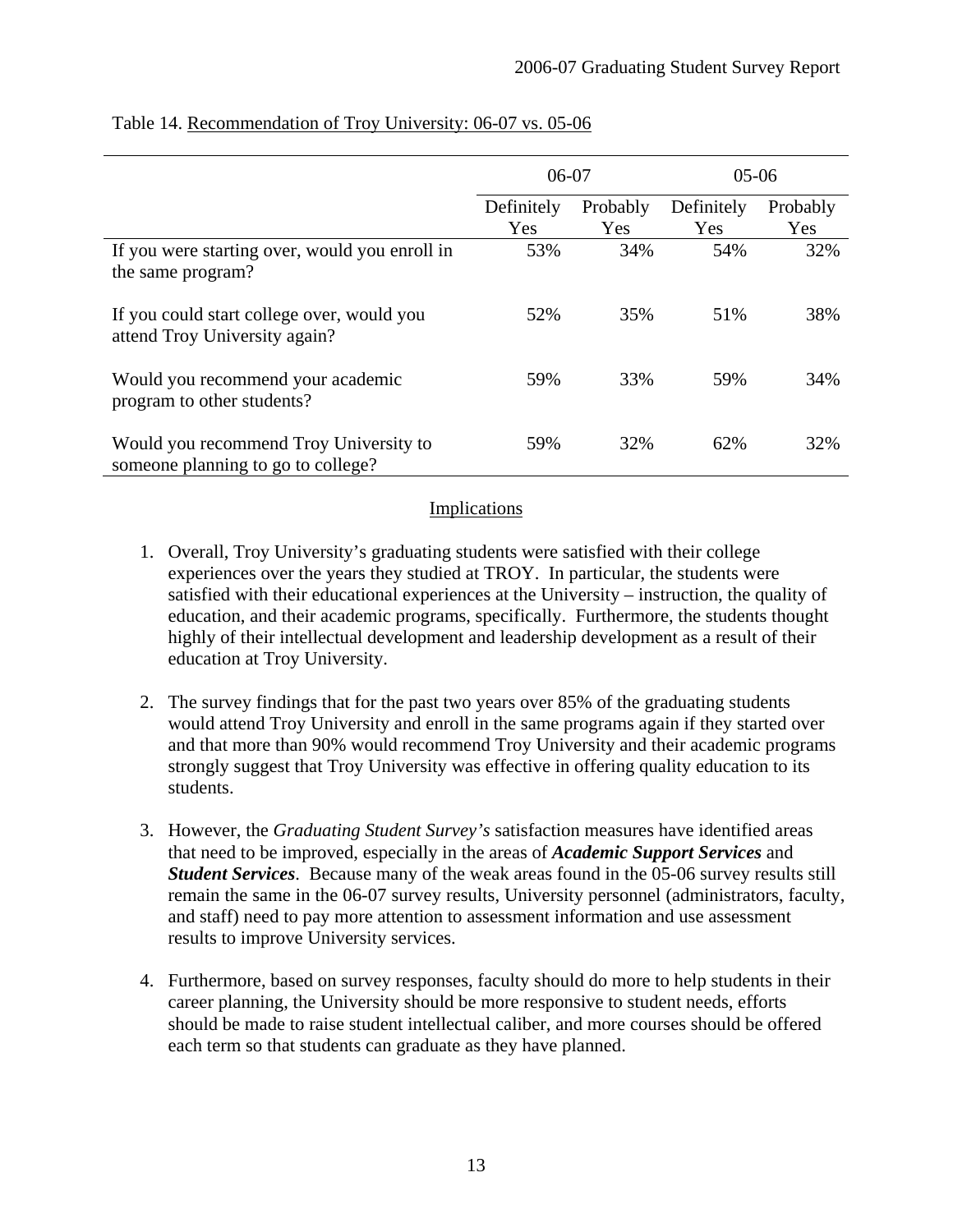Table 14. Recommendation of Troy University: 06-07 vs. 05-06

| | 06-07 | | 05-06 | |
|---|---|---|---|---|
| | Definitely Yes | Probably Yes | Definitely Yes | Probably Yes |
| If you were starting over, would you enroll in the same program? | 53% | 34% | 54% | 32% |
| If you could start college over, would you attend Troy University again? | 52% | 35% | 51% | 38% |
| Would you recommend your academic program to other students? | 59% | 33% | 59% | 34% |
| Would you recommend Troy University to someone planning to go to college? | 59% | 32% | 62% | 32% |

## Implications

1. Overall, Troy University's graduating students were satisfied with their college experiences over the years they studied at TROY. In particular, the students were satisfied with their educational experiences at the University – instruction, the quality of education, and their academic programs, specifically. Furthermore, the students thought highly of their intellectual development and leadership development as a result of their education at Troy University.

2. The survey findings that for the past two years over 85% of the graduating students would attend Troy University and enroll in the same programs again if they started over and that more than 90% would recommend Troy University and their academic programs strongly suggest that Troy University was effective in offering quality education to its students.

3. However, the *Graduating Student Survey's* satisfaction measures have identified areas that need to be improved, especially in the areas of ***Academic Support Services*** and ***Student Services***. Because many of the weak areas found in the 05-06 survey results still remain the same in the 06-07 survey results, University personnel (administrators, faculty, and staff) need to pay more attention to assessment information and use assessment results to improve University services.

4. Furthermore, based on survey responses, faculty should do more to help students in their career planning, the University should be more responsive to student needs, efforts should be made to raise student intellectual caliber, and more courses should be offered each term so that students can graduate as they have planned.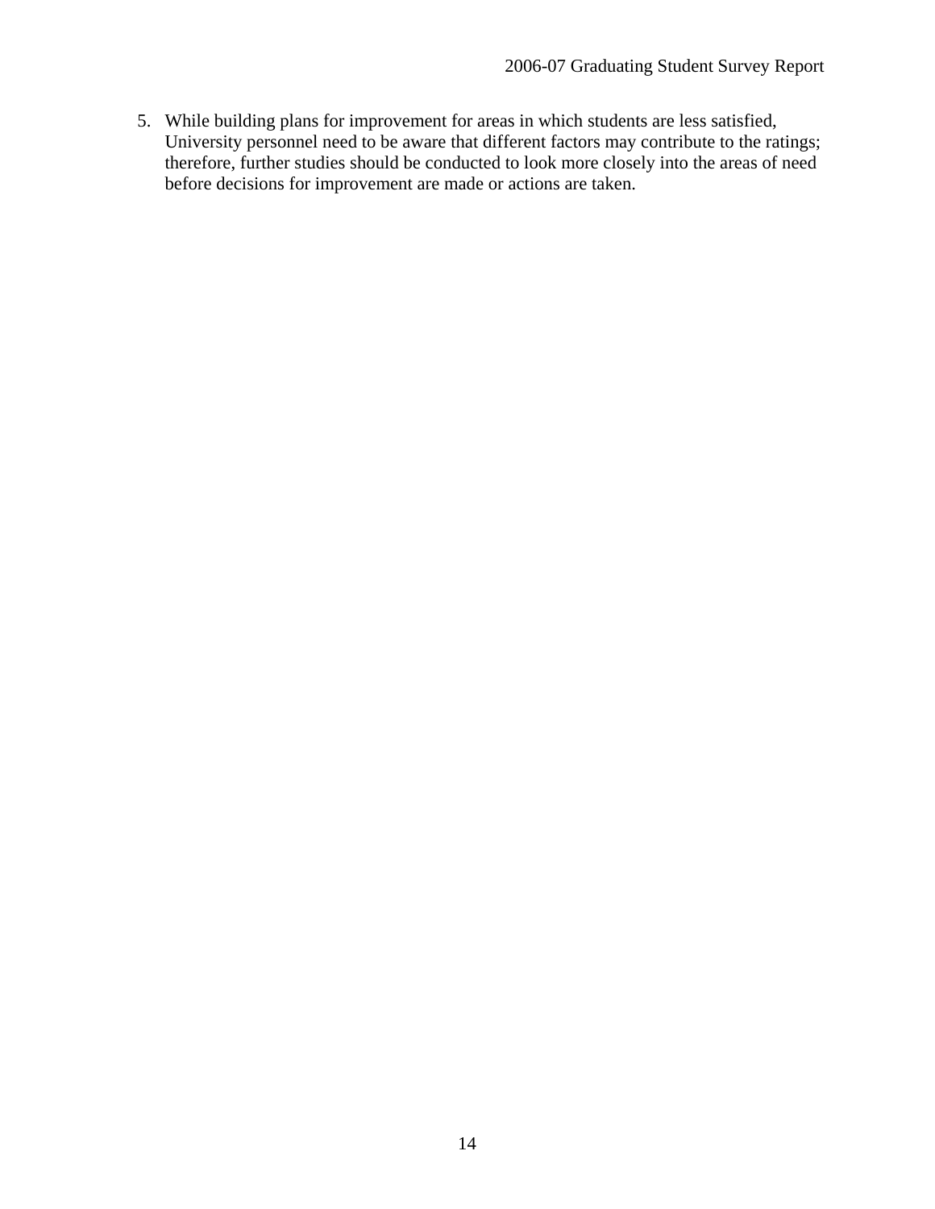5. While building plans for improvement for areas in which students are less satisfied, University personnel need to be aware that different factors may contribute to the ratings; therefore, further studies should be conducted to look more closely into the areas of need before decisions for improvement are made or actions are taken.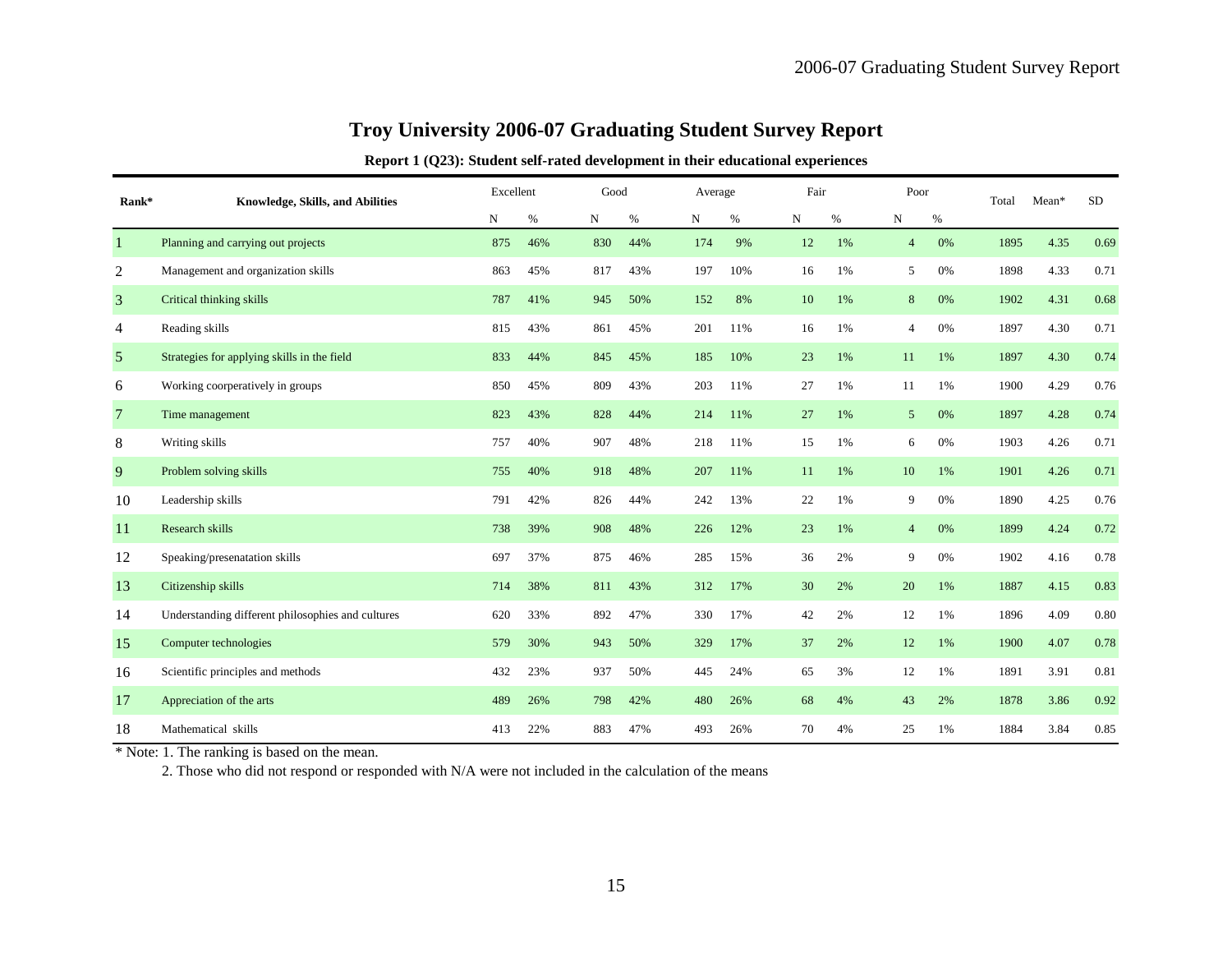# Troy University 2006-07 Graduating Student Survey Report

**Report 1 (Q23): Student self-rated development in their educational experiences**

| Rank* | Knowledge, Skills, and Abilities | Excellent | | Good | | Average | | Fair | | Poor | | Total | Mean* | SD |
|---|---|---|---|---|---|---|---|---|---|---|---|---|---|---|
| | | N | % | N | % | N | % | N | % | N | % | | | |
| 1 | Planning and carrying out projects | 875 | 46% | 830 | 44% | 174 | 9% | 12 | 1% | 4 | 0% | 1895 | 4.35 | 0.69 |
| 2 | Management and organization skills | 863 | 45% | 817 | 43% | 197 | 10% | 16 | 1% | 5 | 0% | 1898 | 4.33 | 0.71 |
| 3 | Critical thinking skills | 787 | 41% | 945 | 50% | 152 | 8% | 10 | 1% | 8 | 0% | 1902 | 4.31 | 0.68 |
| 4 | Reading skills | 815 | 43% | 861 | 45% | 201 | 11% | 16 | 1% | 4 | 0% | 1897 | 4.30 | 0.71 |
| 5 | Strategies for applying skills in the field | 833 | 44% | 845 | 45% | 185 | 10% | 23 | 1% | 11 | 1% | 1897 | 4.30 | 0.74 |
| 6 | Working coorperatively in groups | 850 | 45% | 809 | 43% | 203 | 11% | 27 | 1% | 11 | 1% | 1900 | 4.29 | 0.76 |
| 7 | Time management | 823 | 43% | 828 | 44% | 214 | 11% | 27 | 1% | 5 | 0% | 1897 | 4.28 | 0.74 |
| 8 | Writing skills | 757 | 40% | 907 | 48% | 218 | 11% | 15 | 1% | 6 | 0% | 1903 | 4.26 | 0.71 |
| 9 | Problem solving skills | 755 | 40% | 918 | 48% | 207 | 11% | 11 | 1% | 10 | 1% | 1901 | 4.26 | 0.71 |
| 10 | Leadership skills | 791 | 42% | 826 | 44% | 242 | 13% | 22 | 1% | 9 | 0% | 1890 | 4.25 | 0.76 |
| 11 | Research skills | 738 | 39% | 908 | 48% | 226 | 12% | 23 | 1% | 4 | 0% | 1899 | 4.24 | 0.72 |
| 12 | Speaking/presenatation skills | 697 | 37% | 875 | 46% | 285 | 15% | 36 | 2% | 9 | 0% | 1902 | 4.16 | 0.78 |
| 13 | Citizenship skills | 714 | 38% | 811 | 43% | 312 | 17% | 30 | 2% | 20 | 1% | 1887 | 4.15 | 0.83 |
| 14 | Understanding different philosophies and cultures | 620 | 33% | 892 | 47% | 330 | 17% | 42 | 2% | 12 | 1% | 1896 | 4.09 | 0.80 |
| 15 | Computer technologies | 579 | 30% | 943 | 50% | 329 | 17% | 37 | 2% | 12 | 1% | 1900 | 4.07 | 0.78 |
| 16 | Scientific principles and methods | 432 | 23% | 937 | 50% | 445 | 24% | 65 | 3% | 12 | 1% | 1891 | 3.91 | 0.81 |
| 17 | Appreciation of the arts | 489 | 26% | 798 | 42% | 480 | 26% | 68 | 4% | 43 | 2% | 1878 | 3.86 | 0.92 |
| 18 | Mathematical skills | 413 | 22% | 883 | 47% | 493 | 26% | 70 | 4% | 25 | 1% | 1884 | 3.84 | 0.85 |

\* Note: 1. The ranking is based on the mean.

2. Those who did not respond or responded with N/A were not included in the calculation of the means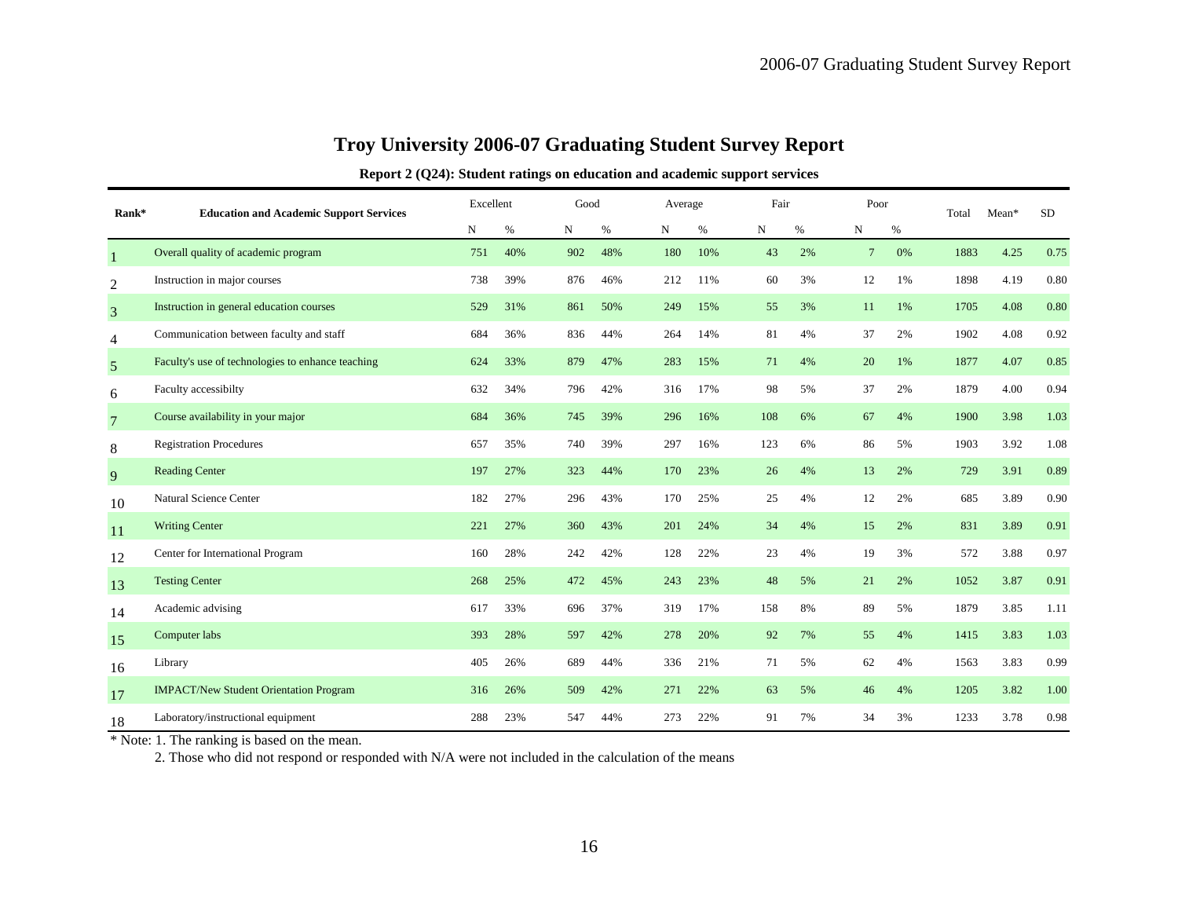# Troy University 2006-07 Graduating Student Survey Report

**Report 2 (Q24): Student ratings on education and academic support services**

| Rank* | Education and Academic Support Services | Excellent | | Good | | Average | | Fair | | Poor | | Total | Mean* | SD |
|---|---|---|---|---|---|---|---|---|---|---|---|---|---|---|
| | | N | % | N | % | N | % | N | % | N | % | | | |
| 1 | Overall quality of academic program | 751 | 40% | 902 | 48% | 180 | 10% | 43 | 2% | 7 | 0% | 1883 | 4.25 | 0.75 |
| 2 | Instruction in major courses | 738 | 39% | 876 | 46% | 212 | 11% | 60 | 3% | 12 | 1% | 1898 | 4.19 | 0.80 |
| 3 | Instruction in general education courses | 529 | 31% | 861 | 50% | 249 | 15% | 55 | 3% | 11 | 1% | 1705 | 4.08 | 0.80 |
| 4 | Communication between faculty and staff | 684 | 36% | 836 | 44% | 264 | 14% | 81 | 4% | 37 | 2% | 1902 | 4.08 | 0.92 |
| 5 | Faculty's use of technologies to enhance teaching | 624 | 33% | 879 | 47% | 283 | 15% | 71 | 4% | 20 | 1% | 1877 | 4.07 | 0.85 |
| 6 | Faculty accessibilty | 632 | 34% | 796 | 42% | 316 | 17% | 98 | 5% | 37 | 2% | 1879 | 4.00 | 0.94 |
| 7 | Course availability in your major | 684 | 36% | 745 | 39% | 296 | 16% | 108 | 6% | 67 | 4% | 1900 | 3.98 | 1.03 |
| 8 | Registration Procedures | 657 | 35% | 740 | 39% | 297 | 16% | 123 | 6% | 86 | 5% | 1903 | 3.92 | 1.08 |
| 9 | Reading Center | 197 | 27% | 323 | 44% | 170 | 23% | 26 | 4% | 13 | 2% | 729 | 3.91 | 0.89 |
| 10 | Natural Science Center | 182 | 27% | 296 | 43% | 170 | 25% | 25 | 4% | 12 | 2% | 685 | 3.89 | 0.90 |
| 11 | Writing Center | 221 | 27% | 360 | 43% | 201 | 24% | 34 | 4% | 15 | 2% | 831 | 3.89 | 0.91 |
| 12 | Center for International Program | 160 | 28% | 242 | 42% | 128 | 22% | 23 | 4% | 19 | 3% | 572 | 3.88 | 0.97 |
| 13 | Testing Center | 268 | 25% | 472 | 45% | 243 | 23% | 48 | 5% | 21 | 2% | 1052 | 3.87 | 0.91 |
| 14 | Academic advising | 617 | 33% | 696 | 37% | 319 | 17% | 158 | 8% | 89 | 5% | 1879 | 3.85 | 1.11 |
| 15 | Computer labs | 393 | 28% | 597 | 42% | 278 | 20% | 92 | 7% | 55 | 4% | 1415 | 3.83 | 1.03 |
| 16 | Library | 405 | 26% | 689 | 44% | 336 | 21% | 71 | 5% | 62 | 4% | 1563 | 3.83 | 0.99 |
| 17 | IMPACT/New Student Orientation Program | 316 | 26% | 509 | 42% | 271 | 22% | 63 | 5% | 46 | 4% | 1205 | 3.82 | 1.00 |
| 18 | Laboratory/instructional equipment | 288 | 23% | 547 | 44% | 273 | 22% | 91 | 7% | 34 | 3% | 1233 | 3.78 | 0.98 |

* Note: 1. The ranking is based on the mean.

2. Those who did not respond or responded with N/A were not included in the calculation of the means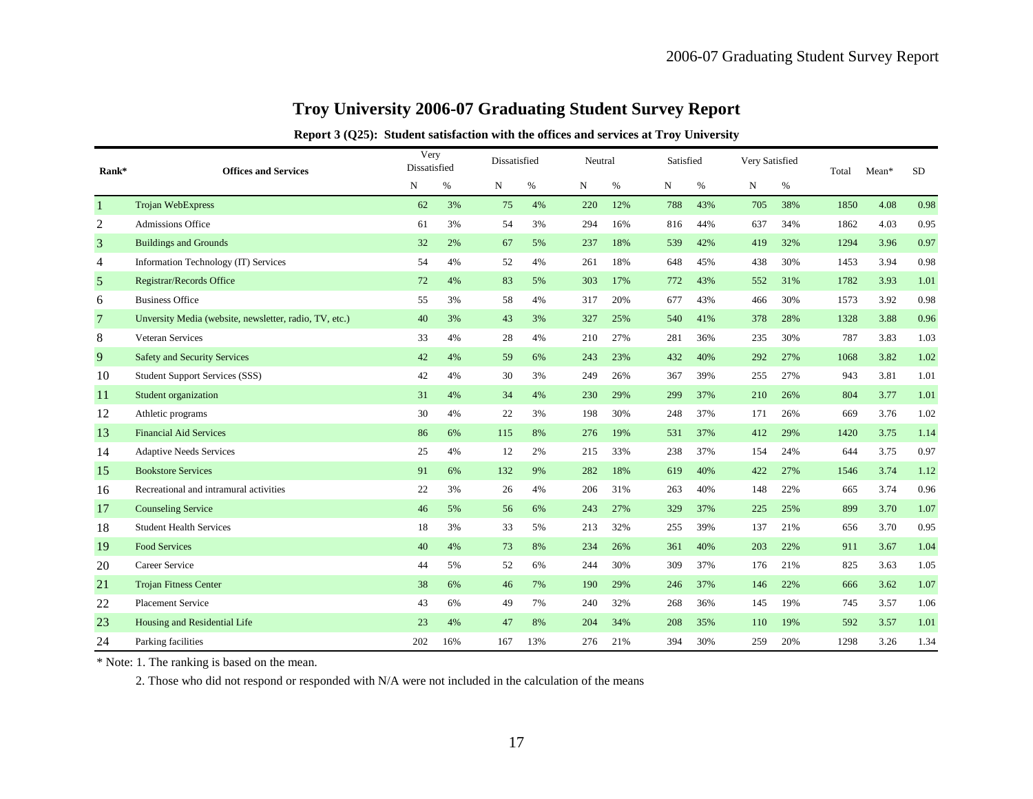# Troy University 2006-07 Graduating Student Survey Report

**Report 3 (Q25): Student satisfaction with the offices and services at Troy University**

| Rank* | Offices and Services | Very Dissatisfied | | Dissatisfied | | Neutral | | Satisfied | | Very Satisfied | | Total | Mean* | SD |
|---|---|---|---|---|---|---|---|---|---|---|---|---|---|---|
| | | N | % | N | % | N | % | N | % | N | % | | | |
| 1 | Trojan WebExpress | 62 | 3% | 75 | 4% | 220 | 12% | 788 | 43% | 705 | 38% | 1850 | 4.08 | 0.98 |
| 2 | Admissions Office | 61 | 3% | 54 | 3% | 294 | 16% | 816 | 44% | 637 | 34% | 1862 | 4.03 | 0.95 |
| 3 | Buildings and Grounds | 32 | 2% | 67 | 5% | 237 | 18% | 539 | 42% | 419 | 32% | 1294 | 3.96 | 0.97 |
| 4 | Information Technology (IT) Services | 54 | 4% | 52 | 4% | 261 | 18% | 648 | 45% | 438 | 30% | 1453 | 3.94 | 0.98 |
| 5 | Registrar/Records Office | 72 | 4% | 83 | 5% | 303 | 17% | 772 | 43% | 552 | 31% | 1782 | 3.93 | 1.01 |
| 6 | Business Office | 55 | 3% | 58 | 4% | 317 | 20% | 677 | 43% | 466 | 30% | 1573 | 3.92 | 0.98 |
| 7 | Unversity Media (website, newsletter, radio, TV, etc.) | 40 | 3% | 43 | 3% | 327 | 25% | 540 | 41% | 378 | 28% | 1328 | 3.88 | 0.96 |
| 8 | Veteran Services | 33 | 4% | 28 | 4% | 210 | 27% | 281 | 36% | 235 | 30% | 787 | 3.83 | 1.03 |
| 9 | Safety and Security Services | 42 | 4% | 59 | 6% | 243 | 23% | 432 | 40% | 292 | 27% | 1068 | 3.82 | 1.02 |
| 10 | Student Support Services (SSS) | 42 | 4% | 30 | 3% | 249 | 26% | 367 | 39% | 255 | 27% | 943 | 3.81 | 1.01 |
| 11 | Student organization | 31 | 4% | 34 | 4% | 230 | 29% | 299 | 37% | 210 | 26% | 804 | 3.77 | 1.01 |
| 12 | Athletic programs | 30 | 4% | 22 | 3% | 198 | 30% | 248 | 37% | 171 | 26% | 669 | 3.76 | 1.02 |
| 13 | Financial Aid Services | 86 | 6% | 115 | 8% | 276 | 19% | 531 | 37% | 412 | 29% | 1420 | 3.75 | 1.14 |
| 14 | Adaptive Needs Services | 25 | 4% | 12 | 2% | 215 | 33% | 238 | 37% | 154 | 24% | 644 | 3.75 | 0.97 |
| 15 | Bookstore Services | 91 | 6% | 132 | 9% | 282 | 18% | 619 | 40% | 422 | 27% | 1546 | 3.74 | 1.12 |
| 16 | Recreational and intramural activities | 22 | 3% | 26 | 4% | 206 | 31% | 263 | 40% | 148 | 22% | 665 | 3.74 | 0.96 |
| 17 | Counseling Service | 46 | 5% | 56 | 6% | 243 | 27% | 329 | 37% | 225 | 25% | 899 | 3.70 | 1.07 |
| 18 | Student Health Services | 18 | 3% | 33 | 5% | 213 | 32% | 255 | 39% | 137 | 21% | 656 | 3.70 | 0.95 |
| 19 | Food Services | 40 | 4% | 73 | 8% | 234 | 26% | 361 | 40% | 203 | 22% | 911 | 3.67 | 1.04 |
| 20 | Career Service | 44 | 5% | 52 | 6% | 244 | 30% | 309 | 37% | 176 | 21% | 825 | 3.63 | 1.05 |
| 21 | Trojan Fitness Center | 38 | 6% | 46 | 7% | 190 | 29% | 246 | 37% | 146 | 22% | 666 | 3.62 | 1.07 |
| 22 | Placement Service | 43 | 6% | 49 | 7% | 240 | 32% | 268 | 36% | 145 | 19% | 745 | 3.57 | 1.06 |
| 23 | Housing and Residential Life | 23 | 4% | 47 | 8% | 204 | 34% | 208 | 35% | 110 | 19% | 592 | 3.57 | 1.01 |
| 24 | Parking facilities | 202 | 16% | 167 | 13% | 276 | 21% | 394 | 30% | 259 | 20% | 1298 | 3.26 | 1.34 |

* Note: 1. The ranking is based on the mean.

2. Those who did not respond or responded with N/A were not included in the calculation of the means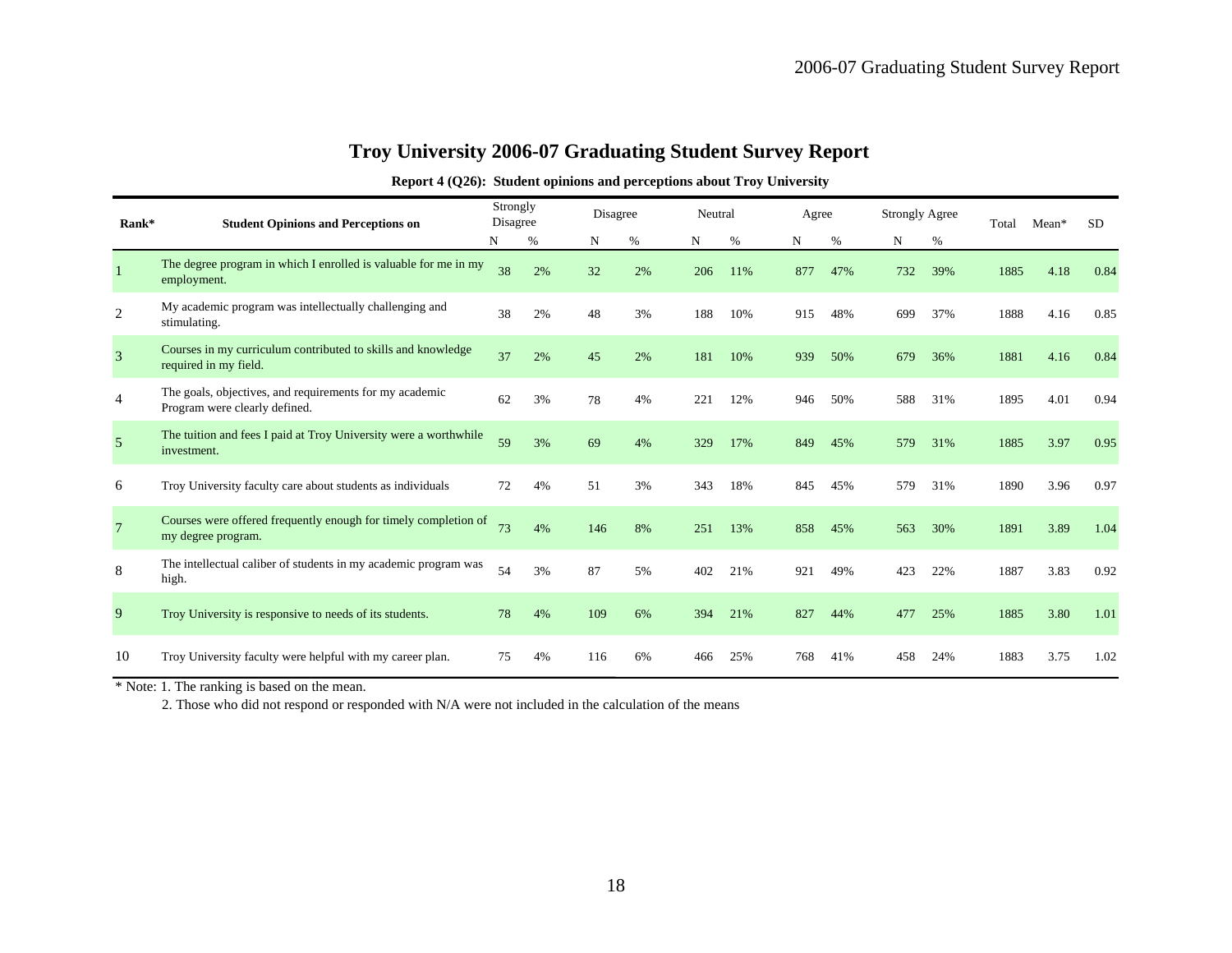# Troy University 2006-07 Graduating Student Survey Report

**Report 4 (Q26): Student opinions and perceptions about Troy University**

| Rank* | Student Opinions and Perceptions on | Strongly Disagree | | Disagree | | Neutral | | Agree | | Strongly Agree | | Total | Mean* | SD |
|---|---|---|---|---|---|---|---|---|---|---|---|---|---|---|
| | | N | % | N | % | N | % | N | % | N | % | | | |
| 1 | The degree program in which I enrolled is valuable for me in my employment. | 38 | 2% | 32 | 2% | 206 | 11% | 877 | 47% | 732 | 39% | 1885 | 4.18 | 0.84 |
| 2 | My academic program was intellectually challenging and stimulating. | 38 | 2% | 48 | 3% | 188 | 10% | 915 | 48% | 699 | 37% | 1888 | 4.16 | 0.85 |
| 3 | Courses in my curriculum contributed to skills and knowledge required in my field. | 37 | 2% | 45 | 2% | 181 | 10% | 939 | 50% | 679 | 36% | 1881 | 4.16 | 0.84 |
| 4 | The goals, objectives, and requirements for my academic Program were clearly defined. | 62 | 3% | 78 | 4% | 221 | 12% | 946 | 50% | 588 | 31% | 1895 | 4.01 | 0.94 |
| 5 | The tuition and fees I paid at Troy University were a worthwhile investment. | 59 | 3% | 69 | 4% | 329 | 17% | 849 | 45% | 579 | 31% | 1885 | 3.97 | 0.95 |
| 6 | Troy University faculty care about students as individuals | 72 | 4% | 51 | 3% | 343 | 18% | 845 | 45% | 579 | 31% | 1890 | 3.96 | 0.97 |
| 7 | Courses were offered frequently enough for timely completion of my degree program. | 73 | 4% | 146 | 8% | 251 | 13% | 858 | 45% | 563 | 30% | 1891 | 3.89 | 1.04 |
| 8 | The intellectual caliber of students in my academic program was high. | 54 | 3% | 87 | 5% | 402 | 21% | 921 | 49% | 423 | 22% | 1887 | 3.83 | 0.92 |
| 9 | Troy University is responsive to needs of its students. | 78 | 4% | 109 | 6% | 394 | 21% | 827 | 44% | 477 | 25% | 1885 | 3.80 | 1.01 |
| 10 | Troy University faculty were helpful with my career plan. | 75 | 4% | 116 | 6% | 466 | 25% | 768 | 41% | 458 | 24% | 1883 | 3.75 | 1.02 |

* Note: 1. The ranking is based on the mean.

2. Those who did not respond or responded with N/A were not included in the calculation of the means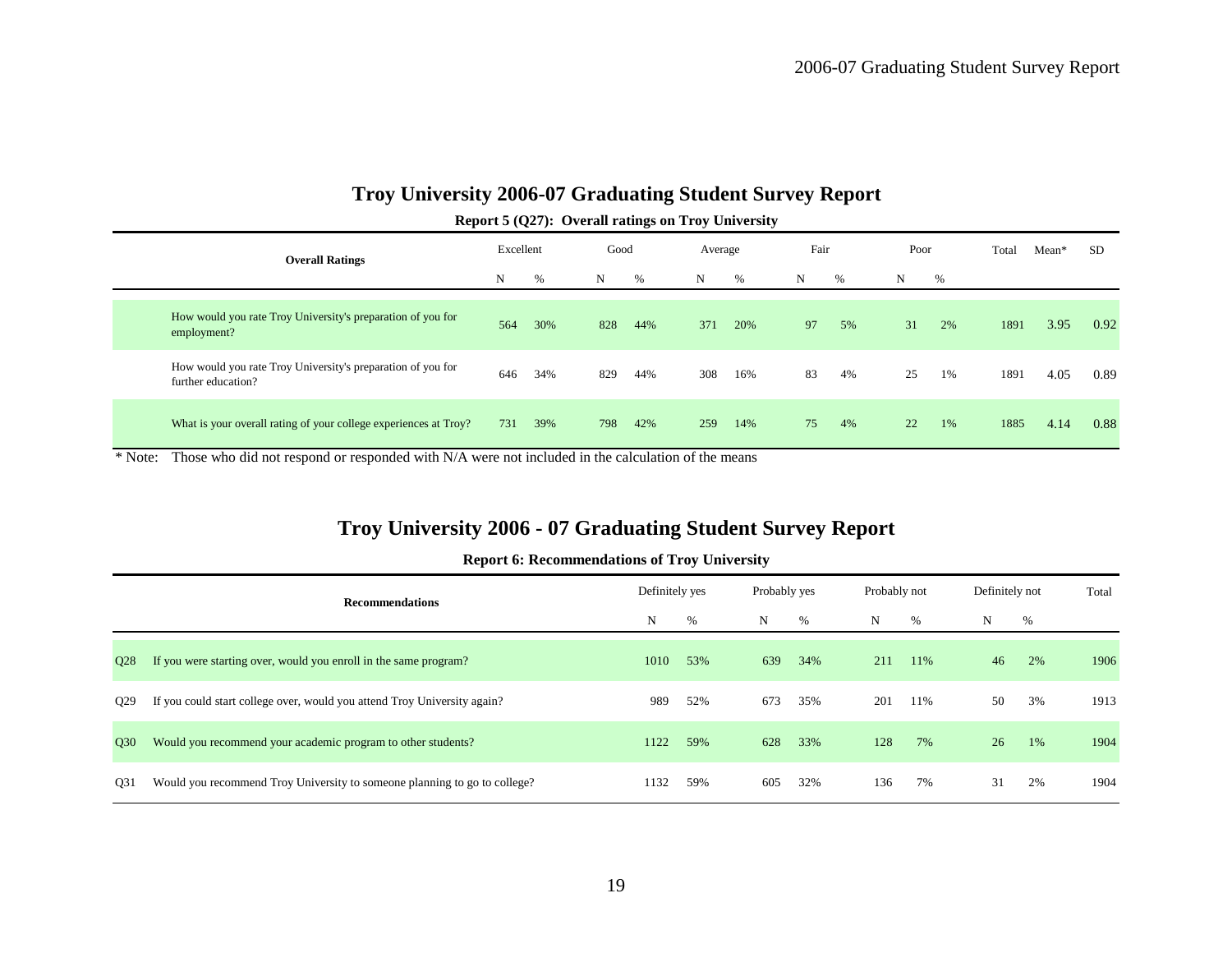## Troy University 2006-07 Graduating Student Survey Report

**Report 5 (Q27): Overall ratings on Troy University**

| Overall Ratings | Excellent | | Good | | Average | | Fair | | Poor | | Total | Mean* | SD |
|---|---|---|---|---|---|---|---|---|---|---|---|---|---|
| | N | % | N | % | N | % | N | % | N | % | | | |
| How would you rate Troy University's preparation of you for employment? | 564 | 30% | 828 | 44% | 371 | 20% | 97 | 5% | 31 | 2% | 1891 | 3.95 | 0.92 |
| How would you rate Troy University's preparation of you for further education? | 646 | 34% | 829 | 44% | 308 | 16% | 83 | 4% | 25 | 1% | 1891 | 4.05 | 0.89 |
| What is your overall rating of your college experiences at Troy? | 731 | 39% | 798 | 42% | 259 | 14% | 75 | 4% | 22 | 1% | 1885 | 4.14 | 0.88 |

\* Note: Those who did not respond or responded with N/A were not included in the calculation of the means

## Troy University 2006 - 07 Graduating Student Survey Report

**Report 6: Recommendations of Troy University**

| | Recommendations | Definitely yes | | Probably yes | | Probably not | | Definitely not | | Total |
|---|---|---|---|---|---|---|---|---|---|---|
| | | N | % | N | % | N | % | N | % | |
| Q28 | If you were starting over, would you enroll in the same program? | 1010 | 53% | 639 | 34% | 211 | 11% | 46 | 2% | 1906 |
| Q29 | If you could start college over, would you attend Troy University again? | 989 | 52% | 673 | 35% | 201 | 11% | 50 | 3% | 1913 |
| Q30 | Would you recommend your academic program to other students? | 1122 | 59% | 628 | 33% | 128 | 7% | 26 | 1% | 1904 |
| Q31 | Would you recommend Troy University to someone planning to go to college? | 1132 | 59% | 605 | 32% | 136 | 7% | 31 | 2% | 1904 |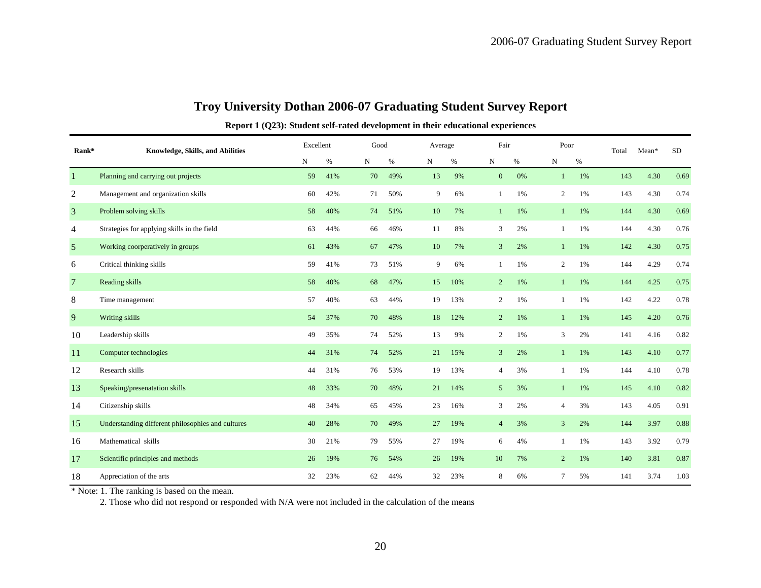# Troy University Dothan 2006-07 Graduating Student Survey Report

**Report 1 (Q23): Student self-rated development in their educational experiences**

| Rank* | Knowledge, Skills, and Abilities | Excellent | | Good | | Average | | Fair | | Poor | | Total | Mean* | SD |
|---|---|---|---|---|---|---|---|---|---|---|---|---|---|---|
| | | N | % | N | % | N | % | N | % | N | % | | | |
| 1 | Planning and carrying out projects | 59 | 41% | 70 | 49% | 13 | 9% | 0 | 0% | 1 | 1% | 143 | 4.30 | 0.69 |
| 2 | Management and organization skills | 60 | 42% | 71 | 50% | 9 | 6% | 1 | 1% | 2 | 1% | 143 | 4.30 | 0.74 |
| 3 | Problem solving skills | 58 | 40% | 74 | 51% | 10 | 7% | 1 | 1% | 1 | 1% | 144 | 4.30 | 0.69 |
| 4 | Strategies for applying skills in the field | 63 | 44% | 66 | 46% | 11 | 8% | 3 | 2% | 1 | 1% | 144 | 4.30 | 0.76 |
| 5 | Working coorperatively in groups | 61 | 43% | 67 | 47% | 10 | 7% | 3 | 2% | 1 | 1% | 142 | 4.30 | 0.75 |
| 6 | Critical thinking skills | 59 | 41% | 73 | 51% | 9 | 6% | 1 | 1% | 2 | 1% | 144 | 4.29 | 0.74 |
| 7 | Reading skills | 58 | 40% | 68 | 47% | 15 | 10% | 2 | 1% | 1 | 1% | 144 | 4.25 | 0.75 |
| 8 | Time management | 57 | 40% | 63 | 44% | 19 | 13% | 2 | 1% | 1 | 1% | 142 | 4.22 | 0.78 |
| 9 | Writing skills | 54 | 37% | 70 | 48% | 18 | 12% | 2 | 1% | 1 | 1% | 145 | 4.20 | 0.76 |
| 10 | Leadership skills | 49 | 35% | 74 | 52% | 13 | 9% | 2 | 1% | 3 | 2% | 141 | 4.16 | 0.82 |
| 11 | Computer technologies | 44 | 31% | 74 | 52% | 21 | 15% | 3 | 2% | 1 | 1% | 143 | 4.10 | 0.77 |
| 12 | Research skills | 44 | 31% | 76 | 53% | 19 | 13% | 4 | 3% | 1 | 1% | 144 | 4.10 | 0.78 |
| 13 | Speaking/presenatation skills | 48 | 33% | 70 | 48% | 21 | 14% | 5 | 3% | 1 | 1% | 145 | 4.10 | 0.82 |
| 14 | Citizenship skills | 48 | 34% | 65 | 45% | 23 | 16% | 3 | 2% | 4 | 3% | 143 | 4.05 | 0.91 |
| 15 | Understanding different philosophies and cultures | 40 | 28% | 70 | 49% | 27 | 19% | 4 | 3% | 3 | 2% | 144 | 3.97 | 0.88 |
| 16 | Mathematical skills | 30 | 21% | 79 | 55% | 27 | 19% | 6 | 4% | 1 | 1% | 143 | 3.92 | 0.79 |
| 17 | Scientific principles and methods | 26 | 19% | 76 | 54% | 26 | 19% | 10 | 7% | 2 | 1% | 140 | 3.81 | 0.87 |
| 18 | Appreciation of the arts | 32 | 23% | 62 | 44% | 32 | 23% | 8 | 6% | 7 | 5% | 141 | 3.74 | 1.03 |

* Note: 1. The ranking is based on the mean.

2. Those who did not respond or responded with N/A were not included in the calculation of the means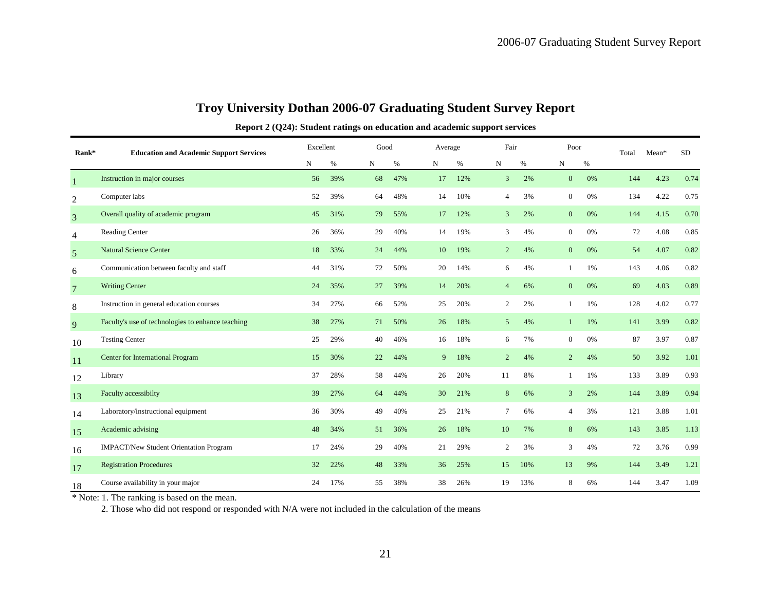# Troy University Dothan 2006-07 Graduating Student Survey Report

**Report 2 (Q24): Student ratings on education and academic support services**

| Rank* | Education and Academic Support Services | Excellent | | Good | | Average | | Fair | | Poor | | Total | Mean* | SD |
|---|---|---|---|---|---|---|---|---|---|---|---|---|---|---|
| | | N | % | N | % | N | % | N | % | N | % | | | |
| 1 | Instruction in major courses | 56 | 39% | 68 | 47% | 17 | 12% | 3 | 2% | 0 | 0% | 144 | 4.23 | 0.74 |
| 2 | Computer labs | 52 | 39% | 64 | 48% | 14 | 10% | 4 | 3% | 0 | 0% | 134 | 4.22 | 0.75 |
| 3 | Overall quality of academic program | 45 | 31% | 79 | 55% | 17 | 12% | 3 | 2% | 0 | 0% | 144 | 4.15 | 0.70 |
| 4 | Reading Center | 26 | 36% | 29 | 40% | 14 | 19% | 3 | 4% | 0 | 0% | 72 | 4.08 | 0.85 |
| 5 | Natural Science Center | 18 | 33% | 24 | 44% | 10 | 19% | 2 | 4% | 0 | 0% | 54 | 4.07 | 0.82 |
| 6 | Communication between faculty and staff | 44 | 31% | 72 | 50% | 20 | 14% | 6 | 4% | 1 | 1% | 143 | 4.06 | 0.82 |
| 7 | Writing Center | 24 | 35% | 27 | 39% | 14 | 20% | 4 | 6% | 0 | 0% | 69 | 4.03 | 0.89 |
| 8 | Instruction in general education courses | 34 | 27% | 66 | 52% | 25 | 20% | 2 | 2% | 1 | 1% | 128 | 4.02 | 0.77 |
| 9 | Faculty's use of technologies to enhance teaching | 38 | 27% | 71 | 50% | 26 | 18% | 5 | 4% | 1 | 1% | 141 | 3.99 | 0.82 |
| 10 | Testing Center | 25 | 29% | 40 | 46% | 16 | 18% | 6 | 7% | 0 | 0% | 87 | 3.97 | 0.87 |
| 11 | Center for International Program | 15 | 30% | 22 | 44% | 9 | 18% | 2 | 4% | 2 | 4% | 50 | 3.92 | 1.01 |
| 12 | Library | 37 | 28% | 58 | 44% | 26 | 20% | 11 | 8% | 1 | 1% | 133 | 3.89 | 0.93 |
| 13 | Faculty accessibilty | 39 | 27% | 64 | 44% | 30 | 21% | 8 | 6% | 3 | 2% | 144 | 3.89 | 0.94 |
| 14 | Laboratory/instructional equipment | 36 | 30% | 49 | 40% | 25 | 21% | 7 | 6% | 4 | 3% | 121 | 3.88 | 1.01 |
| 15 | Academic advising | 48 | 34% | 51 | 36% | 26 | 18% | 10 | 7% | 8 | 6% | 143 | 3.85 | 1.13 |
| 16 | IMPACT/New Student Orientation Program | 17 | 24% | 29 | 40% | 21 | 29% | 2 | 3% | 3 | 4% | 72 | 3.76 | 0.99 |
| 17 | Registration Procedures | 32 | 22% | 48 | 33% | 36 | 25% | 15 | 10% | 13 | 9% | 144 | 3.49 | 1.21 |
| 18 | Course availability in your major | 24 | 17% | 55 | 38% | 38 | 26% | 19 | 13% | 8 | 6% | 144 | 3.47 | 1.09 |

\* Note: 1. The ranking is based on the mean.

2. Those who did not respond or responded with N/A were not included in the calculation of the means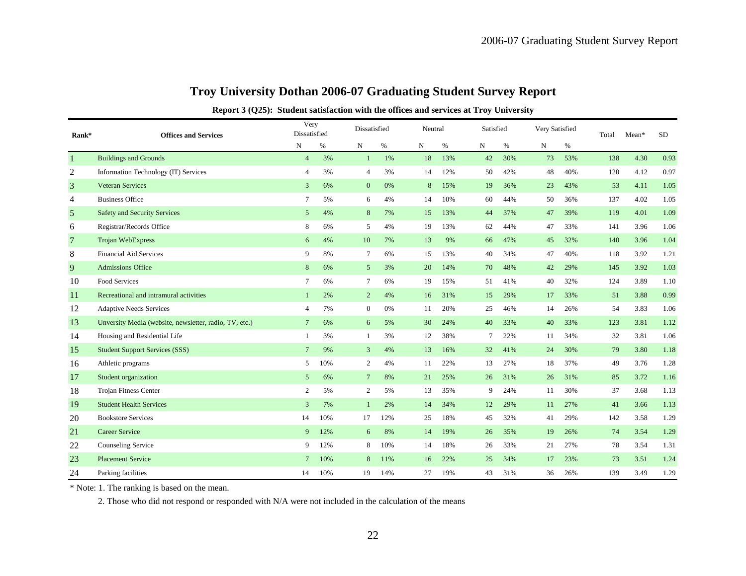# Troy University Dothan 2006-07 Graduating Student Survey Report

**Report 3 (Q25): Student satisfaction with the offices and services at Troy University**

| Rank* | Offices and Services | Very Dissatisfied | | Dissatisfied | | Neutral | | Satisfied | | Very Satisfied | | Total | Mean* | SD |
|---|---|---|---|---|---|---|---|---|---|---|---|---|---|---|
| | | N | % | N | % | N | % | N | % | N | % | | | |
| 1 | Buildings and Grounds | 4 | 3% | 1 | 1% | 18 | 13% | 42 | 30% | 73 | 53% | 138 | 4.30 | 0.93 |
| 2 | Information Technology (IT) Services | 4 | 3% | 4 | 3% | 14 | 12% | 50 | 42% | 48 | 40% | 120 | 4.12 | 0.97 |
| 3 | Veteran Services | 3 | 6% | 0 | 0% | 8 | 15% | 19 | 36% | 23 | 43% | 53 | 4.11 | 1.05 |
| 4 | Business Office | 7 | 5% | 6 | 4% | 14 | 10% | 60 | 44% | 50 | 36% | 137 | 4.02 | 1.05 |
| 5 | Safety and Security Services | 5 | 4% | 8 | 7% | 15 | 13% | 44 | 37% | 47 | 39% | 119 | 4.01 | 1.09 |
| 6 | Registrar/Records Office | 8 | 6% | 5 | 4% | 19 | 13% | 62 | 44% | 47 | 33% | 141 | 3.96 | 1.06 |
| 7 | Trojan WebExpress | 6 | 4% | 10 | 7% | 13 | 9% | 66 | 47% | 45 | 32% | 140 | 3.96 | 1.04 |
| 8 | Financial Aid Services | 9 | 8% | 7 | 6% | 15 | 13% | 40 | 34% | 47 | 40% | 118 | 3.92 | 1.21 |
| 9 | Admissions Office | 8 | 6% | 5 | 3% | 20 | 14% | 70 | 48% | 42 | 29% | 145 | 3.92 | 1.03 |
| 10 | Food Services | 7 | 6% | 7 | 6% | 19 | 15% | 51 | 41% | 40 | 32% | 124 | 3.89 | 1.10 |
| 11 | Recreational and intramural activities | 1 | 2% | 2 | 4% | 16 | 31% | 15 | 29% | 17 | 33% | 51 | 3.88 | 0.99 |
| 12 | Adaptive Needs Services | 4 | 7% | 0 | 0% | 11 | 20% | 25 | 46% | 14 | 26% | 54 | 3.83 | 1.06 |
| 13 | Unversity Media (website, newsletter, radio, TV, etc.) | 7 | 6% | 6 | 5% | 30 | 24% | 40 | 33% | 40 | 33% | 123 | 3.81 | 1.12 |
| 14 | Housing and Residential Life | 1 | 3% | 1 | 3% | 12 | 38% | 7 | 22% | 11 | 34% | 32 | 3.81 | 1.06 |
| 15 | Student Support Services (SSS) | 7 | 9% | 3 | 4% | 13 | 16% | 32 | 41% | 24 | 30% | 79 | 3.80 | 1.18 |
| 16 | Athletic programs | 5 | 10% | 2 | 4% | 11 | 22% | 13 | 27% | 18 | 37% | 49 | 3.76 | 1.28 |
| 17 | Student organization | 5 | 6% | 7 | 8% | 21 | 25% | 26 | 31% | 26 | 31% | 85 | 3.72 | 1.16 |
| 18 | Trojan Fitness Center | 2 | 5% | 2 | 5% | 13 | 35% | 9 | 24% | 11 | 30% | 37 | 3.68 | 1.13 |
| 19 | Student Health Services | 3 | 7% | 1 | 2% | 14 | 34% | 12 | 29% | 11 | 27% | 41 | 3.66 | 1.13 |
| 20 | Bookstore Services | 14 | 10% | 17 | 12% | 25 | 18% | 45 | 32% | 41 | 29% | 142 | 3.58 | 1.29 |
| 21 | Career Service | 9 | 12% | 6 | 8% | 14 | 19% | 26 | 35% | 19 | 26% | 74 | 3.54 | 1.29 |
| 22 | Counseling Service | 9 | 12% | 8 | 10% | 14 | 18% | 26 | 33% | 21 | 27% | 78 | 3.54 | 1.31 |
| 23 | Placement Service | 7 | 10% | 8 | 11% | 16 | 22% | 25 | 34% | 17 | 23% | 73 | 3.51 | 1.24 |
| 24 | Parking facilities | 14 | 10% | 19 | 14% | 27 | 19% | 43 | 31% | 36 | 26% | 139 | 3.49 | 1.29 |

\* Note: 1. The ranking is based on the mean.

2. Those who did not respond or responded with N/A were not included in the calculation of the means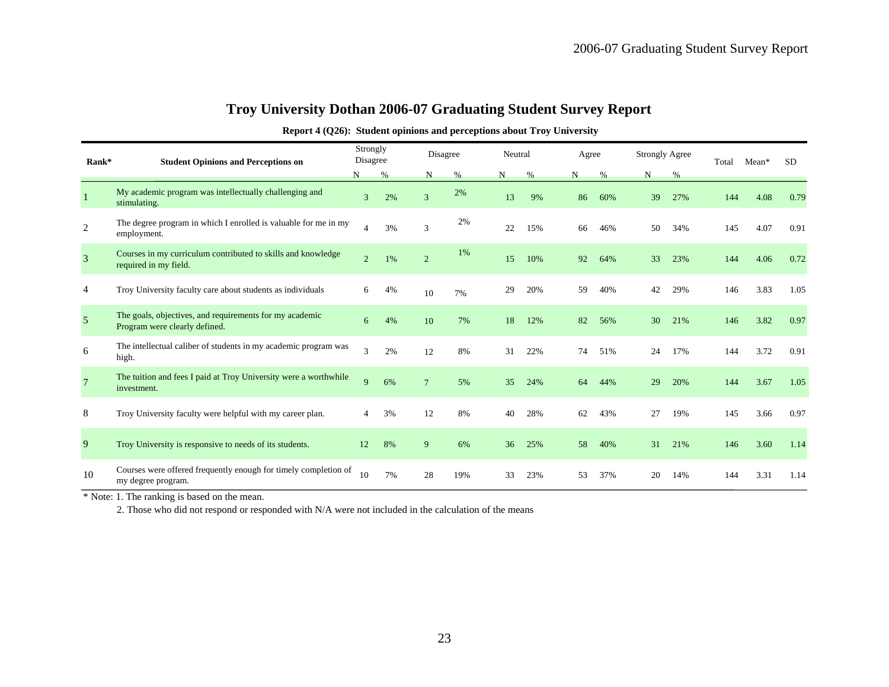# Troy University Dothan 2006-07 Graduating Student Survey Report

**Report 4 (Q26): Student opinions and perceptions about Troy University**

| Rank* | Student Opinions and Perceptions on | Strongly Disagree | | Disagree | | Neutral | | Agree | | Strongly Agree | | Total | Mean* | SD |
|---|---|---|---|---|---|---|---|---|---|---|---|---|---|---|
| | | N | % | N | % | N | % | N | % | N | % | | | |
| 1 | My academic program was intellectually challenging and stimulating. | 3 | 2% | 3 | 2% | 13 | 9% | 86 | 60% | 39 | 27% | 144 | 4.08 | 0.79 |
| 2 | The degree program in which I enrolled is valuable for me in my employment. | 4 | 3% | 3 | 2% | 22 | 15% | 66 | 46% | 50 | 34% | 145 | 4.07 | 0.91 |
| 3 | Courses in my curriculum contributed to skills and knowledge required in my field. | 2 | 1% | 2 | 1% | 15 | 10% | 92 | 64% | 33 | 23% | 144 | 4.06 | 0.72 |
| 4 | Troy University faculty care about students as individuals | 6 | 4% | 10 | 7% | 29 | 20% | 59 | 40% | 42 | 29% | 146 | 3.83 | 1.05 |
| 5 | The goals, objectives, and requirements for my academic Program were clearly defined. | 6 | 4% | 10 | 7% | 18 | 12% | 82 | 56% | 30 | 21% | 146 | 3.82 | 0.97 |
| 6 | The intellectual caliber of students in my academic program was high. | 3 | 2% | 12 | 8% | 31 | 22% | 74 | 51% | 24 | 17% | 144 | 3.72 | 0.91 |
| 7 | The tuition and fees I paid at Troy University were a worthwhile investment. | 9 | 6% | 7 | 5% | 35 | 24% | 64 | 44% | 29 | 20% | 144 | 3.67 | 1.05 |
| 8 | Troy University faculty were helpful with my career plan. | 4 | 3% | 12 | 8% | 40 | 28% | 62 | 43% | 27 | 19% | 145 | 3.66 | 0.97 |
| 9 | Troy University is responsive to needs of its students. | 12 | 8% | 9 | 6% | 36 | 25% | 58 | 40% | 31 | 21% | 146 | 3.60 | 1.14 |
| 10 | Courses were offered frequently enough for timely completion of my degree program. | 10 | 7% | 28 | 19% | 33 | 23% | 53 | 37% | 20 | 14% | 144 | 3.31 | 1.14 |

\* Note: 1. The ranking is based on the mean.

2. Those who did not respond or responded with N/A were not included in the calculation of the means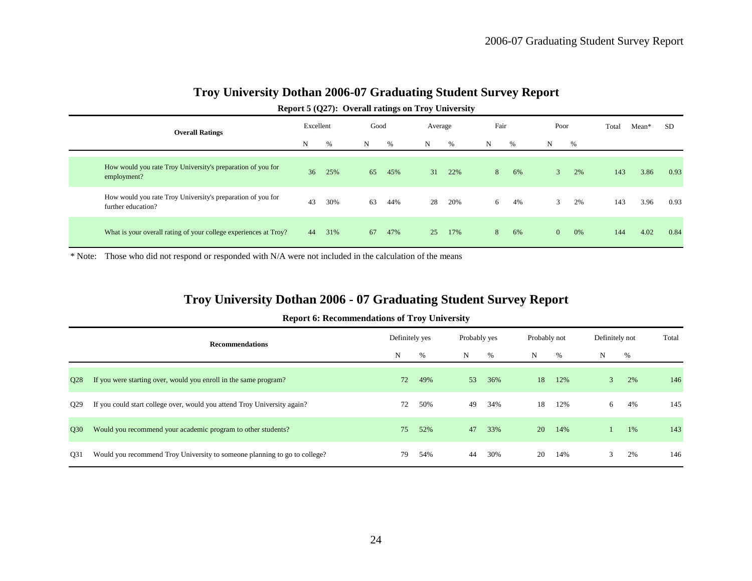# Troy University Dothan 2006-07 Graduating Student Survey Report

**Report 5 (Q27): Overall ratings on Troy University**

| Overall Ratings | Excellent | | Good | | Average | | Fair | | Poor | | Total | Mean* | SD |
|---|---|---|---|---|---|---|---|---|---|---|---|---|---|
| | N | % | N | % | N | % | N | % | N | % | | | |
| How would you rate Troy University's preparation of you for employment? | 36 | 25% | 65 | 45% | 31 | 22% | 8 | 6% | 3 | 2% | 143 | 3.86 | 0.93 |
| How would you rate Troy University's preparation of you for further education? | 43 | 30% | 63 | 44% | 28 | 20% | 6 | 4% | 3 | 2% | 143 | 3.96 | 0.93 |
| What is your overall rating of your college experiences at Troy? | 44 | 31% | 67 | 47% | 25 | 17% | 8 | 6% | 0 | 0% | 144 | 4.02 | 0.84 |

* Note: Those who did not respond or responded with N/A were not included in the calculation of the means

# Troy University Dothan 2006 - 07 Graduating Student Survey Report

**Report 6: Recommendations of Troy University**

| | Recommendations | Definitely yes | | Probably yes | | Probably not | | Definitely not | | Total |
|---|---|---|---|---|---|---|---|---|---|---|
| | | N | % | N | % | N | % | N | % | |
| Q28 | If you were starting over, would you enroll in the same program? | 72 | 49% | 53 | 36% | 18 | 12% | 3 | 2% | 146 |
| Q29 | If you could start college over, would you attend Troy University again? | 72 | 50% | 49 | 34% | 18 | 12% | 6 | 4% | 145 |
| Q30 | Would you recommend your academic program to other students? | 75 | 52% | 47 | 33% | 20 | 14% | 1 | 1% | 143 |
| Q31 | Would you recommend Troy University to someone planning to go to college? | 79 | 54% | 44 | 30% | 20 | 14% | 3 | 2% | 146 |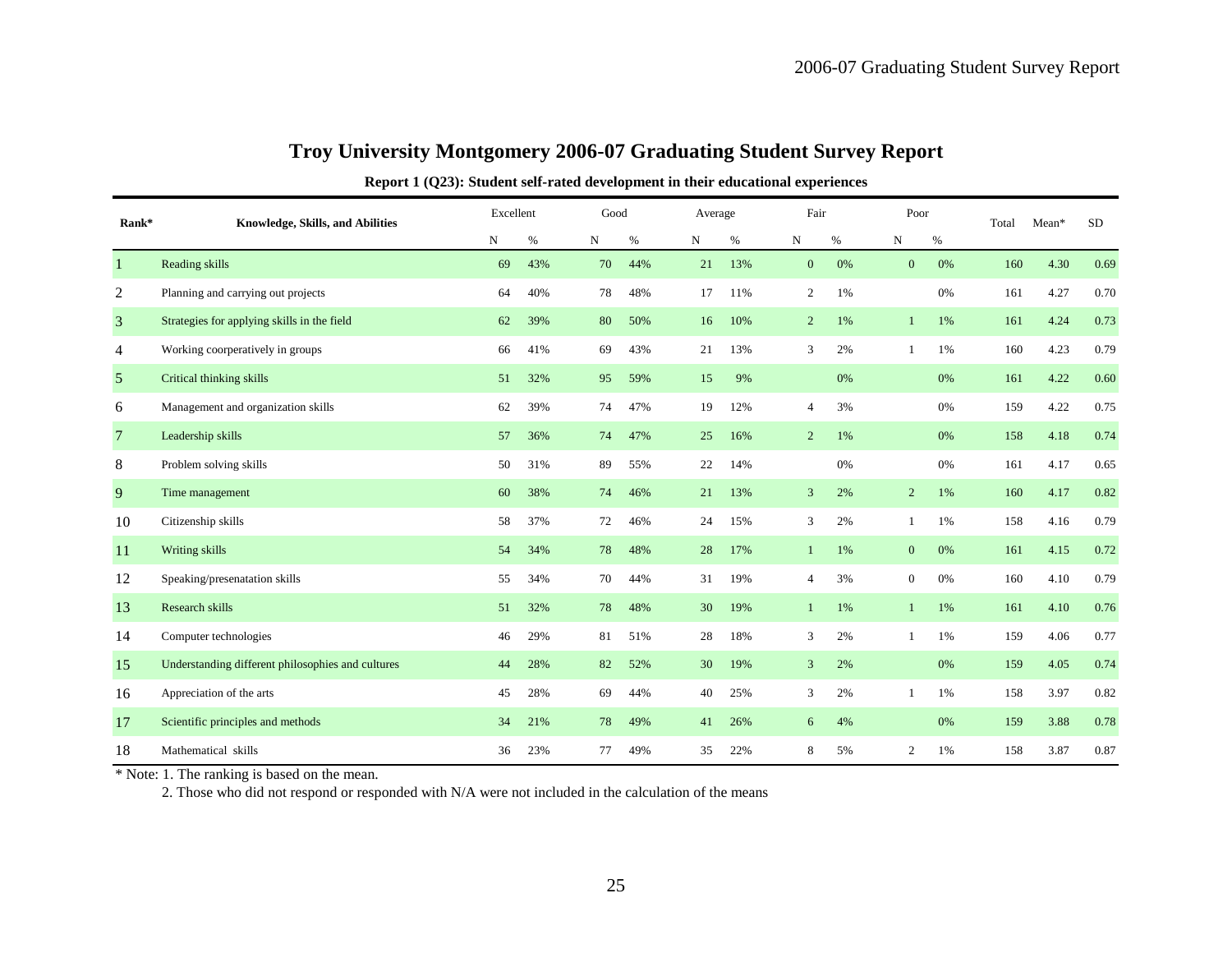# Troy University Montgomery 2006-07 Graduating Student Survey Report

**Report 1 (Q23): Student self-rated development in their educational experiences**

| Rank* | Knowledge, Skills, and Abilities | Excellent | | Good | | Average | | Fair | | Poor | | Total | Mean* | SD |
|---|---|---|---|---|---|---|---|---|---|---|---|---|---|---|
| | | N | % | N | % | N | % | N | % | N | % | | | |
| 1 | Reading skills | 69 | 43% | 70 | 44% | 21 | 13% | 0 | 0% | 0 | 0% | 160 | 4.30 | 0.69 |
| 2 | Planning and carrying out projects | 64 | 40% | 78 | 48% | 17 | 11% | 2 | 1% | | 0% | 161 | 4.27 | 0.70 |
| 3 | Strategies for applying skills in the field | 62 | 39% | 80 | 50% | 16 | 10% | 2 | 1% | 1 | 1% | 161 | 4.24 | 0.73 |
| 4 | Working coorperatively in groups | 66 | 41% | 69 | 43% | 21 | 13% | 3 | 2% | 1 | 1% | 160 | 4.23 | 0.79 |
| 5 | Critical thinking skills | 51 | 32% | 95 | 59% | 15 | 9% | | 0% | | 0% | 161 | 4.22 | 0.60 |
| 6 | Management and organization skills | 62 | 39% | 74 | 47% | 19 | 12% | 4 | 3% | | 0% | 159 | 4.22 | 0.75 |
| 7 | Leadership skills | 57 | 36% | 74 | 47% | 25 | 16% | 2 | 1% | | 0% | 158 | 4.18 | 0.74 |
| 8 | Problem solving skills | 50 | 31% | 89 | 55% | 22 | 14% | | 0% | | 0% | 161 | 4.17 | 0.65 |
| 9 | Time management | 60 | 38% | 74 | 46% | 21 | 13% | 3 | 2% | 2 | 1% | 160 | 4.17 | 0.82 |
| 10 | Citizenship skills | 58 | 37% | 72 | 46% | 24 | 15% | 3 | 2% | 1 | 1% | 158 | 4.16 | 0.79 |
| 11 | Writing skills | 54 | 34% | 78 | 48% | 28 | 17% | 1 | 1% | 0 | 0% | 161 | 4.15 | 0.72 |
| 12 | Speaking/presenatation skills | 55 | 34% | 70 | 44% | 31 | 19% | 4 | 3% | 0 | 0% | 160 | 4.10 | 0.79 |
| 13 | Research skills | 51 | 32% | 78 | 48% | 30 | 19% | 1 | 1% | 1 | 1% | 161 | 4.10 | 0.76 |
| 14 | Computer technologies | 46 | 29% | 81 | 51% | 28 | 18% | 3 | 2% | 1 | 1% | 159 | 4.06 | 0.77 |
| 15 | Understanding different philosophies and cultures | 44 | 28% | 82 | 52% | 30 | 19% | 3 | 2% | | 0% | 159 | 4.05 | 0.74 |
| 16 | Appreciation of the arts | 45 | 28% | 69 | 44% | 40 | 25% | 3 | 2% | 1 | 1% | 158 | 3.97 | 0.82 |
| 17 | Scientific principles and methods | 34 | 21% | 78 | 49% | 41 | 26% | 6 | 4% | | 0% | 159 | 3.88 | 0.78 |
| 18 | Mathematical skills | 36 | 23% | 77 | 49% | 35 | 22% | 8 | 5% | 2 | 1% | 158 | 3.87 | 0.87 |

* Note: 1. The ranking is based on the mean.

2. Those who did not respond or responded with N/A were not included in the calculation of the means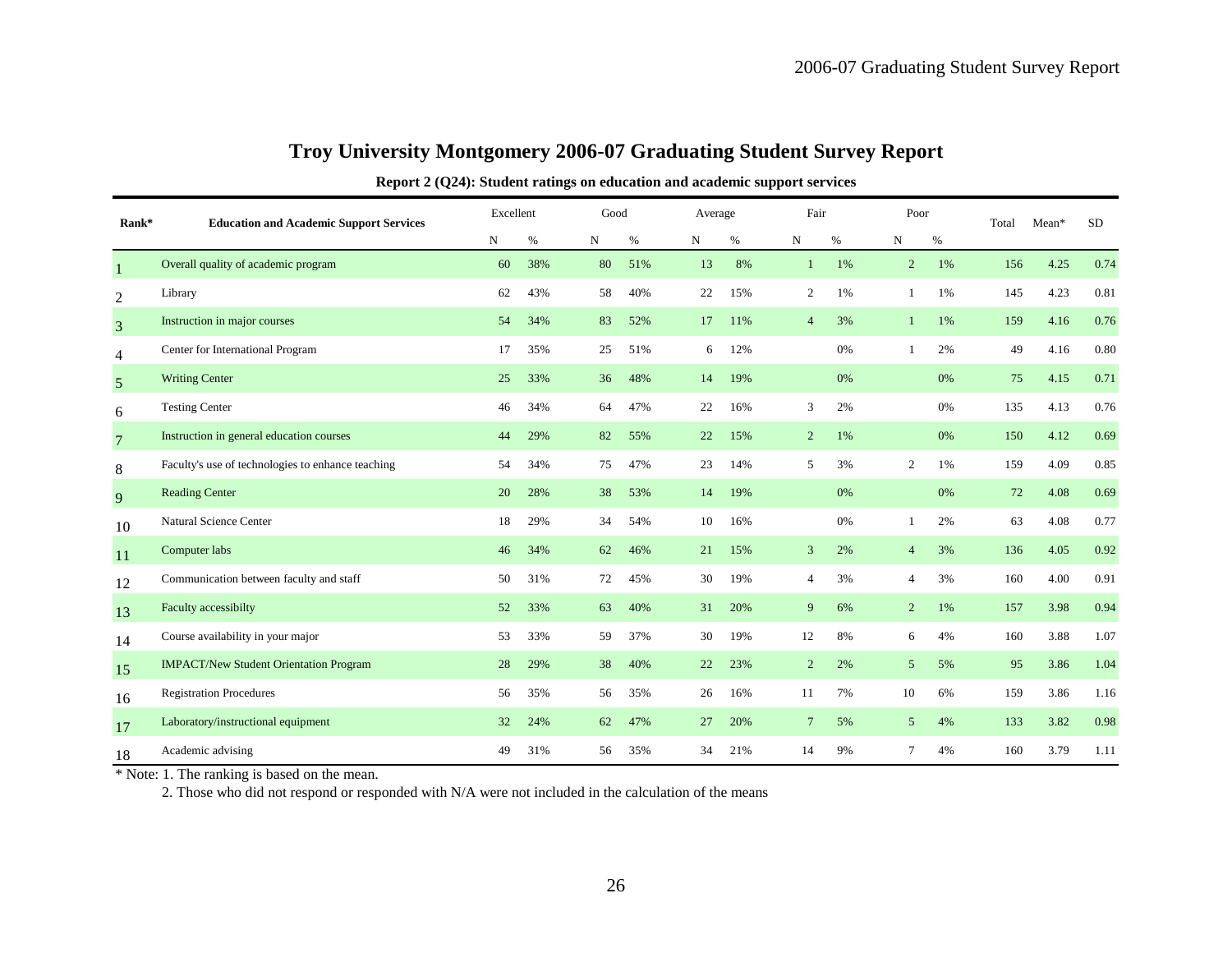# Troy University Montgomery 2006-07 Graduating Student Survey Report

**Report 2 (Q24): Student ratings on education and academic support services**

| Rank* | Education and Academic Support Services | Excellent | | Good | | Average | | Fair | | Poor | | Total | Mean* | SD |
|---|---|---|---|---|---|---|---|---|---|---|---|---|---|---|
| | | N | % | N | % | N | % | N | % | N | % | | | |
| 1 | Overall quality of academic program | 60 | 38% | 80 | 51% | 13 | 8% | 1 | 1% | 2 | 1% | 156 | 4.25 | 0.74 |
| 2 | Library | 62 | 43% | 58 | 40% | 22 | 15% | 2 | 1% | 1 | 1% | 145 | 4.23 | 0.81 |
| 3 | Instruction in major courses | 54 | 34% | 83 | 52% | 17 | 11% | 4 | 3% | 1 | 1% | 159 | 4.16 | 0.76 |
| 4 | Center for International Program | 17 | 35% | 25 | 51% | 6 | 12% | | 0% | 1 | 2% | 49 | 4.16 | 0.80 |
| 5 | Writing Center | 25 | 33% | 36 | 48% | 14 | 19% | | 0% | | 0% | 75 | 4.15 | 0.71 |
| 6 | Testing Center | 46 | 34% | 64 | 47% | 22 | 16% | 3 | 2% | | 0% | 135 | 4.13 | 0.76 |
| 7 | Instruction in general education courses | 44 | 29% | 82 | 55% | 22 | 15% | 2 | 1% | | 0% | 150 | 4.12 | 0.69 |
| 8 | Faculty's use of technologies to enhance teaching | 54 | 34% | 75 | 47% | 23 | 14% | 5 | 3% | 2 | 1% | 159 | 4.09 | 0.85 |
| 9 | Reading Center | 20 | 28% | 38 | 53% | 14 | 19% | | 0% | | 0% | 72 | 4.08 | 0.69 |
| 10 | Natural Science Center | 18 | 29% | 34 | 54% | 10 | 16% | | 0% | 1 | 2% | 63 | 4.08 | 0.77 |
| 11 | Computer labs | 46 | 34% | 62 | 46% | 21 | 15% | 3 | 2% | 4 | 3% | 136 | 4.05 | 0.92 |
| 12 | Communication between faculty and staff | 50 | 31% | 72 | 45% | 30 | 19% | 4 | 3% | 4 | 3% | 160 | 4.00 | 0.91 |
| 13 | Faculty accessibilty | 52 | 33% | 63 | 40% | 31 | 20% | 9 | 6% | 2 | 1% | 157 | 3.98 | 0.94 |
| 14 | Course availability in your major | 53 | 33% | 59 | 37% | 30 | 19% | 12 | 8% | 6 | 4% | 160 | 3.88 | 1.07 |
| 15 | IMPACT/New Student Orientation Program | 28 | 29% | 38 | 40% | 22 | 23% | 2 | 2% | 5 | 5% | 95 | 3.86 | 1.04 |
| 16 | Registration Procedures | 56 | 35% | 56 | 35% | 26 | 16% | 11 | 7% | 10 | 6% | 159 | 3.86 | 1.16 |
| 17 | Laboratory/instructional equipment | 32 | 24% | 62 | 47% | 27 | 20% | 7 | 5% | 5 | 4% | 133 | 3.82 | 0.98 |
| 18 | Academic advising | 49 | 31% | 56 | 35% | 34 | 21% | 14 | 9% | 7 | 4% | 160 | 3.79 | 1.11 |

\* Note: 1. The ranking is based on the mean.

2. Those who did not respond or responded with N/A were not included in the calculation of the means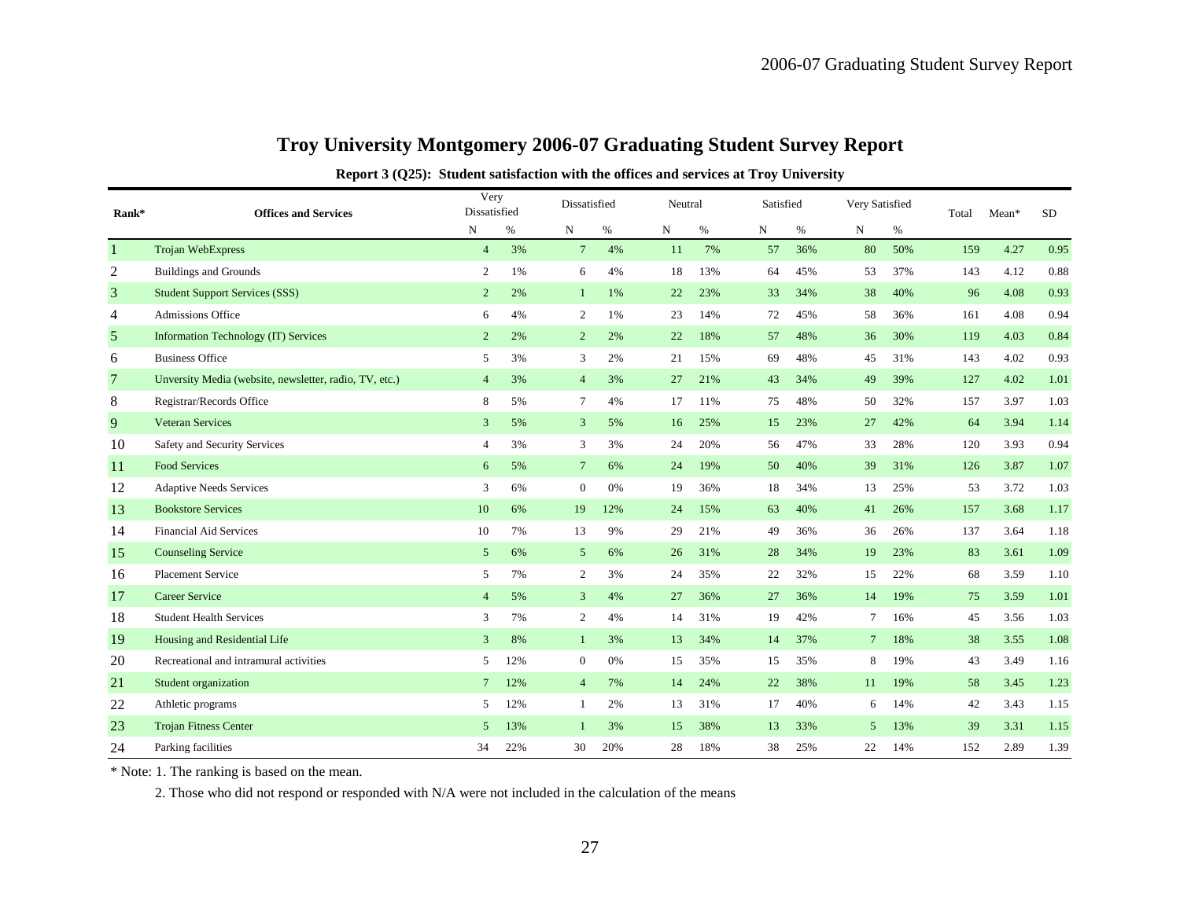# Troy University Montgomery 2006-07 Graduating Student Survey Report

**Report 3 (Q25): Student satisfaction with the offices and services at Troy University**

| Rank* | Offices and Services | Very Dissatisfied | | Dissatisfied | | Neutral | | Satisfied | | Very Satisfied | | Total | Mean* | SD |
|---|---|---|---|---|---|---|---|---|---|---|---|---|---|---|
| | | N | % | N | % | N | % | N | % | N | % | | | |
| 1 | Trojan WebExpress | 4 | 3% | 7 | 4% | 11 | 7% | 57 | 36% | 80 | 50% | 159 | 4.27 | 0.95 |
| 2 | Buildings and Grounds | 2 | 1% | 6 | 4% | 18 | 13% | 64 | 45% | 53 | 37% | 143 | 4.12 | 0.88 |
| 3 | Student Support Services (SSS) | 2 | 2% | 1 | 1% | 22 | 23% | 33 | 34% | 38 | 40% | 96 | 4.08 | 0.93 |
| 4 | Admissions Office | 6 | 4% | 2 | 1% | 23 | 14% | 72 | 45% | 58 | 36% | 161 | 4.08 | 0.94 |
| 5 | Information Technology (IT) Services | 2 | 2% | 2 | 2% | 22 | 18% | 57 | 48% | 36 | 30% | 119 | 4.03 | 0.84 |
| 6 | Business Office | 5 | 3% | 3 | 2% | 21 | 15% | 69 | 48% | 45 | 31% | 143 | 4.02 | 0.93 |
| 7 | Unversity Media (website, newsletter, radio, TV, etc.) | 4 | 3% | 4 | 3% | 27 | 21% | 43 | 34% | 49 | 39% | 127 | 4.02 | 1.01 |
| 8 | Registrar/Records Office | 8 | 5% | 7 | 4% | 17 | 11% | 75 | 48% | 50 | 32% | 157 | 3.97 | 1.03 |
| 9 | Veteran Services | 3 | 5% | 3 | 5% | 16 | 25% | 15 | 23% | 27 | 42% | 64 | 3.94 | 1.14 |
| 10 | Safety and Security Services | 4 | 3% | 3 | 3% | 24 | 20% | 56 | 47% | 33 | 28% | 120 | 3.93 | 0.94 |
| 11 | Food Services | 6 | 5% | 7 | 6% | 24 | 19% | 50 | 40% | 39 | 31% | 126 | 3.87 | 1.07 |
| 12 | Adaptive Needs Services | 3 | 6% | 0 | 0% | 19 | 36% | 18 | 34% | 13 | 25% | 53 | 3.72 | 1.03 |
| 13 | Bookstore Services | 10 | 6% | 19 | 12% | 24 | 15% | 63 | 40% | 41 | 26% | 157 | 3.68 | 1.17 |
| 14 | Financial Aid Services | 10 | 7% | 13 | 9% | 29 | 21% | 49 | 36% | 36 | 26% | 137 | 3.64 | 1.18 |
| 15 | Counseling Service | 5 | 6% | 5 | 6% | 26 | 31% | 28 | 34% | 19 | 23% | 83 | 3.61 | 1.09 |
| 16 | Placement Service | 5 | 7% | 2 | 3% | 24 | 35% | 22 | 32% | 15 | 22% | 68 | 3.59 | 1.10 |
| 17 | Career Service | 4 | 5% | 3 | 4% | 27 | 36% | 27 | 36% | 14 | 19% | 75 | 3.59 | 1.01 |
| 18 | Student Health Services | 3 | 7% | 2 | 4% | 14 | 31% | 19 | 42% | 7 | 16% | 45 | 3.56 | 1.03 |
| 19 | Housing and Residential Life | 3 | 8% | 1 | 3% | 13 | 34% | 14 | 37% | 7 | 18% | 38 | 3.55 | 1.08 |
| 20 | Recreational and intramural activities | 5 | 12% | 0 | 0% | 15 | 35% | 15 | 35% | 8 | 19% | 43 | 3.49 | 1.16 |
| 21 | Student organization | 7 | 12% | 4 | 7% | 14 | 24% | 22 | 38% | 11 | 19% | 58 | 3.45 | 1.23 |
| 22 | Athletic programs | 5 | 12% | 1 | 2% | 13 | 31% | 17 | 40% | 6 | 14% | 42 | 3.43 | 1.15 |
| 23 | Trojan Fitness Center | 5 | 13% | 1 | 3% | 15 | 38% | 13 | 33% | 5 | 13% | 39 | 3.31 | 1.15 |
| 24 | Parking facilities | 34 | 22% | 30 | 20% | 28 | 18% | 38 | 25% | 22 | 14% | 152 | 2.89 | 1.39 |

* Note: 1. The ranking is based on the mean.

2. Those who did not respond or responded with N/A were not included in the calculation of the means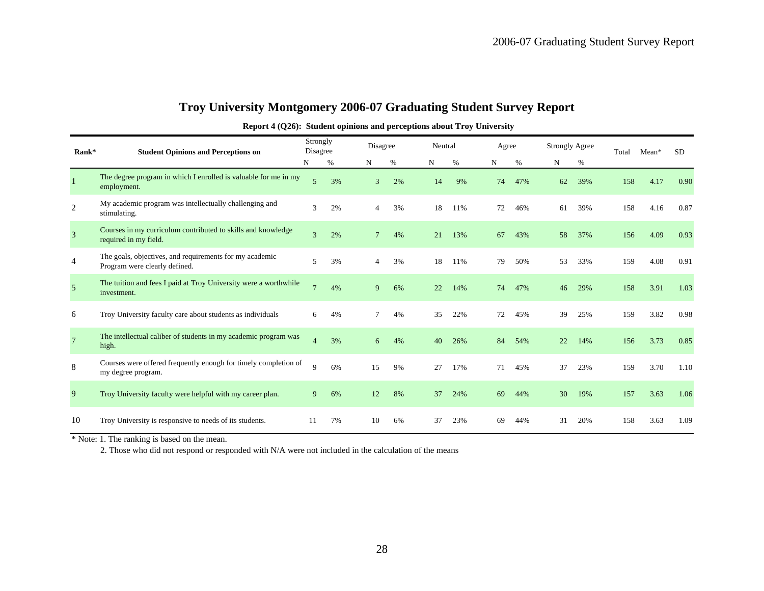# Troy University Montgomery 2006-07 Graduating Student Survey Report

**Report 4 (Q26): Student opinions and perceptions about Troy University**

| Rank* | Student Opinions and Perceptions on | Strongly Disagree | | Disagree | | Neutral | | Agree | | Strongly Agree | | Total | Mean* | SD |
|---|---|---|---|---|---|---|---|---|---|---|---|---|---|---|
| | | N | % | N | % | N | % | N | % | N | % | | | |
| 1 | The degree program in which I enrolled is valuable for me in my employment. | 5 | 3% | 3 | 2% | 14 | 9% | 74 | 47% | 62 | 39% | 158 | 4.17 | 0.90 |
| 2 | My academic program was intellectually challenging and stimulating. | 3 | 2% | 4 | 3% | 18 | 11% | 72 | 46% | 61 | 39% | 158 | 4.16 | 0.87 |
| 3 | Courses in my curriculum contributed to skills and knowledge required in my field. | 3 | 2% | 7 | 4% | 21 | 13% | 67 | 43% | 58 | 37% | 156 | 4.09 | 0.93 |
| 4 | The goals, objectives, and requirements for my academic Program were clearly defined. | 5 | 3% | 4 | 3% | 18 | 11% | 79 | 50% | 53 | 33% | 159 | 4.08 | 0.91 |
| 5 | The tuition and fees I paid at Troy University were a worthwhile investment. | 7 | 4% | 9 | 6% | 22 | 14% | 74 | 47% | 46 | 29% | 158 | 3.91 | 1.03 |
| 6 | Troy University faculty care about students as individuals | 6 | 4% | 7 | 4% | 35 | 22% | 72 | 45% | 39 | 25% | 159 | 3.82 | 0.98 |
| 7 | The intellectual caliber of students in my academic program was high. | 4 | 3% | 6 | 4% | 40 | 26% | 84 | 54% | 22 | 14% | 156 | 3.73 | 0.85 |
| 8 | Courses were offered frequently enough for timely completion of my degree program. | 9 | 6% | 15 | 9% | 27 | 17% | 71 | 45% | 37 | 23% | 159 | 3.70 | 1.10 |
| 9 | Troy University faculty were helpful with my career plan. | 9 | 6% | 12 | 8% | 37 | 24% | 69 | 44% | 30 | 19% | 157 | 3.63 | 1.06 |
| 10 | Troy University is responsive to needs of its students. | 11 | 7% | 10 | 6% | 37 | 23% | 69 | 44% | 31 | 20% | 158 | 3.63 | 1.09 |

* Note: 1. The ranking is based on the mean.

2. Those who did not respond or responded with N/A were not included in the calculation of the means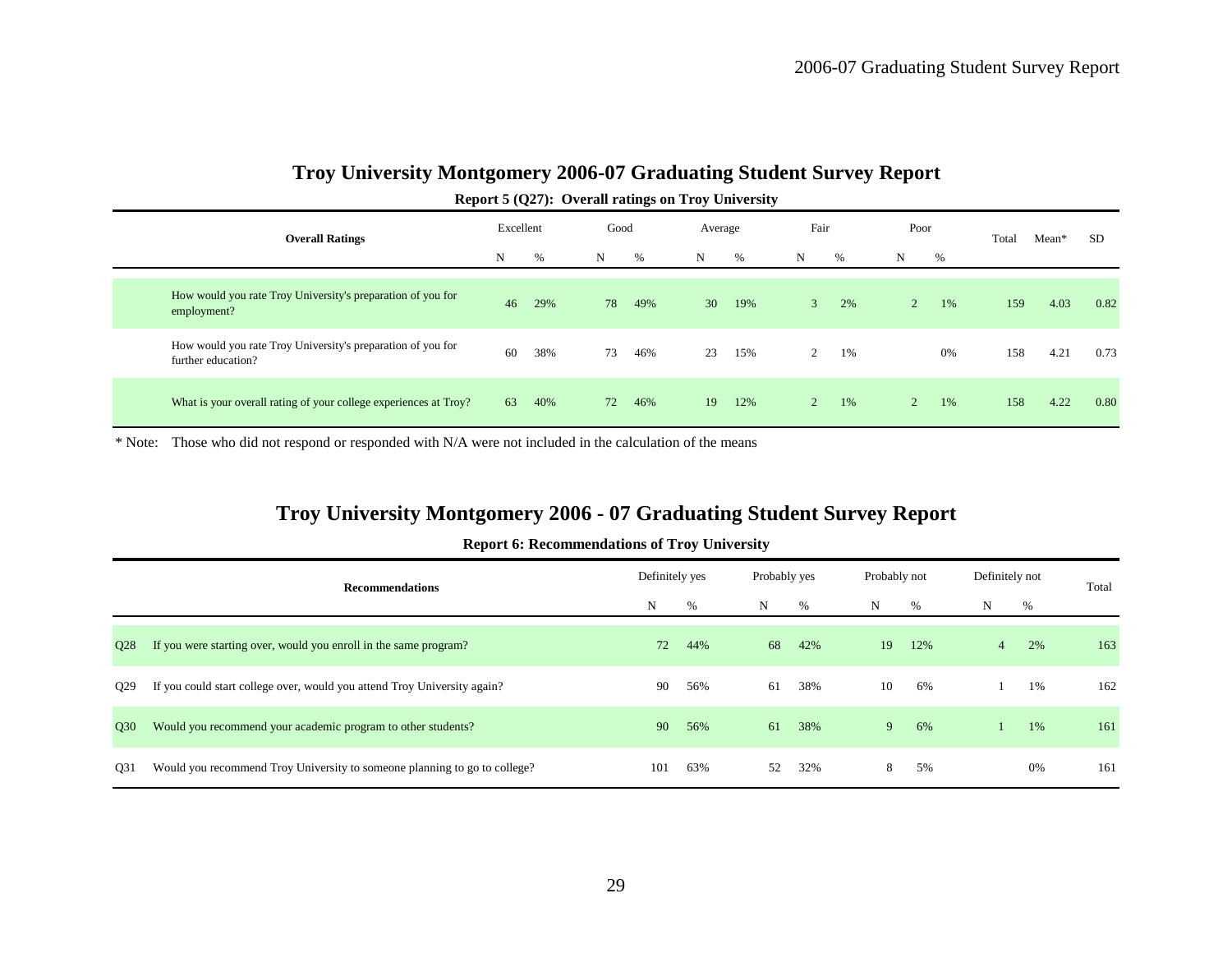## Troy University Montgomery 2006-07 Graduating Student Survey Report

### Report 5 (Q27): Overall ratings on Troy University

| Overall Ratings | Excellent | | Good | | Average | | Fair | | Poor | | Total | Mean* | SD |
|---|---|---|---|---|---|---|---|---|---|---|---|---|---|
| | N | % | N | % | N | % | N | % | N | % | | | |
| How would you rate Troy University's preparation of you for employment? | 46 | 29% | 78 | 49% | 30 | 19% | 3 | 2% | 2 | 1% | 159 | 4.03 | 0.82 |
| How would you rate Troy University's preparation of you for further education? | 60 | 38% | 73 | 46% | 23 | 15% | 2 | 1% | | 0% | 158 | 4.21 | 0.73 |
| What is your overall rating of your college experiences at Troy? | 63 | 40% | 72 | 46% | 19 | 12% | 2 | 1% | 2 | 1% | 158 | 4.22 | 0.80 |

* Note: Those who did not respond or responded with N/A were not included in the calculation of the means

## Troy University Montgomery 2006 - 07 Graduating Student Survey Report

### Report 6: Recommendations of Troy University

| | Recommendations | Definitely yes | | Probably yes | | Probably not | | Definitely not | | Total |
|---|---|---|---|---|---|---|---|---|---|---|
| | | N | % | N | % | N | % | N | % | |
| Q28 | If you were starting over, would you enroll in the same program? | 72 | 44% | 68 | 42% | 19 | 12% | 4 | 2% | 163 |
| Q29 | If you could start college over, would you attend Troy University again? | 90 | 56% | 61 | 38% | 10 | 6% | 1 | 1% | 162 |
| Q30 | Would you recommend your academic program to other students? | 90 | 56% | 61 | 38% | 9 | 6% | 1 | 1% | 161 |
| Q31 | Would you recommend Troy University to someone planning to go to college? | 101 | 63% | 52 | 32% | 8 | 5% | | 0% | 161 |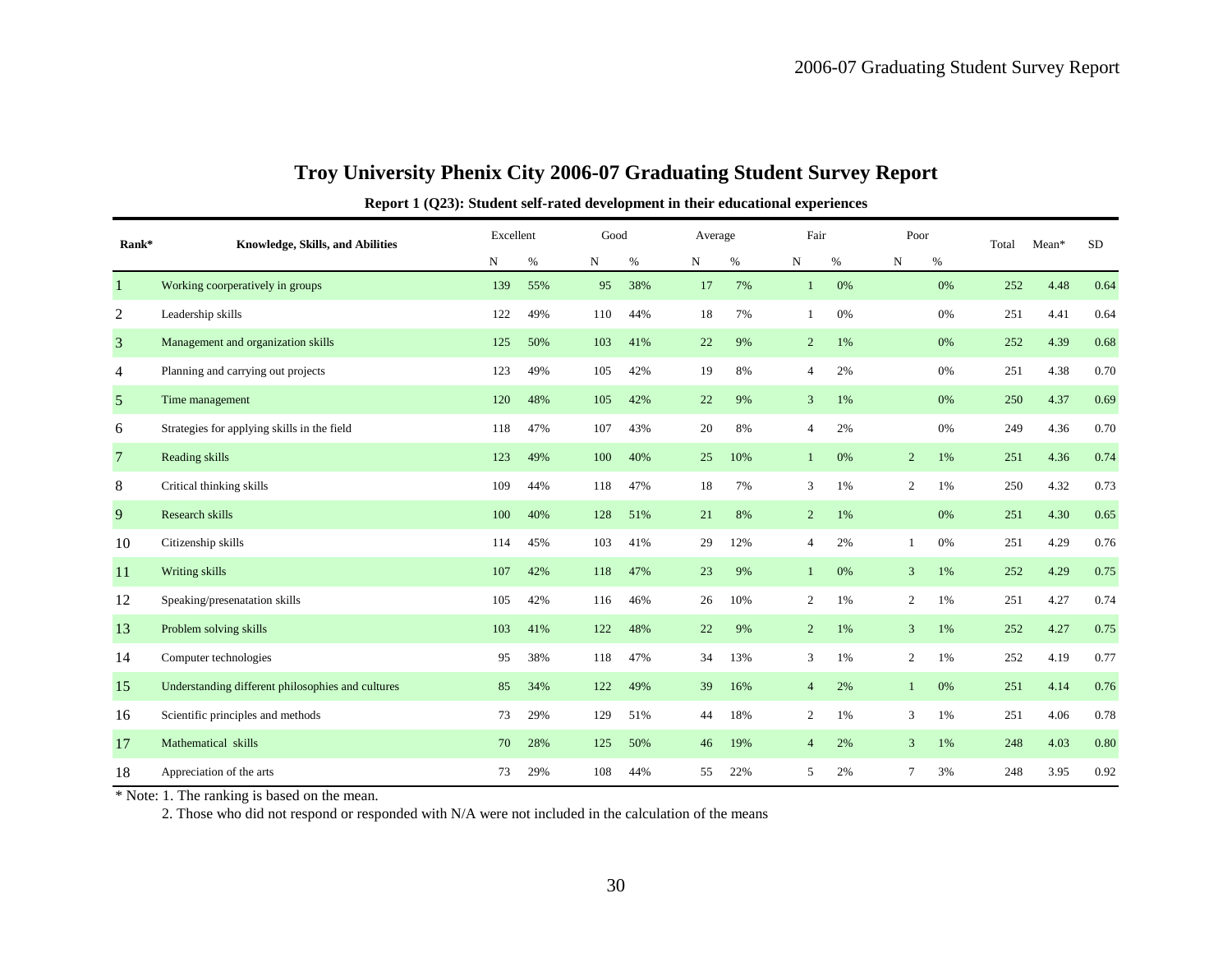# Troy University Phenix City 2006-07 Graduating Student Survey Report

**Report 1 (Q23): Student self-rated development in their educational experiences**

| Rank* | Knowledge, Skills, and Abilities | Excellent | | Good | | Average | | Fair | | Poor | | Total | Mean* | SD |
|---|---|---|---|---|---|---|---|---|---|---|---|---|---|---|
| | | N | % | N | % | N | % | N | % | N | % | | | |
| 1 | Working coorperatively in groups | 139 | 55% | 95 | 38% | 17 | 7% | 1 | 0% | | 0% | 252 | 4.48 | 0.64 |
| 2 | Leadership skills | 122 | 49% | 110 | 44% | 18 | 7% | 1 | 0% | | 0% | 251 | 4.41 | 0.64 |
| 3 | Management and organization skills | 125 | 50% | 103 | 41% | 22 | 9% | 2 | 1% | | 0% | 252 | 4.39 | 0.68 |
| 4 | Planning and carrying out projects | 123 | 49% | 105 | 42% | 19 | 8% | 4 | 2% | | 0% | 251 | 4.38 | 0.70 |
| 5 | Time management | 120 | 48% | 105 | 42% | 22 | 9% | 3 | 1% | | 0% | 250 | 4.37 | 0.69 |
| 6 | Strategies for applying skills in the field | 118 | 47% | 107 | 43% | 20 | 8% | 4 | 2% | | 0% | 249 | 4.36 | 0.70 |
| 7 | Reading skills | 123 | 49% | 100 | 40% | 25 | 10% | 1 | 0% | 2 | 1% | 251 | 4.36 | 0.74 |
| 8 | Critical thinking skills | 109 | 44% | 118 | 47% | 18 | 7% | 3 | 1% | 2 | 1% | 250 | 4.32 | 0.73 |
| 9 | Research skills | 100 | 40% | 128 | 51% | 21 | 8% | 2 | 1% | | 0% | 251 | 4.30 | 0.65 |
| 10 | Citizenship skills | 114 | 45% | 103 | 41% | 29 | 12% | 4 | 2% | 1 | 0% | 251 | 4.29 | 0.76 |
| 11 | Writing skills | 107 | 42% | 118 | 47% | 23 | 9% | 1 | 0% | 3 | 1% | 252 | 4.29 | 0.75 |
| 12 | Speaking/presenatation skills | 105 | 42% | 116 | 46% | 26 | 10% | 2 | 1% | 2 | 1% | 251 | 4.27 | 0.74 |
| 13 | Problem solving skills | 103 | 41% | 122 | 48% | 22 | 9% | 2 | 1% | 3 | 1% | 252 | 4.27 | 0.75 |
| 14 | Computer technologies | 95 | 38% | 118 | 47% | 34 | 13% | 3 | 1% | 2 | 1% | 252 | 4.19 | 0.77 |
| 15 | Understanding different philosophies and cultures | 85 | 34% | 122 | 49% | 39 | 16% | 4 | 2% | 1 | 0% | 251 | 4.14 | 0.76 |
| 16 | Scientific principles and methods | 73 | 29% | 129 | 51% | 44 | 18% | 2 | 1% | 3 | 1% | 251 | 4.06 | 0.78 |
| 17 | Mathematical skills | 70 | 28% | 125 | 50% | 46 | 19% | 4 | 2% | 3 | 1% | 248 | 4.03 | 0.80 |
| 18 | Appreciation of the arts | 73 | 29% | 108 | 44% | 55 | 22% | 5 | 2% | 7 | 3% | 248 | 3.95 | 0.92 |

\* Note: 1. The ranking is based on the mean.

2. Those who did not respond or responded with N/A were not included in the calculation of the means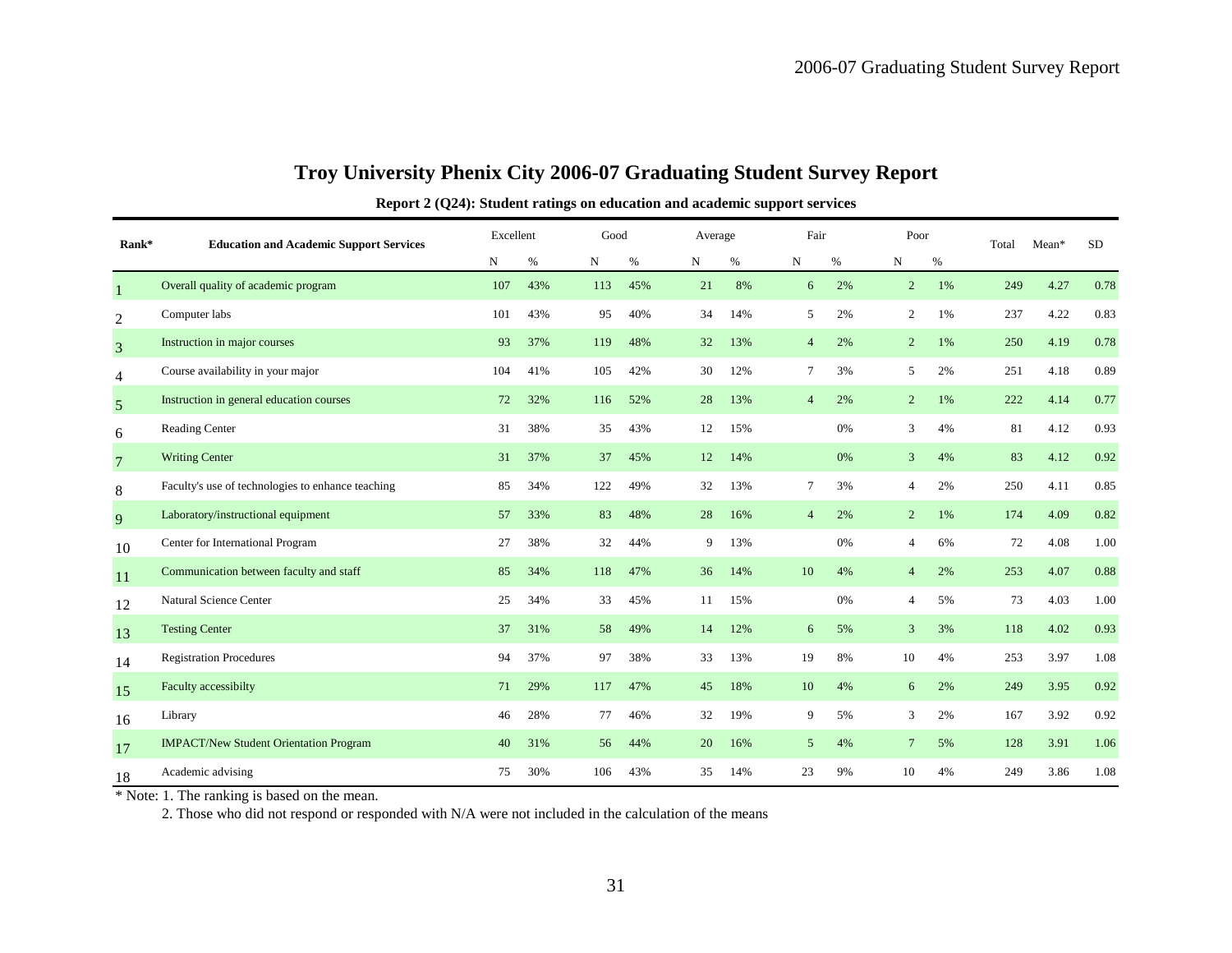# Troy University Phenix City 2006-07 Graduating Student Survey Report

**Report 2 (Q24): Student ratings on education and academic support services**

| Rank* | Education and Academic Support Services | Excellent | | Good | | Average | | Fair | | Poor | | Total | Mean* | SD |
|---|---|---|---|---|---|---|---|---|---|---|---|---|---|---|
| | | N | % | N | % | N | % | N | % | N | % | | | |
| 1 | Overall quality of academic program | 107 | 43% | 113 | 45% | 21 | 8% | 6 | 2% | 2 | 1% | 249 | 4.27 | 0.78 |
| 2 | Computer labs | 101 | 43% | 95 | 40% | 34 | 14% | 5 | 2% | 2 | 1% | 237 | 4.22 | 0.83 |
| 3 | Instruction in major courses | 93 | 37% | 119 | 48% | 32 | 13% | 4 | 2% | 2 | 1% | 250 | 4.19 | 0.78 |
| 4 | Course availability in your major | 104 | 41% | 105 | 42% | 30 | 12% | 7 | 3% | 5 | 2% | 251 | 4.18 | 0.89 |
| 5 | Instruction in general education courses | 72 | 32% | 116 | 52% | 28 | 13% | 4 | 2% | 2 | 1% | 222 | 4.14 | 0.77 |
| 6 | Reading Center | 31 | 38% | 35 | 43% | 12 | 15% | | 0% | 3 | 4% | 81 | 4.12 | 0.93 |
| 7 | Writing Center | 31 | 37% | 37 | 45% | 12 | 14% | | 0% | 3 | 4% | 83 | 4.12 | 0.92 |
| 8 | Faculty's use of technologies to enhance teaching | 85 | 34% | 122 | 49% | 32 | 13% | 7 | 3% | 4 | 2% | 250 | 4.11 | 0.85 |
| 9 | Laboratory/instructional equipment | 57 | 33% | 83 | 48% | 28 | 16% | 4 | 2% | 2 | 1% | 174 | 4.09 | 0.82 |
| 10 | Center for International Program | 27 | 38% | 32 | 44% | 9 | 13% | | 0% | 4 | 6% | 72 | 4.08 | 1.00 |
| 11 | Communication between faculty and staff | 85 | 34% | 118 | 47% | 36 | 14% | 10 | 4% | 4 | 2% | 253 | 4.07 | 0.88 |
| 12 | Natural Science Center | 25 | 34% | 33 | 45% | 11 | 15% | | 0% | 4 | 5% | 73 | 4.03 | 1.00 |
| 13 | Testing Center | 37 | 31% | 58 | 49% | 14 | 12% | 6 | 5% | 3 | 3% | 118 | 4.02 | 0.93 |
| 14 | Registration Procedures | 94 | 37% | 97 | 38% | 33 | 13% | 19 | 8% | 10 | 4% | 253 | 3.97 | 1.08 |
| 15 | Faculty accessibilty | 71 | 29% | 117 | 47% | 45 | 18% | 10 | 4% | 6 | 2% | 249 | 3.95 | 0.92 |
| 16 | Library | 46 | 28% | 77 | 46% | 32 | 19% | 9 | 5% | 3 | 2% | 167 | 3.92 | 0.92 |
| 17 | IMPACT/New Student Orientation Program | 40 | 31% | 56 | 44% | 20 | 16% | 5 | 4% | 7 | 5% | 128 | 3.91 | 1.06 |
| 18 | Academic advising | 75 | 30% | 106 | 43% | 35 | 14% | 23 | 9% | 10 | 4% | 249 | 3.86 | 1.08 |

* Note: 1. The ranking is based on the mean.

2. Those who did not respond or responded with N/A were not included in the calculation of the means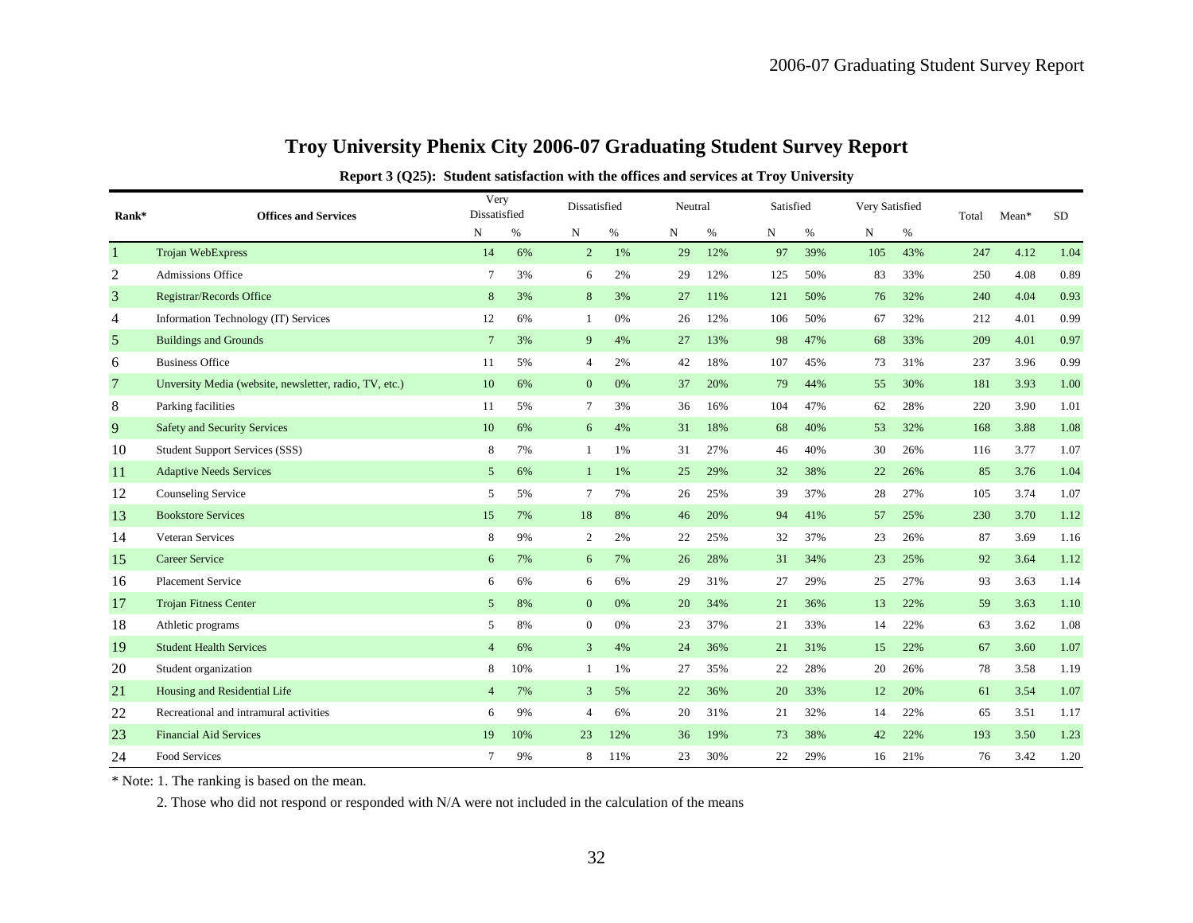# Troy University Phenix City 2006-07 Graduating Student Survey Report

**Report 3 (Q25): Student satisfaction with the offices and services at Troy University**

| Rank* | Offices and Services | Very Dissatisfied | | Dissatisfied | | Neutral | | Satisfied | | Very Satisfied | | Total | Mean* | SD |
|---|---|---|---|---|---|---|---|---|---|---|---|---|---|---|
| | | N | % | N | % | N | % | N | % | N | % | | | |
| 1 | Trojan WebExpress | 14 | 6% | 2 | 1% | 29 | 12% | 97 | 39% | 105 | 43% | 247 | 4.12 | 1.04 |
| 2 | Admissions Office | 7 | 3% | 6 | 2% | 29 | 12% | 125 | 50% | 83 | 33% | 250 | 4.08 | 0.89 |
| 3 | Registrar/Records Office | 8 | 3% | 8 | 3% | 27 | 11% | 121 | 50% | 76 | 32% | 240 | 4.04 | 0.93 |
| 4 | Information Technology (IT) Services | 12 | 6% | 1 | 0% | 26 | 12% | 106 | 50% | 67 | 32% | 212 | 4.01 | 0.99 |
| 5 | Buildings and Grounds | 7 | 3% | 9 | 4% | 27 | 13% | 98 | 47% | 68 | 33% | 209 | 4.01 | 0.97 |
| 6 | Business Office | 11 | 5% | 4 | 2% | 42 | 18% | 107 | 45% | 73 | 31% | 237 | 3.96 | 0.99 |
| 7 | Unversity Media (website, newsletter, radio, TV, etc.) | 10 | 6% | 0 | 0% | 37 | 20% | 79 | 44% | 55 | 30% | 181 | 3.93 | 1.00 |
| 8 | Parking facilities | 11 | 5% | 7 | 3% | 36 | 16% | 104 | 47% | 62 | 28% | 220 | 3.90 | 1.01 |
| 9 | Safety and Security Services | 10 | 6% | 6 | 4% | 31 | 18% | 68 | 40% | 53 | 32% | 168 | 3.88 | 1.08 |
| 10 | Student Support Services (SSS) | 8 | 7% | 1 | 1% | 31 | 27% | 46 | 40% | 30 | 26% | 116 | 3.77 | 1.07 |
| 11 | Adaptive Needs Services | 5 | 6% | 1 | 1% | 25 | 29% | 32 | 38% | 22 | 26% | 85 | 3.76 | 1.04 |
| 12 | Counseling Service | 5 | 5% | 7 | 7% | 26 | 25% | 39 | 37% | 28 | 27% | 105 | 3.74 | 1.07 |
| 13 | Bookstore Services | 15 | 7% | 18 | 8% | 46 | 20% | 94 | 41% | 57 | 25% | 230 | 3.70 | 1.12 |
| 14 | Veteran Services | 8 | 9% | 2 | 2% | 22 | 25% | 32 | 37% | 23 | 26% | 87 | 3.69 | 1.16 |
| 15 | Career Service | 6 | 7% | 6 | 7% | 26 | 28% | 31 | 34% | 23 | 25% | 92 | 3.64 | 1.12 |
| 16 | Placement Service | 6 | 6% | 6 | 6% | 29 | 31% | 27 | 29% | 25 | 27% | 93 | 3.63 | 1.14 |
| 17 | Trojan Fitness Center | 5 | 8% | 0 | 0% | 20 | 34% | 21 | 36% | 13 | 22% | 59 | 3.63 | 1.10 |
| 18 | Athletic programs | 5 | 8% | 0 | 0% | 23 | 37% | 21 | 33% | 14 | 22% | 63 | 3.62 | 1.08 |
| 19 | Student Health Services | 4 | 6% | 3 | 4% | 24 | 36% | 21 | 31% | 15 | 22% | 67 | 3.60 | 1.07 |
| 20 | Student organization | 8 | 10% | 1 | 1% | 27 | 35% | 22 | 28% | 20 | 26% | 78 | 3.58 | 1.19 |
| 21 | Housing and Residential Life | 4 | 7% | 3 | 5% | 22 | 36% | 20 | 33% | 12 | 20% | 61 | 3.54 | 1.07 |
| 22 | Recreational and intramural activities | 6 | 9% | 4 | 6% | 20 | 31% | 21 | 32% | 14 | 22% | 65 | 3.51 | 1.17 |
| 23 | Financial Aid Services | 19 | 10% | 23 | 12% | 36 | 19% | 73 | 38% | 42 | 22% | 193 | 3.50 | 1.23 |
| 24 | Food Services | 7 | 9% | 8 | 11% | 23 | 30% | 22 | 29% | 16 | 21% | 76 | 3.42 | 1.20 |

* Note: 1. The ranking is based on the mean.

2. Those who did not respond or responded with N/A were not included in the calculation of the means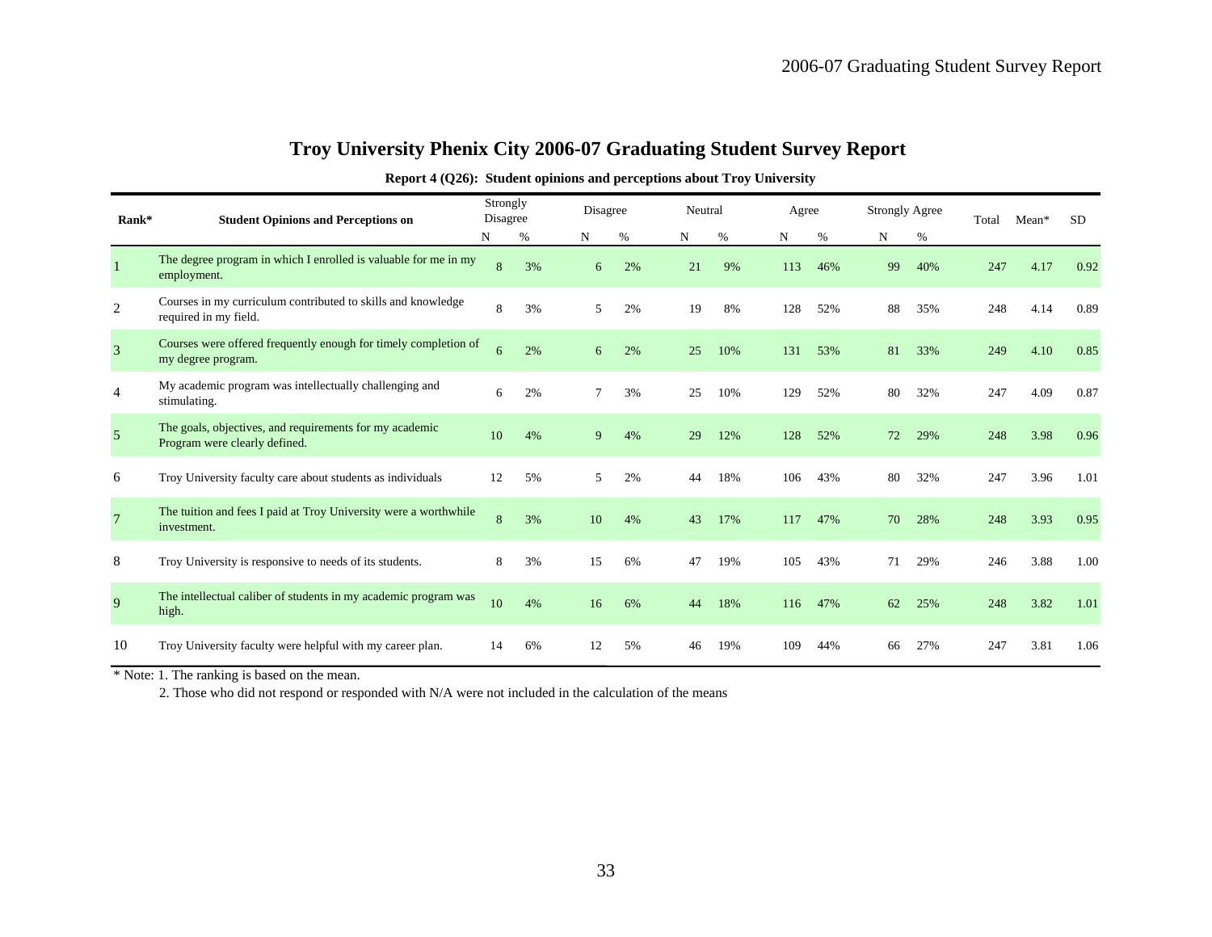# Troy University Phenix City 2006-07 Graduating Student Survey Report

**Report 4 (Q26): Student opinions and perceptions about Troy University**

| Rank* | Student Opinions and Perceptions on | Strongly Disagree | | Disagree | | Neutral | | Agree | | Strongly Agree | | Total | Mean* | SD |
|---|---|---|---|---|---|---|---|---|---|---|---|---|---|---|
| | | N | % | N | % | N | % | N | % | N | % | | | |
| 1 | The degree program in which I enrolled is valuable for me in my employment. | 8 | 3% | 6 | 2% | 21 | 9% | 113 | 46% | 99 | 40% | 247 | 4.17 | 0.92 |
| 2 | Courses in my curriculum contributed to skills and knowledge required in my field. | 8 | 3% | 5 | 2% | 19 | 8% | 128 | 52% | 88 | 35% | 248 | 4.14 | 0.89 |
| 3 | Courses were offered frequently enough for timely completion of my degree program. | 6 | 2% | 6 | 2% | 25 | 10% | 131 | 53% | 81 | 33% | 249 | 4.10 | 0.85 |
| 4 | My academic program was intellectually challenging and stimulating. | 6 | 2% | 7 | 3% | 25 | 10% | 129 | 52% | 80 | 32% | 247 | 4.09 | 0.87 |
| 5 | The goals, objectives, and requirements for my academic Program were clearly defined. | 10 | 4% | 9 | 4% | 29 | 12% | 128 | 52% | 72 | 29% | 248 | 3.98 | 0.96 |
| 6 | Troy University faculty care about students as individuals | 12 | 5% | 5 | 2% | 44 | 18% | 106 | 43% | 80 | 32% | 247 | 3.96 | 1.01 |
| 7 | The tuition and fees I paid at Troy University were a worthwhile investment. | 8 | 3% | 10 | 4% | 43 | 17% | 117 | 47% | 70 | 28% | 248 | 3.93 | 0.95 |
| 8 | Troy University is responsive to needs of its students. | 8 | 3% | 15 | 6% | 47 | 19% | 105 | 43% | 71 | 29% | 246 | 3.88 | 1.00 |
| 9 | The intellectual caliber of students in my academic program was high. | 10 | 4% | 16 | 6% | 44 | 18% | 116 | 47% | 62 | 25% | 248 | 3.82 | 1.01 |
| 10 | Troy University faculty were helpful with my career plan. | 14 | 6% | 12 | 5% | 46 | 19% | 109 | 44% | 66 | 27% | 247 | 3.81 | 1.06 |

\* Note: 1. The ranking is based on the mean.

2. Those who did not respond or responded with N/A were not included in the calculation of the means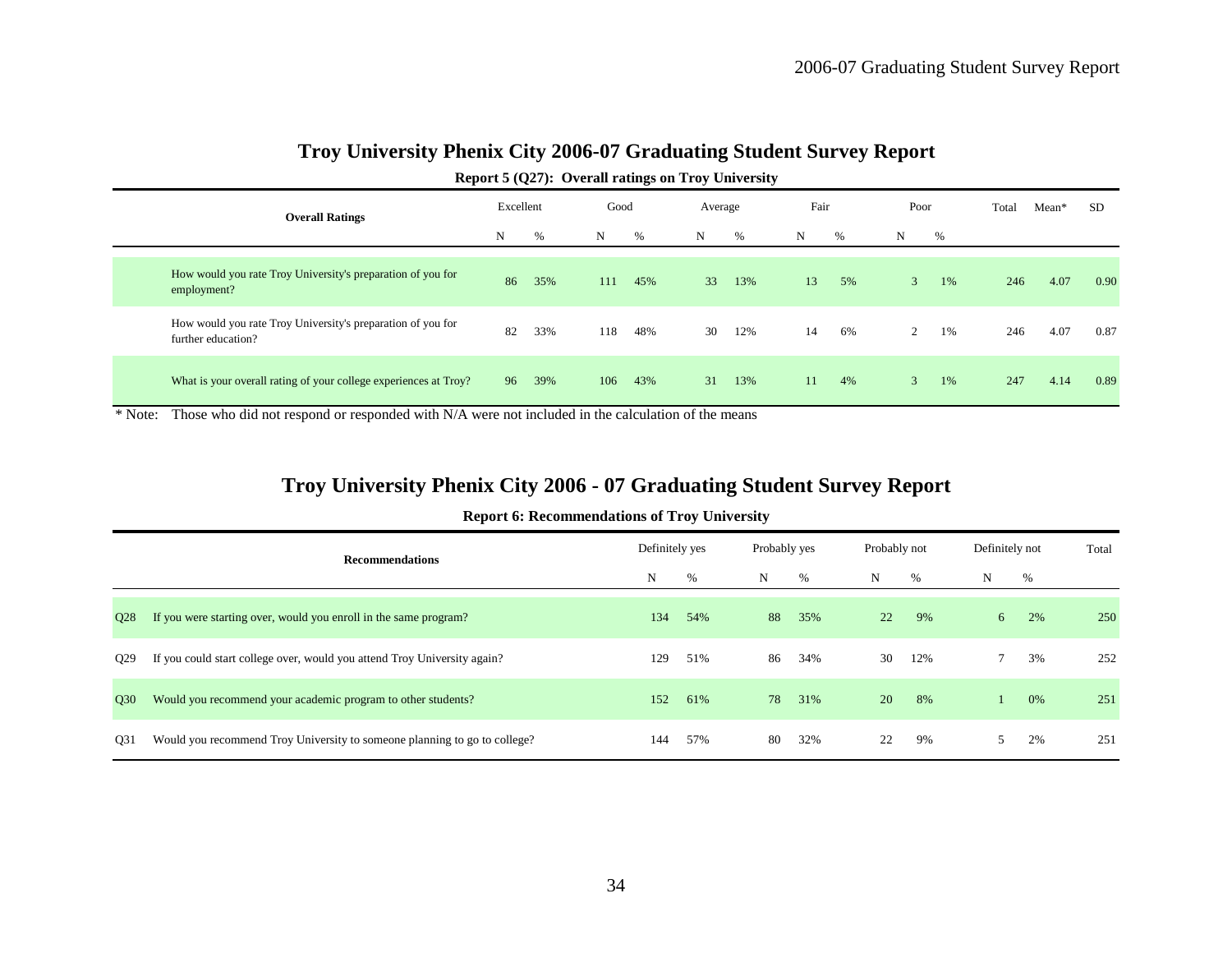# Troy University Phenix City 2006-07 Graduating Student Survey Report

**Report 5 (Q27): Overall ratings on Troy University**

| Overall Ratings | Excellent | | Good | | Average | | Fair | | Poor | | Total | Mean* | SD |
|---|---|---|---|---|---|---|---|---|---|---|---|---|---|
| | N | % | N | % | N | % | N | % | N | % | | | |
| How would you rate Troy University's preparation of you for employment? | 86 | 35% | 111 | 45% | 33 | 13% | 13 | 5% | 3 | 1% | 246 | 4.07 | 0.90 |
| How would you rate Troy University's preparation of you for further education? | 82 | 33% | 118 | 48% | 30 | 12% | 14 | 6% | 2 | 1% | 246 | 4.07 | 0.87 |
| What is your overall rating of your college experiences at Troy? | 96 | 39% | 106 | 43% | 31 | 13% | 11 | 4% | 3 | 1% | 247 | 4.14 | 0.89 |

\* Note: Those who did not respond or responded with N/A were not included in the calculation of the means

# Troy University Phenix City 2006 - 07 Graduating Student Survey Report

**Report 6: Recommendations of Troy University**

| | Recommendations | Definitely yes | | Probably yes | | Probably not | | Definitely not | | Total |
|---|---|---|---|---|---|---|---|---|---|---|
| | | N | % | N | % | N | % | N | % | |
| Q28 | If you were starting over, would you enroll in the same program? | 134 | 54% | 88 | 35% | 22 | 9% | 6 | 2% | 250 |
| Q29 | If you could start college over, would you attend Troy University again? | 129 | 51% | 86 | 34% | 30 | 12% | 7 | 3% | 252 |
| Q30 | Would you recommend your academic program to other students? | 152 | 61% | 78 | 31% | 20 | 8% | 1 | 0% | 251 |
| Q31 | Would you recommend Troy University to someone planning to go to college? | 144 | 57% | 80 | 32% | 22 | 9% | 5 | 2% | 251 |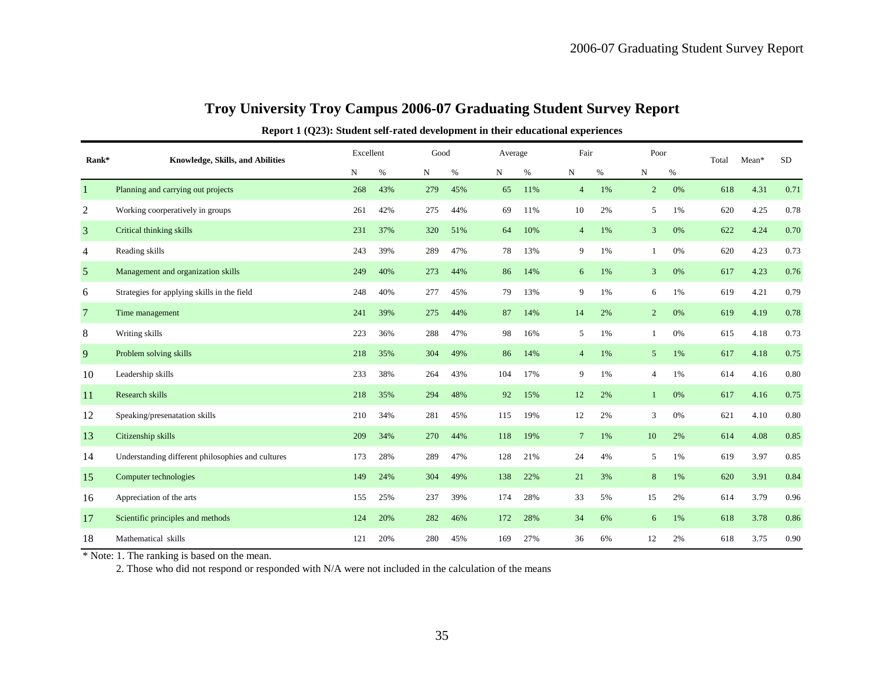# Troy University Troy Campus 2006-07 Graduating Student Survey Report

**Report 1 (Q23): Student self-rated development in their educational experiences**

| Rank* | Knowledge, Skills, and Abilities | Excellent | | Good | | Average | | Fair | | Poor | | Total | Mean* | SD |
|---|---|---|---|---|---|---|---|---|---|---|---|---|---|---|
| | | N | % | N | % | N | % | N | % | N | % | | | |
| 1 | Planning and carrying out projects | 268 | 43% | 279 | 45% | 65 | 11% | 4 | 1% | 2 | 0% | 618 | 4.31 | 0.71 |
| 2 | Working coorperatively in groups | 261 | 42% | 275 | 44% | 69 | 11% | 10 | 2% | 5 | 1% | 620 | 4.25 | 0.78 |
| 3 | Critical thinking skills | 231 | 37% | 320 | 51% | 64 | 10% | 4 | 1% | 3 | 0% | 622 | 4.24 | 0.70 |
| 4 | Reading skills | 243 | 39% | 289 | 47% | 78 | 13% | 9 | 1% | 1 | 0% | 620 | 4.23 | 0.73 |
| 5 | Management and organization skills | 249 | 40% | 273 | 44% | 86 | 14% | 6 | 1% | 3 | 0% | 617 | 4.23 | 0.76 |
| 6 | Strategies for applying skills in the field | 248 | 40% | 277 | 45% | 79 | 13% | 9 | 1% | 6 | 1% | 619 | 4.21 | 0.79 |
| 7 | Time management | 241 | 39% | 275 | 44% | 87 | 14% | 14 | 2% | 2 | 0% | 619 | 4.19 | 0.78 |
| 8 | Writing skills | 223 | 36% | 288 | 47% | 98 | 16% | 5 | 1% | 1 | 0% | 615 | 4.18 | 0.73 |
| 9 | Problem solving skills | 218 | 35% | 304 | 49% | 86 | 14% | 4 | 1% | 5 | 1% | 617 | 4.18 | 0.75 |
| 10 | Leadership skills | 233 | 38% | 264 | 43% | 104 | 17% | 9 | 1% | 4 | 1% | 614 | 4.16 | 0.80 |
| 11 | Research skills | 218 | 35% | 294 | 48% | 92 | 15% | 12 | 2% | 1 | 0% | 617 | 4.16 | 0.75 |
| 12 | Speaking/presenatation skills | 210 | 34% | 281 | 45% | 115 | 19% | 12 | 2% | 3 | 0% | 621 | 4.10 | 0.80 |
| 13 | Citizenship skills | 209 | 34% | 270 | 44% | 118 | 19% | 7 | 1% | 10 | 2% | 614 | 4.08 | 0.85 |
| 14 | Understanding different philosophies and cultures | 173 | 28% | 289 | 47% | 128 | 21% | 24 | 4% | 5 | 1% | 619 | 3.97 | 0.85 |
| 15 | Computer technologies | 149 | 24% | 304 | 49% | 138 | 22% | 21 | 3% | 8 | 1% | 620 | 3.91 | 0.84 |
| 16 | Appreciation of the arts | 155 | 25% | 237 | 39% | 174 | 28% | 33 | 5% | 15 | 2% | 614 | 3.79 | 0.96 |
| 17 | Scientific principles and methods | 124 | 20% | 282 | 46% | 172 | 28% | 34 | 6% | 6 | 1% | 618 | 3.78 | 0.86 |
| 18 | Mathematical skills | 121 | 20% | 280 | 45% | 169 | 27% | 36 | 6% | 12 | 2% | 618 | 3.75 | 0.90 |

* Note: 1. The ranking is based on the mean.

2. Those who did not respond or responded with N/A were not included in the calculation of the means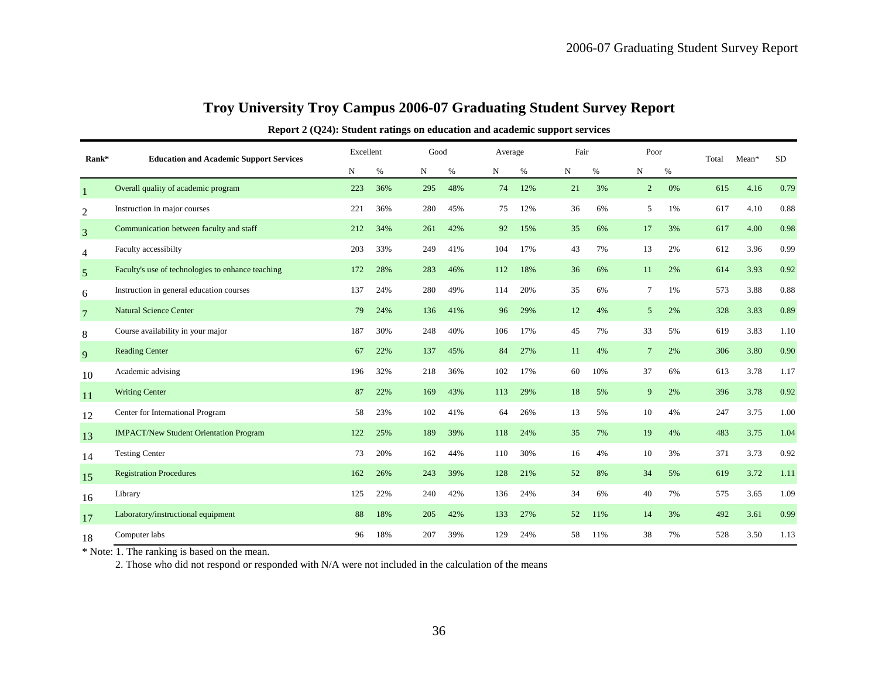# Troy University Troy Campus 2006-07 Graduating Student Survey Report

**Report 2 (Q24): Student ratings on education and academic support services**

| Rank* | Education and Academic Support Services | Excellent | | Good | | Average | | Fair | | Poor | | Total | Mean* | SD |
|---|---|---|---|---|---|---|---|---|---|---|---|---|---|---|
| | | N | % | N | % | N | % | N | % | N | % | | | |
| 1 | Overall quality of academic program | 223 | 36% | 295 | 48% | 74 | 12% | 21 | 3% | 2 | 0% | 615 | 4.16 | 0.79 |
| 2 | Instruction in major courses | 221 | 36% | 280 | 45% | 75 | 12% | 36 | 6% | 5 | 1% | 617 | 4.10 | 0.88 |
| 3 | Communication between faculty and staff | 212 | 34% | 261 | 42% | 92 | 15% | 35 | 6% | 17 | 3% | 617 | 4.00 | 0.98 |
| 4 | Faculty accessibilty | 203 | 33% | 249 | 41% | 104 | 17% | 43 | 7% | 13 | 2% | 612 | 3.96 | 0.99 |
| 5 | Faculty's use of technologies to enhance teaching | 172 | 28% | 283 | 46% | 112 | 18% | 36 | 6% | 11 | 2% | 614 | 3.93 | 0.92 |
| 6 | Instruction in general education courses | 137 | 24% | 280 | 49% | 114 | 20% | 35 | 6% | 7 | 1% | 573 | 3.88 | 0.88 |
| 7 | Natural Science Center | 79 | 24% | 136 | 41% | 96 | 29% | 12 | 4% | 5 | 2% | 328 | 3.83 | 0.89 |
| 8 | Course availability in your major | 187 | 30% | 248 | 40% | 106 | 17% | 45 | 7% | 33 | 5% | 619 | 3.83 | 1.10 |
| 9 | Reading Center | 67 | 22% | 137 | 45% | 84 | 27% | 11 | 4% | 7 | 2% | 306 | 3.80 | 0.90 |
| 10 | Academic advising | 196 | 32% | 218 | 36% | 102 | 17% | 60 | 10% | 37 | 6% | 613 | 3.78 | 1.17 |
| 11 | Writing Center | 87 | 22% | 169 | 43% | 113 | 29% | 18 | 5% | 9 | 2% | 396 | 3.78 | 0.92 |
| 12 | Center for International Program | 58 | 23% | 102 | 41% | 64 | 26% | 13 | 5% | 10 | 4% | 247 | 3.75 | 1.00 |
| 13 | IMPACT/New Student Orientation Program | 122 | 25% | 189 | 39% | 118 | 24% | 35 | 7% | 19 | 4% | 483 | 3.75 | 1.04 |
| 14 | Testing Center | 73 | 20% | 162 | 44% | 110 | 30% | 16 | 4% | 10 | 3% | 371 | 3.73 | 0.92 |
| 15 | Registration Procedures | 162 | 26% | 243 | 39% | 128 | 21% | 52 | 8% | 34 | 5% | 619 | 3.72 | 1.11 |
| 16 | Library | 125 | 22% | 240 | 42% | 136 | 24% | 34 | 6% | 40 | 7% | 575 | 3.65 | 1.09 |
| 17 | Laboratory/instructional equipment | 88 | 18% | 205 | 42% | 133 | 27% | 52 | 11% | 14 | 3% | 492 | 3.61 | 0.99 |
| 18 | Computer labs | 96 | 18% | 207 | 39% | 129 | 24% | 58 | 11% | 38 | 7% | 528 | 3.50 | 1.13 |

\* Note: 1. The ranking is based on the mean.

2. Those who did not respond or responded with N/A were not included in the calculation of the means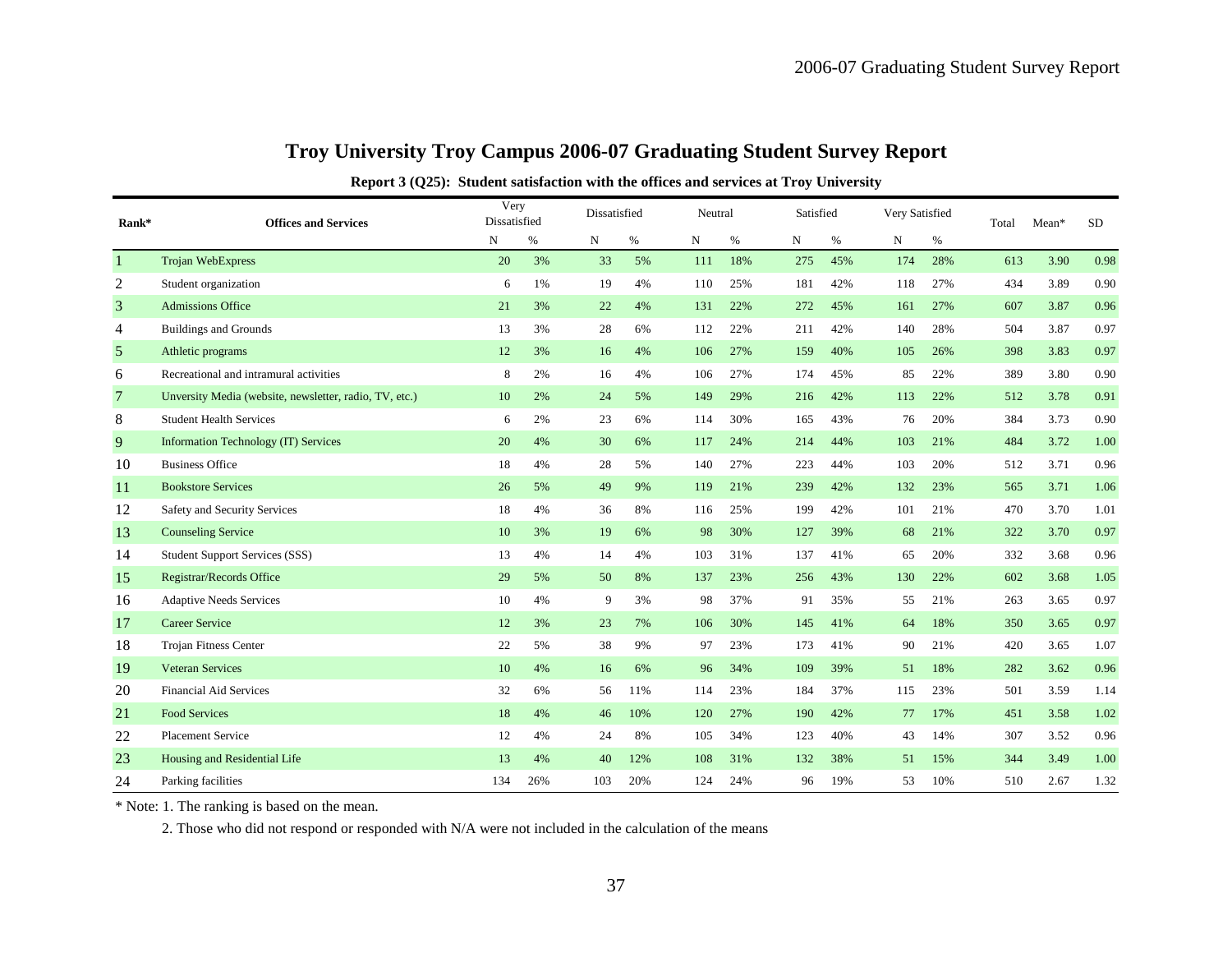# Troy University Troy Campus 2006-07 Graduating Student Survey Report

**Report 3 (Q25): Student satisfaction with the offices and services at Troy University**

| Rank* | Offices and Services | Very Dissatisfied | | Dissatisfied | | Neutral | | Satisfied | | Very Satisfied | | Total | Mean* | SD |
|---|---|---|---|---|---|---|---|---|---|---|---|---|---|---|
| | | N | % | N | % | N | % | N | % | N | % | | | |
| 1 | Trojan WebExpress | 20 | 3% | 33 | 5% | 111 | 18% | 275 | 45% | 174 | 28% | 613 | 3.90 | 0.98 |
| 2 | Student organization | 6 | 1% | 19 | 4% | 110 | 25% | 181 | 42% | 118 | 27% | 434 | 3.89 | 0.90 |
| 3 | Admissions Office | 21 | 3% | 22 | 4% | 131 | 22% | 272 | 45% | 161 | 27% | 607 | 3.87 | 0.96 |
| 4 | Buildings and Grounds | 13 | 3% | 28 | 6% | 112 | 22% | 211 | 42% | 140 | 28% | 504 | 3.87 | 0.97 |
| 5 | Athletic programs | 12 | 3% | 16 | 4% | 106 | 27% | 159 | 40% | 105 | 26% | 398 | 3.83 | 0.97 |
| 6 | Recreational and intramural activities | 8 | 2% | 16 | 4% | 106 | 27% | 174 | 45% | 85 | 22% | 389 | 3.80 | 0.90 |
| 7 | Unversity Media (website, newsletter, radio, TV, etc.) | 10 | 2% | 24 | 5% | 149 | 29% | 216 | 42% | 113 | 22% | 512 | 3.78 | 0.91 |
| 8 | Student Health Services | 6 | 2% | 23 | 6% | 114 | 30% | 165 | 43% | 76 | 20% | 384 | 3.73 | 0.90 |
| 9 | Information Technology (IT) Services | 20 | 4% | 30 | 6% | 117 | 24% | 214 | 44% | 103 | 21% | 484 | 3.72 | 1.00 |
| 10 | Business Office | 18 | 4% | 28 | 5% | 140 | 27% | 223 | 44% | 103 | 20% | 512 | 3.71 | 0.96 |
| 11 | Bookstore Services | 26 | 5% | 49 | 9% | 119 | 21% | 239 | 42% | 132 | 23% | 565 | 3.71 | 1.06 |
| 12 | Safety and Security Services | 18 | 4% | 36 | 8% | 116 | 25% | 199 | 42% | 101 | 21% | 470 | 3.70 | 1.01 |
| 13 | Counseling Service | 10 | 3% | 19 | 6% | 98 | 30% | 127 | 39% | 68 | 21% | 322 | 3.70 | 0.97 |
| 14 | Student Support Services (SSS) | 13 | 4% | 14 | 4% | 103 | 31% | 137 | 41% | 65 | 20% | 332 | 3.68 | 0.96 |
| 15 | Registrar/Records Office | 29 | 5% | 50 | 8% | 137 | 23% | 256 | 43% | 130 | 22% | 602 | 3.68 | 1.05 |
| 16 | Adaptive Needs Services | 10 | 4% | 9 | 3% | 98 | 37% | 91 | 35% | 55 | 21% | 263 | 3.65 | 0.97 |
| 17 | Career Service | 12 | 3% | 23 | 7% | 106 | 30% | 145 | 41% | 64 | 18% | 350 | 3.65 | 0.97 |
| 18 | Trojan Fitness Center | 22 | 5% | 38 | 9% | 97 | 23% | 173 | 41% | 90 | 21% | 420 | 3.65 | 1.07 |
| 19 | Veteran Services | 10 | 4% | 16 | 6% | 96 | 34% | 109 | 39% | 51 | 18% | 282 | 3.62 | 0.96 |
| 20 | Financial Aid Services | 32 | 6% | 56 | 11% | 114 | 23% | 184 | 37% | 115 | 23% | 501 | 3.59 | 1.14 |
| 21 | Food Services | 18 | 4% | 46 | 10% | 120 | 27% | 190 | 42% | 77 | 17% | 451 | 3.58 | 1.02 |
| 22 | Placement Service | 12 | 4% | 24 | 8% | 105 | 34% | 123 | 40% | 43 | 14% | 307 | 3.52 | 0.96 |
| 23 | Housing and Residential Life | 13 | 4% | 40 | 12% | 108 | 31% | 132 | 38% | 51 | 15% | 344 | 3.49 | 1.00 |
| 24 | Parking facilities | 134 | 26% | 103 | 20% | 124 | 24% | 96 | 19% | 53 | 10% | 510 | 2.67 | 1.32 |

\* Note: 1. The ranking is based on the mean.

2. Those who did not respond or responded with N/A were not included in the calculation of the means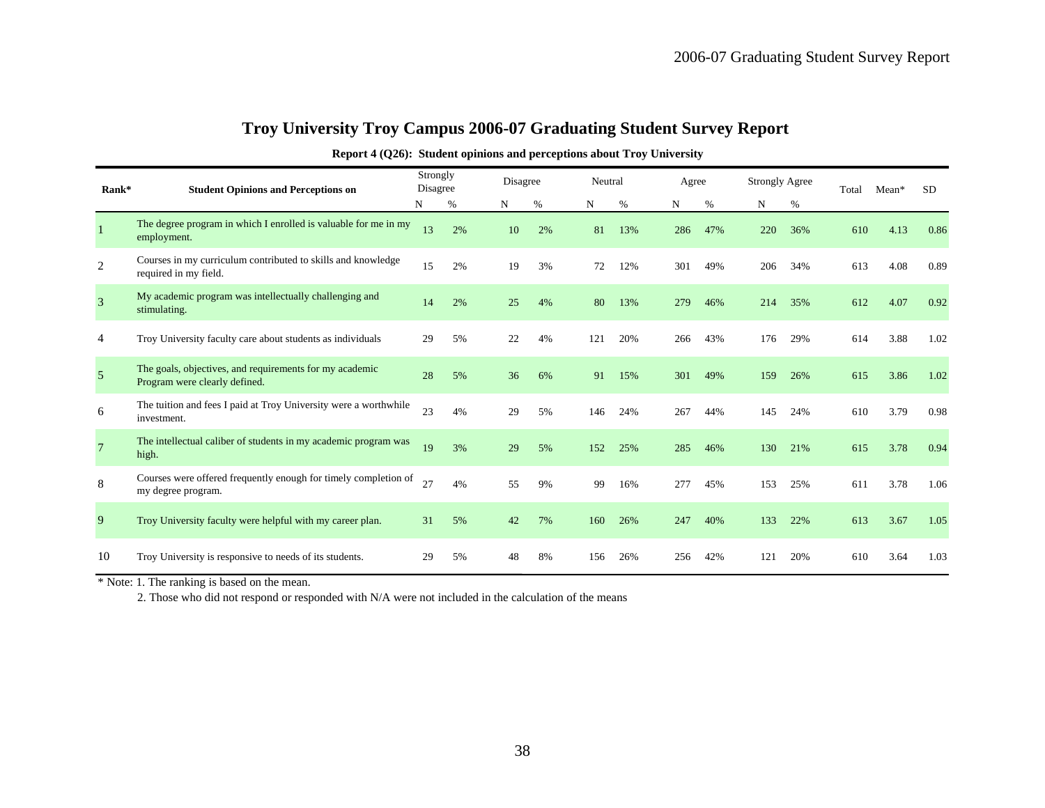# Troy University Troy Campus 2006-07 Graduating Student Survey Report

**Report 4 (Q26): Student opinions and perceptions about Troy University**

| Rank* | Student Opinions and Perceptions on | Strongly Disagree | | Disagree | | Neutral | | Agree | | Strongly Agree | | Total | Mean* | SD |
|---|---|---|---|---|---|---|---|---|---|---|---|---|---|---|
| | | N | % | N | % | N | % | N | % | N | % | | | |
| 1 | The degree program in which I enrolled is valuable for me in my employment. | 13 | 2% | 10 | 2% | 81 | 13% | 286 | 47% | 220 | 36% | 610 | 4.13 | 0.86 |
| 2 | Courses in my curriculum contributed to skills and knowledge required in my field. | 15 | 2% | 19 | 3% | 72 | 12% | 301 | 49% | 206 | 34% | 613 | 4.08 | 0.89 |
| 3 | My academic program was intellectually challenging and stimulating. | 14 | 2% | 25 | 4% | 80 | 13% | 279 | 46% | 214 | 35% | 612 | 4.07 | 0.92 |
| 4 | Troy University faculty care about students as individuals | 29 | 5% | 22 | 4% | 121 | 20% | 266 | 43% | 176 | 29% | 614 | 3.88 | 1.02 |
| 5 | The goals, objectives, and requirements for my academic Program were clearly defined. | 28 | 5% | 36 | 6% | 91 | 15% | 301 | 49% | 159 | 26% | 615 | 3.86 | 1.02 |
| 6 | The tuition and fees I paid at Troy University were a worthwhile investment. | 23 | 4% | 29 | 5% | 146 | 24% | 267 | 44% | 145 | 24% | 610 | 3.79 | 0.98 |
| 7 | The intellectual caliber of students in my academic program was high. | 19 | 3% | 29 | 5% | 152 | 25% | 285 | 46% | 130 | 21% | 615 | 3.78 | 0.94 |
| 8 | Courses were offered frequently enough for timely completion of my degree program. | 27 | 4% | 55 | 9% | 99 | 16% | 277 | 45% | 153 | 25% | 611 | 3.78 | 1.06 |
| 9 | Troy University faculty were helpful with my career plan. | 31 | 5% | 42 | 7% | 160 | 26% | 247 | 40% | 133 | 22% | 613 | 3.67 | 1.05 |
| 10 | Troy University is responsive to needs of its students. | 29 | 5% | 48 | 8% | 156 | 26% | 256 | 42% | 121 | 20% | 610 | 3.64 | 1.03 |

\* Note: 1. The ranking is based on the mean.

2. Those who did not respond or responded with N/A were not included in the calculation of the means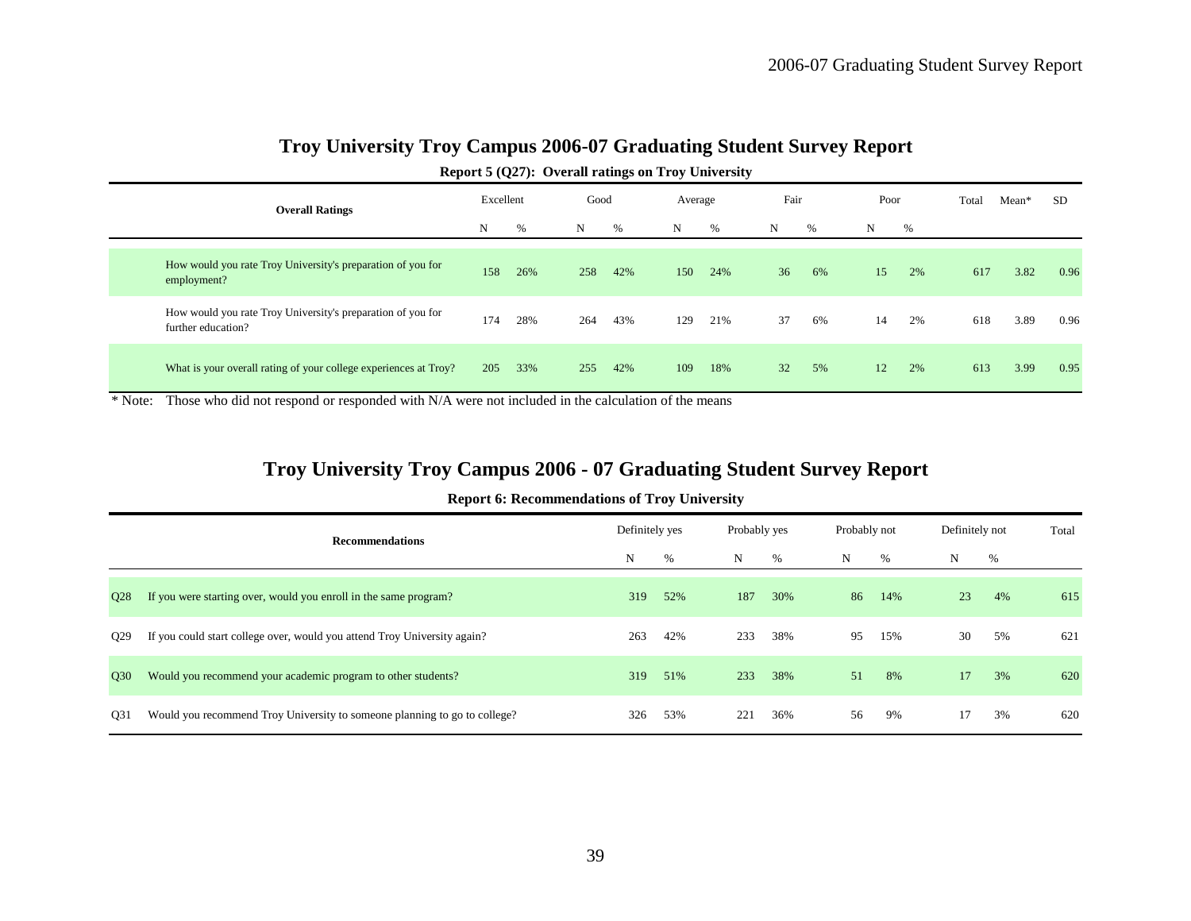## Troy University Troy Campus 2006-07 Graduating Student Survey Report

**Report 5 (Q27): Overall ratings on Troy University**

| Overall Ratings | Excellent | | Good | | Average | | Fair | | Poor | | Total | Mean* | SD |
|---|---|---|---|---|---|---|---|---|---|---|---|---|---|
| | N | % | N | % | N | % | N | % | N | % | | | |
| How would you rate Troy University's preparation of you for employment? | 158 | 26% | 258 | 42% | 150 | 24% | 36 | 6% | 15 | 2% | 617 | 3.82 | 0.96 |
| How would you rate Troy University's preparation of you for further education? | 174 | 28% | 264 | 43% | 129 | 21% | 37 | 6% | 14 | 2% | 618 | 3.89 | 0.96 |
| What is your overall rating of your college experiences at Troy? | 205 | 33% | 255 | 42% | 109 | 18% | 32 | 5% | 12 | 2% | 613 | 3.99 | 0.95 |

* Note: Those who did not respond or responded with N/A were not included in the calculation of the means

## Troy University Troy Campus 2006 - 07 Graduating Student Survey Report

**Report 6: Recommendations of Troy University**

| | Recommendations | Definitely yes | | Probably yes | | Probably not | | Definitely not | | Total |
|---|---|---|---|---|---|---|---|---|---|---|
| | | N | % | N | % | N | % | N | % | |
| Q28 | If you were starting over, would you enroll in the same program? | 319 | 52% | 187 | 30% | 86 | 14% | 23 | 4% | 615 |
| Q29 | If you could start college over, would you attend Troy University again? | 263 | 42% | 233 | 38% | 95 | 15% | 30 | 5% | 621 |
| Q30 | Would you recommend your academic program to other students? | 319 | 51% | 233 | 38% | 51 | 8% | 17 | 3% | 620 |
| Q31 | Would you recommend Troy University to someone planning to go to college? | 326 | 53% | 221 | 36% | 56 | 9% | 17 | 3% | 620 |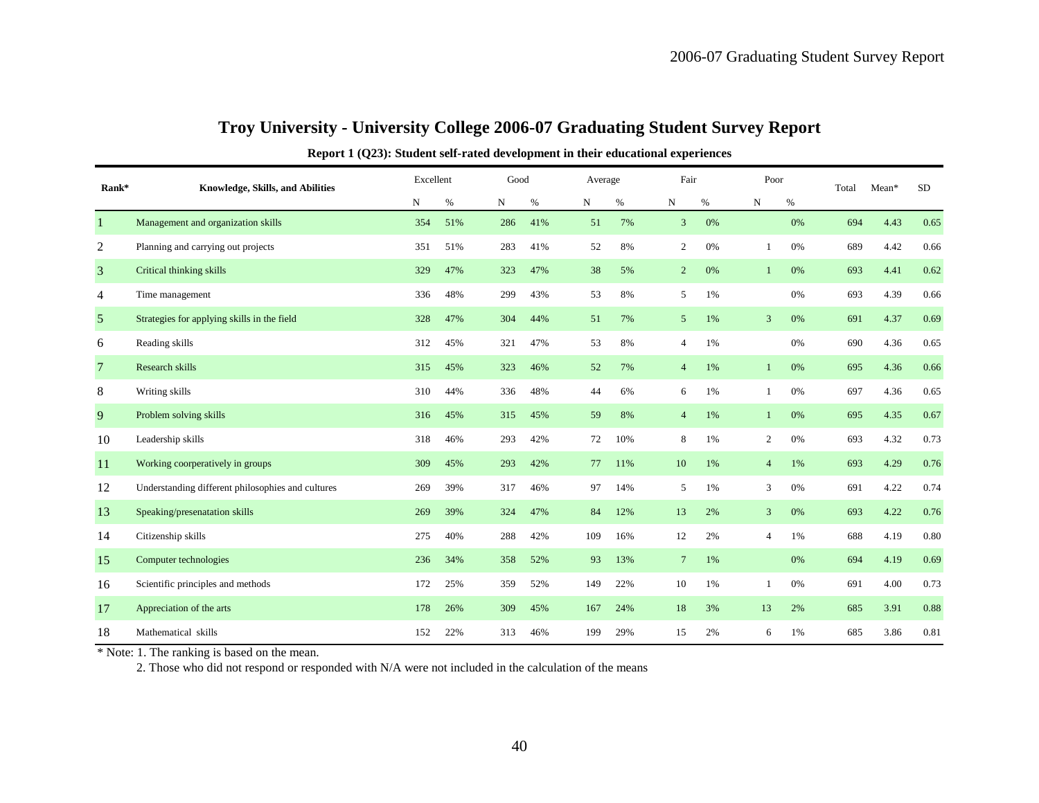# Troy University - University College 2006-07 Graduating Student Survey Report

**Report 1 (Q23): Student self-rated development in their educational experiences**

| Rank* | Knowledge, Skills, and Abilities | Excellent | | Good | | Average | | Fair | | Poor | | Total | Mean* | SD |
|---|---|---|---|---|---|---|---|---|---|---|---|---|---|---|
| | | N | % | N | % | N | % | N | % | N | % | | | |
| 1 | Management and organization skills | 354 | 51% | 286 | 41% | 51 | 7% | 3 | 0% | | 0% | 694 | 4.43 | 0.65 |
| 2 | Planning and carrying out projects | 351 | 51% | 283 | 41% | 52 | 8% | 2 | 0% | 1 | 0% | 689 | 4.42 | 0.66 |
| 3 | Critical thinking skills | 329 | 47% | 323 | 47% | 38 | 5% | 2 | 0% | 1 | 0% | 693 | 4.41 | 0.62 |
| 4 | Time management | 336 | 48% | 299 | 43% | 53 | 8% | 5 | 1% | | 0% | 693 | 4.39 | 0.66 |
| 5 | Strategies for applying skills in the field | 328 | 47% | 304 | 44% | 51 | 7% | 5 | 1% | 3 | 0% | 691 | 4.37 | 0.69 |
| 6 | Reading skills | 312 | 45% | 321 | 47% | 53 | 8% | 4 | 1% | | 0% | 690 | 4.36 | 0.65 |
| 7 | Research skills | 315 | 45% | 323 | 46% | 52 | 7% | 4 | 1% | 1 | 0% | 695 | 4.36 | 0.66 |
| 8 | Writing skills | 310 | 44% | 336 | 48% | 44 | 6% | 6 | 1% | 1 | 0% | 697 | 4.36 | 0.65 |
| 9 | Problem solving skills | 316 | 45% | 315 | 45% | 59 | 8% | 4 | 1% | 1 | 0% | 695 | 4.35 | 0.67 |
| 10 | Leadership skills | 318 | 46% | 293 | 42% | 72 | 10% | 8 | 1% | 2 | 0% | 693 | 4.32 | 0.73 |
| 11 | Working coorperatively in groups | 309 | 45% | 293 | 42% | 77 | 11% | 10 | 1% | 4 | 1% | 693 | 4.29 | 0.76 |
| 12 | Understanding different philosophies and cultures | 269 | 39% | 317 | 46% | 97 | 14% | 5 | 1% | 3 | 0% | 691 | 4.22 | 0.74 |
| 13 | Speaking/presenatation skills | 269 | 39% | 324 | 47% | 84 | 12% | 13 | 2% | 3 | 0% | 693 | 4.22 | 0.76 |
| 14 | Citizenship skills | 275 | 40% | 288 | 42% | 109 | 16% | 12 | 2% | 4 | 1% | 688 | 4.19 | 0.80 |
| 15 | Computer technologies | 236 | 34% | 358 | 52% | 93 | 13% | 7 | 1% | | 0% | 694 | 4.19 | 0.69 |
| 16 | Scientific principles and methods | 172 | 25% | 359 | 52% | 149 | 22% | 10 | 1% | 1 | 0% | 691 | 4.00 | 0.73 |
| 17 | Appreciation of the arts | 178 | 26% | 309 | 45% | 167 | 24% | 18 | 3% | 13 | 2% | 685 | 3.91 | 0.88 |
| 18 | Mathematical skills | 152 | 22% | 313 | 46% | 199 | 29% | 15 | 2% | 6 | 1% | 685 | 3.86 | 0.81 |

* Note: 1. The ranking is based on the mean.

2. Those who did not respond or responded with N/A were not included in the calculation of the means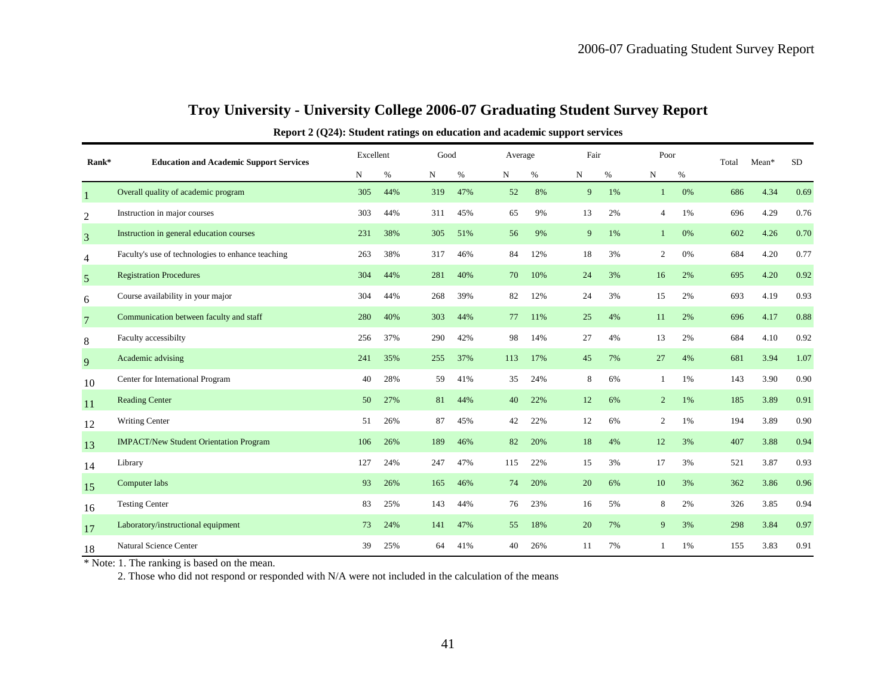# Troy University - University College 2006-07 Graduating Student Survey Report

**Report 2 (Q24): Student ratings on education and academic support services**

| Rank* | Education and Academic Support Services | Excellent | | Good | | Average | | Fair | | Poor | | Total | Mean* | SD |
|---|---|---|---|---|---|---|---|---|---|---|---|---|---|---|
| | | N | % | N | % | N | % | N | % | N | % | | | |
| 1 | Overall quality of academic program | 305 | 44% | 319 | 47% | 52 | 8% | 9 | 1% | 1 | 0% | 686 | 4.34 | 0.69 |
| 2 | Instruction in major courses | 303 | 44% | 311 | 45% | 65 | 9% | 13 | 2% | 4 | 1% | 696 | 4.29 | 0.76 |
| 3 | Instruction in general education courses | 231 | 38% | 305 | 51% | 56 | 9% | 9 | 1% | 1 | 0% | 602 | 4.26 | 0.70 |
| 4 | Faculty's use of technologies to enhance teaching | 263 | 38% | 317 | 46% | 84 | 12% | 18 | 3% | 2 | 0% | 684 | 4.20 | 0.77 |
| 5 | Registration Procedures | 304 | 44% | 281 | 40% | 70 | 10% | 24 | 3% | 16 | 2% | 695 | 4.20 | 0.92 |
| 6 | Course availability in your major | 304 | 44% | 268 | 39% | 82 | 12% | 24 | 3% | 15 | 2% | 693 | 4.19 | 0.93 |
| 7 | Communication between faculty and staff | 280 | 40% | 303 | 44% | 77 | 11% | 25 | 4% | 11 | 2% | 696 | 4.17 | 0.88 |
| 8 | Faculty accessibilty | 256 | 37% | 290 | 42% | 98 | 14% | 27 | 4% | 13 | 2% | 684 | 4.10 | 0.92 |
| 9 | Academic advising | 241 | 35% | 255 | 37% | 113 | 17% | 45 | 7% | 27 | 4% | 681 | 3.94 | 1.07 |
| 10 | Center for International Program | 40 | 28% | 59 | 41% | 35 | 24% | 8 | 6% | 1 | 1% | 143 | 3.90 | 0.90 |
| 11 | Reading Center | 50 | 27% | 81 | 44% | 40 | 22% | 12 | 6% | 2 | 1% | 185 | 3.89 | 0.91 |
| 12 | Writing Center | 51 | 26% | 87 | 45% | 42 | 22% | 12 | 6% | 2 | 1% | 194 | 3.89 | 0.90 |
| 13 | IMPACT/New Student Orientation Program | 106 | 26% | 189 | 46% | 82 | 20% | 18 | 4% | 12 | 3% | 407 | 3.88 | 0.94 |
| 14 | Library | 127 | 24% | 247 | 47% | 115 | 22% | 15 | 3% | 17 | 3% | 521 | 3.87 | 0.93 |
| 15 | Computer labs | 93 | 26% | 165 | 46% | 74 | 20% | 20 | 6% | 10 | 3% | 362 | 3.86 | 0.96 |
| 16 | Testing Center | 83 | 25% | 143 | 44% | 76 | 23% | 16 | 5% | 8 | 2% | 326 | 3.85 | 0.94 |
| 17 | Laboratory/instructional equipment | 73 | 24% | 141 | 47% | 55 | 18% | 20 | 7% | 9 | 3% | 298 | 3.84 | 0.97 |
| 18 | Natural Science Center | 39 | 25% | 64 | 41% | 40 | 26% | 11 | 7% | 1 | 1% | 155 | 3.83 | 0.91 |

* Note: 1. The ranking is based on the mean.

2. Those who did not respond or responded with N/A were not included in the calculation of the means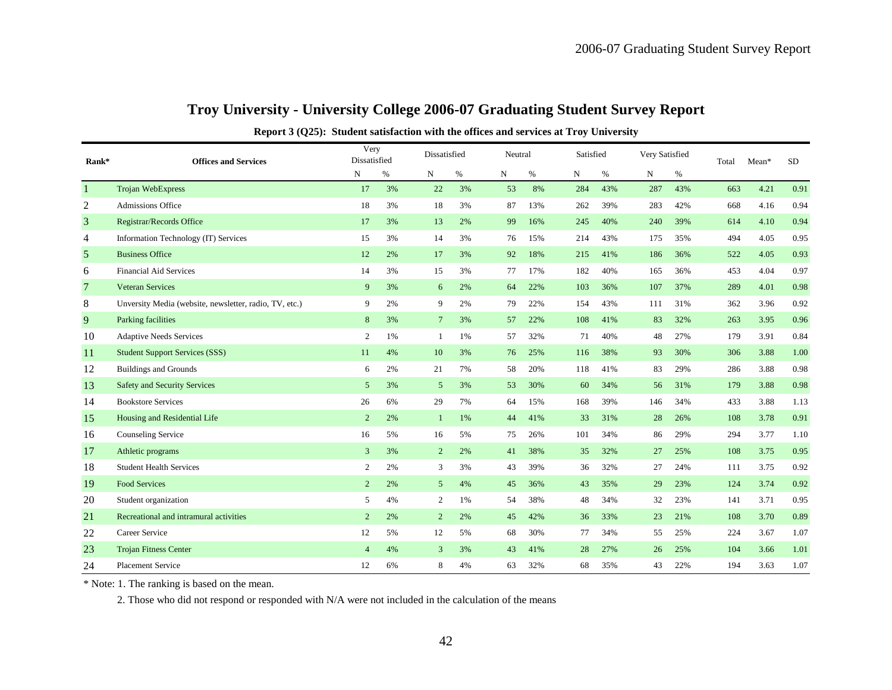# Troy University - University College 2006-07 Graduating Student Survey Report

**Report 3 (Q25): Student satisfaction with the offices and services at Troy University**

| Rank* | Offices and Services | Very Dissatisfied | | Dissatisfied | | Neutral | | Satisfied | | Very Satisfied | | Total | Mean* | SD |
|---|---|---|---|---|---|---|---|---|---|---|---|---|---|---|
| | | N | % | N | % | N | % | N | % | N | % | | | |
| 1 | Trojan WebExpress | 17 | 3% | 22 | 3% | 53 | 8% | 284 | 43% | 287 | 43% | 663 | 4.21 | 0.91 |
| 2 | Admissions Office | 18 | 3% | 18 | 3% | 87 | 13% | 262 | 39% | 283 | 42% | 668 | 4.16 | 0.94 |
| 3 | Registrar/Records Office | 17 | 3% | 13 | 2% | 99 | 16% | 245 | 40% | 240 | 39% | 614 | 4.10 | 0.94 |
| 4 | Information Technology (IT) Services | 15 | 3% | 14 | 3% | 76 | 15% | 214 | 43% | 175 | 35% | 494 | 4.05 | 0.95 |
| 5 | Business Office | 12 | 2% | 17 | 3% | 92 | 18% | 215 | 41% | 186 | 36% | 522 | 4.05 | 0.93 |
| 6 | Financial Aid Services | 14 | 3% | 15 | 3% | 77 | 17% | 182 | 40% | 165 | 36% | 453 | 4.04 | 0.97 |
| 7 | Veteran Services | 9 | 3% | 6 | 2% | 64 | 22% | 103 | 36% | 107 | 37% | 289 | 4.01 | 0.98 |
| 8 | Unversity Media (website, newsletter, radio, TV, etc.) | 9 | 2% | 9 | 2% | 79 | 22% | 154 | 43% | 111 | 31% | 362 | 3.96 | 0.92 |
| 9 | Parking facilities | 8 | 3% | 7 | 3% | 57 | 22% | 108 | 41% | 83 | 32% | 263 | 3.95 | 0.96 |
| 10 | Adaptive Needs Services | 2 | 1% | 1 | 1% | 57 | 32% | 71 | 40% | 48 | 27% | 179 | 3.91 | 0.84 |
| 11 | Student Support Services (SSS) | 11 | 4% | 10 | 3% | 76 | 25% | 116 | 38% | 93 | 30% | 306 | 3.88 | 1.00 |
| 12 | Buildings and Grounds | 6 | 2% | 21 | 7% | 58 | 20% | 118 | 41% | 83 | 29% | 286 | 3.88 | 0.98 |
| 13 | Safety and Security Services | 5 | 3% | 5 | 3% | 53 | 30% | 60 | 34% | 56 | 31% | 179 | 3.88 | 0.98 |
| 14 | Bookstore Services | 26 | 6% | 29 | 7% | 64 | 15% | 168 | 39% | 146 | 34% | 433 | 3.88 | 1.13 |
| 15 | Housing and Residential Life | 2 | 2% | 1 | 1% | 44 | 41% | 33 | 31% | 28 | 26% | 108 | 3.78 | 0.91 |
| 16 | Counseling Service | 16 | 5% | 16 | 5% | 75 | 26% | 101 | 34% | 86 | 29% | 294 | 3.77 | 1.10 |
| 17 | Athletic programs | 3 | 3% | 2 | 2% | 41 | 38% | 35 | 32% | 27 | 25% | 108 | 3.75 | 0.95 |
| 18 | Student Health Services | 2 | 2% | 3 | 3% | 43 | 39% | 36 | 32% | 27 | 24% | 111 | 3.75 | 0.92 |
| 19 | Food Services | 2 | 2% | 5 | 4% | 45 | 36% | 43 | 35% | 29 | 23% | 124 | 3.74 | 0.92 |
| 20 | Student organization | 5 | 4% | 2 | 1% | 54 | 38% | 48 | 34% | 32 | 23% | 141 | 3.71 | 0.95 |
| 21 | Recreational and intramural activities | 2 | 2% | 2 | 2% | 45 | 42% | 36 | 33% | 23 | 21% | 108 | 3.70 | 0.89 |
| 22 | Career Service | 12 | 5% | 12 | 5% | 68 | 30% | 77 | 34% | 55 | 25% | 224 | 3.67 | 1.07 |
| 23 | Trojan Fitness Center | 4 | 4% | 3 | 3% | 43 | 41% | 28 | 27% | 26 | 25% | 104 | 3.66 | 1.01 |
| 24 | Placement Service | 12 | 6% | 8 | 4% | 63 | 32% | 68 | 35% | 43 | 22% | 194 | 3.63 | 1.07 |

* Note: 1. The ranking is based on the mean.

2. Those who did not respond or responded with N/A were not included in the calculation of the means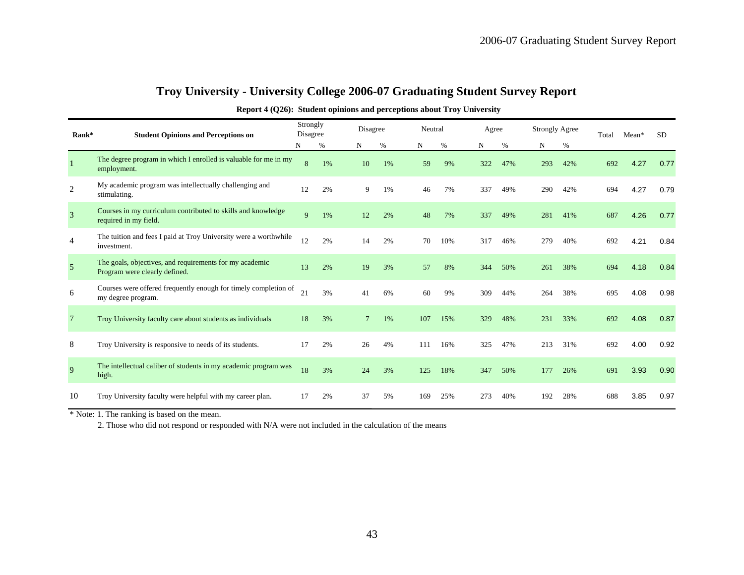# Troy University - University College 2006-07 Graduating Student Survey Report

**Report 4 (Q26): Student opinions and perceptions about Troy University**

| Rank* | Student Opinions and Perceptions on | Strongly Disagree | | Disagree | | Neutral | | Agree | | Strongly Agree | | Total | Mean* | SD |
|---|---|---|---|---|---|---|---|---|---|---|---|---|---|---|
| | | N | % | N | % | N | % | N | % | N | % | | | |
| 1 | The degree program in which I enrolled is valuable for me in my employment. | 8 | 1% | 10 | 1% | 59 | 9% | 322 | 47% | 293 | 42% | 692 | 4.27 | 0.77 |
| 2 | My academic program was intellectually challenging and stimulating. | 12 | 2% | 9 | 1% | 46 | 7% | 337 | 49% | 290 | 42% | 694 | 4.27 | 0.79 |
| 3 | Courses in my curriculum contributed to skills and knowledge required in my field. | 9 | 1% | 12 | 2% | 48 | 7% | 337 | 49% | 281 | 41% | 687 | 4.26 | 0.77 |
| 4 | The tuition and fees I paid at Troy University were a worthwhile investment. | 12 | 2% | 14 | 2% | 70 | 10% | 317 | 46% | 279 | 40% | 692 | 4.21 | 0.84 |
| 5 | The goals, objectives, and requirements for my academic Program were clearly defined. | 13 | 2% | 19 | 3% | 57 | 8% | 344 | 50% | 261 | 38% | 694 | 4.18 | 0.84 |
| 6 | Courses were offered frequently enough for timely completion of my degree program. | 21 | 3% | 41 | 6% | 60 | 9% | 309 | 44% | 264 | 38% | 695 | 4.08 | 0.98 |
| 7 | Troy University faculty care about students as individuals | 18 | 3% | 7 | 1% | 107 | 15% | 329 | 48% | 231 | 33% | 692 | 4.08 | 0.87 |
| 8 | Troy University is responsive to needs of its students. | 17 | 2% | 26 | 4% | 111 | 16% | 325 | 47% | 213 | 31% | 692 | 4.00 | 0.92 |
| 9 | The intellectual caliber of students in my academic program was high. | 18 | 3% | 24 | 3% | 125 | 18% | 347 | 50% | 177 | 26% | 691 | 3.93 | 0.90 |
| 10 | Troy University faculty were helpful with my career plan. | 17 | 2% | 37 | 5% | 169 | 25% | 273 | 40% | 192 | 28% | 688 | 3.85 | 0.97 |

* Note: 1. The ranking is based on the mean.

2. Those who did not respond or responded with N/A were not included in the calculation of the means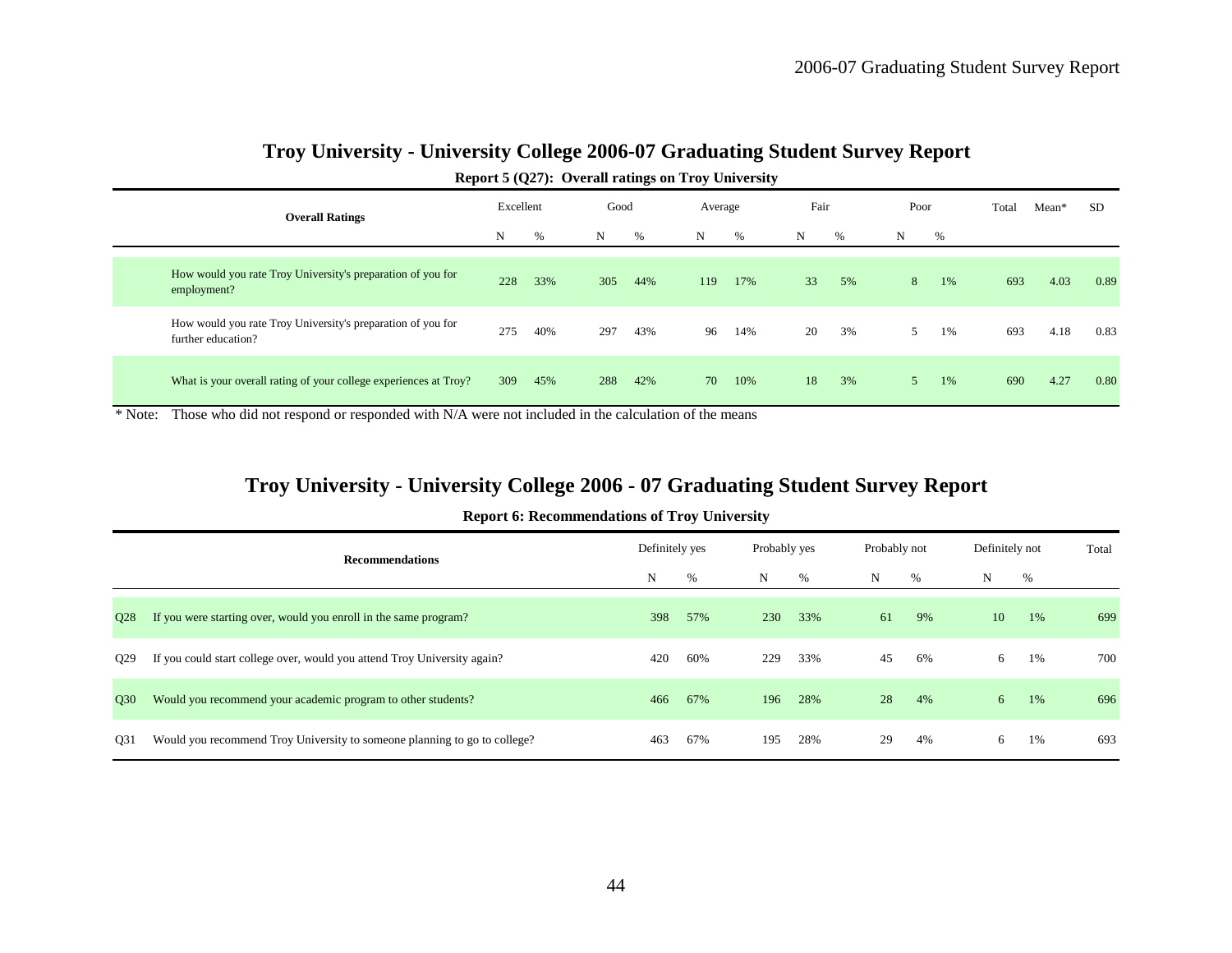# Troy University - University College 2006-07 Graduating Student Survey Report

**Report 5 (Q27): Overall ratings on Troy University**

| Overall Ratings | Excellent | | Good | | Average | | Fair | | Poor | | Total | Mean* | SD |
|---|---|---|---|---|---|---|---|---|---|---|---|---|---|
| | N | % | N | % | N | % | N | % | N | % | | | |
| How would you rate Troy University's preparation of you for employment? | 228 | 33% | 305 | 44% | 119 | 17% | 33 | 5% | 8 | 1% | 693 | 4.03 | 0.89 |
| How would you rate Troy University's preparation of you for further education? | 275 | 40% | 297 | 43% | 96 | 14% | 20 | 3% | 5 | 1% | 693 | 4.18 | 0.83 |
| What is your overall rating of your college experiences at Troy? | 309 | 45% | 288 | 42% | 70 | 10% | 18 | 3% | 5 | 1% | 690 | 4.27 | 0.80 |

* Note: Those who did not respond or responded with N/A were not included in the calculation of the means

# Troy University - University College 2006 - 07 Graduating Student Survey Report

**Report 6: Recommendations of Troy University**

| | Recommendations | Definitely yes | | Probably yes | | Probably not | | Definitely not | | Total |
|---|---|---|---|---|---|---|---|---|---|---|
| | | N | % | N | % | N | % | N | % | |
| Q28 | If you were starting over, would you enroll in the same program? | 398 | 57% | 230 | 33% | 61 | 9% | 10 | 1% | 699 |
| Q29 | If you could start college over, would you attend Troy University again? | 420 | 60% | 229 | 33% | 45 | 6% | 6 | 1% | 700 |
| Q30 | Would you recommend your academic program to other students? | 466 | 67% | 196 | 28% | 28 | 4% | 6 | 1% | 696 |
| Q31 | Would you recommend Troy University to someone planning to go to college? | 463 | 67% | 195 | 28% | 29 | 4% | 6 | 1% | 693 |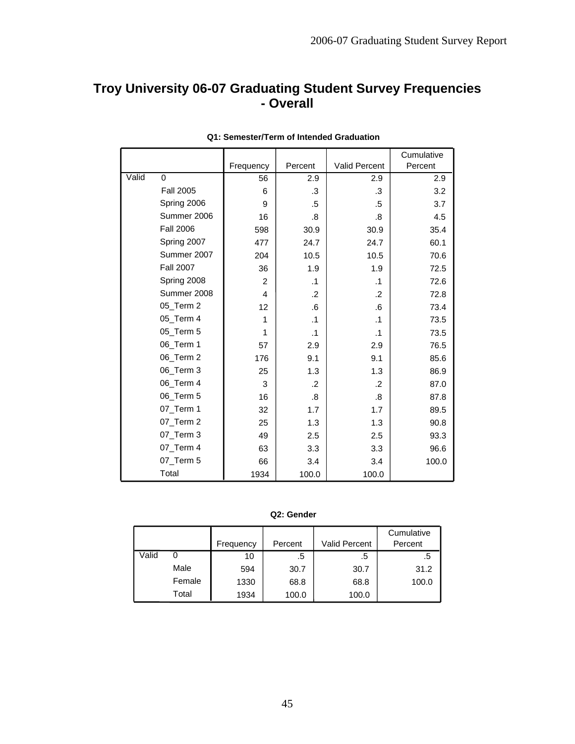# Troy University 06-07 Graduating Student Survey Frequencies - Overall

**Q1: Semester/Term of Intended Graduation**

| | | Frequency | Percent | Valid Percent | Cumulative Percent |
|---|---|---|---|---|---|
| Valid | 0 | 56 | 2.9 | 2.9 | 2.9 |
| | Fall 2005 | 6 | .3 | .3 | 3.2 |
| | Spring 2006 | 9 | .5 | .5 | 3.7 |
| | Summer 2006 | 16 | .8 | .8 | 4.5 |
| | Fall 2006 | 598 | 30.9 | 30.9 | 35.4 |
| | Spring 2007 | 477 | 24.7 | 24.7 | 60.1 |
| | Summer 2007 | 204 | 10.5 | 10.5 | 70.6 |
| | Fall 2007 | 36 | 1.9 | 1.9 | 72.5 |
| | Spring 2008 | 2 | .1 | .1 | 72.6 |
| | Summer 2008 | 4 | .2 | .2 | 72.8 |
| | 05_Term 2 | 12 | .6 | .6 | 73.4 |
| | 05_Term 4 | 1 | .1 | .1 | 73.5 |
| | 05_Term 5 | 1 | .1 | .1 | 73.5 |
| | 06_Term 1 | 57 | 2.9 | 2.9 | 76.5 |
| | 06_Term 2 | 176 | 9.1 | 9.1 | 85.6 |
| | 06_Term 3 | 25 | 1.3 | 1.3 | 86.9 |
| | 06_Term 4 | 3 | .2 | .2 | 87.0 |
| | 06_Term 5 | 16 | .8 | .8 | 87.8 |
| | 07_Term 1 | 32 | 1.7 | 1.7 | 89.5 |
| | 07_Term 2 | 25 | 1.3 | 1.3 | 90.8 |
| | 07_Term 3 | 49 | 2.5 | 2.5 | 93.3 |
| | 07_Term 4 | 63 | 3.3 | 3.3 | 96.6 |
| | 07_Term 5 | 66 | 3.4 | 3.4 | 100.0 |
| | Total | 1934 | 100.0 | 100.0 | |

**Q2: Gender**

| | | Frequency | Percent | Valid Percent | Cumulative Percent |
|---|---|---|---|---|---|
| Valid | 0 | 10 | .5 | .5 | .5 |
| | Male | 594 | 30.7 | 30.7 | 31.2 |
| | Female | 1330 | 68.8 | 68.8 | 100.0 |
| | Total | 1934 | 100.0 | 100.0 | |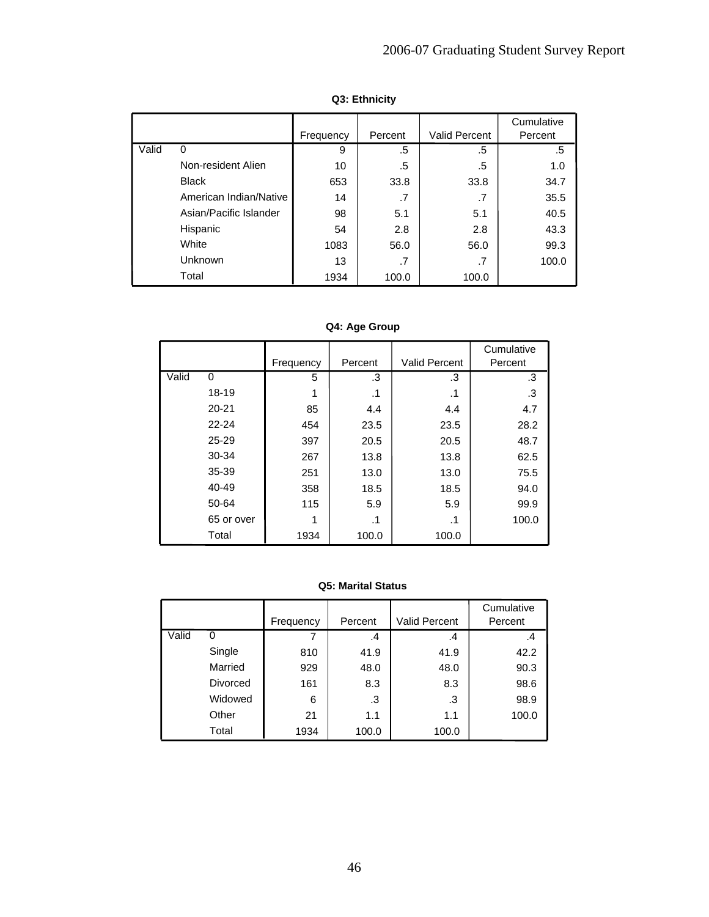**Q3: Ethnicity**

| | | Frequency | Percent | Valid Percent | Cumulative Percent |
|---|---|---|---|---|---|
| Valid | 0 | 9 | .5 | .5 | .5 |
| | Non-resident Alien | 10 | .5 | .5 | 1.0 |
| | Black | 653 | 33.8 | 33.8 | 34.7 |
| | American Indian/Native | 14 | .7 | .7 | 35.5 |
| | Asian/Pacific Islander | 98 | 5.1 | 5.1 | 40.5 |
| | Hispanic | 54 | 2.8 | 2.8 | 43.3 |
| | White | 1083 | 56.0 | 56.0 | 99.3 |
| | Unknown | 13 | .7 | .7 | 100.0 |
| | Total | 1934 | 100.0 | 100.0 | |

**Q4: Age Group**

| | | Frequency | Percent | Valid Percent | Cumulative Percent |
|---|---|---|---|---|---|
| Valid | 0 | 5 | .3 | .3 | .3 |
| | 18-19 | 1 | .1 | .1 | .3 |
| | 20-21 | 85 | 4.4 | 4.4 | 4.7 |
| | 22-24 | 454 | 23.5 | 23.5 | 28.2 |
| | 25-29 | 397 | 20.5 | 20.5 | 48.7 |
| | 30-34 | 267 | 13.8 | 13.8 | 62.5 |
| | 35-39 | 251 | 13.0 | 13.0 | 75.5 |
| | 40-49 | 358 | 18.5 | 18.5 | 94.0 |
| | 50-64 | 115 | 5.9 | 5.9 | 99.9 |
| | 65 or over | 1 | .1 | .1 | 100.0 |
| | Total | 1934 | 100.0 | 100.0 | |

**Q5: Marital Status**

| | | Frequency | Percent | Valid Percent | Cumulative Percent |
|---|---|---|---|---|---|
| Valid | 0 | 7 | .4 | .4 | .4 |
| | Single | 810 | 41.9 | 41.9 | 42.2 |
| | Married | 929 | 48.0 | 48.0 | 90.3 |
| | Divorced | 161 | 8.3 | 8.3 | 98.6 |
| | Widowed | 6 | .3 | .3 | 98.9 |
| | Other | 21 | 1.1 | 1.1 | 100.0 |
| | Total | 1934 | 100.0 | 100.0 | |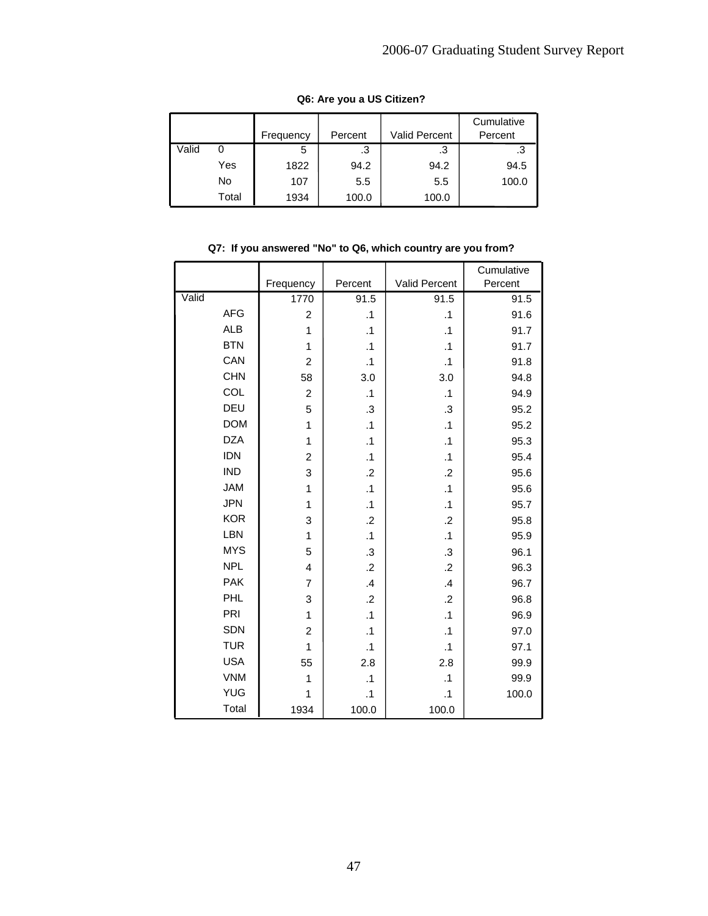**Q6: Are you a US Citizen?**

| | | Frequency | Percent | Valid Percent | Cumulative Percent |
|---|---|---|---|---|---|
| Valid | 0 | 5 | .3 | .3 | .3 |
| | Yes | 1822 | 94.2 | 94.2 | 94.5 |
| | No | 107 | 5.5 | 5.5 | 100.0 |
| | Total | 1934 | 100.0 | 100.0 | |

**Q7: If you answered "No" to Q6, which country are you from?**

| | | Frequency | Percent | Valid Percent | Cumulative Percent |
|---|---|---|---|---|---|
| Valid | | 1770 | 91.5 | 91.5 | 91.5 |
| | AFG | 2 | .1 | .1 | 91.6 |
| | ALB | 1 | .1 | .1 | 91.7 |
| | BTN | 1 | .1 | .1 | 91.7 |
| | CAN | 2 | .1 | .1 | 91.8 |
| | CHN | 58 | 3.0 | 3.0 | 94.8 |
| | COL | 2 | .1 | .1 | 94.9 |
| | DEU | 5 | .3 | .3 | 95.2 |
| | DOM | 1 | .1 | .1 | 95.2 |
| | DZA | 1 | .1 | .1 | 95.3 |
| | IDN | 2 | .1 | .1 | 95.4 |
| | IND | 3 | .2 | .2 | 95.6 |
| | JAM | 1 | .1 | .1 | 95.6 |
| | JPN | 1 | .1 | .1 | 95.7 |
| | KOR | 3 | .2 | .2 | 95.8 |
| | LBN | 1 | .1 | .1 | 95.9 |
| | MYS | 5 | .3 | .3 | 96.1 |
| | NPL | 4 | .2 | .2 | 96.3 |
| | PAK | 7 | .4 | .4 | 96.7 |
| | PHL | 3 | .2 | .2 | 96.8 |
| | PRI | 1 | .1 | .1 | 96.9 |
| | SDN | 2 | .1 | .1 | 97.0 |
| | TUR | 1 | .1 | .1 | 97.1 |
| | USA | 55 | 2.8 | 2.8 | 99.9 |
| | VNM | 1 | .1 | .1 | 99.9 |
| | YUG | 1 | .1 | .1 | 100.0 |
| | Total | 1934 | 100.0 | 100.0 | |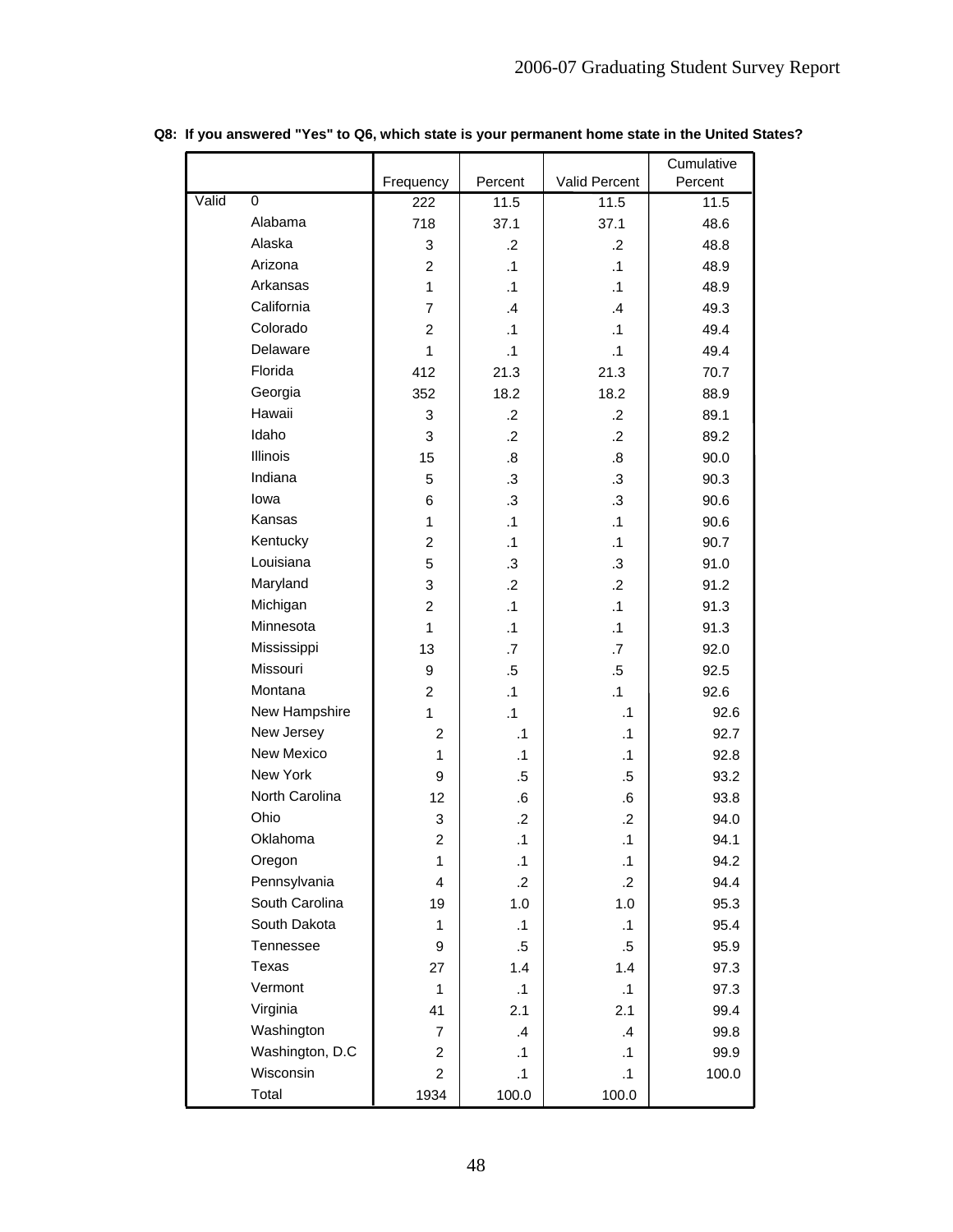**Q8: If you answered "Yes" to Q6, which state is your permanent home state in the United States?**

| | | Frequency | Percent | Valid Percent | Cumulative Percent |
|---|---|---|---|---|---|
| Valid | 0 | 222 | 11.5 | 11.5 | 11.5 |
| | Alabama | 718 | 37.1 | 37.1 | 48.6 |
| | Alaska | 3 | .2 | .2 | 48.8 |
| | Arizona | 2 | .1 | .1 | 48.9 |
| | Arkansas | 1 | .1 | .1 | 48.9 |
| | California | 7 | .4 | .4 | 49.3 |
| | Colorado | 2 | .1 | .1 | 49.4 |
| | Delaware | 1 | .1 | .1 | 49.4 |
| | Florida | 412 | 21.3 | 21.3 | 70.7 |
| | Georgia | 352 | 18.2 | 18.2 | 88.9 |
| | Hawaii | 3 | .2 | .2 | 89.1 |
| | Idaho | 3 | .2 | .2 | 89.2 |
| | Illinois | 15 | .8 | .8 | 90.0 |
| | Indiana | 5 | .3 | .3 | 90.3 |
| | Iowa | 6 | .3 | .3 | 90.6 |
| | Kansas | 1 | .1 | .1 | 90.6 |
| | Kentucky | 2 | .1 | .1 | 90.7 |
| | Louisiana | 5 | .3 | .3 | 91.0 |
| | Maryland | 3 | .2 | .2 | 91.2 |
| | Michigan | 2 | .1 | .1 | 91.3 |
| | Minnesota | 1 | .1 | .1 | 91.3 |
| | Mississippi | 13 | .7 | .7 | 92.0 |
| | Missouri | 9 | .5 | .5 | 92.5 |
| | Montana | 2 | .1 | .1 | 92.6 |
| | New Hampshire | 1 | .1 | .1 | 92.6 |
| | New Jersey | 2 | .1 | .1 | 92.7 |
| | New Mexico | 1 | .1 | .1 | 92.8 |
| | New York | 9 | .5 | .5 | 93.2 |
| | North Carolina | 12 | .6 | .6 | 93.8 |
| | Ohio | 3 | .2 | .2 | 94.0 |
| | Oklahoma | 2 | .1 | .1 | 94.1 |
| | Oregon | 1 | .1 | .1 | 94.2 |
| | Pennsylvania | 4 | .2 | .2 | 94.4 |
| | South Carolina | 19 | 1.0 | 1.0 | 95.3 |
| | South Dakota | 1 | .1 | .1 | 95.4 |
| | Tennessee | 9 | .5 | .5 | 95.9 |
| | Texas | 27 | 1.4 | 1.4 | 97.3 |
| | Vermont | 1 | .1 | .1 | 97.3 |
| | Virginia | 41 | 2.1 | 2.1 | 99.4 |
| | Washington | 7 | .4 | .4 | 99.8 |
| | Washington, D.C | 2 | .1 | .1 | 99.9 |
| | Wisconsin | 2 | .1 | .1 | 100.0 |
| | Total | 1934 | 100.0 | 100.0 | |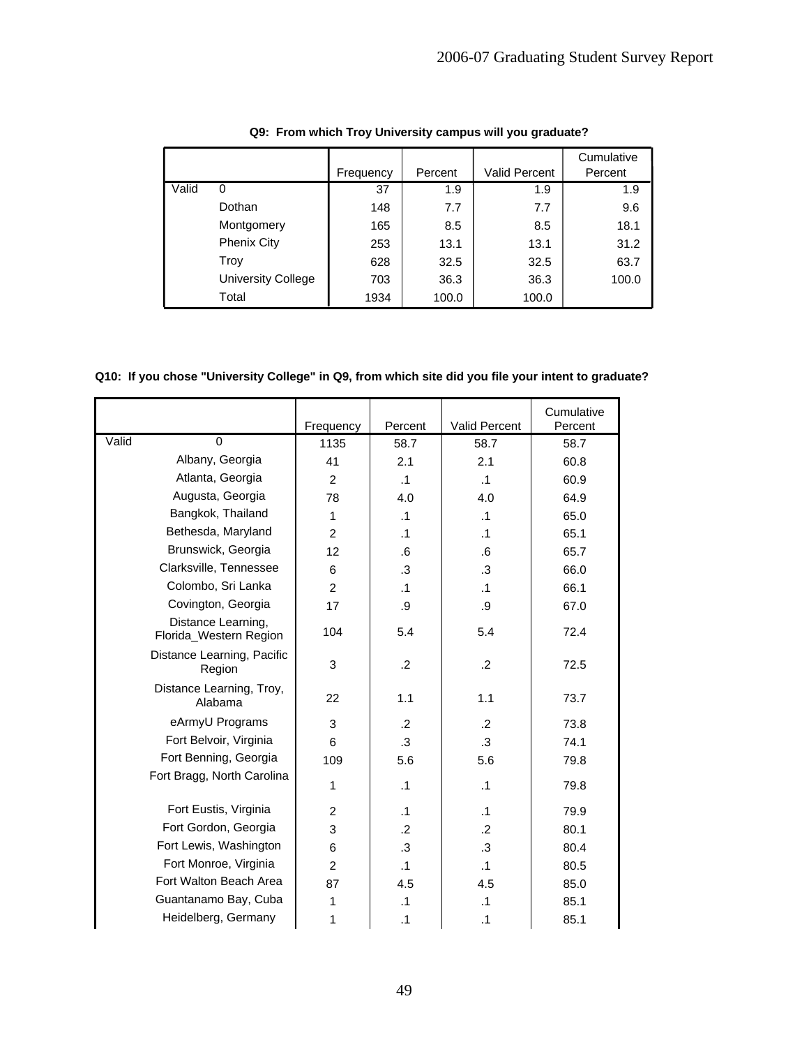**Q9: From which Troy University campus will you graduate?**

| | | Frequency | Percent | Valid Percent | Cumulative Percent |
|---|---|---|---|---|---|
| Valid | 0 | 37 | 1.9 | 1.9 | 1.9 |
| | Dothan | 148 | 7.7 | 7.7 | 9.6 |
| | Montgomery | 165 | 8.5 | 8.5 | 18.1 |
| | Phenix City | 253 | 13.1 | 13.1 | 31.2 |
| | Troy | 628 | 32.5 | 32.5 | 63.7 |
| | University College | 703 | 36.3 | 36.3 | 100.0 |
| | Total | 1934 | 100.0 | 100.0 | |

**Q10: If you chose "University College" in Q9, from which site did you file your intent to graduate?**

| | | Frequency | Percent | Valid Percent | Cumulative Percent |
|---|---|---|---|---|---|
| Valid | 0 | 1135 | 58.7 | 58.7 | 58.7 |
| | Albany, Georgia | 41 | 2.1 | 2.1 | 60.8 |
| | Atlanta, Georgia | 2 | .1 | .1 | 60.9 |
| | Augusta, Georgia | 78 | 4.0 | 4.0 | 64.9 |
| | Bangkok, Thailand | 1 | .1 | .1 | 65.0 |
| | Bethesda, Maryland | 2 | .1 | .1 | 65.1 |
| | Brunswick, Georgia | 12 | .6 | .6 | 65.7 |
| | Clarksville, Tennessee | 6 | .3 | .3 | 66.0 |
| | Colombo, Sri Lanka | 2 | .1 | .1 | 66.1 |
| | Covington, Georgia | 17 | .9 | .9 | 67.0 |
| | Distance Learning, Florida_Western Region | 104 | 5.4 | 5.4 | 72.4 |
| | Distance Learning, Pacific Region | 3 | .2 | .2 | 72.5 |
| | Distance Learning, Troy, Alabama | 22 | 1.1 | 1.1 | 73.7 |
| | eArmyU Programs | 3 | .2 | .2 | 73.8 |
| | Fort Belvoir, Virginia | 6 | .3 | .3 | 74.1 |
| | Fort Benning, Georgia | 109 | 5.6 | 5.6 | 79.8 |
| | Fort Bragg, North Carolina | 1 | .1 | .1 | 79.8 |
| | Fort Eustis, Virginia | 2 | .1 | .1 | 79.9 |
| | Fort Gordon, Georgia | 3 | .2 | .2 | 80.1 |
| | Fort Lewis, Washington | 6 | .3 | .3 | 80.4 |
| | Fort Monroe, Virginia | 2 | .1 | .1 | 80.5 |
| | Fort Walton Beach Area | 87 | 4.5 | 4.5 | 85.0 |
| | Guantanamo Bay, Cuba | 1 | .1 | .1 | 85.1 |
| | Heidelberg, Germany | 1 | .1 | .1 | 85.1 |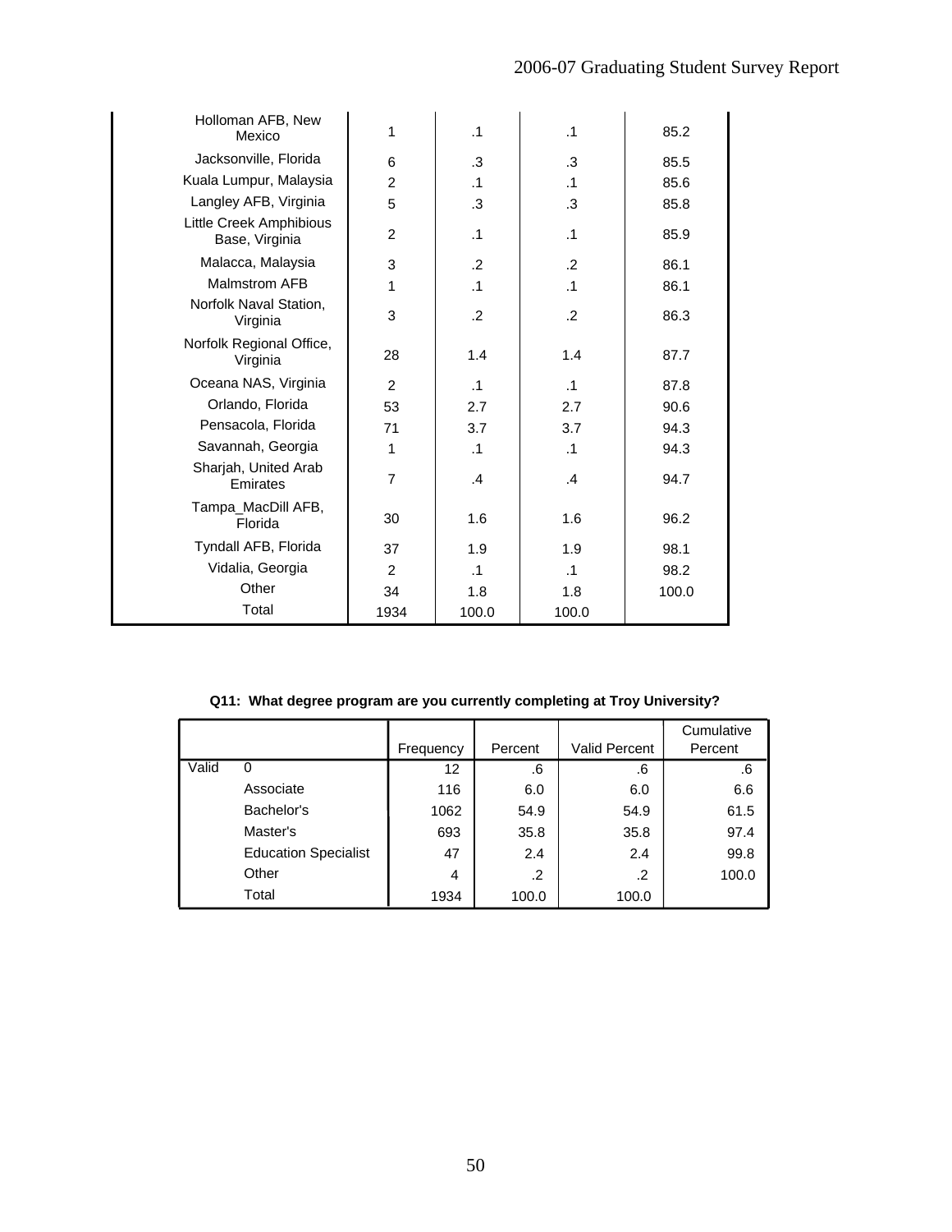| | | | | |
|---|---|---|---|---|
| Holloman AFB, New Mexico | 1 | .1 | .1 | 85.2 |
| Jacksonville, Florida | 6 | .3 | .3 | 85.5 |
| Kuala Lumpur, Malaysia | 2 | .1 | .1 | 85.6 |
| Langley AFB, Virginia | 5 | .3 | .3 | 85.8 |
| Little Creek Amphibious Base, Virginia | 2 | .1 | .1 | 85.9 |
| Malacca, Malaysia | 3 | .2 | .2 | 86.1 |
| Malmstrom AFB | 1 | .1 | .1 | 86.1 |
| Norfolk Naval Station, Virginia | 3 | .2 | .2 | 86.3 |
| Norfolk Regional Office, Virginia | 28 | 1.4 | 1.4 | 87.7 |
| Oceana NAS, Virginia | 2 | .1 | .1 | 87.8 |
| Orlando, Florida | 53 | 2.7 | 2.7 | 90.6 |
| Pensacola, Florida | 71 | 3.7 | 3.7 | 94.3 |
| Savannah, Georgia | 1 | .1 | .1 | 94.3 |
| Sharjah, United Arab Emirates | 7 | .4 | .4 | 94.7 |
| Tampa_MacDill AFB, Florida | 30 | 1.6 | 1.6 | 96.2 |
| Tyndall AFB, Florida | 37 | 1.9 | 1.9 | 98.1 |
| Vidalia, Georgia | 2 | .1 | .1 | 98.2 |
| Other | 34 | 1.8 | 1.8 | 100.0 |
| Total | 1934 | 100.0 | 100.0 | |

**Q11: What degree program are you currently completing at Troy University?**

| | | Frequency | Percent | Valid Percent | Cumulative Percent |
|---|---|---|---|---|---|
| Valid | 0 | 12 | .6 | .6 | .6 |
| | Associate | 116 | 6.0 | 6.0 | 6.6 |
| | Bachelor's | 1062 | 54.9 | 54.9 | 61.5 |
| | Master's | 693 | 35.8 | 35.8 | 97.4 |
| | Education Specialist | 47 | 2.4 | 2.4 | 99.8 |
| | Other | 4 | .2 | .2 | 100.0 |
| | Total | 1934 | 100.0 | 100.0 | |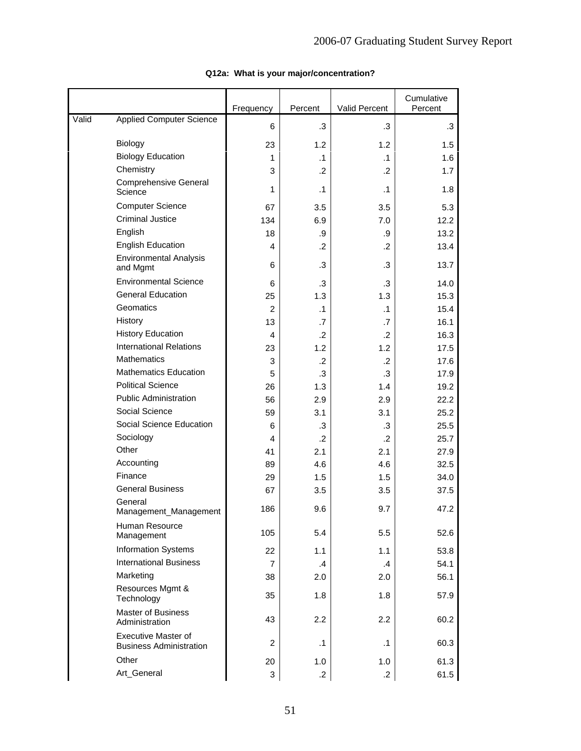**Q12a: What is your major/concentration?**

| | | Frequency | Percent | Valid Percent | Cumulative Percent |
|---|---|---|---|---|---|
| Valid | Applied Computer Science | 6 | .3 | .3 | .3 |
| | Biology | 23 | 1.2 | 1.2 | 1.5 |
| | Biology Education | 1 | .1 | .1 | 1.6 |
| | Chemistry | 3 | .2 | .2 | 1.7 |
| | Comprehensive General Science | 1 | .1 | .1 | 1.8 |
| | Computer Science | 67 | 3.5 | 3.5 | 5.3 |
| | Criminal Justice | 134 | 6.9 | 7.0 | 12.2 |
| | English | 18 | .9 | .9 | 13.2 |
| | English Education | 4 | .2 | .2 | 13.4 |
| | Environmental Analysis and Mgmt | 6 | .3 | .3 | 13.7 |
| | Environmental Science | 6 | .3 | .3 | 14.0 |
| | General Education | 25 | 1.3 | 1.3 | 15.3 |
| | Geomatics | 2 | .1 | .1 | 15.4 |
| | History | 13 | .7 | .7 | 16.1 |
| | History Education | 4 | .2 | .2 | 16.3 |
| | International Relations | 23 | 1.2 | 1.2 | 17.5 |
| | Mathematics | 3 | .2 | .2 | 17.6 |
| | Mathematics Education | 5 | .3 | .3 | 17.9 |
| | Political Science | 26 | 1.3 | 1.4 | 19.2 |
| | Public Administration | 56 | 2.9 | 2.9 | 22.2 |
| | Social Science | 59 | 3.1 | 3.1 | 25.2 |
| | Social Science Education | 6 | .3 | .3 | 25.5 |
| | Sociology | 4 | .2 | .2 | 25.7 |
| | Other | 41 | 2.1 | 2.1 | 27.9 |
| | Accounting | 89 | 4.6 | 4.6 | 32.5 |
| | Finance | 29 | 1.5 | 1.5 | 34.0 |
| | General Business | 67 | 3.5 | 3.5 | 37.5 |
| | General Management_Management | 186 | 9.6 | 9.7 | 47.2 |
| | Human Resource Management | 105 | 5.4 | 5.5 | 52.6 |
| | Information Systems | 22 | 1.1 | 1.1 | 53.8 |
| | International Business | 7 | .4 | .4 | 54.1 |
| | Marketing | 38 | 2.0 | 2.0 | 56.1 |
| | Resources Mgmt & Technology | 35 | 1.8 | 1.8 | 57.9 |
| | Master of Business Administration | 43 | 2.2 | 2.2 | 60.2 |
| | Executive Master of Business Administration | 2 | .1 | .1 | 60.3 |
| | Other | 20 | 1.0 | 1.0 | 61.3 |
| | Art_General | 3 | .2 | .2 | 61.5 |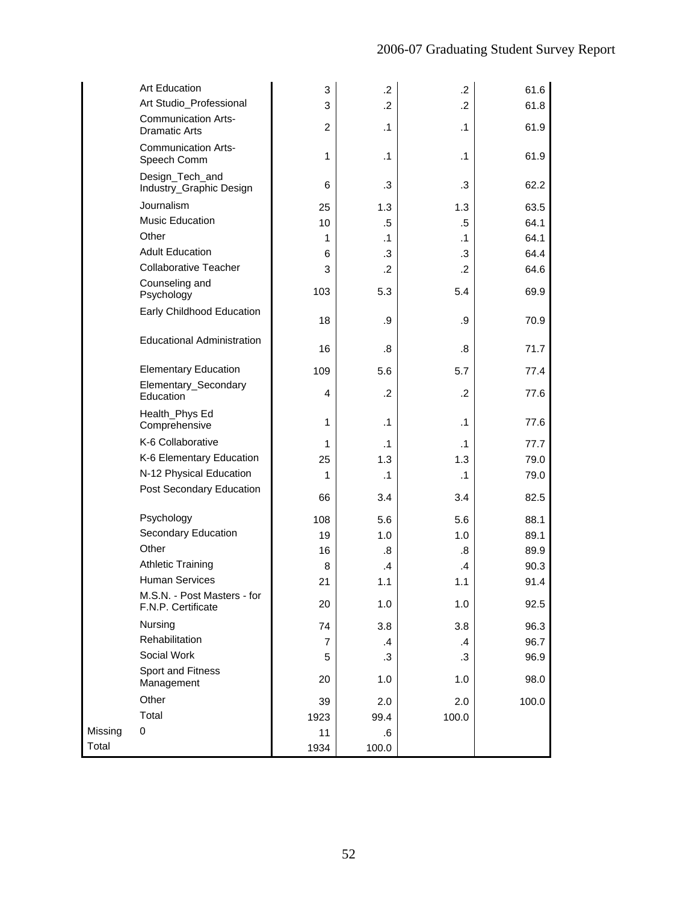| | | Frequency | Percent | Valid Percent | Cumulative Percent |
|---|---|---|---|---|---|
| | Art Education | 3 | .2 | .2 | 61.6 |
| | Art Studio_Professional | 3 | .2 | .2 | 61.8 |
| | Communication Arts-Dramatic Arts | 2 | .1 | .1 | 61.9 |
| | Communication Arts-Speech Comm | 1 | .1 | .1 | 61.9 |
| | Design_Tech_and Industry_Graphic Design | 6 | .3 | .3 | 62.2 |
| | Journalism | 25 | 1.3 | 1.3 | 63.5 |
| | Music Education | 10 | .5 | .5 | 64.1 |
| | Other | 1 | .1 | .1 | 64.1 |
| | Adult Education | 6 | .3 | .3 | 64.4 |
| | Collaborative Teacher | 3 | .2 | .2 | 64.6 |
| | Counseling and Psychology | 103 | 5.3 | 5.4 | 69.9 |
| | Early Childhood Education | 18 | .9 | .9 | 70.9 |
| | Educational Administration | 16 | .8 | .8 | 71.7 |
| | Elementary Education | 109 | 5.6 | 5.7 | 77.4 |
| | Elementary_Secondary Education | 4 | .2 | .2 | 77.6 |
| | Health_Phys Ed Comprehensive | 1 | .1 | .1 | 77.6 |
| | K-6 Collaborative | 1 | .1 | .1 | 77.7 |
| | K-6 Elementary Education | 25 | 1.3 | 1.3 | 79.0 |
| | N-12 Physical Education | 1 | .1 | .1 | 79.0 |
| | Post Secondary Education | 66 | 3.4 | 3.4 | 82.5 |
| | Psychology | 108 | 5.6 | 5.6 | 88.1 |
| | Secondary Education | 19 | 1.0 | 1.0 | 89.1 |
| | Other | 16 | .8 | .8 | 89.9 |
| | Athletic Training | 8 | .4 | .4 | 90.3 |
| | Human Services | 21 | 1.1 | 1.1 | 91.4 |
| | M.S.N. - Post Masters - for F.N.P. Certificate | 20 | 1.0 | 1.0 | 92.5 |
| | Nursing | 74 | 3.8 | 3.8 | 96.3 |
| | Rehabilitation | 7 | .4 | .4 | 96.7 |
| | Social Work | 5 | .3 | .3 | 96.9 |
| | Sport and Fitness Management | 20 | 1.0 | 1.0 | 98.0 |
| | Other | 39 | 2.0 | 2.0 | 100.0 |
| | Total | 1923 | 99.4 | 100.0 | |
| Missing | 0 | 11 | .6 | | |
| Total | | 1934 | 100.0 | | |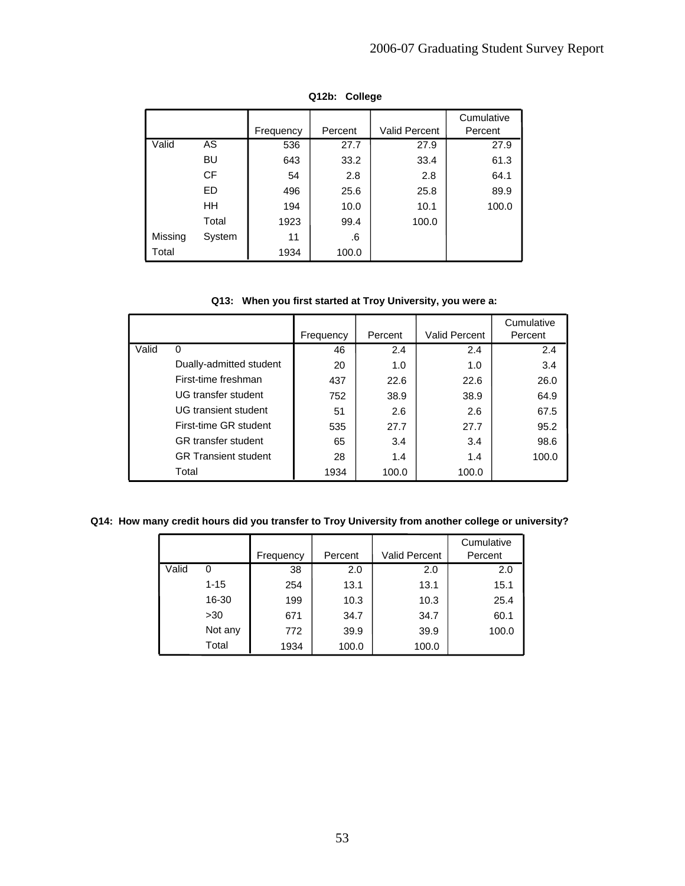**Q12b: College**

| | | Frequency | Percent | Valid Percent | Cumulative Percent |
|---|---|---|---|---|---|
| Valid | AS | 536 | 27.7 | 27.9 | 27.9 |
| | BU | 643 | 33.2 | 33.4 | 61.3 |
| | CF | 54 | 2.8 | 2.8 | 64.1 |
| | ED | 496 | 25.6 | 25.8 | 89.9 |
| | HH | 194 | 10.0 | 10.1 | 100.0 |
| | Total | 1923 | 99.4 | 100.0 | |
| Missing | System | 11 | .6 | | |
| Total | | 1934 | 100.0 | | |

**Q13: When you first started at Troy University, you were a:**

| | | Frequency | Percent | Valid Percent | Cumulative Percent |
|---|---|---|---|---|---|
| Valid | 0 | 46 | 2.4 | 2.4 | 2.4 |
| | Dually-admitted student | 20 | 1.0 | 1.0 | 3.4 |
| | First-time freshman | 437 | 22.6 | 22.6 | 26.0 |
| | UG transfer student | 752 | 38.9 | 38.9 | 64.9 |
| | UG transient student | 51 | 2.6 | 2.6 | 67.5 |
| | First-time GR student | 535 | 27.7 | 27.7 | 95.2 |
| | GR transfer student | 65 | 3.4 | 3.4 | 98.6 |
| | GR Transient student | 28 | 1.4 | 1.4 | 100.0 |
| | Total | 1934 | 100.0 | 100.0 | |

**Q14: How many credit hours did you transfer to Troy University from another college or university?**

| | | Frequency | Percent | Valid Percent | Cumulative Percent |
|---|---|---|---|---|---|
| Valid | 0 | 38 | 2.0 | 2.0 | 2.0 |
| | 1-15 | 254 | 13.1 | 13.1 | 15.1 |
| | 16-30 | 199 | 10.3 | 10.3 | 25.4 |
| | >30 | 671 | 34.7 | 34.7 | 60.1 |
| | Not any | 772 | 39.9 | 39.9 | 100.0 |
| | Total | 1934 | 100.0 | 100.0 | |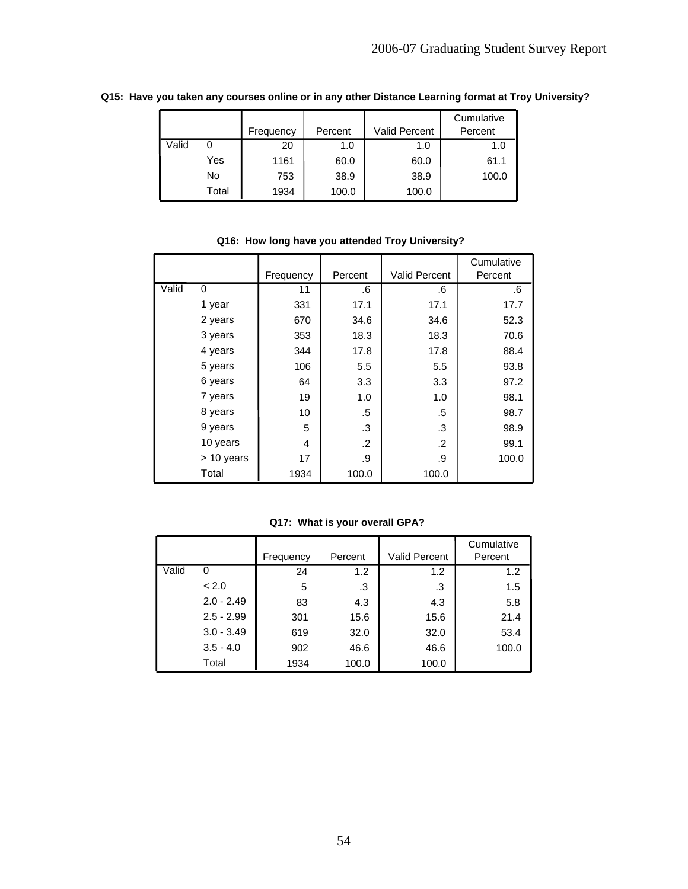**Q15: Have you taken any courses online or in any other Distance Learning format at Troy University?**

| | | Frequency | Percent | Valid Percent | Cumulative Percent |
|---|---|---|---|---|---|
| Valid | 0 | 20 | 1.0 | 1.0 | 1.0 |
| | Yes | 1161 | 60.0 | 60.0 | 61.1 |
| | No | 753 | 38.9 | 38.9 | 100.0 |
| | Total | 1934 | 100.0 | 100.0 | |

**Q16: How long have you attended Troy University?**

| | | Frequency | Percent | Valid Percent | Cumulative Percent |
|---|---|---|---|---|---|
| Valid | 0 | 11 | .6 | .6 | .6 |
| | 1 year | 331 | 17.1 | 17.1 | 17.7 |
| | 2 years | 670 | 34.6 | 34.6 | 52.3 |
| | 3 years | 353 | 18.3 | 18.3 | 70.6 |
| | 4 years | 344 | 17.8 | 17.8 | 88.4 |
| | 5 years | 106 | 5.5 | 5.5 | 93.8 |
| | 6 years | 64 | 3.3 | 3.3 | 97.2 |
| | 7 years | 19 | 1.0 | 1.0 | 98.1 |
| | 8 years | 10 | .5 | .5 | 98.7 |
| | 9 years | 5 | .3 | .3 | 98.9 |
| | 10 years | 4 | .2 | .2 | 99.1 |
| | > 10 years | 17 | .9 | .9 | 100.0 |
| | Total | 1934 | 100.0 | 100.0 | |

**Q17: What is your overall GPA?**

| | | Frequency | Percent | Valid Percent | Cumulative Percent |
|---|---|---|---|---|---|
| Valid | 0 | 24 | 1.2 | 1.2 | 1.2 |
| | < 2.0 | 5 | .3 | .3 | 1.5 |
| | 2.0 - 2.49 | 83 | 4.3 | 4.3 | 5.8 |
| | 2.5 - 2.99 | 301 | 15.6 | 15.6 | 21.4 |
| | 3.0 - 3.49 | 619 | 32.0 | 32.0 | 53.4 |
| | 3.5 - 4.0 | 902 | 46.6 | 46.6 | 100.0 |
| | Total | 1934 | 100.0 | 100.0 | |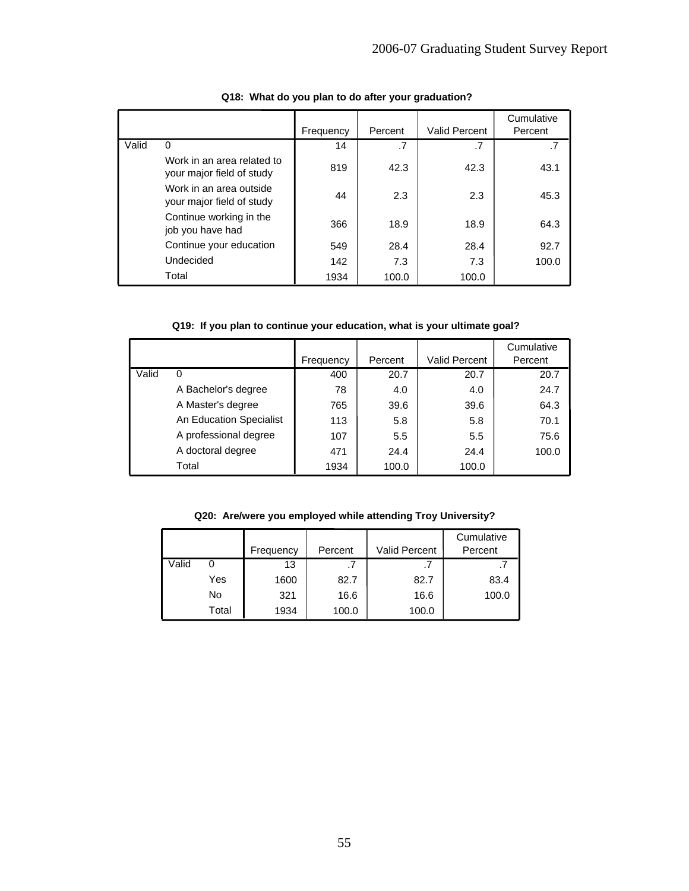**Q18: What do you plan to do after your graduation?**

| | | Frequency | Percent | Valid Percent | Cumulative Percent |
|---|---|---|---|---|---|
| Valid | 0 | 14 | .7 | .7 | .7 |
| | Work in an area related to your major field of study | 819 | 42.3 | 42.3 | 43.1 |
| | Work in an area outside your major field of study | 44 | 2.3 | 2.3 | 45.3 |
| | Continue working in the job you have had | 366 | 18.9 | 18.9 | 64.3 |
| | Continue your education | 549 | 28.4 | 28.4 | 92.7 |
| | Undecided | 142 | 7.3 | 7.3 | 100.0 |
| | Total | 1934 | 100.0 | 100.0 | |

**Q19: If you plan to continue your education, what is your ultimate goal?**

| | | Frequency | Percent | Valid Percent | Cumulative Percent |
|---|---|---|---|---|---|
| Valid | 0 | 400 | 20.7 | 20.7 | 20.7 |
| | A Bachelor's degree | 78 | 4.0 | 4.0 | 24.7 |
| | A Master's degree | 765 | 39.6 | 39.6 | 64.3 |
| | An Education Specialist | 113 | 5.8 | 5.8 | 70.1 |
| | A professional degree | 107 | 5.5 | 5.5 | 75.6 |
| | A doctoral degree | 471 | 24.4 | 24.4 | 100.0 |
| | Total | 1934 | 100.0 | 100.0 | |

**Q20: Are/were you employed while attending Troy University?**

| | | Frequency | Percent | Valid Percent | Cumulative Percent |
|---|---|---|---|---|---|
| Valid | 0 | 13 | .7 | .7 | .7 |
| | Yes | 1600 | 82.7 | 82.7 | 83.4 |
| | No | 321 | 16.6 | 16.6 | 100.0 |
| | Total | 1934 | 100.0 | 100.0 | |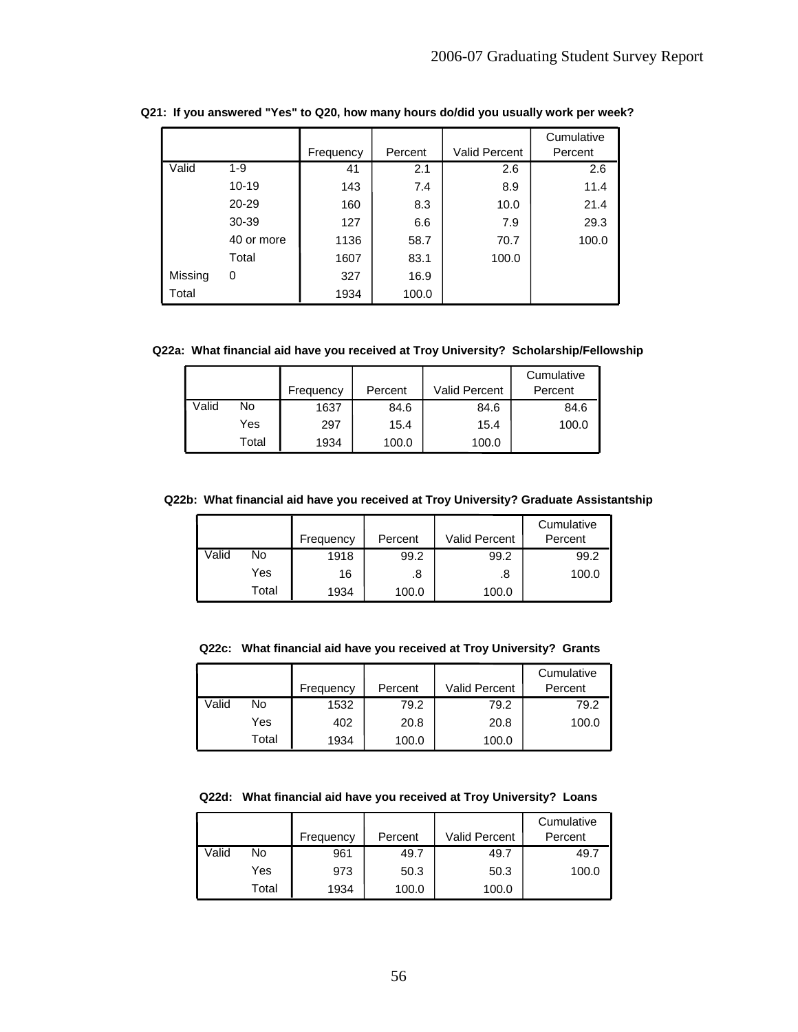**Q21: If you answered "Yes" to Q20, how many hours do/did you usually work per week?**

| | | Frequency | Percent | Valid Percent | Cumulative Percent |
|---|---|---|---|---|---|
| Valid | 1-9 | 41 | 2.1 | 2.6 | 2.6 |
| | 10-19 | 143 | 7.4 | 8.9 | 11.4 |
| | 20-29 | 160 | 8.3 | 10.0 | 21.4 |
| | 30-39 | 127 | 6.6 | 7.9 | 29.3 |
| | 40 or more | 1136 | 58.7 | 70.7 | 100.0 |
| | Total | 1607 | 83.1 | 100.0 | |
| Missing | 0 | 327 | 16.9 | | |
| Total | | 1934 | 100.0 | | |

**Q22a: What financial aid have you received at Troy University? Scholarship/Fellowship**

| | | Frequency | Percent | Valid Percent | Cumulative Percent |
|---|---|---|---|---|---|
| Valid | No | 1637 | 84.6 | 84.6 | 84.6 |
| | Yes | 297 | 15.4 | 15.4 | 100.0 |
| | Total | 1934 | 100.0 | 100.0 | |

**Q22b: What financial aid have you received at Troy University? Graduate Assistantship**

| | | Frequency | Percent | Valid Percent | Cumulative Percent |
|---|---|---|---|---|---|
| Valid | No | 1918 | 99.2 | 99.2 | 99.2 |
| | Yes | 16 | .8 | .8 | 100.0 |
| | Total | 1934 | 100.0 | 100.0 | |

**Q22c: What financial aid have you received at Troy University? Grants**

| | | Frequency | Percent | Valid Percent | Cumulative Percent |
|---|---|---|---|---|---|
| Valid | No | 1532 | 79.2 | 79.2 | 79.2 |
| | Yes | 402 | 20.8 | 20.8 | 100.0 |
| | Total | 1934 | 100.0 | 100.0 | |

**Q22d: What financial aid have you received at Troy University? Loans**

| | | Frequency | Percent | Valid Percent | Cumulative Percent |
|---|---|---|---|---|---|
| Valid | No | 961 | 49.7 | 49.7 | 49.7 |
| | Yes | 973 | 50.3 | 50.3 | 100.0 |
| | Total | 1934 | 100.0 | 100.0 | |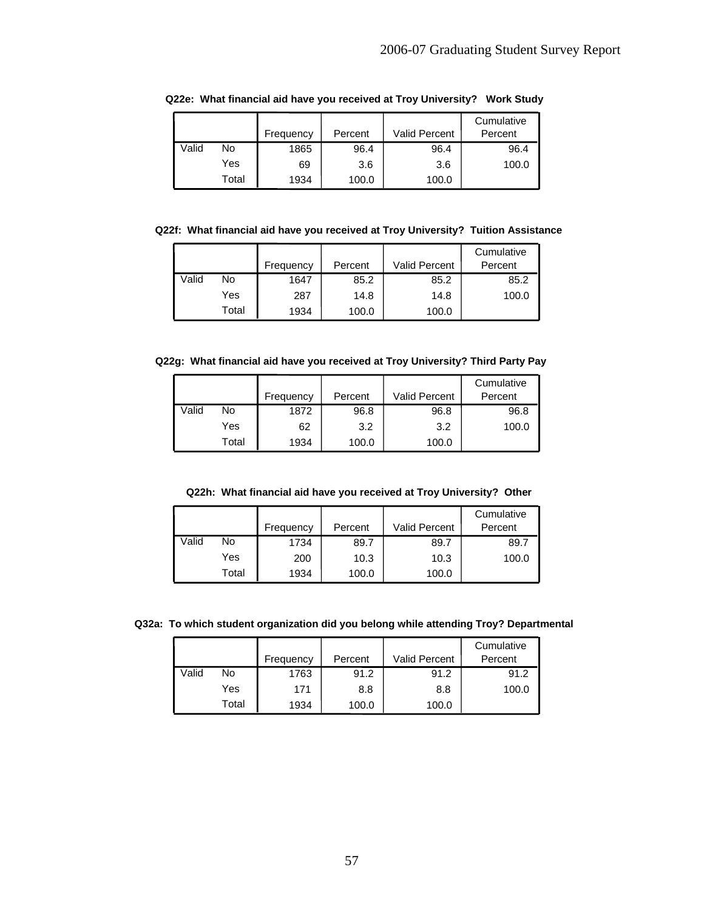**Q22e: What financial aid have you received at Troy University? Work Study**

| | | Frequency | Percent | Valid Percent | Cumulative Percent |
|---|---|---|---|---|---|
| Valid | No | 1865 | 96.4 | 96.4 | 96.4 |
| | Yes | 69 | 3.6 | 3.6 | 100.0 |
| | Total | 1934 | 100.0 | 100.0 | |

**Q22f: What financial aid have you received at Troy University? Tuition Assistance**

| | | Frequency | Percent | Valid Percent | Cumulative Percent |
|---|---|---|---|---|---|
| Valid | No | 1647 | 85.2 | 85.2 | 85.2 |
| | Yes | 287 | 14.8 | 14.8 | 100.0 |
| | Total | 1934 | 100.0 | 100.0 | |

**Q22g: What financial aid have you received at Troy University? Third Party Pay**

| | | Frequency | Percent | Valid Percent | Cumulative Percent |
|---|---|---|---|---|---|
| Valid | No | 1872 | 96.8 | 96.8 | 96.8 |
| | Yes | 62 | 3.2 | 3.2 | 100.0 |
| | Total | 1934 | 100.0 | 100.0 | |

**Q22h: What financial aid have you received at Troy University? Other**

| | | Frequency | Percent | Valid Percent | Cumulative Percent |
|---|---|---|---|---|---|
| Valid | No | 1734 | 89.7 | 89.7 | 89.7 |
| | Yes | 200 | 10.3 | 10.3 | 100.0 |
| | Total | 1934 | 100.0 | 100.0 | |

**Q32a: To which student organization did you belong while attending Troy? Departmental**

| | | Frequency | Percent | Valid Percent | Cumulative Percent |
|---|---|---|---|---|---|
| Valid | No | 1763 | 91.2 | 91.2 | 91.2 |
| | Yes | 171 | 8.8 | 8.8 | 100.0 |
| | Total | 1934 | 100.0 | 100.0 | |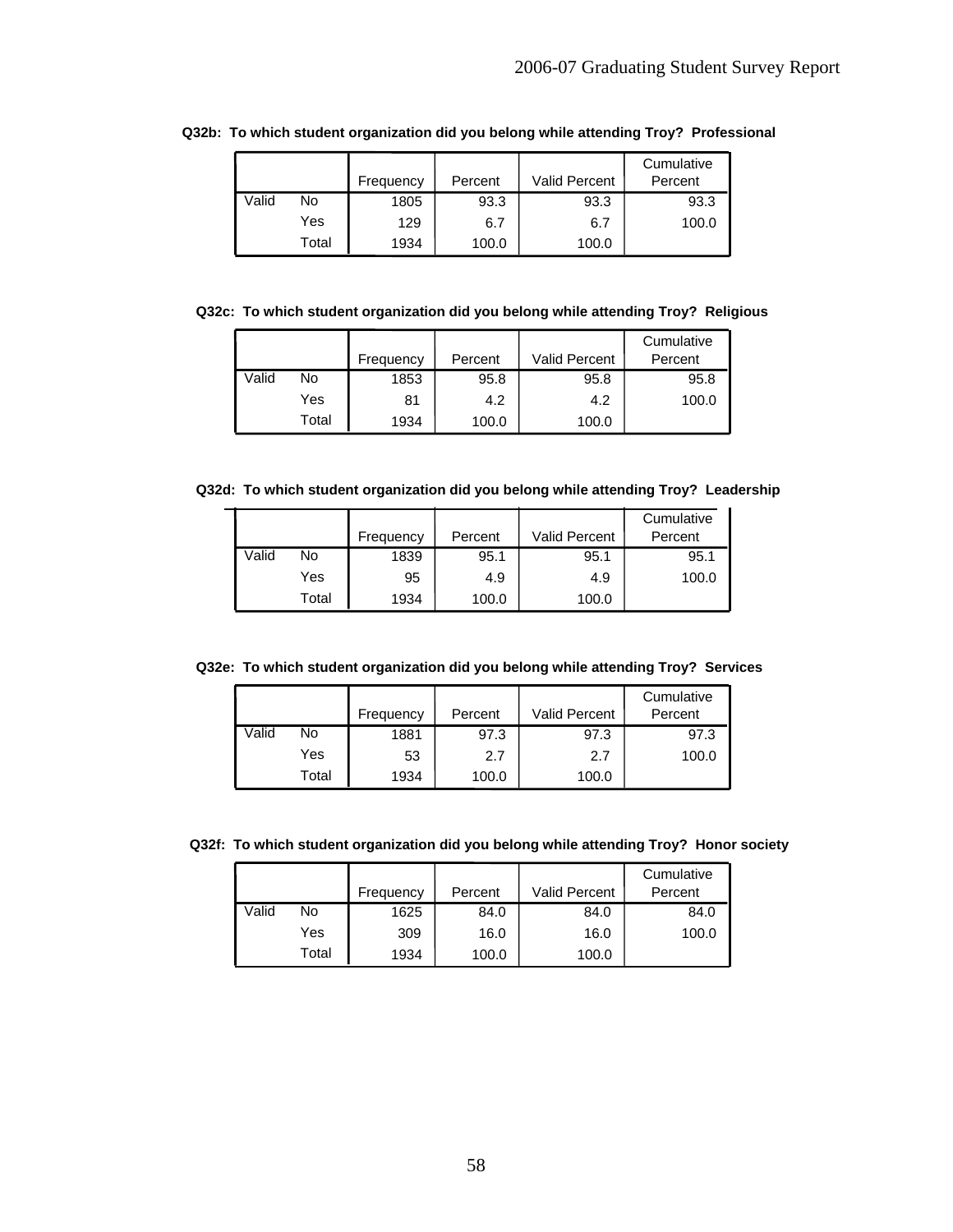**Q32b: To which student organization did you belong while attending Troy? Professional**

| | | Frequency | Percent | Valid Percent | Cumulative Percent |
|---|---|---|---|---|---|
| Valid | No | 1805 | 93.3 | 93.3 | 93.3 |
| | Yes | 129 | 6.7 | 6.7 | 100.0 |
| | Total | 1934 | 100.0 | 100.0 | |

**Q32c: To which student organization did you belong while attending Troy? Religious**

| | | Frequency | Percent | Valid Percent | Cumulative Percent |
|---|---|---|---|---|---|
| Valid | No | 1853 | 95.8 | 95.8 | 95.8 |
| | Yes | 81 | 4.2 | 4.2 | 100.0 |
| | Total | 1934 | 100.0 | 100.0 | |

**Q32d: To which student organization did you belong while attending Troy? Leadership**

| | | Frequency | Percent | Valid Percent | Cumulative Percent |
|---|---|---|---|---|---|
| Valid | No | 1839 | 95.1 | 95.1 | 95.1 |
| | Yes | 95 | 4.9 | 4.9 | 100.0 |
| | Total | 1934 | 100.0 | 100.0 | |

**Q32e: To which student organization did you belong while attending Troy? Services**

| | | Frequency | Percent | Valid Percent | Cumulative Percent |
|---|---|---|---|---|---|
| Valid | No | 1881 | 97.3 | 97.3 | 97.3 |
| | Yes | 53 | 2.7 | 2.7 | 100.0 |
| | Total | 1934 | 100.0 | 100.0 | |

**Q32f: To which student organization did you belong while attending Troy? Honor society**

| | | Frequency | Percent | Valid Percent | Cumulative Percent |
|---|---|---|---|---|---|
| Valid | No | 1625 | 84.0 | 84.0 | 84.0 |
| | Yes | 309 | 16.0 | 16.0 | 100.0 |
| | Total | 1934 | 100.0 | 100.0 | |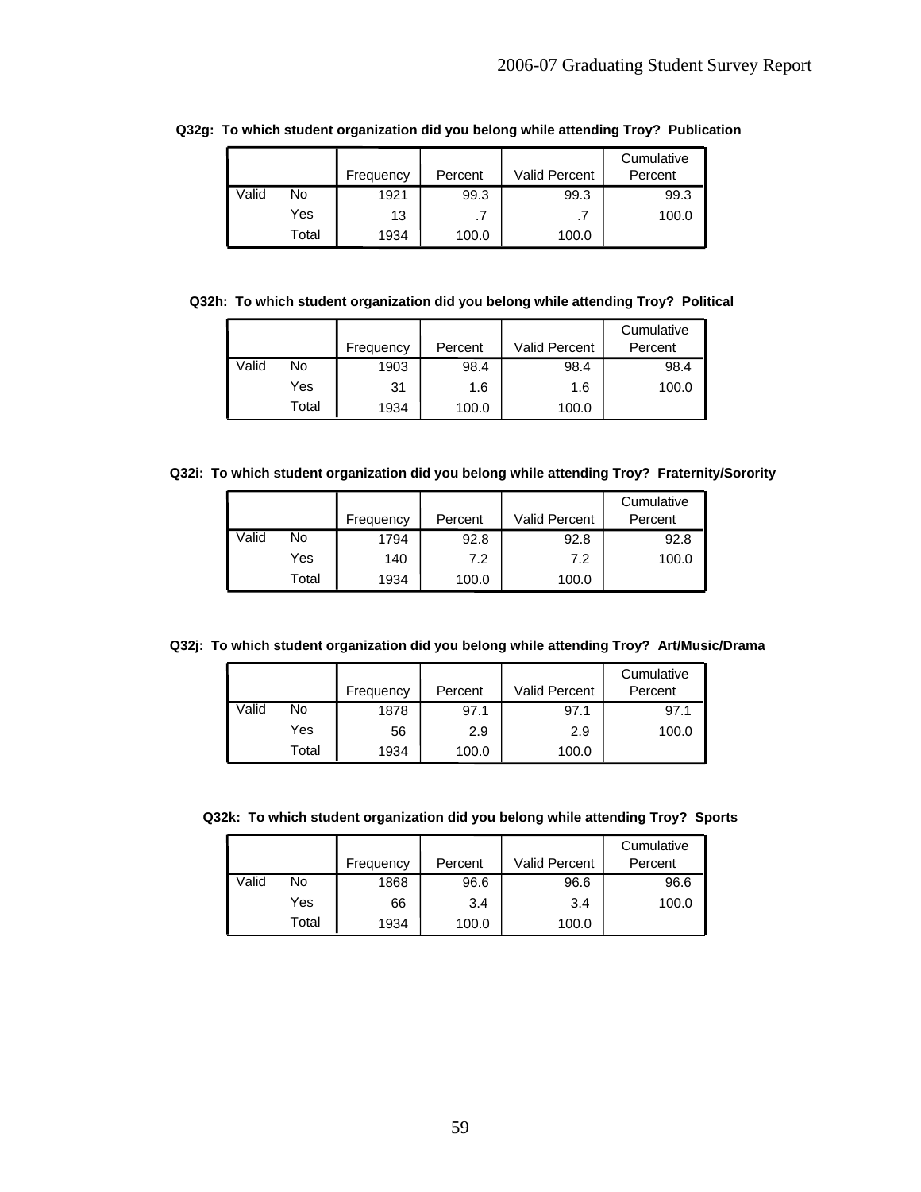**Q32g: To which student organization did you belong while attending Troy? Publication**

| | | Frequency | Percent | Valid Percent | Cumulative Percent |
|---|---|---|---|---|---|
| Valid | No | 1921 | 99.3 | 99.3 | 99.3 |
| | Yes | 13 | .7 | .7 | 100.0 |
| | Total | 1934 | 100.0 | 100.0 | |

**Q32h: To which student organization did you belong while attending Troy? Political**

| | | Frequency | Percent | Valid Percent | Cumulative Percent |
|---|---|---|---|---|---|
| Valid | No | 1903 | 98.4 | 98.4 | 98.4 |
| | Yes | 31 | 1.6 | 1.6 | 100.0 |
| | Total | 1934 | 100.0 | 100.0 | |

**Q32i: To which student organization did you belong while attending Troy? Fraternity/Sorority**

| | | Frequency | Percent | Valid Percent | Cumulative Percent |
|---|---|---|---|---|---|
| Valid | No | 1794 | 92.8 | 92.8 | 92.8 |
| | Yes | 140 | 7.2 | 7.2 | 100.0 |
| | Total | 1934 | 100.0 | 100.0 | |

**Q32j: To which student organization did you belong while attending Troy? Art/Music/Drama**

| | | Frequency | Percent | Valid Percent | Cumulative Percent |
|---|---|---|---|---|---|
| Valid | No | 1878 | 97.1 | 97.1 | 97.1 |
| | Yes | 56 | 2.9 | 2.9 | 100.0 |
| | Total | 1934 | 100.0 | 100.0 | |

**Q32k: To which student organization did you belong while attending Troy? Sports**

| | | Frequency | Percent | Valid Percent | Cumulative Percent |
|---|---|---|---|---|---|
| Valid | No | 1868 | 96.6 | 96.6 | 96.6 |
| | Yes | 66 | 3.4 | 3.4 | 100.0 |
| | Total | 1934 | 100.0 | 100.0 | |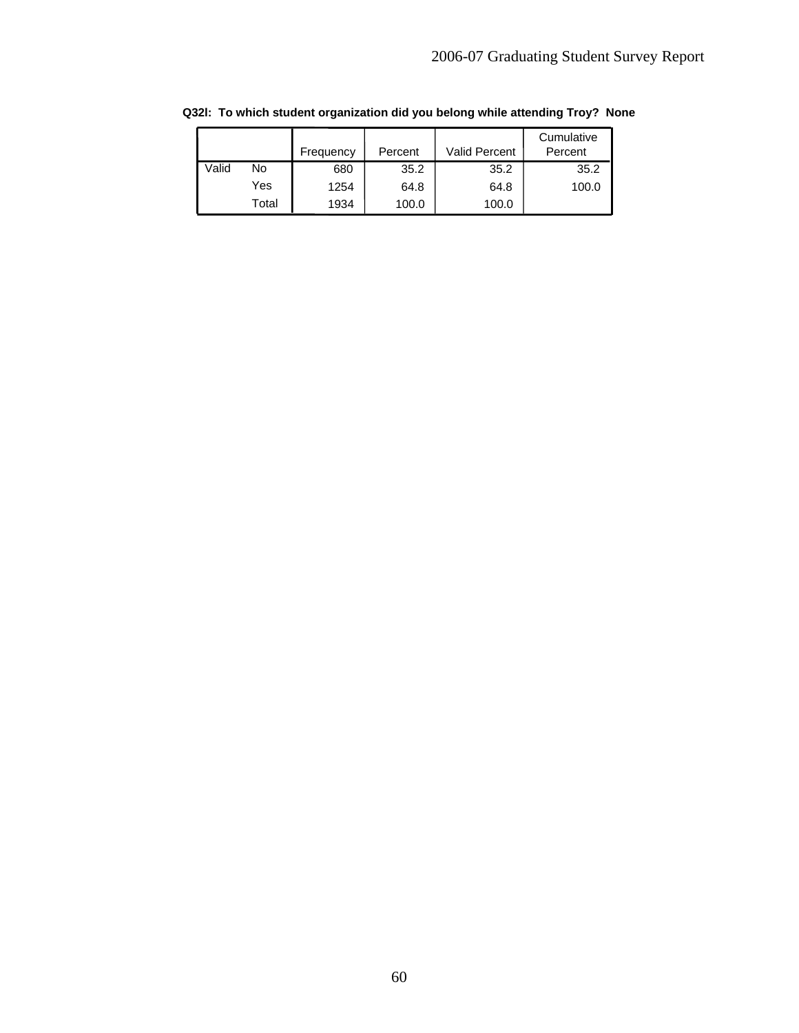**Q32l: To which student organization did you belong while attending Troy? None**

| | | Frequency | Percent | Valid Percent | Cumulative Percent |
|---|---|---|---|---|---|
| Valid | No | 680 | 35.2 | 35.2 | 35.2 |
| | Yes | 1254 | 64.8 | 64.8 | 100.0 |
| | Total | 1934 | 100.0 | 100.0 | |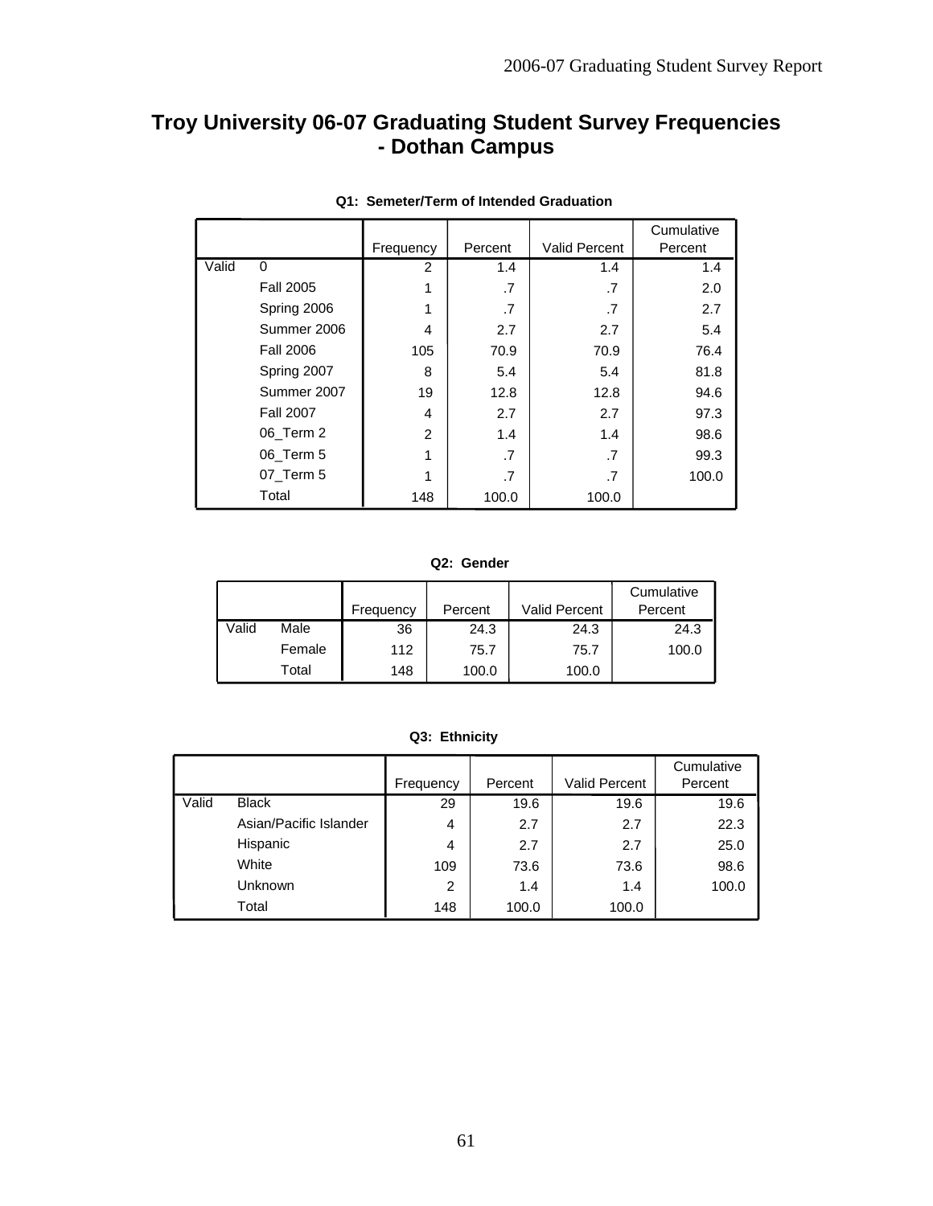# Troy University 06-07 Graduating Student Survey Frequencies - Dothan Campus

**Q1: Semeter/Term of Intended Graduation**

| | | Frequency | Percent | Valid Percent | Cumulative Percent |
|---|---|---|---|---|---|
| Valid | 0 | 2 | 1.4 | 1.4 | 1.4 |
| | Fall 2005 | 1 | .7 | .7 | 2.0 |
| | Spring 2006 | 1 | .7 | .7 | 2.7 |
| | Summer 2006 | 4 | 2.7 | 2.7 | 5.4 |
| | Fall 2006 | 105 | 70.9 | 70.9 | 76.4 |
| | Spring 2007 | 8 | 5.4 | 5.4 | 81.8 |
| | Summer 2007 | 19 | 12.8 | 12.8 | 94.6 |
| | Fall 2007 | 4 | 2.7 | 2.7 | 97.3 |
| | 06_Term 2 | 2 | 1.4 | 1.4 | 98.6 |
| | 06_Term 5 | 1 | .7 | .7 | 99.3 |
| | 07_Term 5 | 1 | .7 | .7 | 100.0 |
| | Total | 148 | 100.0 | 100.0 | |

**Q2: Gender**

| | | Frequency | Percent | Valid Percent | Cumulative Percent |
|---|---|---|---|---|---|
| Valid | Male | 36 | 24.3 | 24.3 | 24.3 |
| | Female | 112 | 75.7 | 75.7 | 100.0 |
| | Total | 148 | 100.0 | 100.0 | |

**Q3: Ethnicity**

| | | Frequency | Percent | Valid Percent | Cumulative Percent |
|---|---|---|---|---|---|
| Valid | Black | 29 | 19.6 | 19.6 | 19.6 |
| | Asian/Pacific Islander | 4 | 2.7 | 2.7 | 22.3 |
| | Hispanic | 4 | 2.7 | 2.7 | 25.0 |
| | White | 109 | 73.6 | 73.6 | 98.6 |
| | Unknown | 2 | 1.4 | 1.4 | 100.0 |
| | Total | 148 | 100.0 | 100.0 | |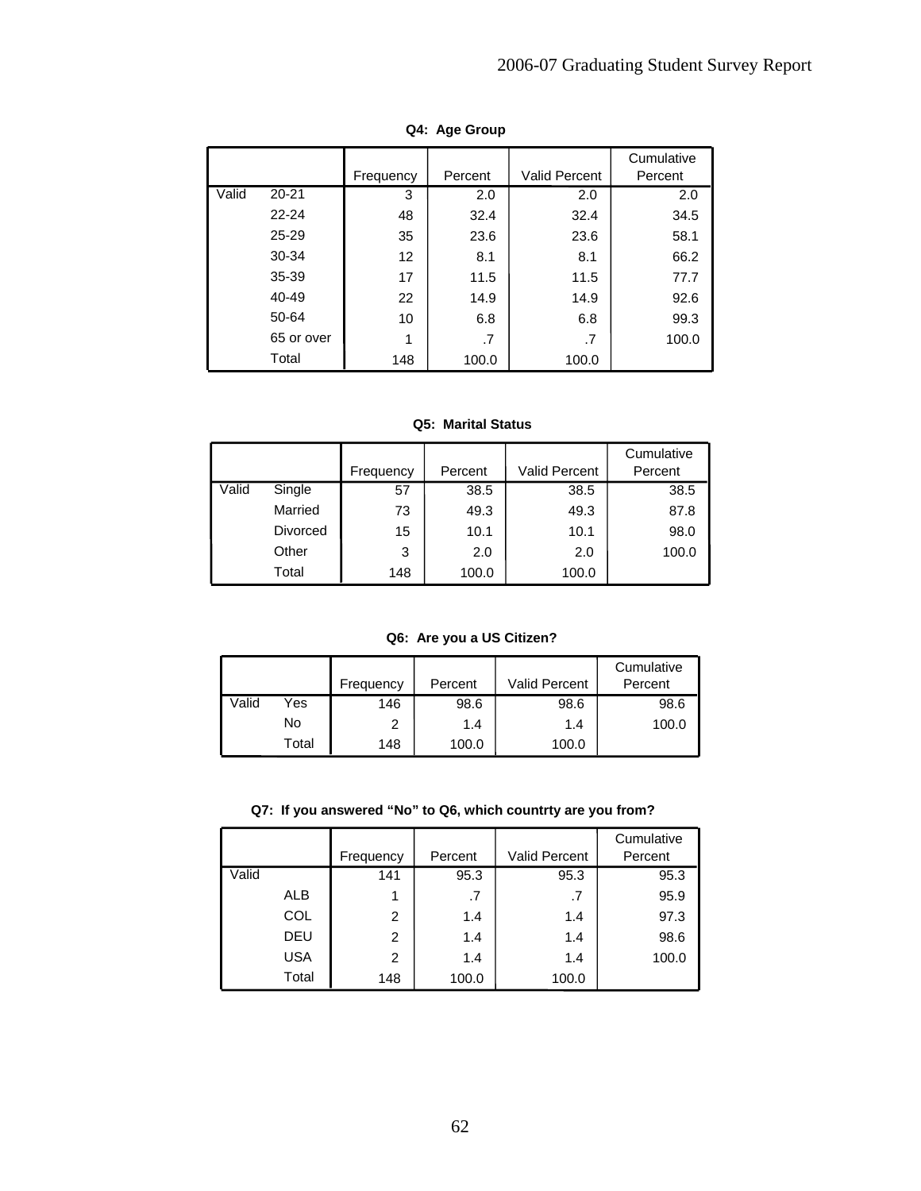**Q4: Age Group**

| | | Frequency | Percent | Valid Percent | Cumulative Percent |
|---|---|---|---|---|---|
| Valid | 20-21 | 3 | 2.0 | 2.0 | 2.0 |
| | 22-24 | 48 | 32.4 | 32.4 | 34.5 |
| | 25-29 | 35 | 23.6 | 23.6 | 58.1 |
| | 30-34 | 12 | 8.1 | 8.1 | 66.2 |
| | 35-39 | 17 | 11.5 | 11.5 | 77.7 |
| | 40-49 | 22 | 14.9 | 14.9 | 92.6 |
| | 50-64 | 10 | 6.8 | 6.8 | 99.3 |
| | 65 or over | 1 | .7 | .7 | 100.0 |
| | Total | 148 | 100.0 | 100.0 | |

**Q5: Marital Status**

| | | Frequency | Percent | Valid Percent | Cumulative Percent |
|---|---|---|---|---|---|
| Valid | Single | 57 | 38.5 | 38.5 | 38.5 |
| | Married | 73 | 49.3 | 49.3 | 87.8 |
| | Divorced | 15 | 10.1 | 10.1 | 98.0 |
| | Other | 3 | 2.0 | 2.0 | 100.0 |
| | Total | 148 | 100.0 | 100.0 | |

**Q6: Are you a US Citizen?**

| | | Frequency | Percent | Valid Percent | Cumulative Percent |
|---|---|---|---|---|---|
| Valid | Yes | 146 | 98.6 | 98.6 | 98.6 |
| | No | 2 | 1.4 | 1.4 | 100.0 |
| | Total | 148 | 100.0 | 100.0 | |

**Q7: If you answered "No" to Q6, which countrty are you from?**

| | | Frequency | Percent | Valid Percent | Cumulative Percent |
|---|---|---|---|---|---|
| Valid | | 141 | 95.3 | 95.3 | 95.3 |
| | ALB | 1 | .7 | .7 | 95.9 |
| | COL | 2 | 1.4 | 1.4 | 97.3 |
| | DEU | 2 | 1.4 | 1.4 | 98.6 |
| | USA | 2 | 1.4 | 1.4 | 100.0 |
| | Total | 148 | 100.0 | 100.0 | |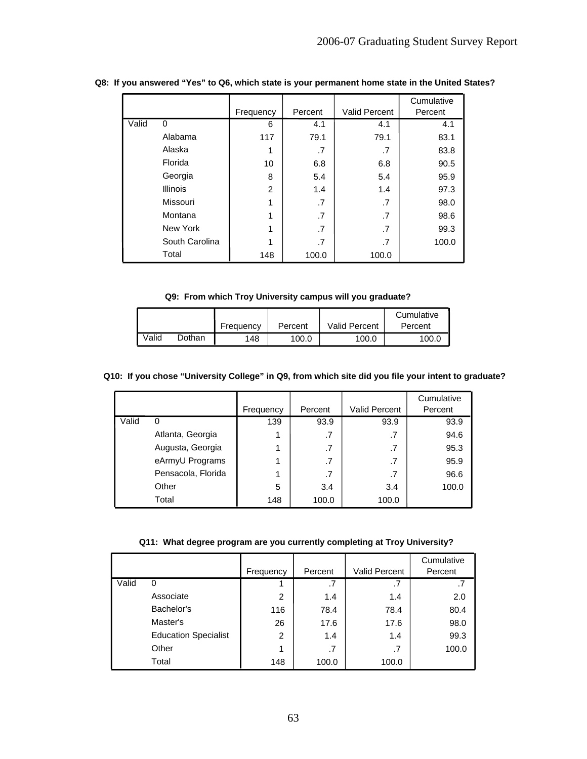**Q8: If you answered "Yes" to Q6, which state is your permanent home state in the United States?**

| | | Frequency | Percent | Valid Percent | Cumulative Percent |
|---|---|---|---|---|---|
| Valid | 0 | 6 | 4.1 | 4.1 | 4.1 |
| | Alabama | 117 | 79.1 | 79.1 | 83.1 |
| | Alaska | 1 | .7 | .7 | 83.8 |
| | Florida | 10 | 6.8 | 6.8 | 90.5 |
| | Georgia | 8 | 5.4 | 5.4 | 95.9 |
| | Illinois | 2 | 1.4 | 1.4 | 97.3 |
| | Missouri | 1 | .7 | .7 | 98.0 |
| | Montana | 1 | .7 | .7 | 98.6 |
| | New York | 1 | .7 | .7 | 99.3 |
| | South Carolina | 1 | .7 | .7 | 100.0 |
| | Total | 148 | 100.0 | 100.0 | |

**Q9: From which Troy University campus will you graduate?**

| | | Frequency | Percent | Valid Percent | Cumulative Percent |
|---|---|---|---|---|---|
| Valid | Dothan | 148 | 100.0 | 100.0 | 100.0 |

**Q10: If you chose "University College" in Q9, from which site did you file your intent to graduate?**

| | | Frequency | Percent | Valid Percent | Cumulative Percent |
|---|---|---|---|---|---|
| Valid | 0 | 139 | 93.9 | 93.9 | 93.9 |
| | Atlanta, Georgia | 1 | .7 | .7 | 94.6 |
| | Augusta, Georgia | 1 | .7 | .7 | 95.3 |
| | eArmyU Programs | 1 | .7 | .7 | 95.9 |
| | Pensacola, Florida | 1 | .7 | .7 | 96.6 |
| | Other | 5 | 3.4 | 3.4 | 100.0 |
| | Total | 148 | 100.0 | 100.0 | |

**Q11: What degree program are you currently completing at Troy University?**

| | | Frequency | Percent | Valid Percent | Cumulative Percent |
|---|---|---|---|---|---|
| Valid | 0 | 1 | .7 | .7 | .7 |
| | Associate | 2 | 1.4 | 1.4 | 2.0 |
| | Bachelor's | 116 | 78.4 | 78.4 | 80.4 |
| | Master's | 26 | 17.6 | 17.6 | 98.0 |
| | Education Specialist | 2 | 1.4 | 1.4 | 99.3 |
| | Other | 1 | .7 | .7 | 100.0 |
| | Total | 148 | 100.0 | 100.0 | |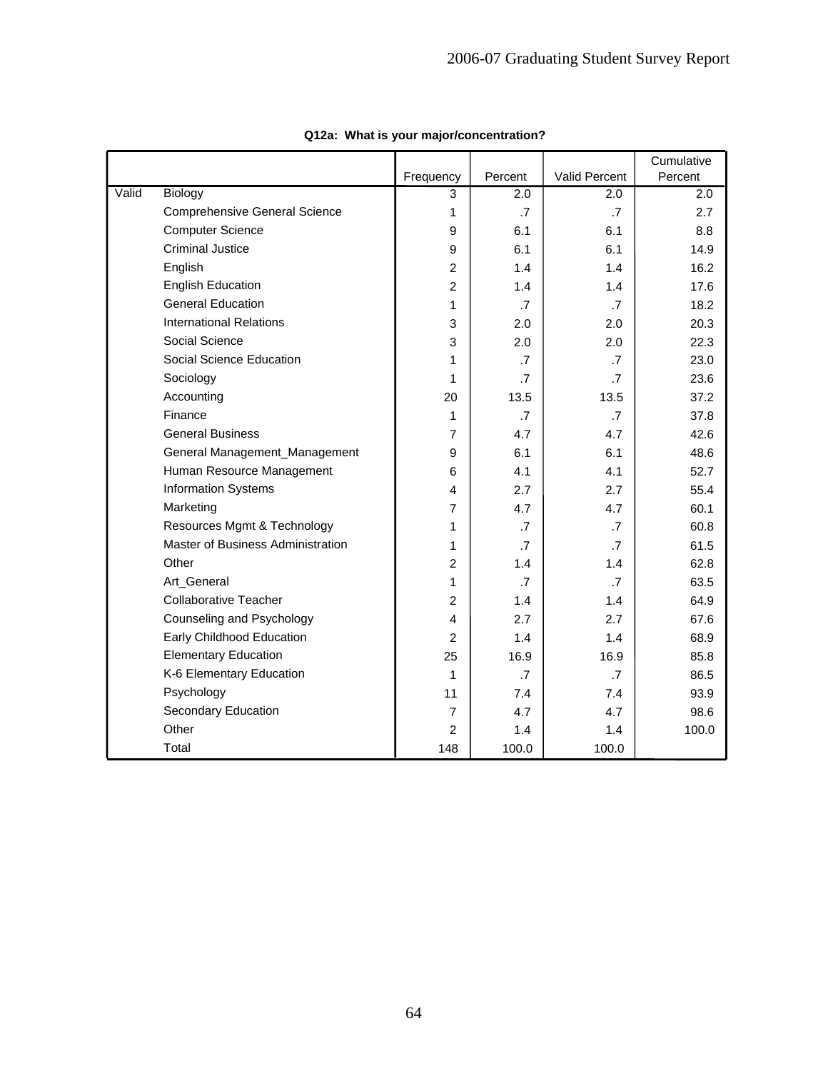**Q12a: What is your major/concentration?**

| | | Frequency | Percent | Valid Percent | Cumulative Percent |
|---|---|---|---|---|---|
| Valid | Biology | 3 | 2.0 | 2.0 | 2.0 |
| | Comprehensive General Science | 1 | .7 | .7 | 2.7 |
| | Computer Science | 9 | 6.1 | 6.1 | 8.8 |
| | Criminal Justice | 9 | 6.1 | 6.1 | 14.9 |
| | English | 2 | 1.4 | 1.4 | 16.2 |
| | English Education | 2 | 1.4 | 1.4 | 17.6 |
| | General Education | 1 | .7 | .7 | 18.2 |
| | International Relations | 3 | 2.0 | 2.0 | 20.3 |
| | Social Science | 3 | 2.0 | 2.0 | 22.3 |
| | Social Science Education | 1 | .7 | .7 | 23.0 |
| | Sociology | 1 | .7 | .7 | 23.6 |
| | Accounting | 20 | 13.5 | 13.5 | 37.2 |
| | Finance | 1 | .7 | .7 | 37.8 |
| | General Business | 7 | 4.7 | 4.7 | 42.6 |
| | General Management_Management | 9 | 6.1 | 6.1 | 48.6 |
| | Human Resource Management | 6 | 4.1 | 4.1 | 52.7 |
| | Information Systems | 4 | 2.7 | 2.7 | 55.4 |
| | Marketing | 7 | 4.7 | 4.7 | 60.1 |
| | Resources Mgmt & Technology | 1 | .7 | .7 | 60.8 |
| | Master of Business Administration | 1 | .7 | .7 | 61.5 |
| | Other | 2 | 1.4 | 1.4 | 62.8 |
| | Art_General | 1 | .7 | .7 | 63.5 |
| | Collaborative Teacher | 2 | 1.4 | 1.4 | 64.9 |
| | Counseling and Psychology | 4 | 2.7 | 2.7 | 67.6 |
| | Early Childhood Education | 2 | 1.4 | 1.4 | 68.9 |
| | Elementary Education | 25 | 16.9 | 16.9 | 85.8 |
| | K-6 Elementary Education | 1 | .7 | .7 | 86.5 |
| | Psychology | 11 | 7.4 | 7.4 | 93.9 |
| | Secondary Education | 7 | 4.7 | 4.7 | 98.6 |
| | Other | 2 | 1.4 | 1.4 | 100.0 |
| | Total | 148 | 100.0 | 100.0 | |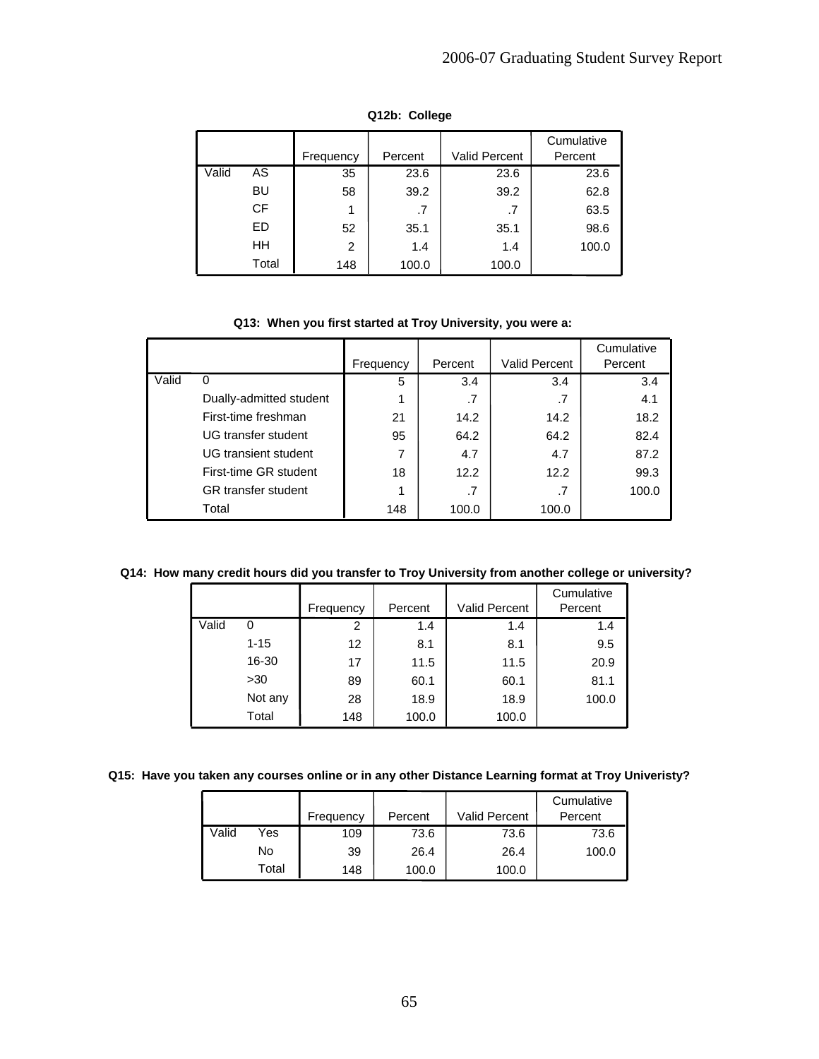**Q12b: College**

| | | Frequency | Percent | Valid Percent | Cumulative Percent |
|---|---|---|---|---|---|
| Valid | AS | 35 | 23.6 | 23.6 | 23.6 |
| | BU | 58 | 39.2 | 39.2 | 62.8 |
| | CF | 1 | .7 | .7 | 63.5 |
| | ED | 52 | 35.1 | 35.1 | 98.6 |
| | HH | 2 | 1.4 | 1.4 | 100.0 |
| | Total | 148 | 100.0 | 100.0 | |

**Q13: When you first started at Troy University, you were a:**

| | | Frequency | Percent | Valid Percent | Cumulative Percent |
|---|---|---|---|---|---|
| Valid | 0 | 5 | 3.4 | 3.4 | 3.4 |
| | Dually-admitted student | 1 | .7 | .7 | 4.1 |
| | First-time freshman | 21 | 14.2 | 14.2 | 18.2 |
| | UG transfer student | 95 | 64.2 | 64.2 | 82.4 |
| | UG transient student | 7 | 4.7 | 4.7 | 87.2 |
| | First-time GR student | 18 | 12.2 | 12.2 | 99.3 |
| | GR transfer student | 1 | .7 | .7 | 100.0 |
| | Total | 148 | 100.0 | 100.0 | |

**Q14: How many credit hours did you transfer to Troy University from another college or university?**

| | | Frequency | Percent | Valid Percent | Cumulative Percent |
|---|---|---|---|---|---|
| Valid | 0 | 2 | 1.4 | 1.4 | 1.4 |
| | 1-15 | 12 | 8.1 | 8.1 | 9.5 |
| | 16-30 | 17 | 11.5 | 11.5 | 20.9 |
| | >30 | 89 | 60.1 | 60.1 | 81.1 |
| | Not any | 28 | 18.9 | 18.9 | 100.0 |
| | Total | 148 | 100.0 | 100.0 | |

**Q15: Have you taken any courses online or in any other Distance Learning format at Troy Univeristy?**

| | | Frequency | Percent | Valid Percent | Cumulative Percent |
|---|---|---|---|---|---|
| Valid | Yes | 109 | 73.6 | 73.6 | 73.6 |
| | No | 39 | 26.4 | 26.4 | 100.0 |
| | Total | 148 | 100.0 | 100.0 | |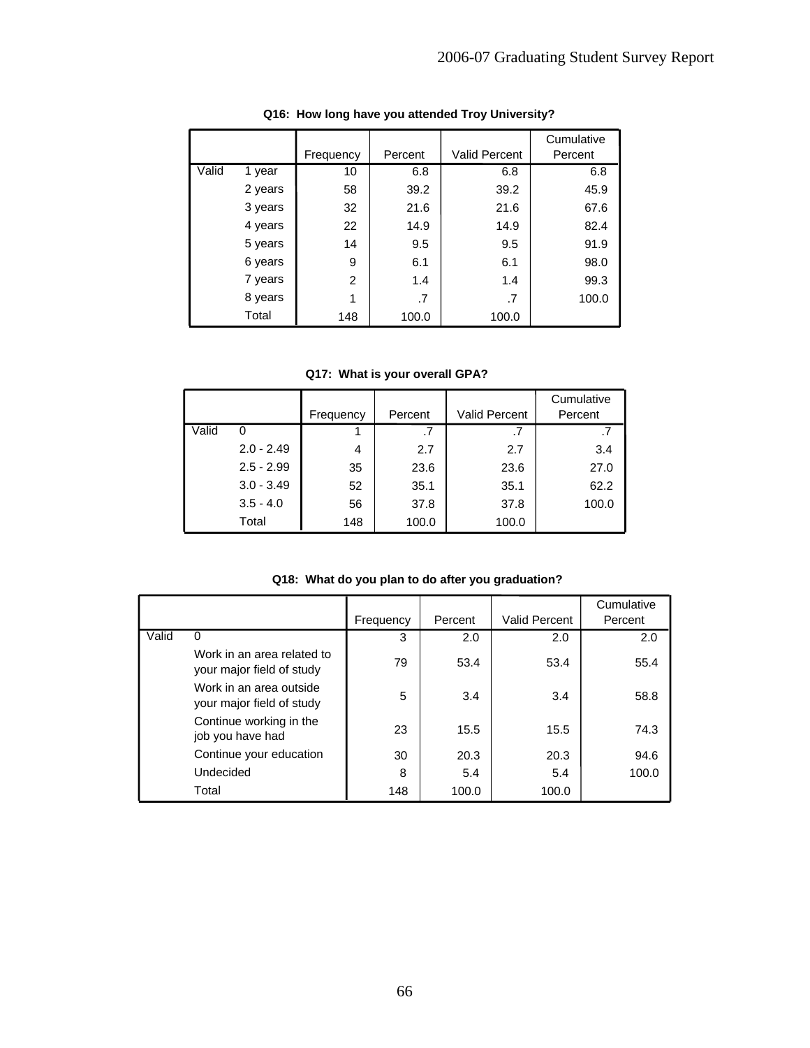**Q16: How long have you attended Troy University?**

| | | Frequency | Percent | Valid Percent | Cumulative Percent |
|---|---|---|---|---|---|
| Valid | 1 year | 10 | 6.8 | 6.8 | 6.8 |
| | 2 years | 58 | 39.2 | 39.2 | 45.9 |
| | 3 years | 32 | 21.6 | 21.6 | 67.6 |
| | 4 years | 22 | 14.9 | 14.9 | 82.4 |
| | 5 years | 14 | 9.5 | 9.5 | 91.9 |
| | 6 years | 9 | 6.1 | 6.1 | 98.0 |
| | 7 years | 2 | 1.4 | 1.4 | 99.3 |
| | 8 years | 1 | .7 | .7 | 100.0 |
| | Total | 148 | 100.0 | 100.0 | |

**Q17: What is your overall GPA?**

| | | Frequency | Percent | Valid Percent | Cumulative Percent |
|---|---|---|---|---|---|
| Valid | 0 | 1 | .7 | .7 | .7 |
| | 2.0 - 2.49 | 4 | 2.7 | 2.7 | 3.4 |
| | 2.5 - 2.99 | 35 | 23.6 | 23.6 | 27.0 |
| | 3.0 - 3.49 | 52 | 35.1 | 35.1 | 62.2 |
| | 3.5 - 4.0 | 56 | 37.8 | 37.8 | 100.0 |
| | Total | 148 | 100.0 | 100.0 | |

**Q18: What do you plan to do after you graduation?**

| | | Frequency | Percent | Valid Percent | Cumulative Percent |
|---|---|---|---|---|---|
| Valid | 0 | 3 | 2.0 | 2.0 | 2.0 |
| | Work in an area related to your major field of study | 79 | 53.4 | 53.4 | 55.4 |
| | Work in an area outside your major field of study | 5 | 3.4 | 3.4 | 58.8 |
| | Continue working in the job you have had | 23 | 15.5 | 15.5 | 74.3 |
| | Continue your education | 30 | 20.3 | 20.3 | 94.6 |
| | Undecided | 8 | 5.4 | 5.4 | 100.0 |
| | Total | 148 | 100.0 | 100.0 | |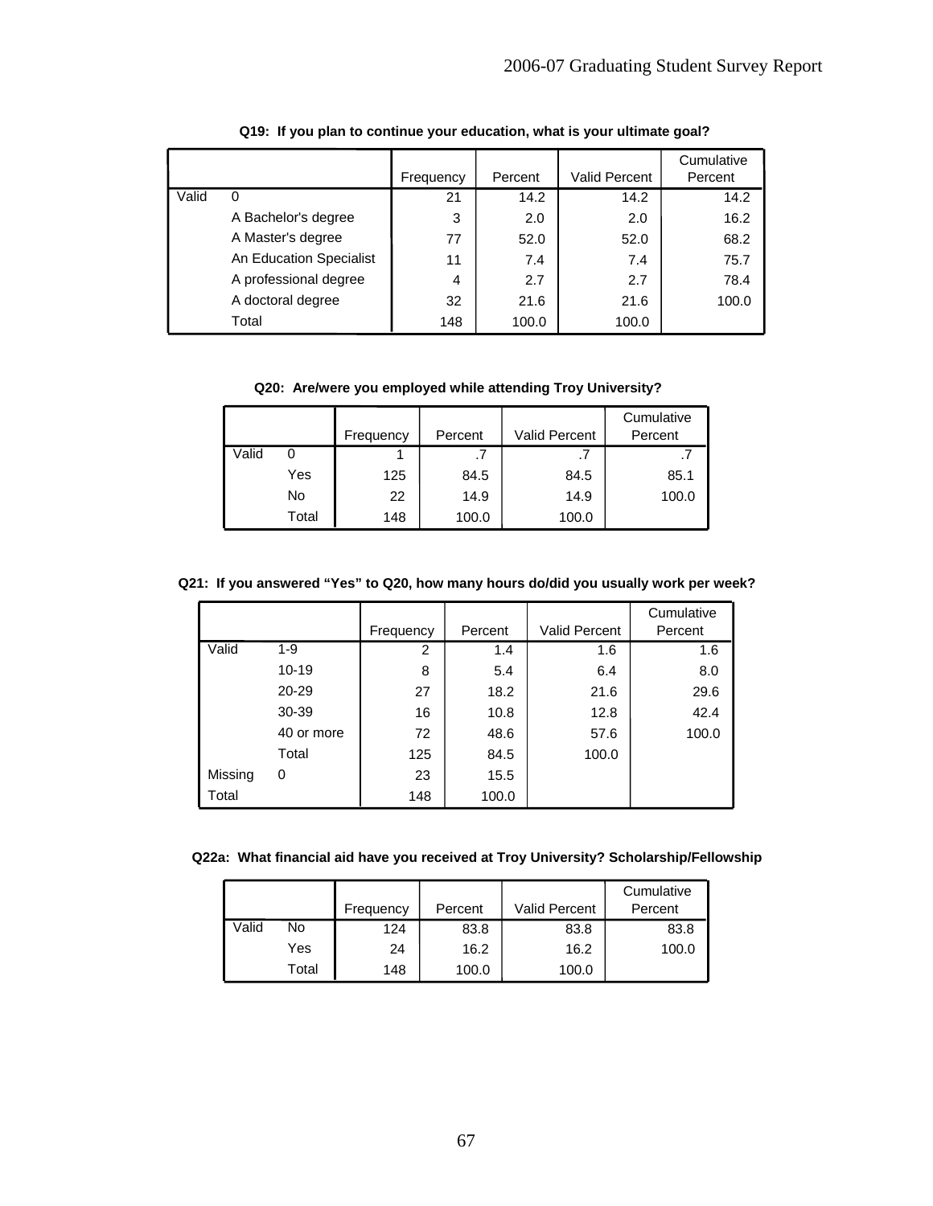**Q19: If you plan to continue your education, what is your ultimate goal?**

| | | Frequency | Percent | Valid Percent | Cumulative Percent |
|---|---|---|---|---|---|
| Valid | 0 | 21 | 14.2 | 14.2 | 14.2 |
| | A Bachelor's degree | 3 | 2.0 | 2.0 | 16.2 |
| | A Master's degree | 77 | 52.0 | 52.0 | 68.2 |
| | An Education Specialist | 11 | 7.4 | 7.4 | 75.7 |
| | A professional degree | 4 | 2.7 | 2.7 | 78.4 |
| | A doctoral degree | 32 | 21.6 | 21.6 | 100.0 |
| | Total | 148 | 100.0 | 100.0 | |

**Q20: Are/were you employed while attending Troy University?**

| | | Frequency | Percent | Valid Percent | Cumulative Percent |
|---|---|---|---|---|---|
| Valid | 0 | 1 | .7 | .7 | .7 |
| | Yes | 125 | 84.5 | 84.5 | 85.1 |
| | No | 22 | 14.9 | 14.9 | 100.0 |
| | Total | 148 | 100.0 | 100.0 | |

**Q21: If you answered "Yes" to Q20, how many hours do/did you usually work per week?**

| | | Frequency | Percent | Valid Percent | Cumulative Percent |
|---|---|---|---|---|---|
| Valid | 1-9 | 2 | 1.4 | 1.6 | 1.6 |
| | 10-19 | 8 | 5.4 | 6.4 | 8.0 |
| | 20-29 | 27 | 18.2 | 21.6 | 29.6 |
| | 30-39 | 16 | 10.8 | 12.8 | 42.4 |
| | 40 or more | 72 | 48.6 | 57.6 | 100.0 |
| | Total | 125 | 84.5 | 100.0 | |
| Missing | 0 | 23 | 15.5 | | |
| Total | | 148 | 100.0 | | |

**Q22a: What financial aid have you received at Troy University? Scholarship/Fellowship**

| | | Frequency | Percent | Valid Percent | Cumulative Percent |
|---|---|---|---|---|---|
| Valid | No | 124 | 83.8 | 83.8 | 83.8 |
| | Yes | 24 | 16.2 | 16.2 | 100.0 |
| | Total | 148 | 100.0 | 100.0 | |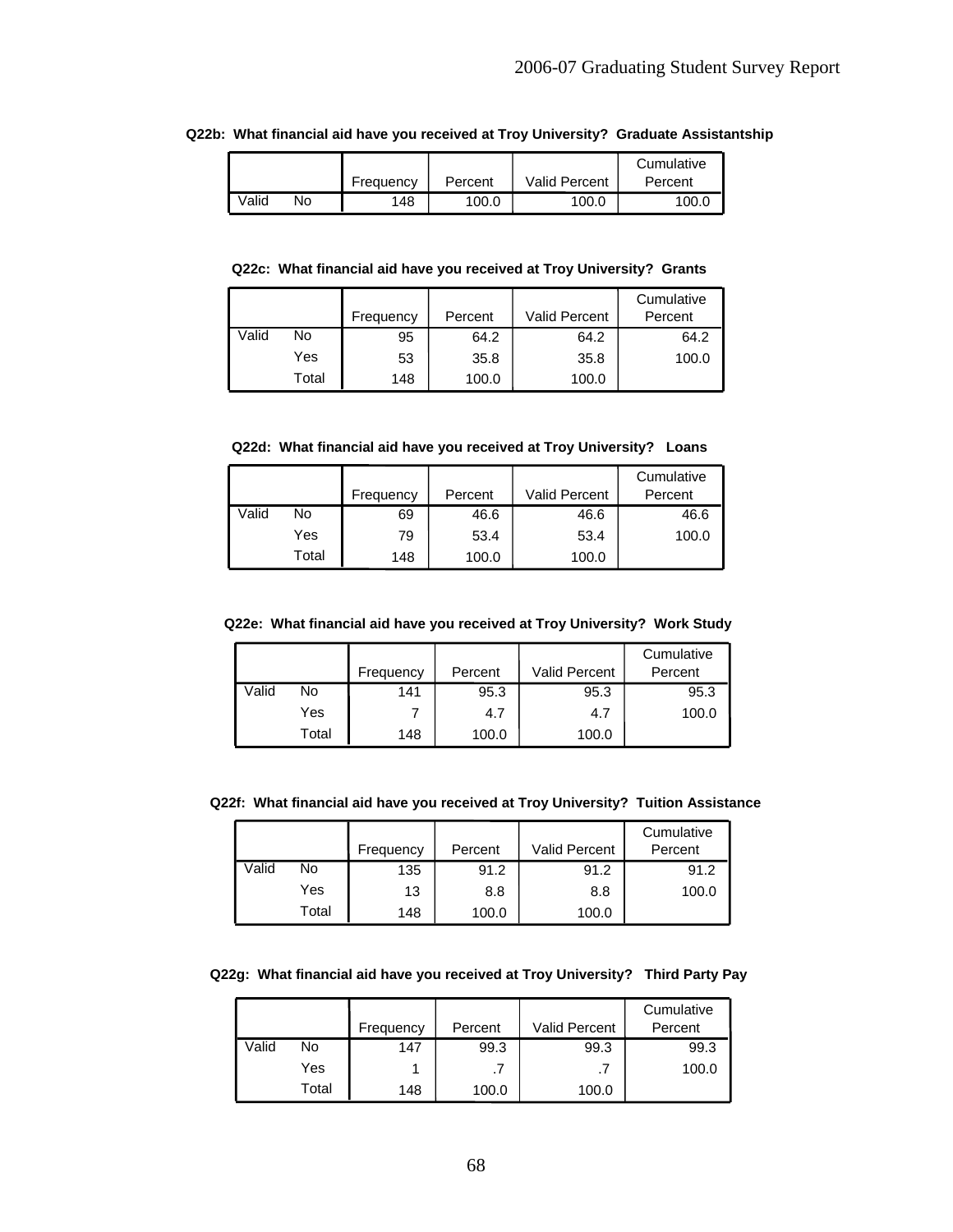**Q22b: What financial aid have you received at Troy University? Graduate Assistantship**

| | | Frequency | Percent | Valid Percent | Cumulative Percent |
|---|---|---|---|---|---|
| Valid | No | 148 | 100.0 | 100.0 | 100.0 |

**Q22c: What financial aid have you received at Troy University? Grants**

| | | Frequency | Percent | Valid Percent | Cumulative Percent |
|---|---|---|---|---|---|
| Valid | No | 95 | 64.2 | 64.2 | 64.2 |
| | Yes | 53 | 35.8 | 35.8 | 100.0 |
| | Total | 148 | 100.0 | 100.0 | |

**Q22d: What financial aid have you received at Troy University? Loans**

| | | Frequency | Percent | Valid Percent | Cumulative Percent |
|---|---|---|---|---|---|
| Valid | No | 69 | 46.6 | 46.6 | 46.6 |
| | Yes | 79 | 53.4 | 53.4 | 100.0 |
| | Total | 148 | 100.0 | 100.0 | |

**Q22e: What financial aid have you received at Troy University? Work Study**

| | | Frequency | Percent | Valid Percent | Cumulative Percent |
|---|---|---|---|---|---|
| Valid | No | 141 | 95.3 | 95.3 | 95.3 |
| | Yes | 7 | 4.7 | 4.7 | 100.0 |
| | Total | 148 | 100.0 | 100.0 | |

**Q22f: What financial aid have you received at Troy University? Tuition Assistance**

| | | Frequency | Percent | Valid Percent | Cumulative Percent |
|---|---|---|---|---|---|
| Valid | No | 135 | 91.2 | 91.2 | 91.2 |
| | Yes | 13 | 8.8 | 8.8 | 100.0 |
| | Total | 148 | 100.0 | 100.0 | |

**Q22g: What financial aid have you received at Troy University? Third Party Pay**

| | | Frequency | Percent | Valid Percent | Cumulative Percent |
|---|---|---|---|---|---|
| Valid | No | 147 | 99.3 | 99.3 | 99.3 |
| | Yes | 1 | .7 | .7 | 100.0 |
| | Total | 148 | 100.0 | 100.0 | |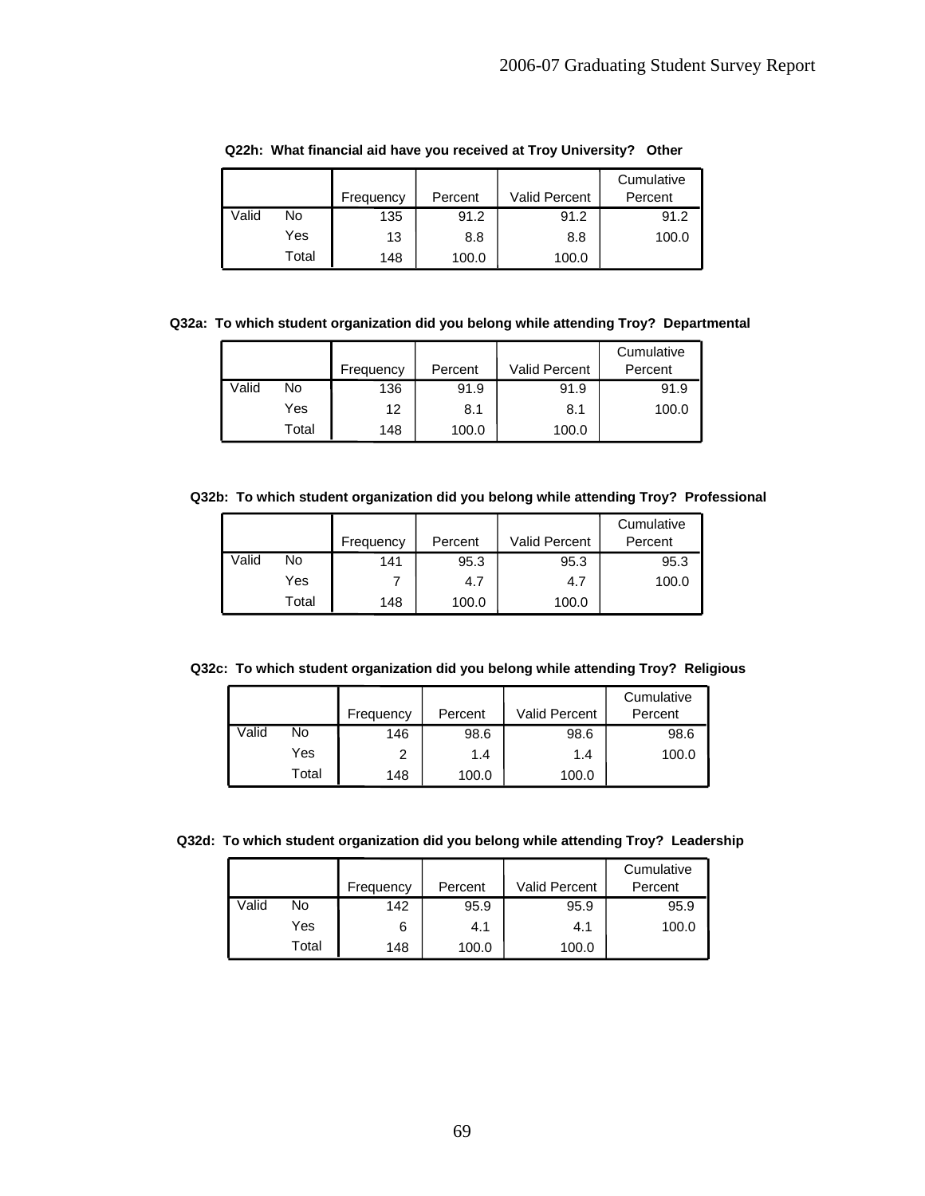**Q22h: What financial aid have you received at Troy University? Other**

| | | Frequency | Percent | Valid Percent | Cumulative Percent |
|---|---|---|---|---|---|
| Valid | No | 135 | 91.2 | 91.2 | 91.2 |
| | Yes | 13 | 8.8 | 8.8 | 100.0 |
| | Total | 148 | 100.0 | 100.0 | |

**Q32a: To which student organization did you belong while attending Troy? Departmental**

| | | Frequency | Percent | Valid Percent | Cumulative Percent |
|---|---|---|---|---|---|
| Valid | No | 136 | 91.9 | 91.9 | 91.9 |
| | Yes | 12 | 8.1 | 8.1 | 100.0 |
| | Total | 148 | 100.0 | 100.0 | |

**Q32b: To which student organization did you belong while attending Troy? Professional**

| | | Frequency | Percent | Valid Percent | Cumulative Percent |
|---|---|---|---|---|---|
| Valid | No | 141 | 95.3 | 95.3 | 95.3 |
| | Yes | 7 | 4.7 | 4.7 | 100.0 |
| | Total | 148 | 100.0 | 100.0 | |

**Q32c: To which student organization did you belong while attending Troy? Religious**

| | | Frequency | Percent | Valid Percent | Cumulative Percent |
|---|---|---|---|---|---|
| Valid | No | 146 | 98.6 | 98.6 | 98.6 |
| | Yes | 2 | 1.4 | 1.4 | 100.0 |
| | Total | 148 | 100.0 | 100.0 | |

**Q32d: To which student organization did you belong while attending Troy? Leadership**

| | | Frequency | Percent | Valid Percent | Cumulative Percent |
|---|---|---|---|---|---|
| Valid | No | 142 | 95.9 | 95.9 | 95.9 |
| | Yes | 6 | 4.1 | 4.1 | 100.0 |
| | Total | 148 | 100.0 | 100.0 | |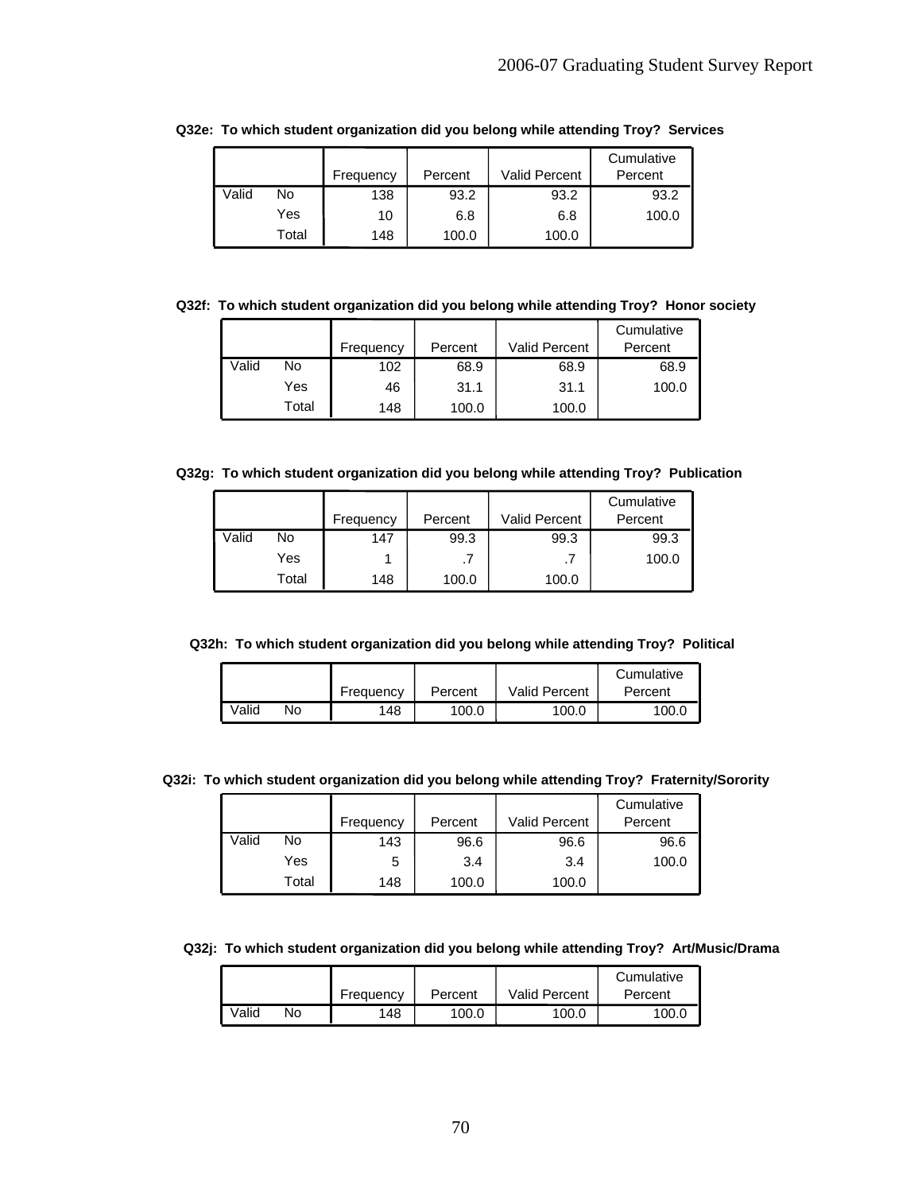**Q32e: To which student organization did you belong while attending Troy? Services**

| | | Frequency | Percent | Valid Percent | Cumulative Percent |
|---|---|---|---|---|---|
| Valid | No | 138 | 93.2 | 93.2 | 93.2 |
| | Yes | 10 | 6.8 | 6.8 | 100.0 |
| | Total | 148 | 100.0 | 100.0 | |

**Q32f: To which student organization did you belong while attending Troy? Honor society**

| | | Frequency | Percent | Valid Percent | Cumulative Percent |
|---|---|---|---|---|---|
| Valid | No | 102 | 68.9 | 68.9 | 68.9 |
| | Yes | 46 | 31.1 | 31.1 | 100.0 |
| | Total | 148 | 100.0 | 100.0 | |

**Q32g: To which student organization did you belong while attending Troy? Publication**

| | | Frequency | Percent | Valid Percent | Cumulative Percent |
|---|---|---|---|---|---|
| Valid | No | 147 | 99.3 | 99.3 | 99.3 |
| | Yes | 1 | .7 | .7 | 100.0 |
| | Total | 148 | 100.0 | 100.0 | |

**Q32h: To which student organization did you belong while attending Troy? Political**

| | | Frequency | Percent | Valid Percent | Cumulative Percent |
|---|---|---|---|---|---|
| Valid | No | 148 | 100.0 | 100.0 | 100.0 |

**Q32i: To which student organization did you belong while attending Troy? Fraternity/Sorority**

| | | Frequency | Percent | Valid Percent | Cumulative Percent |
|---|---|---|---|---|---|
| Valid | No | 143 | 96.6 | 96.6 | 96.6 |
| | Yes | 5 | 3.4 | 3.4 | 100.0 |
| | Total | 148 | 100.0 | 100.0 | |

**Q32j: To which student organization did you belong while attending Troy? Art/Music/Drama**

| | | Frequency | Percent | Valid Percent | Cumulative Percent |
|---|---|---|---|---|---|
| Valid | No | 148 | 100.0 | 100.0 | 100.0 |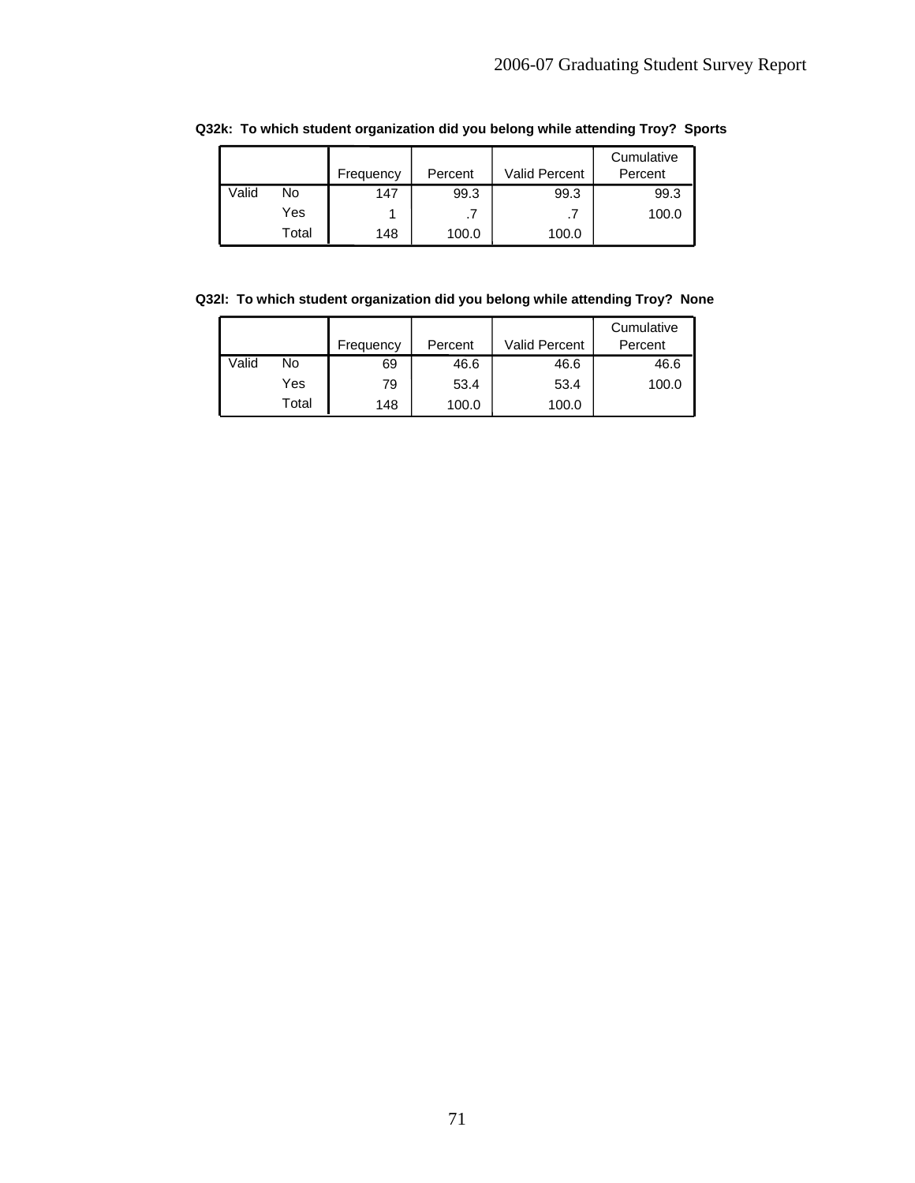**Q32k: To which student organization did you belong while attending Troy? Sports**

| | | Frequency | Percent | Valid Percent | Cumulative Percent |
|---|---|---|---|---|---|
| Valid | No | 147 | 99.3 | 99.3 | 99.3 |
| | Yes | 1 | .7 | .7 | 100.0 |
| | Total | 148 | 100.0 | 100.0 | |

**Q32l: To which student organization did you belong while attending Troy? None**

| | | Frequency | Percent | Valid Percent | Cumulative Percent |
|---|---|---|---|---|---|
| Valid | No | 69 | 46.6 | 46.6 | 46.6 |
| | Yes | 79 | 53.4 | 53.4 | 100.0 |
| | Total | 148 | 100.0 | 100.0 | |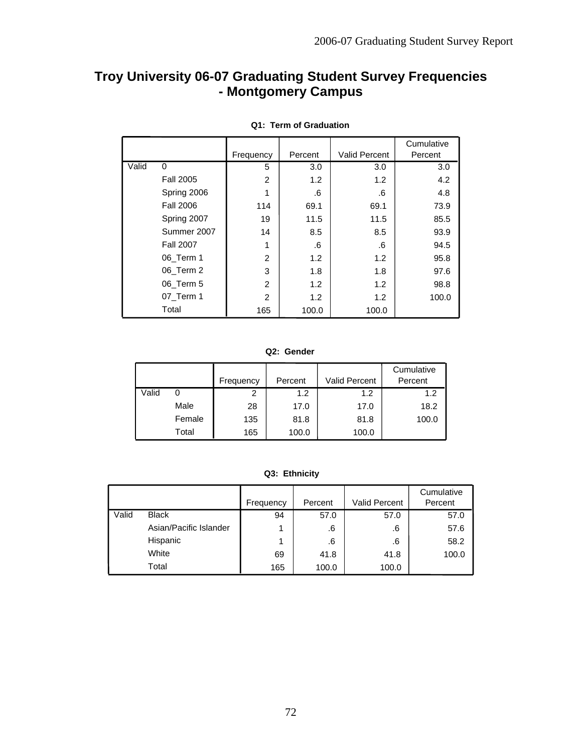# Troy University 06-07 Graduating Student Survey Frequencies - Montgomery Campus

**Q1: Term of Graduation**

| | | Frequency | Percent | Valid Percent | Cumulative Percent |
|---|---|---|---|---|---|
| Valid | 0 | 5 | 3.0 | 3.0 | 3.0 |
| | Fall 2005 | 2 | 1.2 | 1.2 | 4.2 |
| | Spring 2006 | 1 | .6 | .6 | 4.8 |
| | Fall 2006 | 114 | 69.1 | 69.1 | 73.9 |
| | Spring 2007 | 19 | 11.5 | 11.5 | 85.5 |
| | Summer 2007 | 14 | 8.5 | 8.5 | 93.9 |
| | Fall 2007 | 1 | .6 | .6 | 94.5 |
| | 06_Term 1 | 2 | 1.2 | 1.2 | 95.8 |
| | 06_Term 2 | 3 | 1.8 | 1.8 | 97.6 |
| | 06_Term 5 | 2 | 1.2 | 1.2 | 98.8 |
| | 07_Term 1 | 2 | 1.2 | 1.2 | 100.0 |
| | Total | 165 | 100.0 | 100.0 | |

**Q2: Gender**

| | | Frequency | Percent | Valid Percent | Cumulative Percent |
|---|---|---|---|---|---|
| Valid | 0 | 2 | 1.2 | 1.2 | 1.2 |
| | Male | 28 | 17.0 | 17.0 | 18.2 |
| | Female | 135 | 81.8 | 81.8 | 100.0 |
| | Total | 165 | 100.0 | 100.0 | |

**Q3: Ethnicity**

| | | Frequency | Percent | Valid Percent | Cumulative Percent |
|---|---|---|---|---|---|
| Valid | Black | 94 | 57.0 | 57.0 | 57.0 |
| | Asian/Pacific Islander | 1 | .6 | .6 | 57.6 |
| | Hispanic | 1 | .6 | .6 | 58.2 |
| | White | 69 | 41.8 | 41.8 | 100.0 |
| | Total | 165 | 100.0 | 100.0 | |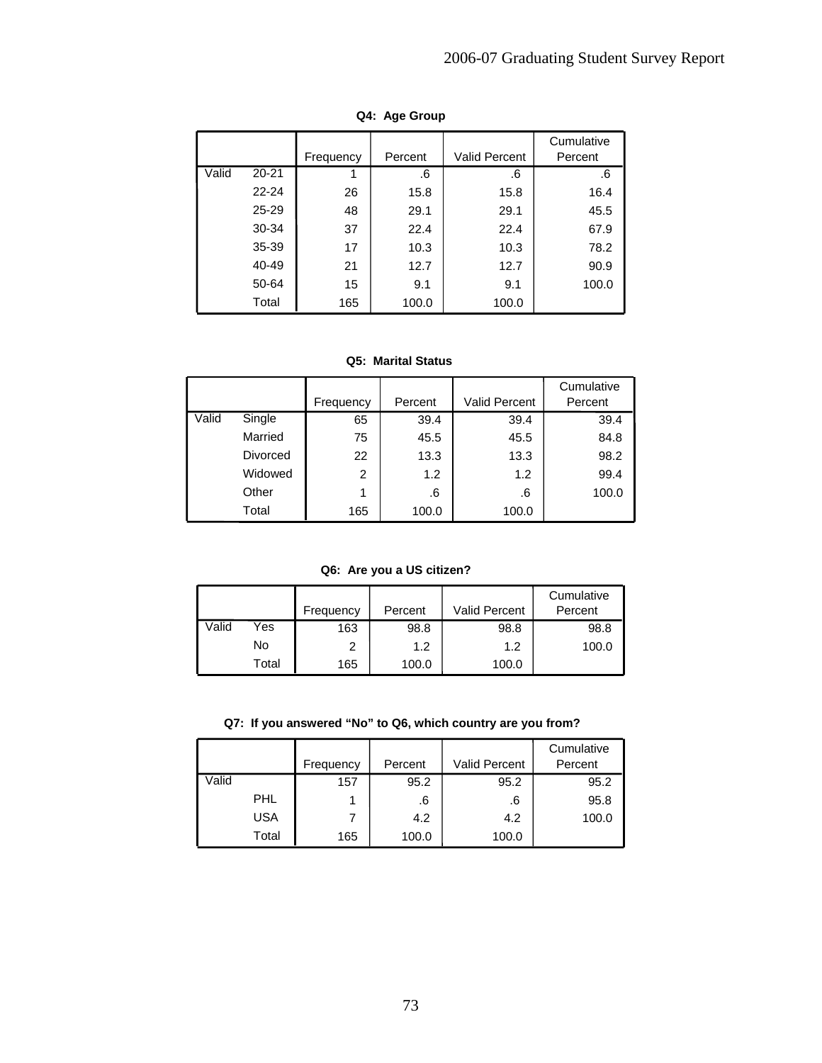**Q4: Age Group**

| | | Frequency | Percent | Valid Percent | Cumulative Percent |
|---|---|---|---|---|---|
| Valid | 20-21 | 1 | .6 | .6 | .6 |
| | 22-24 | 26 | 15.8 | 15.8 | 16.4 |
| | 25-29 | 48 | 29.1 | 29.1 | 45.5 |
| | 30-34 | 37 | 22.4 | 22.4 | 67.9 |
| | 35-39 | 17 | 10.3 | 10.3 | 78.2 |
| | 40-49 | 21 | 12.7 | 12.7 | 90.9 |
| | 50-64 | 15 | 9.1 | 9.1 | 100.0 |
| | Total | 165 | 100.0 | 100.0 | |

**Q5: Marital Status**

| | | Frequency | Percent | Valid Percent | Cumulative Percent |
|---|---|---|---|---|---|
| Valid | Single | 65 | 39.4 | 39.4 | 39.4 |
| | Married | 75 | 45.5 | 45.5 | 84.8 |
| | Divorced | 22 | 13.3 | 13.3 | 98.2 |
| | Widowed | 2 | 1.2 | 1.2 | 99.4 |
| | Other | 1 | .6 | .6 | 100.0 |
| | Total | 165 | 100.0 | 100.0 | |

**Q6: Are you a US citizen?**

| | | Frequency | Percent | Valid Percent | Cumulative Percent |
|---|---|---|---|---|---|
| Valid | Yes | 163 | 98.8 | 98.8 | 98.8 |
| | No | 2 | 1.2 | 1.2 | 100.0 |
| | Total | 165 | 100.0 | 100.0 | |

**Q7: If you answered “No” to Q6, which country are you from?**

| | | Frequency | Percent | Valid Percent | Cumulative Percent |
|---|---|---|---|---|---|
| Valid | | 157 | 95.2 | 95.2 | 95.2 |
| | PHL | 1 | .6 | .6 | 95.8 |
| | USA | 7 | 4.2 | 4.2 | 100.0 |
| | Total | 165 | 100.0 | 100.0 | |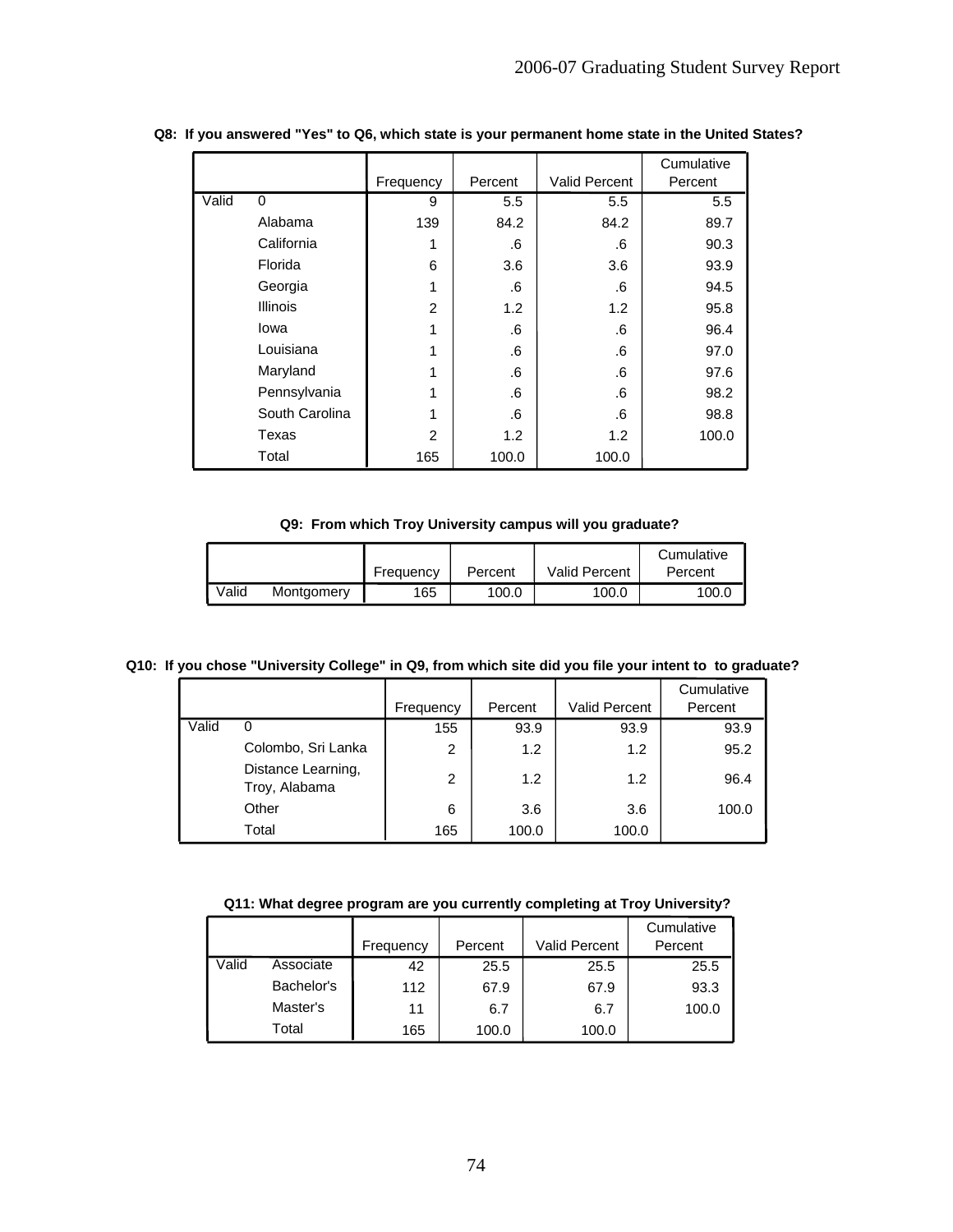**Q8: If you answered "Yes" to Q6, which state is your permanent home state in the United States?**

| | | Frequency | Percent | Valid Percent | Cumulative Percent |
|---|---|---|---|---|---|
| Valid | 0 | 9 | 5.5 | 5.5 | 5.5 |
| | Alabama | 139 | 84.2 | 84.2 | 89.7 |
| | California | 1 | .6 | .6 | 90.3 |
| | Florida | 6 | 3.6 | 3.6 | 93.9 |
| | Georgia | 1 | .6 | .6 | 94.5 |
| | Illinois | 2 | 1.2 | 1.2 | 95.8 |
| | Iowa | 1 | .6 | .6 | 96.4 |
| | Louisiana | 1 | .6 | .6 | 97.0 |
| | Maryland | 1 | .6 | .6 | 97.6 |
| | Pennsylvania | 1 | .6 | .6 | 98.2 |
| | South Carolina | 1 | .6 | .6 | 98.8 |
| | Texas | 2 | 1.2 | 1.2 | 100.0 |
| | Total | 165 | 100.0 | 100.0 | |

**Q9: From which Troy University campus will you graduate?**

| | | Frequency | Percent | Valid Percent | Cumulative Percent |
|---|---|---|---|---|---|
| Valid | Montgomery | 165 | 100.0 | 100.0 | 100.0 |

**Q10: If you chose "University College" in Q9, from which site did you file your intent to to graduate?**

| | | Frequency | Percent | Valid Percent | Cumulative Percent |
|---|---|---|---|---|---|
| Valid | 0 | 155 | 93.9 | 93.9 | 93.9 |
| | Colombo, Sri Lanka | 2 | 1.2 | 1.2 | 95.2 |
| | Distance Learning, Troy, Alabama | 2 | 1.2 | 1.2 | 96.4 |
| | Other | 6 | 3.6 | 3.6 | 100.0 |
| | Total | 165 | 100.0 | 100.0 | |

**Q11: What degree program are you currently completing at Troy University?**

| | | Frequency | Percent | Valid Percent | Cumulative Percent |
|---|---|---|---|---|---|
| Valid | Associate | 42 | 25.5 | 25.5 | 25.5 |
| | Bachelor's | 112 | 67.9 | 67.9 | 93.3 |
| | Master's | 11 | 6.7 | 6.7 | 100.0 |
| | Total | 165 | 100.0 | 100.0 | |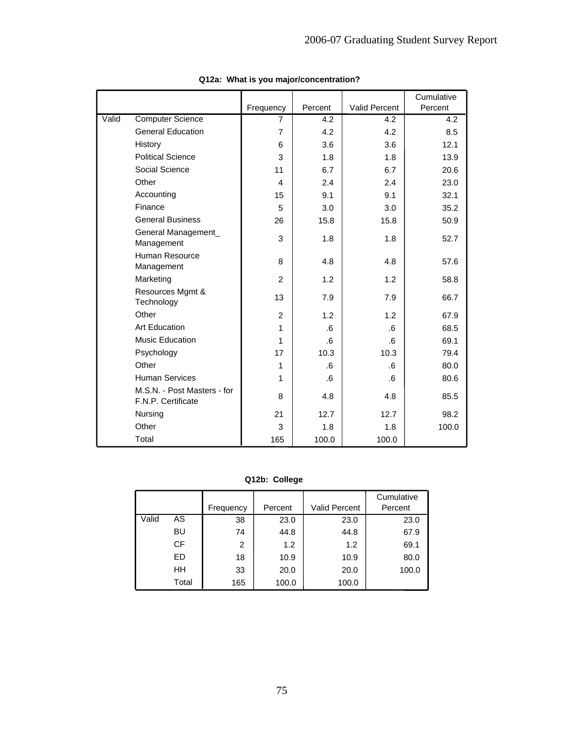**Q12a: What is you major/concentration?**

| | | Frequency | Percent | Valid Percent | Cumulative Percent |
|---|---|---|---|---|---|
| Valid | Computer Science | 7 | 4.2 | 4.2 | 4.2 |
| | General Education | 7 | 4.2 | 4.2 | 8.5 |
| | History | 6 | 3.6 | 3.6 | 12.1 |
| | Political Science | 3 | 1.8 | 1.8 | 13.9 |
| | Social Science | 11 | 6.7 | 6.7 | 20.6 |
| | Other | 4 | 2.4 | 2.4 | 23.0 |
| | Accounting | 15 | 9.1 | 9.1 | 32.1 |
| | Finance | 5 | 3.0 | 3.0 | 35.2 |
| | General Business | 26 | 15.8 | 15.8 | 50.9 |
| | General Management_ Management | 3 | 1.8 | 1.8 | 52.7 |
| | Human Resource Management | 8 | 4.8 | 4.8 | 57.6 |
| | Marketing | 2 | 1.2 | 1.2 | 58.8 |
| | Resources Mgmt & Technology | 13 | 7.9 | 7.9 | 66.7 |
| | Other | 2 | 1.2 | 1.2 | 67.9 |
| | Art Education | 1 | .6 | .6 | 68.5 |
| | Music Education | 1 | .6 | .6 | 69.1 |
| | Psychology | 17 | 10.3 | 10.3 | 79.4 |
| | Other | 1 | .6 | .6 | 80.0 |
| | Human Services | 1 | .6 | .6 | 80.6 |
| | M.S.N. - Post Masters - for F.N.P. Certificate | 8 | 4.8 | 4.8 | 85.5 |
| | Nursing | 21 | 12.7 | 12.7 | 98.2 |
| | Other | 3 | 1.8 | 1.8 | 100.0 |
| | Total | 165 | 100.0 | 100.0 | |

**Q12b: College**

| | | Frequency | Percent | Valid Percent | Cumulative Percent |
|---|---|---|---|---|---|
| Valid | AS | 38 | 23.0 | 23.0 | 23.0 |
| | BU | 74 | 44.8 | 44.8 | 67.9 |
| | CF | 2 | 1.2 | 1.2 | 69.1 |
| | ED | 18 | 10.9 | 10.9 | 80.0 |
| | HH | 33 | 20.0 | 20.0 | 100.0 |
| | Total | 165 | 100.0 | 100.0 | |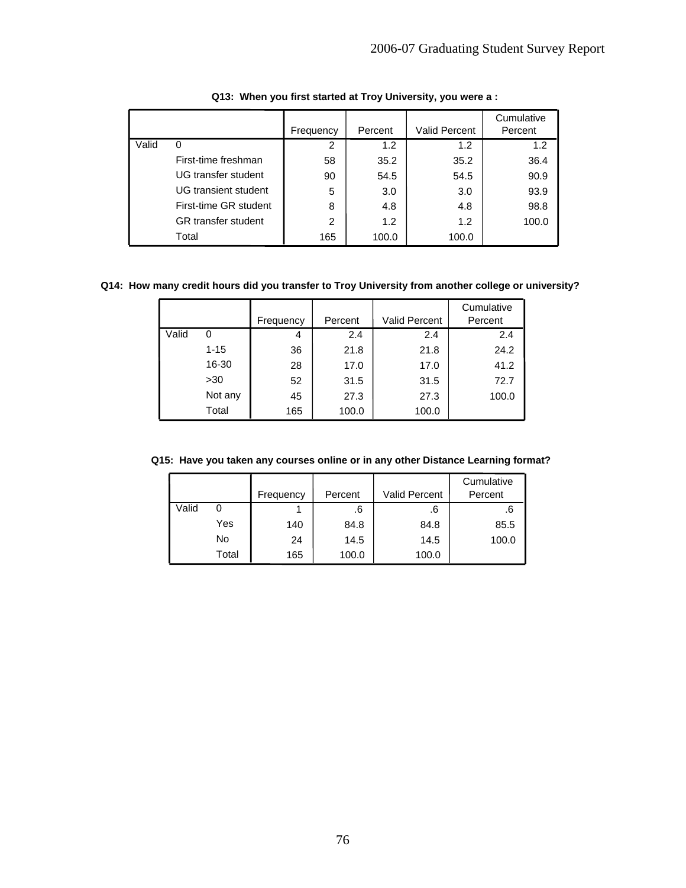**Q13: When you first started at Troy University, you were a :**

| | | Frequency | Percent | Valid Percent | Cumulative Percent |
|---|---|---|---|---|---|
| Valid | 0 | 2 | 1.2 | 1.2 | 1.2 |
| | First-time freshman | 58 | 35.2 | 35.2 | 36.4 |
| | UG transfer student | 90 | 54.5 | 54.5 | 90.9 |
| | UG transient student | 5 | 3.0 | 3.0 | 93.9 |
| | First-time GR student | 8 | 4.8 | 4.8 | 98.8 |
| | GR transfer student | 2 | 1.2 | 1.2 | 100.0 |
| | Total | 165 | 100.0 | 100.0 | |

**Q14: How many credit hours did you transfer to Troy University from another college or university?**

| | | Frequency | Percent | Valid Percent | Cumulative Percent |
|---|---|---|---|---|---|
| Valid | 0 | 4 | 2.4 | 2.4 | 2.4 |
| | 1-15 | 36 | 21.8 | 21.8 | 24.2 |
| | 16-30 | 28 | 17.0 | 17.0 | 41.2 |
| | >30 | 52 | 31.5 | 31.5 | 72.7 |
| | Not any | 45 | 27.3 | 27.3 | 100.0 |
| | Total | 165 | 100.0 | 100.0 | |

**Q15: Have you taken any courses online or in any other Distance Learning format?**

| | | Frequency | Percent | Valid Percent | Cumulative Percent |
|---|---|---|---|---|---|
| Valid | 0 | 1 | .6 | .6 | .6 |
| | Yes | 140 | 84.8 | 84.8 | 85.5 |
| | No | 24 | 14.5 | 14.5 | 100.0 |
| | Total | 165 | 100.0 | 100.0 | |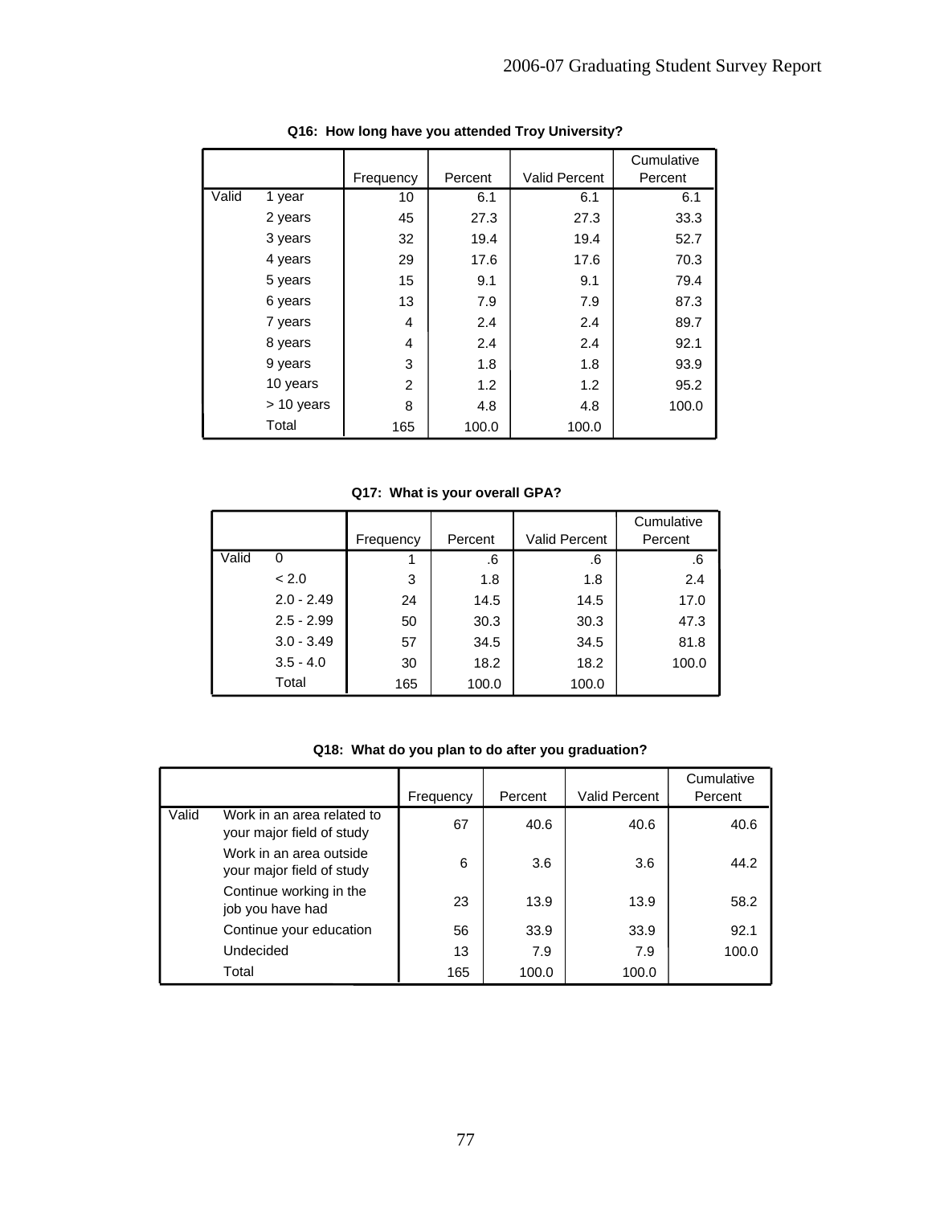**Q16: How long have you attended Troy University?**

| | | Frequency | Percent | Valid Percent | Cumulative Percent |
|---|---|---|---|---|---|
| Valid | 1 year | 10 | 6.1 | 6.1 | 6.1 |
| | 2 years | 45 | 27.3 | 27.3 | 33.3 |
| | 3 years | 32 | 19.4 | 19.4 | 52.7 |
| | 4 years | 29 | 17.6 | 17.6 | 70.3 |
| | 5 years | 15 | 9.1 | 9.1 | 79.4 |
| | 6 years | 13 | 7.9 | 7.9 | 87.3 |
| | 7 years | 4 | 2.4 | 2.4 | 89.7 |
| | 8 years | 4 | 2.4 | 2.4 | 92.1 |
| | 9 years | 3 | 1.8 | 1.8 | 93.9 |
| | 10 years | 2 | 1.2 | 1.2 | 95.2 |
| | > 10 years | 8 | 4.8 | 4.8 | 100.0 |
| | Total | 165 | 100.0 | 100.0 | |

**Q17: What is your overall GPA?**

| | | Frequency | Percent | Valid Percent | Cumulative Percent |
|---|---|---|---|---|---|
| Valid | 0 | 1 | .6 | .6 | .6 |
| | < 2.0 | 3 | 1.8 | 1.8 | 2.4 |
| | 2.0 - 2.49 | 24 | 14.5 | 14.5 | 17.0 |
| | 2.5 - 2.99 | 50 | 30.3 | 30.3 | 47.3 |
| | 3.0 - 3.49 | 57 | 34.5 | 34.5 | 81.8 |
| | 3.5 - 4.0 | 30 | 18.2 | 18.2 | 100.0 |
| | Total | 165 | 100.0 | 100.0 | |

**Q18: What do you plan to do after you graduation?**

| | | Frequency | Percent | Valid Percent | Cumulative Percent |
|---|---|---|---|---|---|
| Valid | Work in an area related to your major field of study | 67 | 40.6 | 40.6 | 40.6 |
| | Work in an area outside your major field of study | 6 | 3.6 | 3.6 | 44.2 |
| | Continue working in the job you have had | 23 | 13.9 | 13.9 | 58.2 |
| | Continue your education | 56 | 33.9 | 33.9 | 92.1 |
| | Undecided | 13 | 7.9 | 7.9 | 100.0 |
| | Total | 165 | 100.0 | 100.0 | |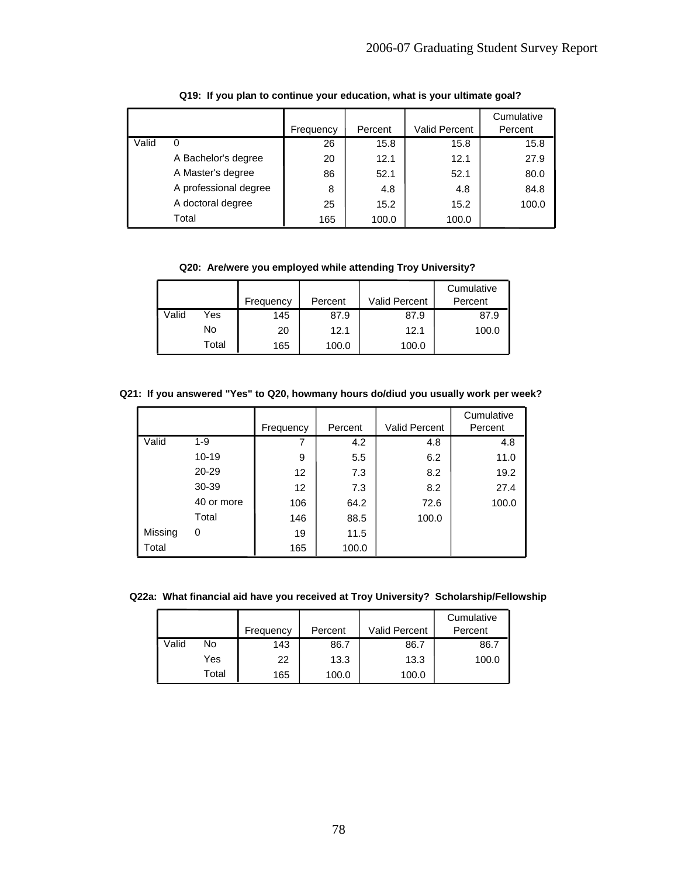**Q19: If you plan to continue your education, what is your ultimate goal?**

| | | Frequency | Percent | Valid Percent | Cumulative Percent |
|---|---|---|---|---|---|
| Valid | 0 | 26 | 15.8 | 15.8 | 15.8 |
| | A Bachelor's degree | 20 | 12.1 | 12.1 | 27.9 |
| | A Master's degree | 86 | 52.1 | 52.1 | 80.0 |
| | A professional degree | 8 | 4.8 | 4.8 | 84.8 |
| | A doctoral degree | 25 | 15.2 | 15.2 | 100.0 |
| | Total | 165 | 100.0 | 100.0 | |

**Q20: Are/were you employed while attending Troy University?**

| | | Frequency | Percent | Valid Percent | Cumulative Percent |
|---|---|---|---|---|---|
| Valid | Yes | 145 | 87.9 | 87.9 | 87.9 |
| | No | 20 | 12.1 | 12.1 | 100.0 |
| | Total | 165 | 100.0 | 100.0 | |

**Q21: If you answered "Yes" to Q20, howmany hours do/diud you usually work per week?**

| | | Frequency | Percent | Valid Percent | Cumulative Percent |
|---|---|---|---|---|---|
| Valid | 1-9 | 7 | 4.2 | 4.8 | 4.8 |
| | 10-19 | 9 | 5.5 | 6.2 | 11.0 |
| | 20-29 | 12 | 7.3 | 8.2 | 19.2 |
| | 30-39 | 12 | 7.3 | 8.2 | 27.4 |
| | 40 or more | 106 | 64.2 | 72.6 | 100.0 |
| | Total | 146 | 88.5 | 100.0 | |
| Missing | 0 | 19 | 11.5 | | |
| Total | | 165 | 100.0 | | |

**Q22a: What financial aid have you received at Troy University? Scholarship/Fellowship**

| | | Frequency | Percent | Valid Percent | Cumulative Percent |
|---|---|---|---|---|---|
| Valid | No | 143 | 86.7 | 86.7 | 86.7 |
| | Yes | 22 | 13.3 | 13.3 | 100.0 |
| | Total | 165 | 100.0 | 100.0 | |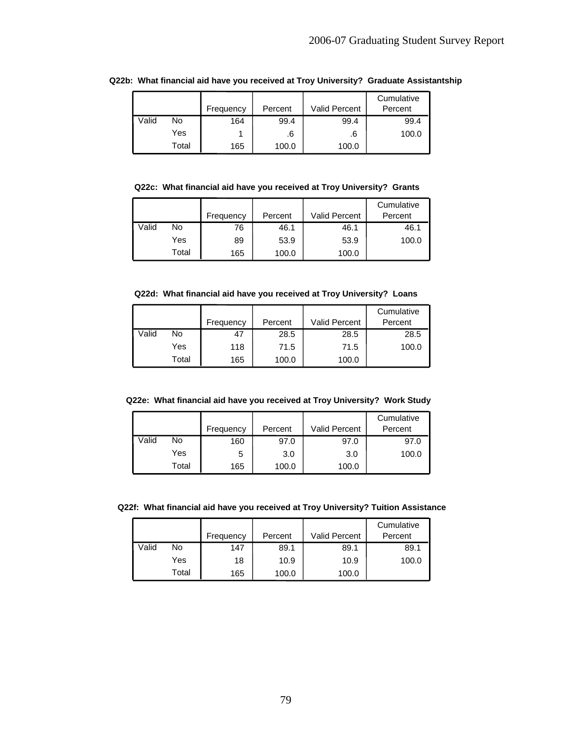**Q22b: What financial aid have you received at Troy University? Graduate Assistantship**

| | | Frequency | Percent | Valid Percent | Cumulative Percent |
|---|---|---|---|---|---|
| Valid | No | 164 | 99.4 | 99.4 | 99.4 |
| | Yes | 1 | .6 | .6 | 100.0 |
| | Total | 165 | 100.0 | 100.0 | |

**Q22c: What financial aid have you received at Troy University? Grants**

| | | Frequency | Percent | Valid Percent | Cumulative Percent |
|---|---|---|---|---|---|
| Valid | No | 76 | 46.1 | 46.1 | 46.1 |
| | Yes | 89 | 53.9 | 53.9 | 100.0 |
| | Total | 165 | 100.0 | 100.0 | |

**Q22d: What financial aid have you received at Troy University? Loans**

| | | Frequency | Percent | Valid Percent | Cumulative Percent |
|---|---|---|---|---|---|
| Valid | No | 47 | 28.5 | 28.5 | 28.5 |
| | Yes | 118 | 71.5 | 71.5 | 100.0 |
| | Total | 165 | 100.0 | 100.0 | |

**Q22e: What financial aid have you received at Troy University? Work Study**

| | | Frequency | Percent | Valid Percent | Cumulative Percent |
|---|---|---|---|---|---|
| Valid | No | 160 | 97.0 | 97.0 | 97.0 |
| | Yes | 5 | 3.0 | 3.0 | 100.0 |
| | Total | 165 | 100.0 | 100.0 | |

**Q22f: What financial aid have you received at Troy University? Tuition Assistance**

| | | Frequency | Percent | Valid Percent | Cumulative Percent |
|---|---|---|---|---|---|
| Valid | No | 147 | 89.1 | 89.1 | 89.1 |
| | Yes | 18 | 10.9 | 10.9 | 100.0 |
| | Total | 165 | 100.0 | 100.0 | |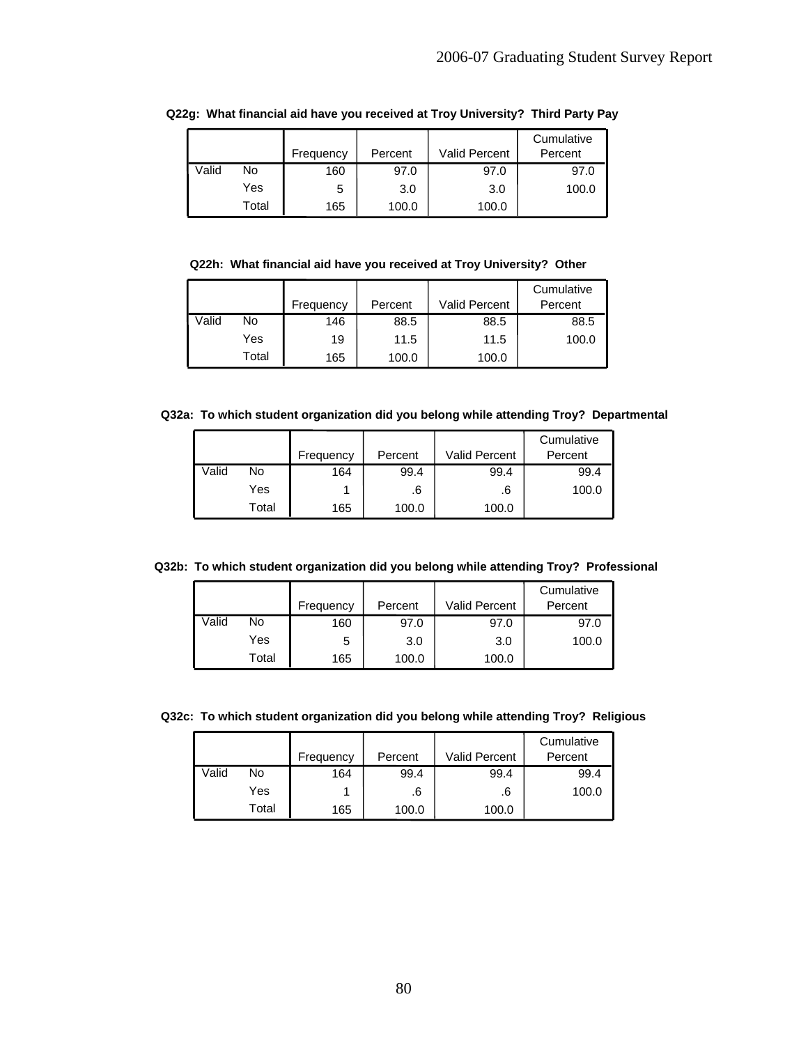**Q22g: What financial aid have you received at Troy University? Third Party Pay**

| | | Frequency | Percent | Valid Percent | Cumulative Percent |
|---|---|---|---|---|---|
| Valid | No | 160 | 97.0 | 97.0 | 97.0 |
| | Yes | 5 | 3.0 | 3.0 | 100.0 |
| | Total | 165 | 100.0 | 100.0 | |

**Q22h: What financial aid have you received at Troy University? Other**

| | | Frequency | Percent | Valid Percent | Cumulative Percent |
|---|---|---|---|---|---|
| Valid | No | 146 | 88.5 | 88.5 | 88.5 |
| | Yes | 19 | 11.5 | 11.5 | 100.0 |
| | Total | 165 | 100.0 | 100.0 | |

**Q32a: To which student organization did you belong while attending Troy? Departmental**

| | | Frequency | Percent | Valid Percent | Cumulative Percent |
|---|---|---|---|---|---|
| Valid | No | 164 | 99.4 | 99.4 | 99.4 |
| | Yes | 1 | .6 | .6 | 100.0 |
| | Total | 165 | 100.0 | 100.0 | |

**Q32b: To which student organization did you belong while attending Troy? Professional**

| | | Frequency | Percent | Valid Percent | Cumulative Percent |
|---|---|---|---|---|---|
| Valid | No | 160 | 97.0 | 97.0 | 97.0 |
| | Yes | 5 | 3.0 | 3.0 | 100.0 |
| | Total | 165 | 100.0 | 100.0 | |

**Q32c: To which student organization did you belong while attending Troy? Religious**

| | | Frequency | Percent | Valid Percent | Cumulative Percent |
|---|---|---|---|---|---|
| Valid | No | 164 | 99.4 | 99.4 | 99.4 |
| | Yes | 1 | .6 | .6 | 100.0 |
| | Total | 165 | 100.0 | 100.0 | |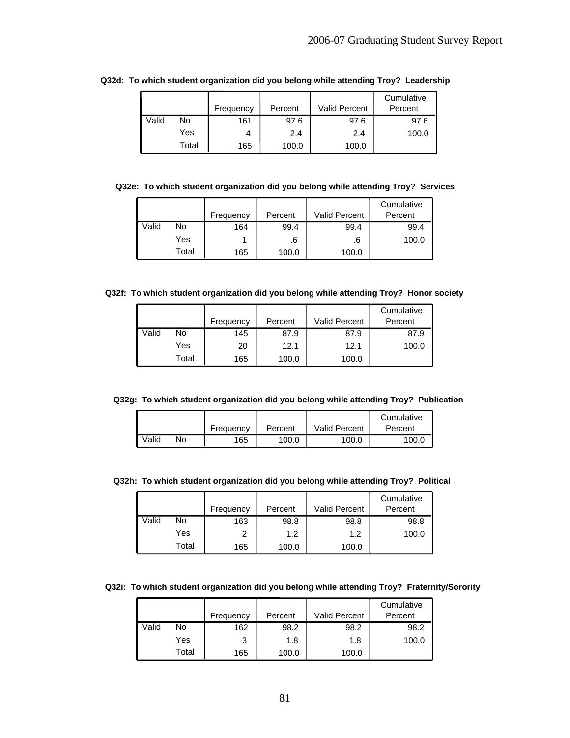**Q32d: To which student organization did you belong while attending Troy? Leadership**

| | | Frequency | Percent | Valid Percent | Cumulative Percent |
|---|---|---|---|---|---|
| Valid | No | 161 | 97.6 | 97.6 | 97.6 |
| | Yes | 4 | 2.4 | 2.4 | 100.0 |
| | Total | 165 | 100.0 | 100.0 | |

**Q32e: To which student organization did you belong while attending Troy? Services**

| | | Frequency | Percent | Valid Percent | Cumulative Percent |
|---|---|---|---|---|---|
| Valid | No | 164 | 99.4 | 99.4 | 99.4 |
| | Yes | 1 | .6 | .6 | 100.0 |
| | Total | 165 | 100.0 | 100.0 | |

**Q32f: To which student organization did you belong while attending Troy? Honor society**

| | | Frequency | Percent | Valid Percent | Cumulative Percent |
|---|---|---|---|---|---|
| Valid | No | 145 | 87.9 | 87.9 | 87.9 |
| | Yes | 20 | 12.1 | 12.1 | 100.0 |
| | Total | 165 | 100.0 | 100.0 | |

**Q32g: To which student organization did you belong while attending Troy? Publication**

| | | Frequency | Percent | Valid Percent | Cumulative Percent |
|---|---|---|---|---|---|
| Valid | No | 165 | 100.0 | 100.0 | 100.0 |

**Q32h: To which student organization did you belong while attending Troy? Political**

| | | Frequency | Percent | Valid Percent | Cumulative Percent |
|---|---|---|---|---|---|
| Valid | No | 163 | 98.8 | 98.8 | 98.8 |
| | Yes | 2 | 1.2 | 1.2 | 100.0 |
| | Total | 165 | 100.0 | 100.0 | |

**Q32i: To which student organization did you belong while attending Troy? Fraternity/Sorority**

| | | Frequency | Percent | Valid Percent | Cumulative Percent |
|---|---|---|---|---|---|
| Valid | No | 162 | 98.2 | 98.2 | 98.2 |
| | Yes | 3 | 1.8 | 1.8 | 100.0 |
| | Total | 165 | 100.0 | 100.0 | |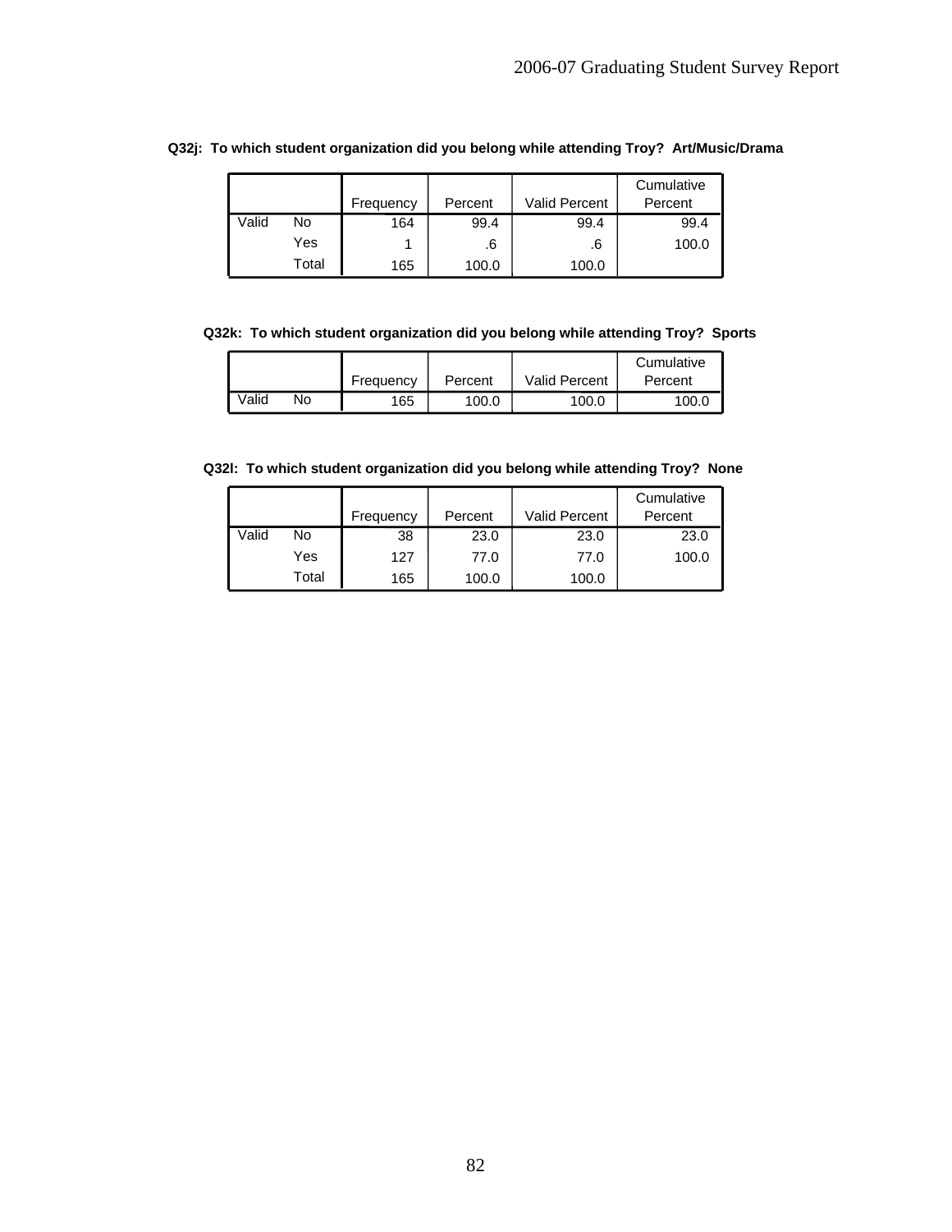**Q32j: To which student organization did you belong while attending Troy? Art/Music/Drama**

| | | Frequency | Percent | Valid Percent | Cumulative Percent |
|---|---|---|---|---|---|
| Valid | No | 164 | 99.4 | 99.4 | 99.4 |
| | Yes | 1 | .6 | .6 | 100.0 |
| | Total | 165 | 100.0 | 100.0 | |

**Q32k: To which student organization did you belong while attending Troy? Sports**

| | | Frequency | Percent | Valid Percent | Cumulative Percent |
|---|---|---|---|---|---|
| Valid | No | 165 | 100.0 | 100.0 | 100.0 |

**Q32l: To which student organization did you belong while attending Troy? None**

| | | Frequency | Percent | Valid Percent | Cumulative Percent |
|---|---|---|---|---|---|
| Valid | No | 38 | 23.0 | 23.0 | 23.0 |
| | Yes | 127 | 77.0 | 77.0 | 100.0 |
| | Total | 165 | 100.0 | 100.0 | |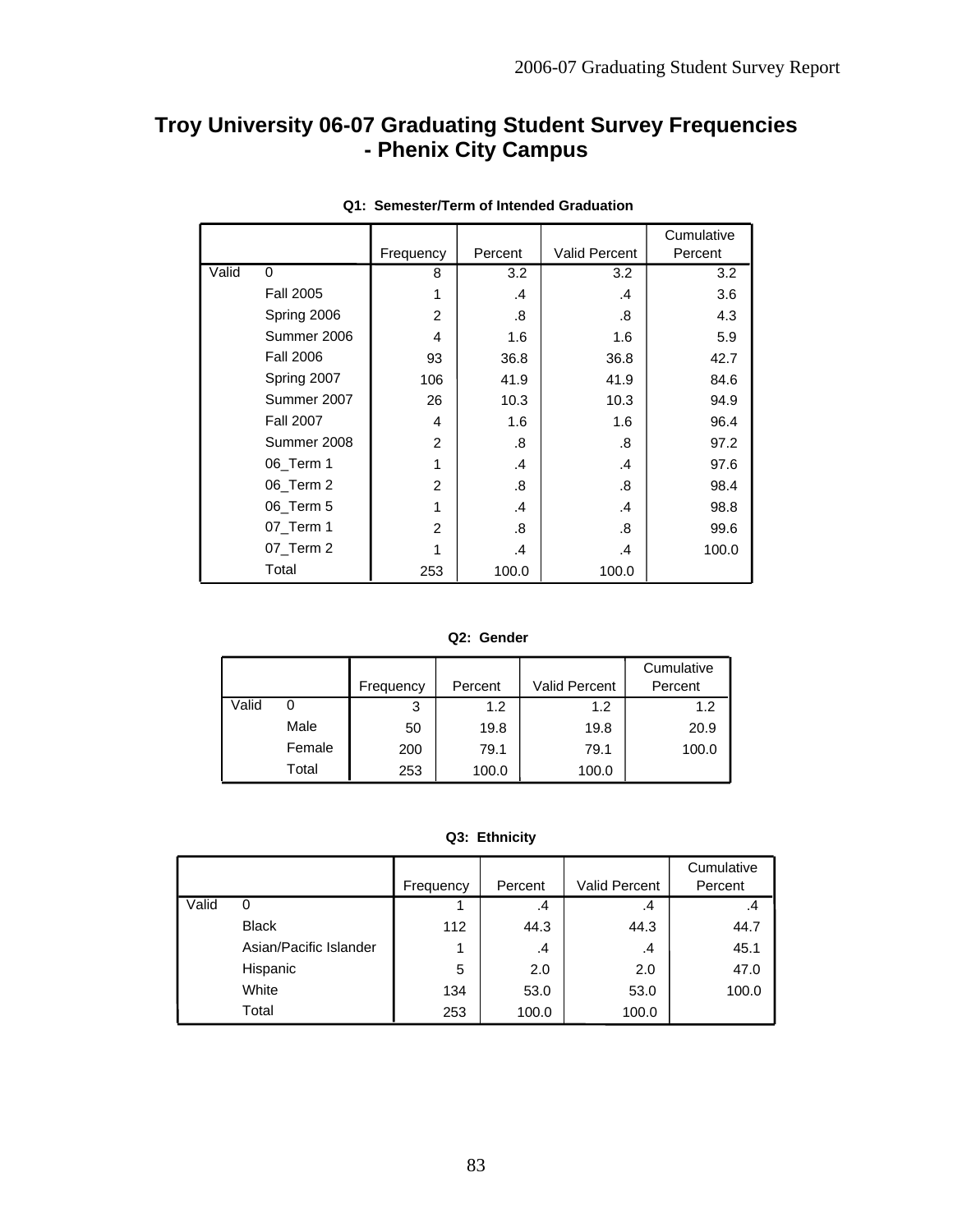# Troy University 06-07 Graduating Student Survey Frequencies - Phenix City Campus

**Q1: Semester/Term of Intended Graduation**

| | | Frequency | Percent | Valid Percent | Cumulative Percent |
|---|---|---|---|---|---|
| Valid | 0 | 8 | 3.2 | 3.2 | 3.2 |
| | Fall 2005 | 1 | .4 | .4 | 3.6 |
| | Spring 2006 | 2 | .8 | .8 | 4.3 |
| | Summer 2006 | 4 | 1.6 | 1.6 | 5.9 |
| | Fall 2006 | 93 | 36.8 | 36.8 | 42.7 |
| | Spring 2007 | 106 | 41.9 | 41.9 | 84.6 |
| | Summer 2007 | 26 | 10.3 | 10.3 | 94.9 |
| | Fall 2007 | 4 | 1.6 | 1.6 | 96.4 |
| | Summer 2008 | 2 | .8 | .8 | 97.2 |
| | 06_Term 1 | 1 | .4 | .4 | 97.6 |
| | 06_Term 2 | 2 | .8 | .8 | 98.4 |
| | 06_Term 5 | 1 | .4 | .4 | 98.8 |
| | 07_Term 1 | 2 | .8 | .8 | 99.6 |
| | 07_Term 2 | 1 | .4 | .4 | 100.0 |
| | Total | 253 | 100.0 | 100.0 | |

**Q2: Gender**

| | | Frequency | Percent | Valid Percent | Cumulative Percent |
|---|---|---|---|---|---|
| Valid | 0 | 3 | 1.2 | 1.2 | 1.2 |
| | Male | 50 | 19.8 | 19.8 | 20.9 |
| | Female | 200 | 79.1 | 79.1 | 100.0 |
| | Total | 253 | 100.0 | 100.0 | |

**Q3: Ethnicity**

| | | Frequency | Percent | Valid Percent | Cumulative Percent |
|---|---|---|---|---|---|
| Valid | 0 | 1 | .4 | .4 | .4 |
| | Black | 112 | 44.3 | 44.3 | 44.7 |
| | Asian/Pacific Islander | 1 | .4 | .4 | 45.1 |
| | Hispanic | 5 | 2.0 | 2.0 | 47.0 |
| | White | 134 | 53.0 | 53.0 | 100.0 |
| | Total | 253 | 100.0 | 100.0 | |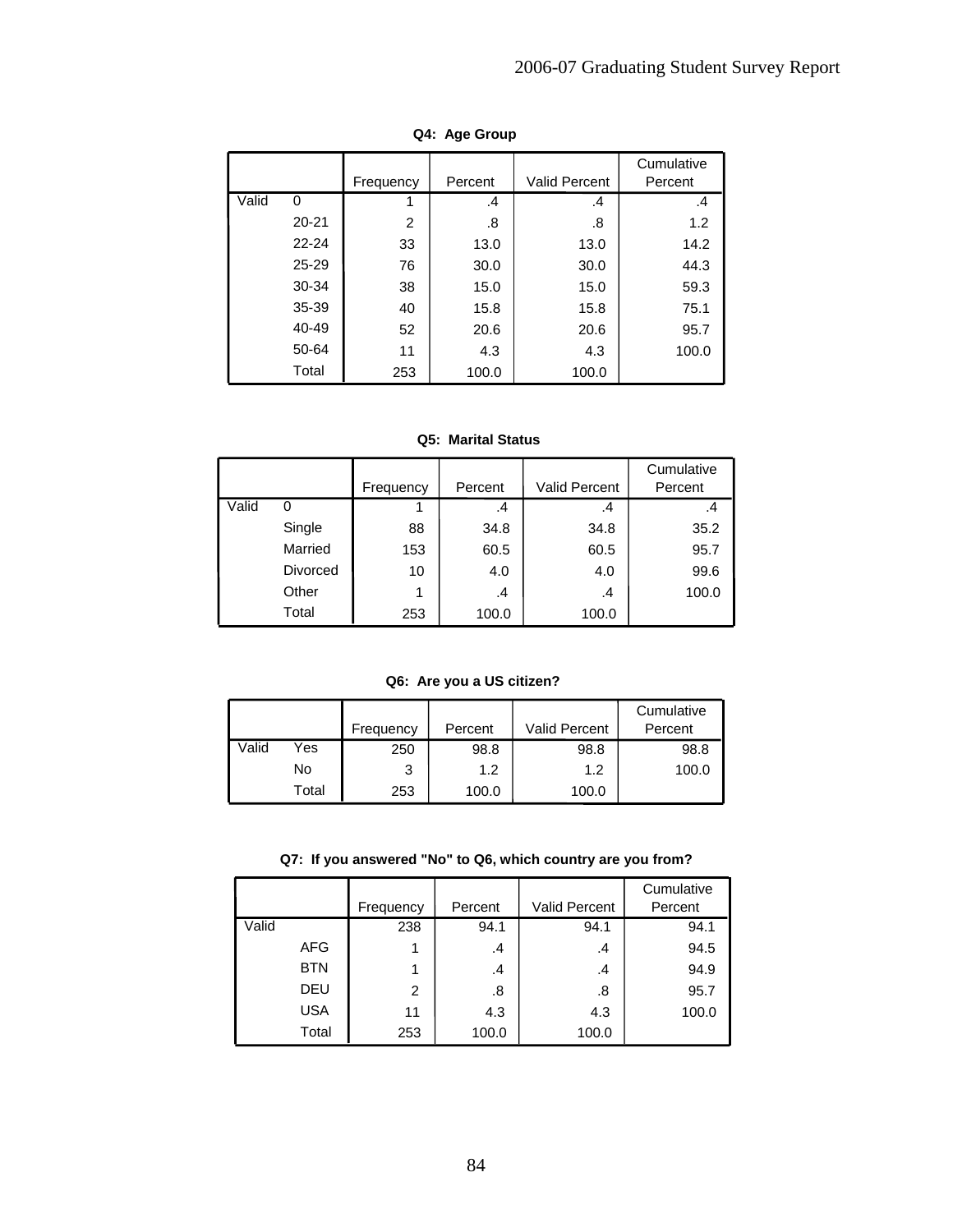**Q4: Age Group**

| | | Frequency | Percent | Valid Percent | Cumulative Percent |
|---|---|---|---|---|---|
| Valid | 0 | 1 | .4 | .4 | .4 |
| | 20-21 | 2 | .8 | .8 | 1.2 |
| | 22-24 | 33 | 13.0 | 13.0 | 14.2 |
| | 25-29 | 76 | 30.0 | 30.0 | 44.3 |
| | 30-34 | 38 | 15.0 | 15.0 | 59.3 |
| | 35-39 | 40 | 15.8 | 15.8 | 75.1 |
| | 40-49 | 52 | 20.6 | 20.6 | 95.7 |
| | 50-64 | 11 | 4.3 | 4.3 | 100.0 |
| | Total | 253 | 100.0 | 100.0 | |

**Q5: Marital Status**

| | | Frequency | Percent | Valid Percent | Cumulative Percent |
|---|---|---|---|---|---|
| Valid | 0 | 1 | .4 | .4 | .4 |
| | Single | 88 | 34.8 | 34.8 | 35.2 |
| | Married | 153 | 60.5 | 60.5 | 95.7 |
| | Divorced | 10 | 4.0 | 4.0 | 99.6 |
| | Other | 1 | .4 | .4 | 100.0 |
| | Total | 253 | 100.0 | 100.0 | |

**Q6: Are you a US citizen?**

| | | Frequency | Percent | Valid Percent | Cumulative Percent |
|---|---|---|---|---|---|
| Valid | Yes | 250 | 98.8 | 98.8 | 98.8 |
| | No | 3 | 1.2 | 1.2 | 100.0 |
| | Total | 253 | 100.0 | 100.0 | |

**Q7: If you answered "No" to Q6, which country are you from?**

| | | Frequency | Percent | Valid Percent | Cumulative Percent |
|---|---|---|---|---|---|
| Valid | | 238 | 94.1 | 94.1 | 94.1 |
| | AFG | 1 | .4 | .4 | 94.5 |
| | BTN | 1 | .4 | .4 | 94.9 |
| | DEU | 2 | .8 | .8 | 95.7 |
| | USA | 11 | 4.3 | 4.3 | 100.0 |
| | Total | 253 | 100.0 | 100.0 | |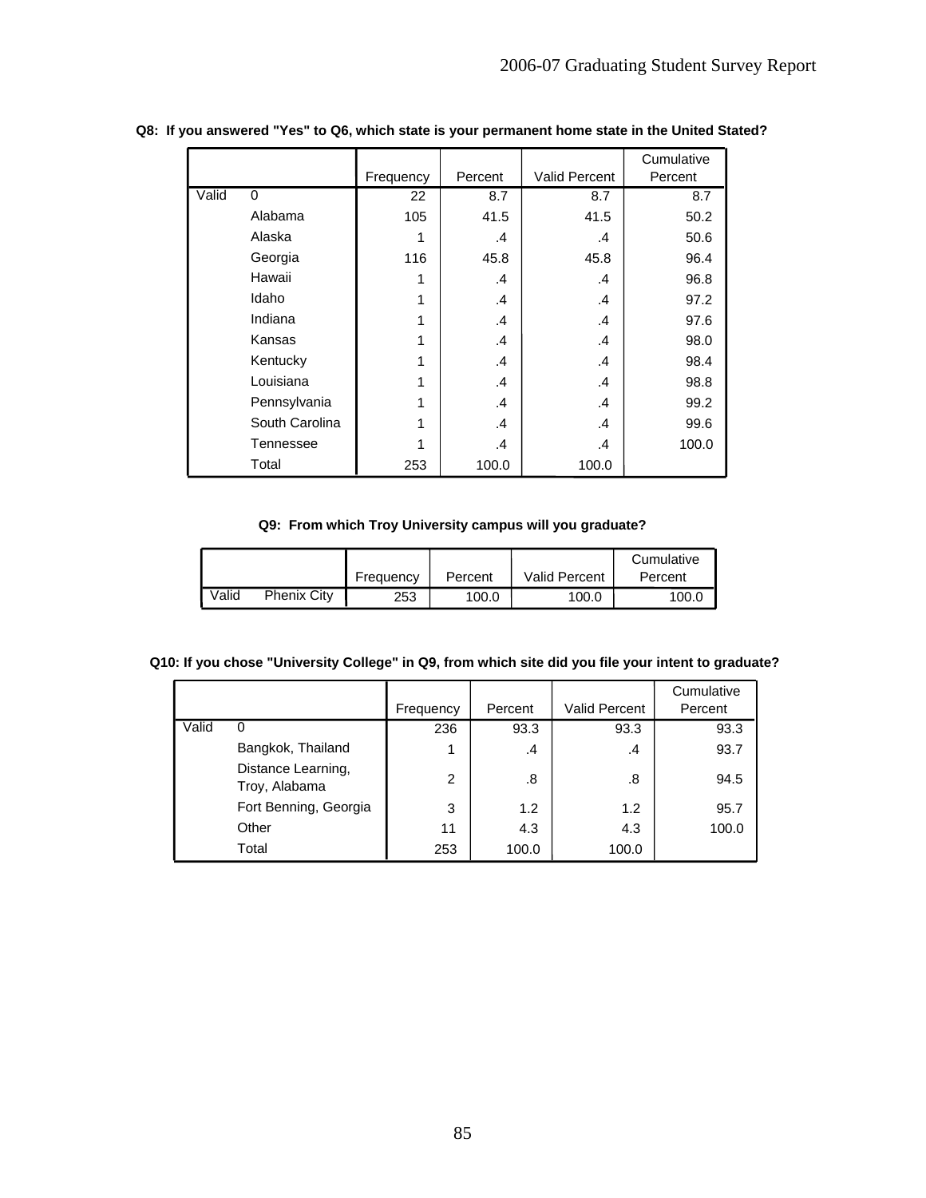**Q8: If you answered "Yes" to Q6, which state is your permanent home state in the United Stated?**

| | | Frequency | Percent | Valid Percent | Cumulative Percent |
|---|---|---|---|---|---|
| Valid | 0 | 22 | 8.7 | 8.7 | 8.7 |
| | Alabama | 105 | 41.5 | 41.5 | 50.2 |
| | Alaska | 1 | .4 | .4 | 50.6 |
| | Georgia | 116 | 45.8 | 45.8 | 96.4 |
| | Hawaii | 1 | .4 | .4 | 96.8 |
| | Idaho | 1 | .4 | .4 | 97.2 |
| | Indiana | 1 | .4 | .4 | 97.6 |
| | Kansas | 1 | .4 | .4 | 98.0 |
| | Kentucky | 1 | .4 | .4 | 98.4 |
| | Louisiana | 1 | .4 | .4 | 98.8 |
| | Pennsylvania | 1 | .4 | .4 | 99.2 |
| | South Carolina | 1 | .4 | .4 | 99.6 |
| | Tennessee | 1 | .4 | .4 | 100.0 |
| | Total | 253 | 100.0 | 100.0 | |

**Q9: From which Troy University campus will you graduate?**

| | | Frequency | Percent | Valid Percent | Cumulative Percent |
|---|---|---|---|---|---|
| Valid | Phenix City | 253 | 100.0 | 100.0 | 100.0 |

**Q10: If you chose "University College" in Q9, from which site did you file your intent to graduate?**

| | | Frequency | Percent | Valid Percent | Cumulative Percent |
|---|---|---|---|---|---|
| Valid | 0 | 236 | 93.3 | 93.3 | 93.3 |
| | Bangkok, Thailand | 1 | .4 | .4 | 93.7 |
| | Distance Learning, Troy, Alabama | 2 | .8 | .8 | 94.5 |
| | Fort Benning, Georgia | 3 | 1.2 | 1.2 | 95.7 |
| | Other | 11 | 4.3 | 4.3 | 100.0 |
| | Total | 253 | 100.0 | 100.0 | |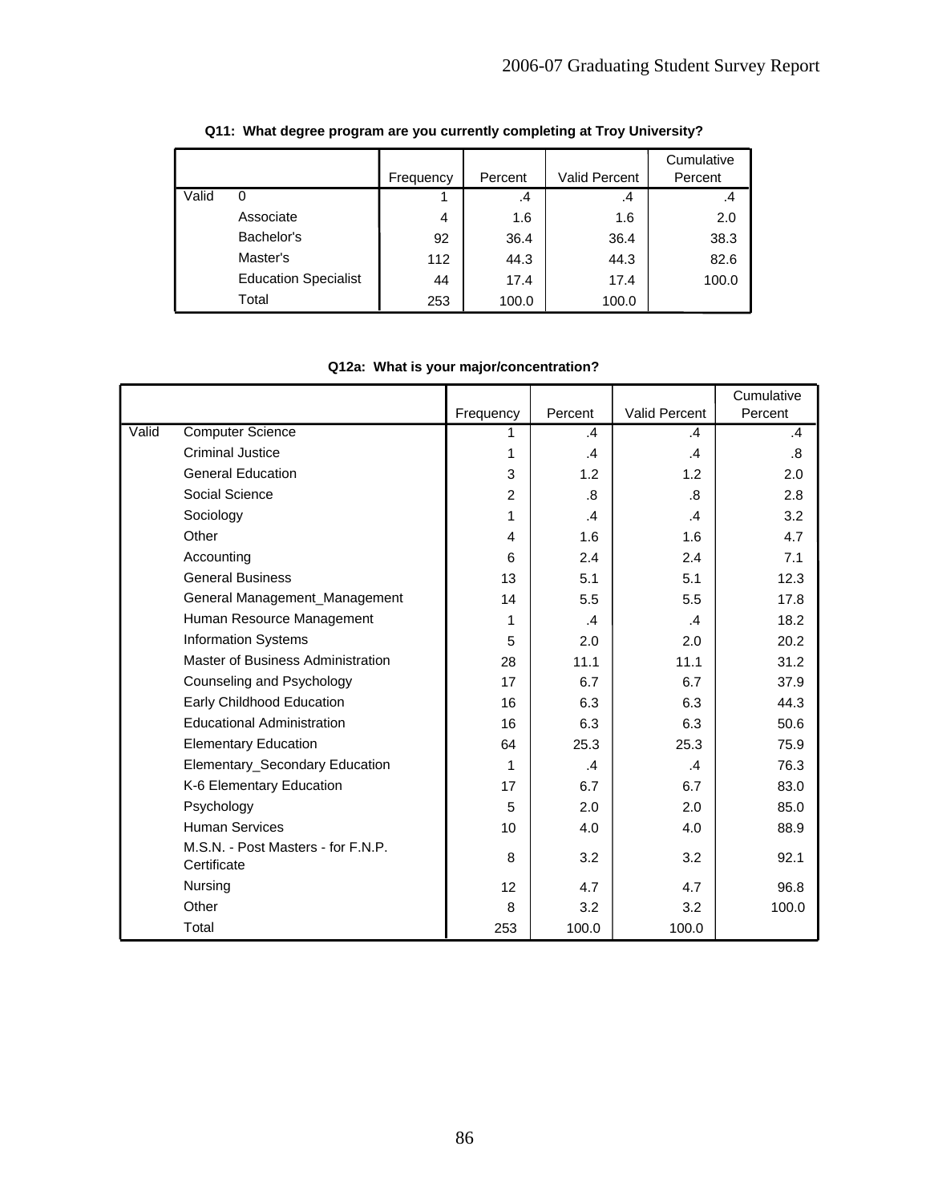**Q11: What degree program are you currently completing at Troy University?**

| | | Frequency | Percent | Valid Percent | Cumulative Percent |
|---|---|---|---|---|---|
| Valid | 0 | 1 | .4 | .4 | .4 |
| | Associate | 4 | 1.6 | 1.6 | 2.0 |
| | Bachelor's | 92 | 36.4 | 36.4 | 38.3 |
| | Master's | 112 | 44.3 | 44.3 | 82.6 |
| | Education Specialist | 44 | 17.4 | 17.4 | 100.0 |
| | Total | 253 | 100.0 | 100.0 | |

**Q12a: What is your major/concentration?**

| | | Frequency | Percent | Valid Percent | Cumulative Percent |
|---|---|---|---|---|---|
| Valid | Computer Science | 1 | .4 | .4 | .4 |
| | Criminal Justice | 1 | .4 | .4 | .8 |
| | General Education | 3 | 1.2 | 1.2 | 2.0 |
| | Social Science | 2 | .8 | .8 | 2.8 |
| | Sociology | 1 | .4 | .4 | 3.2 |
| | Other | 4 | 1.6 | 1.6 | 4.7 |
| | Accounting | 6 | 2.4 | 2.4 | 7.1 |
| | General Business | 13 | 5.1 | 5.1 | 12.3 |
| | General Management_Management | 14 | 5.5 | 5.5 | 17.8 |
| | Human Resource Management | 1 | .4 | .4 | 18.2 |
| | Information Systems | 5 | 2.0 | 2.0 | 20.2 |
| | Master of Business Administration | 28 | 11.1 | 11.1 | 31.2 |
| | Counseling and Psychology | 17 | 6.7 | 6.7 | 37.9 |
| | Early Childhood Education | 16 | 6.3 | 6.3 | 44.3 |
| | Educational Administration | 16 | 6.3 | 6.3 | 50.6 |
| | Elementary Education | 64 | 25.3 | 25.3 | 75.9 |
| | Elementary_Secondary Education | 1 | .4 | .4 | 76.3 |
| | K-6 Elementary Education | 17 | 6.7 | 6.7 | 83.0 |
| | Psychology | 5 | 2.0 | 2.0 | 85.0 |
| | Human Services | 10 | 4.0 | 4.0 | 88.9 |
| | M.S.N. - Post Masters - for F.N.P. Certificate | 8 | 3.2 | 3.2 | 92.1 |
| | Nursing | 12 | 4.7 | 4.7 | 96.8 |
| | Other | 8 | 3.2 | 3.2 | 100.0 |
| | Total | 253 | 100.0 | 100.0 | |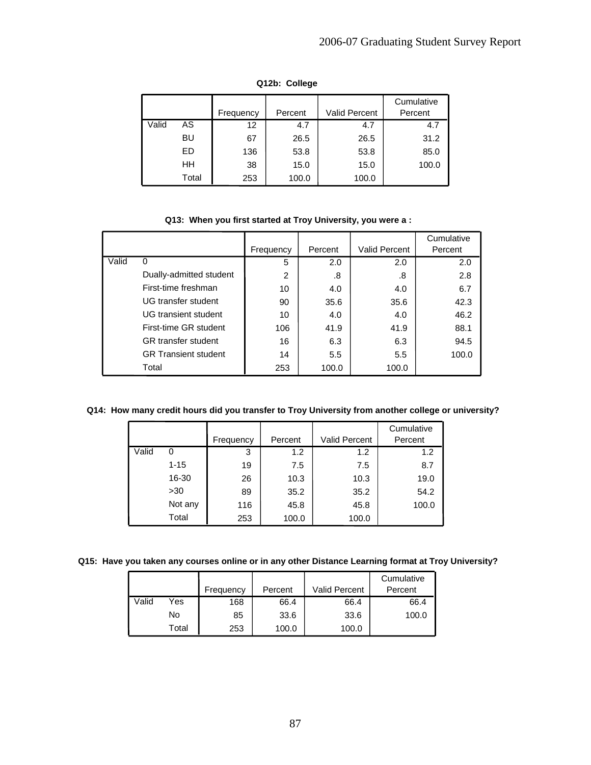**Q12b: College**

| | | Frequency | Percent | Valid Percent | Cumulative Percent |
|---|---|---|---|---|---|
| Valid | AS | 12 | 4.7 | 4.7 | 4.7 |
| | BU | 67 | 26.5 | 26.5 | 31.2 |
| | ED | 136 | 53.8 | 53.8 | 85.0 |
| | HH | 38 | 15.0 | 15.0 | 100.0 |
| | Total | 253 | 100.0 | 100.0 | |

**Q13: When you first started at Troy University, you were a :**

| | | Frequency | Percent | Valid Percent | Cumulative Percent |
|---|---|---|---|---|---|
| Valid | 0 | 5 | 2.0 | 2.0 | 2.0 |
| | Dually-admitted student | 2 | .8 | .8 | 2.8 |
| | First-time freshman | 10 | 4.0 | 4.0 | 6.7 |
| | UG transfer student | 90 | 35.6 | 35.6 | 42.3 |
| | UG transient student | 10 | 4.0 | 4.0 | 46.2 |
| | First-time GR student | 106 | 41.9 | 41.9 | 88.1 |
| | GR transfer student | 16 | 6.3 | 6.3 | 94.5 |
| | GR Transient student | 14 | 5.5 | 5.5 | 100.0 |
| | Total | 253 | 100.0 | 100.0 | |

**Q14: How many credit hours did you transfer to Troy University from another college or university?**

| | | Frequency | Percent | Valid Percent | Cumulative Percent |
|---|---|---|---|---|---|
| Valid | 0 | 3 | 1.2 | 1.2 | 1.2 |
| | 1-15 | 19 | 7.5 | 7.5 | 8.7 |
| | 16-30 | 26 | 10.3 | 10.3 | 19.0 |
| | >30 | 89 | 35.2 | 35.2 | 54.2 |
| | Not any | 116 | 45.8 | 45.8 | 100.0 |
| | Total | 253 | 100.0 | 100.0 | |

**Q15: Have you taken any courses online or in any other Distance Learning format at Troy University?**

| | | Frequency | Percent | Valid Percent | Cumulative Percent |
|---|---|---|---|---|---|
| Valid | Yes | 168 | 66.4 | 66.4 | 66.4 |
| | No | 85 | 33.6 | 33.6 | 100.0 |
| | Total | 253 | 100.0 | 100.0 | |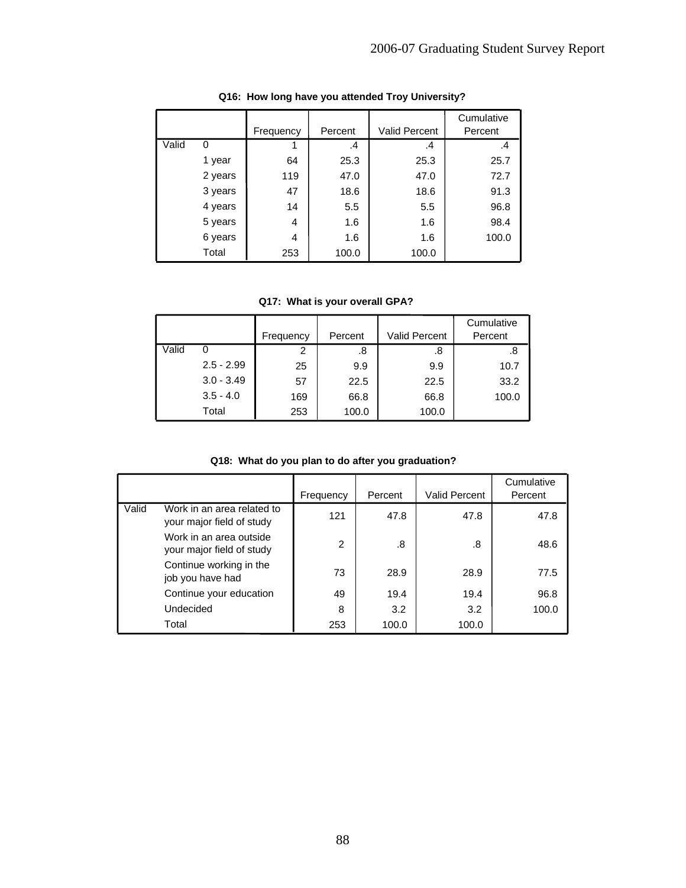**Q16: How long have you attended Troy University?**

| | | Frequency | Percent | Valid Percent | Cumulative Percent |
|---|---|---|---|---|---|
| Valid | 0 | 1 | .4 | .4 | .4 |
| | 1 year | 64 | 25.3 | 25.3 | 25.7 |
| | 2 years | 119 | 47.0 | 47.0 | 72.7 |
| | 3 years | 47 | 18.6 | 18.6 | 91.3 |
| | 4 years | 14 | 5.5 | 5.5 | 96.8 |
| | 5 years | 4 | 1.6 | 1.6 | 98.4 |
| | 6 years | 4 | 1.6 | 1.6 | 100.0 |
| | Total | 253 | 100.0 | 100.0 | |

**Q17: What is your overall GPA?**

| | | Frequency | Percent | Valid Percent | Cumulative Percent |
|---|---|---|---|---|---|
| Valid | 0 | 2 | .8 | .8 | .8 |
| | 2.5 - 2.99 | 25 | 9.9 | 9.9 | 10.7 |
| | 3.0 - 3.49 | 57 | 22.5 | 22.5 | 33.2 |
| | 3.5 - 4.0 | 169 | 66.8 | 66.8 | 100.0 |
| | Total | 253 | 100.0 | 100.0 | |

**Q18: What do you plan to do after you graduation?**

| | | Frequency | Percent | Valid Percent | Cumulative Percent |
|---|---|---|---|---|---|
| Valid | Work in an area related to your major field of study | 121 | 47.8 | 47.8 | 47.8 |
| | Work in an area outside your major field of study | 2 | .8 | .8 | 48.6 |
| | Continue working in the job you have had | 73 | 28.9 | 28.9 | 77.5 |
| | Continue your education | 49 | 19.4 | 19.4 | 96.8 |
| | Undecided | 8 | 3.2 | 3.2 | 100.0 |
| | Total | 253 | 100.0 | 100.0 | |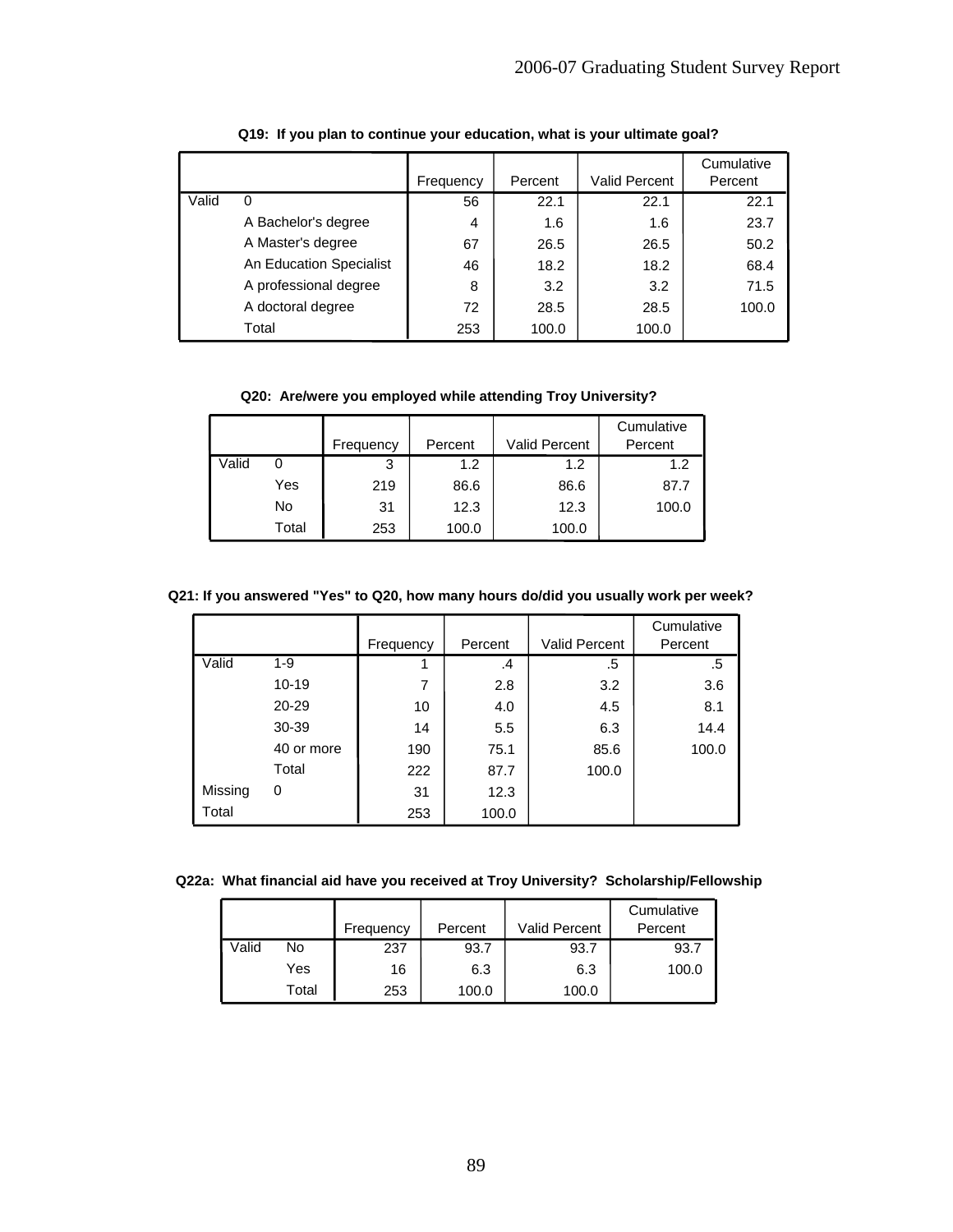**Q19: If you plan to continue your education, what is your ultimate goal?**

| | | Frequency | Percent | Valid Percent | Cumulative Percent |
|---|---|---|---|---|---|
| Valid | 0 | 56 | 22.1 | 22.1 | 22.1 |
| | A Bachelor's degree | 4 | 1.6 | 1.6 | 23.7 |
| | A Master's degree | 67 | 26.5 | 26.5 | 50.2 |
| | An Education Specialist | 46 | 18.2 | 18.2 | 68.4 |
| | A professional degree | 8 | 3.2 | 3.2 | 71.5 |
| | A doctoral degree | 72 | 28.5 | 28.5 | 100.0 |
| | Total | 253 | 100.0 | 100.0 | |

**Q20: Are/were you employed while attending Troy University?**

| | | Frequency | Percent | Valid Percent | Cumulative Percent |
|---|---|---|---|---|---|
| Valid | 0 | 3 | 1.2 | 1.2 | 1.2 |
| | Yes | 219 | 86.6 | 86.6 | 87.7 |
| | No | 31 | 12.3 | 12.3 | 100.0 |
| | Total | 253 | 100.0 | 100.0 | |

**Q21: If you answered "Yes" to Q20, how many hours do/did you usually work per week?**

| | | Frequency | Percent | Valid Percent | Cumulative Percent |
|---|---|---|---|---|---|
| Valid | 1-9 | 1 | .4 | .5 | .5 |
| | 10-19 | 7 | 2.8 | 3.2 | 3.6 |
| | 20-29 | 10 | 4.0 | 4.5 | 8.1 |
| | 30-39 | 14 | 5.5 | 6.3 | 14.4 |
| | 40 or more | 190 | 75.1 | 85.6 | 100.0 |
| | Total | 222 | 87.7 | 100.0 | |
| Missing | 0 | 31 | 12.3 | | |
| Total | | 253 | 100.0 | | |

**Q22a: What financial aid have you received at Troy University? Scholarship/Fellowship**

| | | Frequency | Percent | Valid Percent | Cumulative Percent |
|---|---|---|---|---|---|
| Valid | No | 237 | 93.7 | 93.7 | 93.7 |
| | Yes | 16 | 6.3 | 6.3 | 100.0 |
| | Total | 253 | 100.0 | 100.0 | |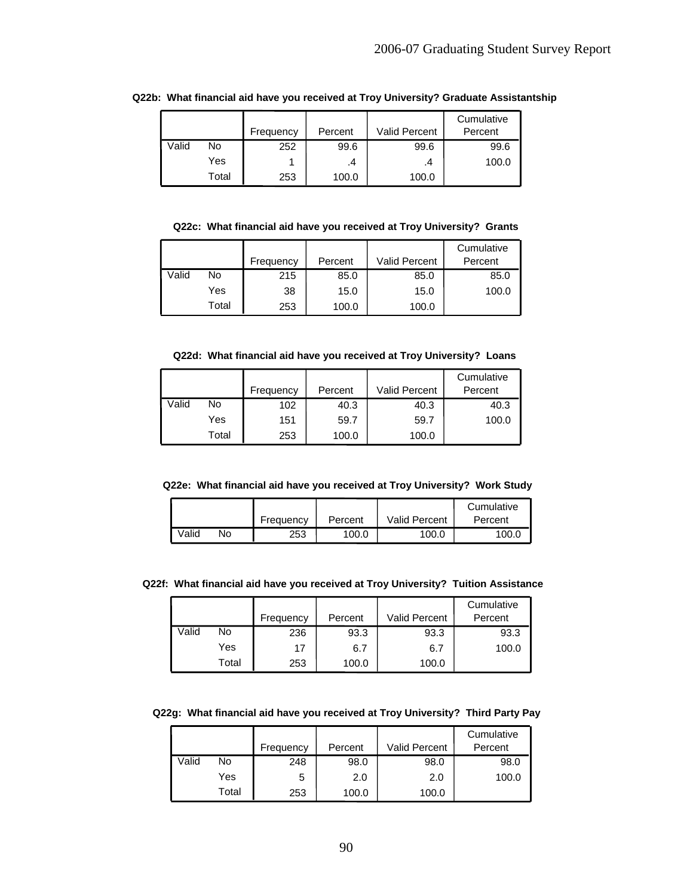**Q22b: What financial aid have you received at Troy University? Graduate Assistantship**

| | | Frequency | Percent | Valid Percent | Cumulative Percent |
|---|---|---|---|---|---|
| Valid | No | 252 | 99.6 | 99.6 | 99.6 |
| | Yes | 1 | .4 | .4 | 100.0 |
| | Total | 253 | 100.0 | 100.0 | |

**Q22c: What financial aid have you received at Troy University? Grants**

| | | Frequency | Percent | Valid Percent | Cumulative Percent |
|---|---|---|---|---|---|
| Valid | No | 215 | 85.0 | 85.0 | 85.0 |
| | Yes | 38 | 15.0 | 15.0 | 100.0 |
| | Total | 253 | 100.0 | 100.0 | |

**Q22d: What financial aid have you received at Troy University? Loans**

| | | Frequency | Percent | Valid Percent | Cumulative Percent |
|---|---|---|---|---|---|
| Valid | No | 102 | 40.3 | 40.3 | 40.3 |
| | Yes | 151 | 59.7 | 59.7 | 100.0 |
| | Total | 253 | 100.0 | 100.0 | |

**Q22e: What financial aid have you received at Troy University? Work Study**

| | | Frequency | Percent | Valid Percent | Cumulative Percent |
|---|---|---|---|---|---|
| Valid | No | 253 | 100.0 | 100.0 | 100.0 |

**Q22f: What financial aid have you received at Troy University? Tuition Assistance**

| | | Frequency | Percent | Valid Percent | Cumulative Percent |
|---|---|---|---|---|---|
| Valid | No | 236 | 93.3 | 93.3 | 93.3 |
| | Yes | 17 | 6.7 | 6.7 | 100.0 |
| | Total | 253 | 100.0 | 100.0 | |

**Q22g: What financial aid have you received at Troy University? Third Party Pay**

| | | Frequency | Percent | Valid Percent | Cumulative Percent |
|---|---|---|---|---|---|
| Valid | No | 248 | 98.0 | 98.0 | 98.0 |
| | Yes | 5 | 2.0 | 2.0 | 100.0 |
| | Total | 253 | 100.0 | 100.0 | |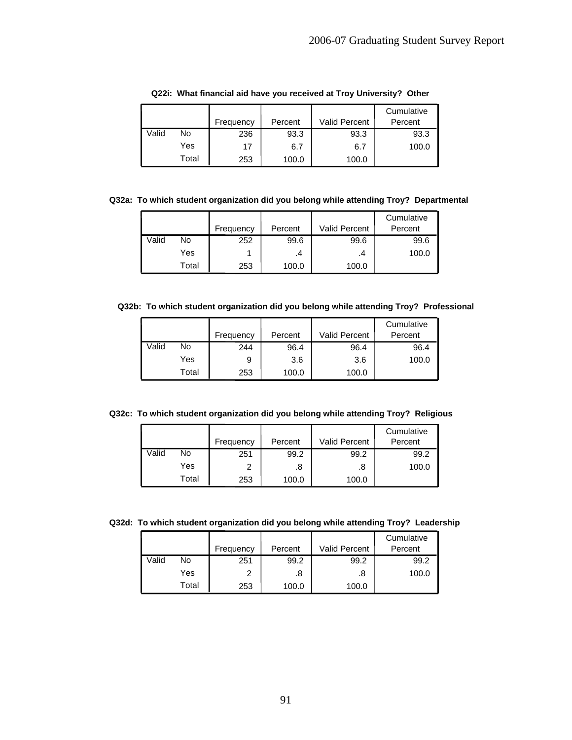**Q22i: What financial aid have you received at Troy University? Other**

| | | Frequency | Percent | Valid Percent | Cumulative Percent |
|---|---|---|---|---|---|
| Valid | No | 236 | 93.3 | 93.3 | 93.3 |
| | Yes | 17 | 6.7 | 6.7 | 100.0 |
| | Total | 253 | 100.0 | 100.0 | |

**Q32a: To which student organization did you belong while attending Troy? Departmental**

| | | Frequency | Percent | Valid Percent | Cumulative Percent |
|---|---|---|---|---|---|
| Valid | No | 252 | 99.6 | 99.6 | 99.6 |
| | Yes | 1 | .4 | .4 | 100.0 |
| | Total | 253 | 100.0 | 100.0 | |

**Q32b: To which student organization did you belong while attending Troy? Professional**

| | | Frequency | Percent | Valid Percent | Cumulative Percent |
|---|---|---|---|---|---|
| Valid | No | 244 | 96.4 | 96.4 | 96.4 |
| | Yes | 9 | 3.6 | 3.6 | 100.0 |
| | Total | 253 | 100.0 | 100.0 | |

**Q32c: To which student organization did you belong while attending Troy? Religious**

| | | Frequency | Percent | Valid Percent | Cumulative Percent |
|---|---|---|---|---|---|
| Valid | No | 251 | 99.2 | 99.2 | 99.2 |
| | Yes | 2 | .8 | .8 | 100.0 |
| | Total | 253 | 100.0 | 100.0 | |

**Q32d: To which student organization did you belong while attending Troy? Leadership**

| | | Frequency | Percent | Valid Percent | Cumulative Percent |
|---|---|---|---|---|---|
| Valid | No | 251 | 99.2 | 99.2 | 99.2 |
| | Yes | 2 | .8 | .8 | 100.0 |
| | Total | 253 | 100.0 | 100.0 | |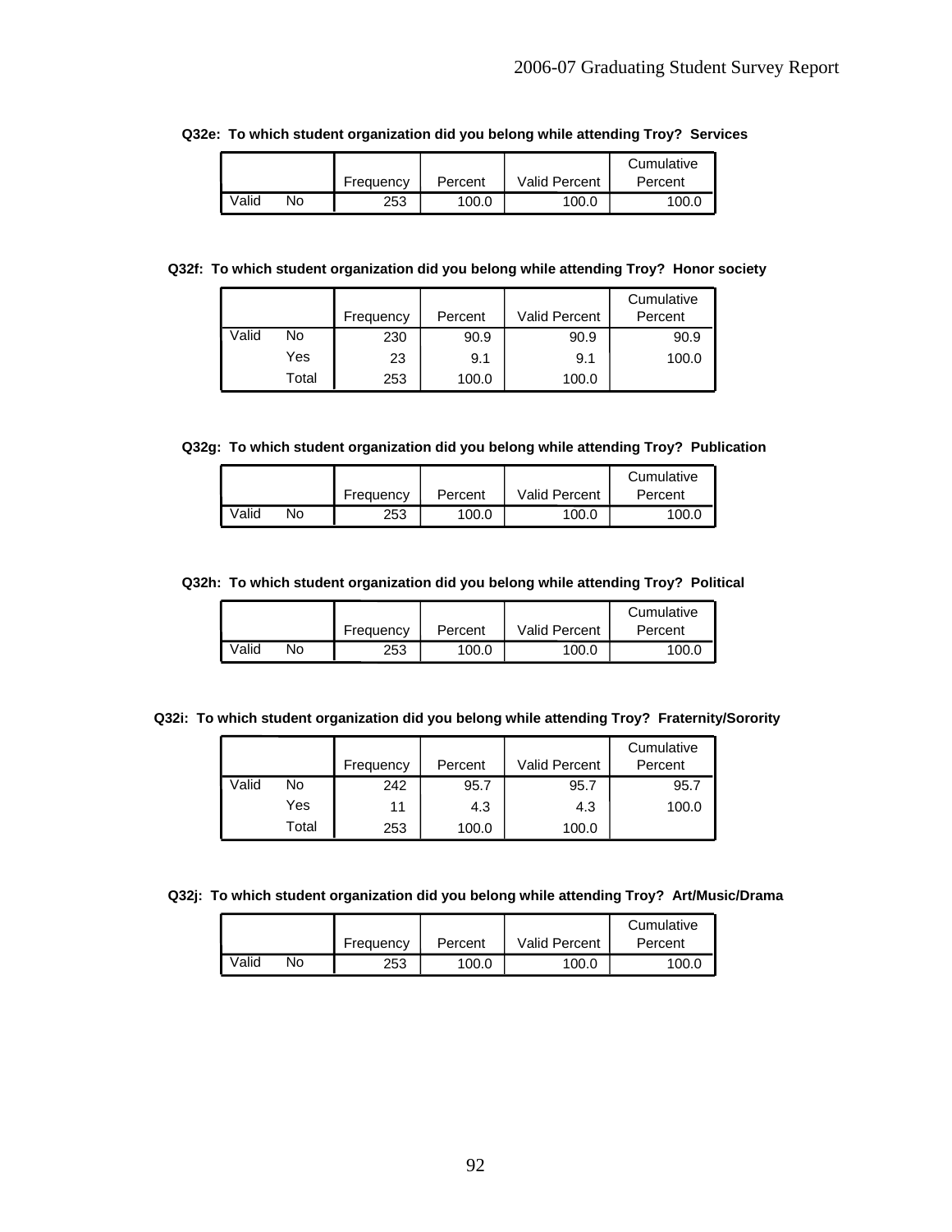**Q32e: To which student organization did you belong while attending Troy? Services**

| | | Frequency | Percent | Valid Percent | Cumulative Percent |
|---|---|---|---|---|---|
| Valid | No | 253 | 100.0 | 100.0 | 100.0 |

**Q32f: To which student organization did you belong while attending Troy? Honor society**

| | | Frequency | Percent | Valid Percent | Cumulative Percent |
|---|---|---|---|---|---|
| Valid | No | 230 | 90.9 | 90.9 | 90.9 |
| | Yes | 23 | 9.1 | 9.1 | 100.0 |
| | Total | 253 | 100.0 | 100.0 | |

**Q32g: To which student organization did you belong while attending Troy? Publication**

| | | Frequency | Percent | Valid Percent | Cumulative Percent |
|---|---|---|---|---|---|
| Valid | No | 253 | 100.0 | 100.0 | 100.0 |

**Q32h: To which student organization did you belong while attending Troy? Political**

| | | Frequency | Percent | Valid Percent | Cumulative Percent |
|---|---|---|---|---|---|
| Valid | No | 253 | 100.0 | 100.0 | 100.0 |

**Q32i: To which student organization did you belong while attending Troy? Fraternity/Sorority**

| | | Frequency | Percent | Valid Percent | Cumulative Percent |
|---|---|---|---|---|---|
| Valid | No | 242 | 95.7 | 95.7 | 95.7 |
| | Yes | 11 | 4.3 | 4.3 | 100.0 |
| | Total | 253 | 100.0 | 100.0 | |

**Q32j: To which student organization did you belong while attending Troy? Art/Music/Drama**

| | | Frequency | Percent | Valid Percent | Cumulative Percent |
|---|---|---|---|---|---|
| Valid | No | 253 | 100.0 | 100.0 | 100.0 |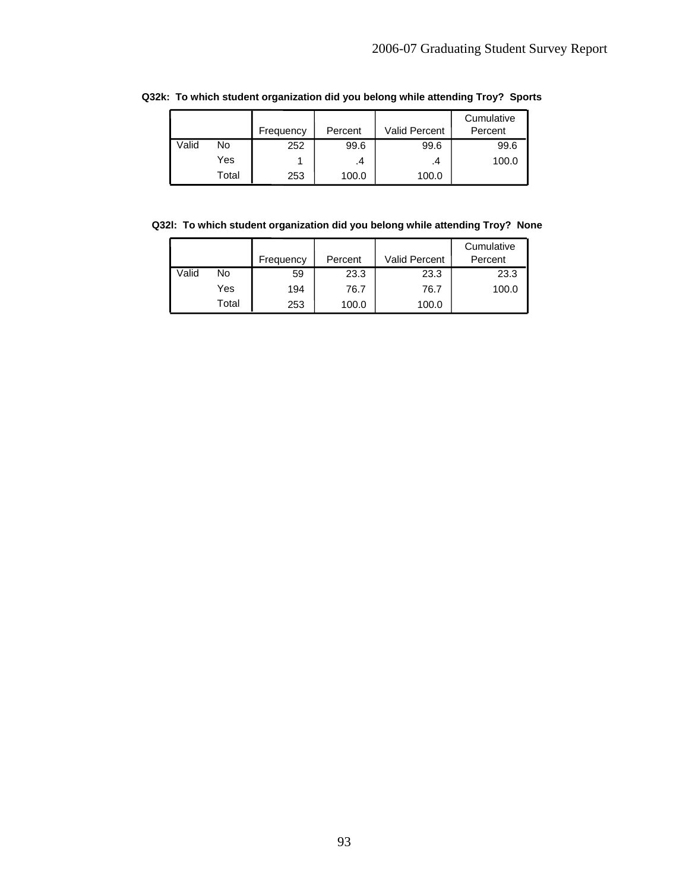**Q32k: To which student organization did you belong while attending Troy? Sports**

| | | Frequency | Percent | Valid Percent | Cumulative Percent |
|---|---|---|---|---|---|
| Valid | No | 252 | 99.6 | 99.6 | 99.6 |
| | Yes | 1 | .4 | .4 | 100.0 |
| | Total | 253 | 100.0 | 100.0 | |

**Q32l: To which student organization did you belong while attending Troy? None**

| | | Frequency | Percent | Valid Percent | Cumulative Percent |
|---|---|---|---|---|---|
| Valid | No | 59 | 23.3 | 23.3 | 23.3 |
| | Yes | 194 | 76.7 | 76.7 | 100.0 |
| | Total | 253 | 100.0 | 100.0 | |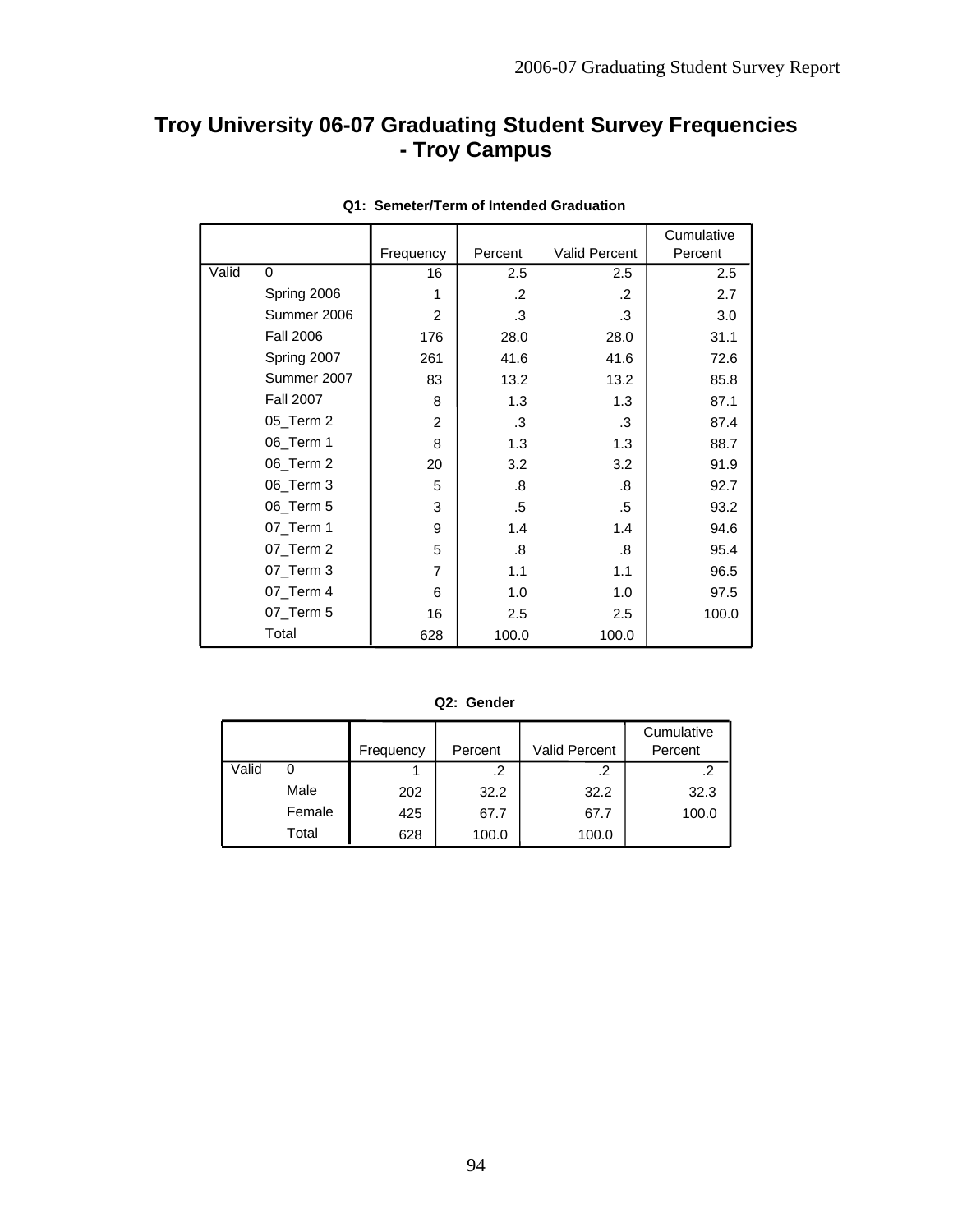# Troy University 06-07 Graduating Student Survey Frequencies - Troy Campus

**Q1: Semeter/Term of Intended Graduation**

| | | Frequency | Percent | Valid Percent | Cumulative Percent |
|---|---|---|---|---|---|
| Valid | 0 | 16 | 2.5 | 2.5 | 2.5 |
| | Spring 2006 | 1 | .2 | .2 | 2.7 |
| | Summer 2006 | 2 | .3 | .3 | 3.0 |
| | Fall 2006 | 176 | 28.0 | 28.0 | 31.1 |
| | Spring 2007 | 261 | 41.6 | 41.6 | 72.6 |
| | Summer 2007 | 83 | 13.2 | 13.2 | 85.8 |
| | Fall 2007 | 8 | 1.3 | 1.3 | 87.1 |
| | 05_Term 2 | 2 | .3 | .3 | 87.4 |
| | 06_Term 1 | 8 | 1.3 | 1.3 | 88.7 |
| | 06_Term 2 | 20 | 3.2 | 3.2 | 91.9 |
| | 06_Term 3 | 5 | .8 | .8 | 92.7 |
| | 06_Term 5 | 3 | .5 | .5 | 93.2 |
| | 07_Term 1 | 9 | 1.4 | 1.4 | 94.6 |
| | 07_Term 2 | 5 | .8 | .8 | 95.4 |
| | 07_Term 3 | 7 | 1.1 | 1.1 | 96.5 |
| | 07_Term 4 | 6 | 1.0 | 1.0 | 97.5 |
| | 07_Term 5 | 16 | 2.5 | 2.5 | 100.0 |
| | Total | 628 | 100.0 | 100.0 | |

**Q2: Gender**

| | | Frequency | Percent | Valid Percent | Cumulative Percent |
|---|---|---|---|---|---|
| Valid | 0 | 1 | .2 | .2 | .2 |
| | Male | 202 | 32.2 | 32.2 | 32.3 |
| | Female | 425 | 67.7 | 67.7 | 100.0 |
| | Total | 628 | 100.0 | 100.0 | |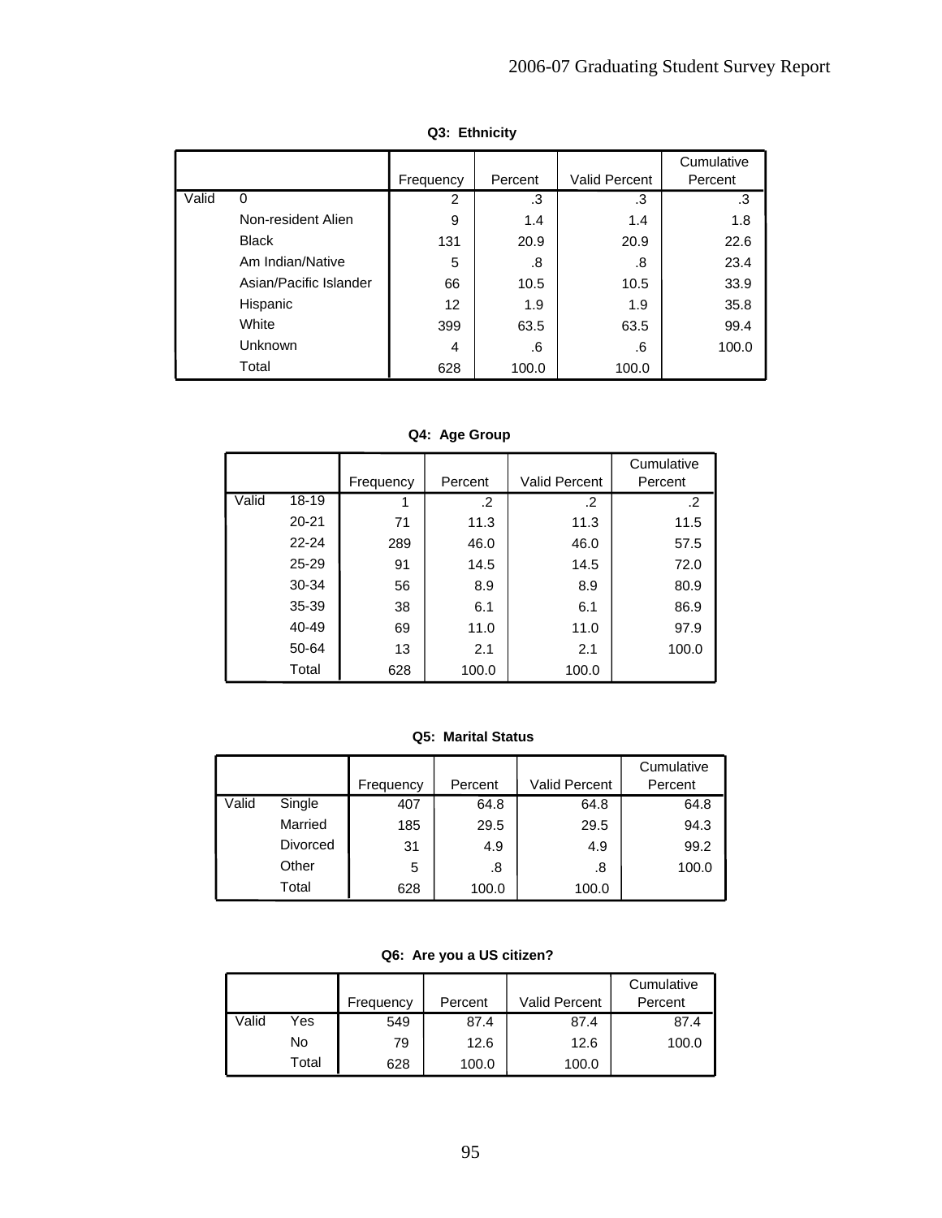**Q3: Ethnicity**

| | | Frequency | Percent | Valid Percent | Cumulative Percent |
|---|---|---|---|---|---|
| Valid | 0 | 2 | .3 | .3 | .3 |
| | Non-resident Alien | 9 | 1.4 | 1.4 | 1.8 |
| | Black | 131 | 20.9 | 20.9 | 22.6 |
| | Am Indian/Native | 5 | .8 | .8 | 23.4 |
| | Asian/Pacific Islander | 66 | 10.5 | 10.5 | 33.9 |
| | Hispanic | 12 | 1.9 | 1.9 | 35.8 |
| | White | 399 | 63.5 | 63.5 | 99.4 |
| | Unknown | 4 | .6 | .6 | 100.0 |
| | Total | 628 | 100.0 | 100.0 | |

**Q4: Age Group**

| | | Frequency | Percent | Valid Percent | Cumulative Percent |
|---|---|---|---|---|---|
| Valid | 18-19 | 1 | .2 | .2 | .2 |
| | 20-21 | 71 | 11.3 | 11.3 | 11.5 |
| | 22-24 | 289 | 46.0 | 46.0 | 57.5 |
| | 25-29 | 91 | 14.5 | 14.5 | 72.0 |
| | 30-34 | 56 | 8.9 | 8.9 | 80.9 |
| | 35-39 | 38 | 6.1 | 6.1 | 86.9 |
| | 40-49 | 69 | 11.0 | 11.0 | 97.9 |
| | 50-64 | 13 | 2.1 | 2.1 | 100.0 |
| | Total | 628 | 100.0 | 100.0 | |

**Q5: Marital Status**

| | | Frequency | Percent | Valid Percent | Cumulative Percent |
|---|---|---|---|---|---|
| Valid | Single | 407 | 64.8 | 64.8 | 64.8 |
| | Married | 185 | 29.5 | 29.5 | 94.3 |
| | Divorced | 31 | 4.9 | 4.9 | 99.2 |
| | Other | 5 | .8 | .8 | 100.0 |
| | Total | 628 | 100.0 | 100.0 | |

**Q6: Are you a US citizen?**

| | | Frequency | Percent | Valid Percent | Cumulative Percent |
|---|---|---|---|---|---|
| Valid | Yes | 549 | 87.4 | 87.4 | 87.4 |
| | No | 79 | 12.6 | 12.6 | 100.0 |
| | Total | 628 | 100.0 | 100.0 | |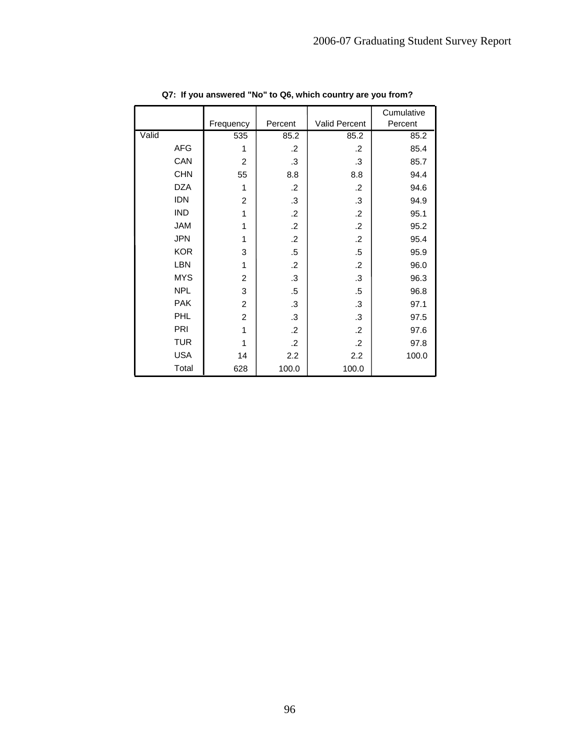**Q7: If you answered "No" to Q6, which country are you from?**

| | | Frequency | Percent | Valid Percent | Cumulative Percent |
|---|---|---|---|---|---|
| Valid | | 535 | 85.2 | 85.2 | 85.2 |
| | AFG | 1 | .2 | .2 | 85.4 |
| | CAN | 2 | .3 | .3 | 85.7 |
| | CHN | 55 | 8.8 | 8.8 | 94.4 |
| | DZA | 1 | .2 | .2 | 94.6 |
| | IDN | 2 | .3 | .3 | 94.9 |
| | IND | 1 | .2 | .2 | 95.1 |
| | JAM | 1 | .2 | .2 | 95.2 |
| | JPN | 1 | .2 | .2 | 95.4 |
| | KOR | 3 | .5 | .5 | 95.9 |
| | LBN | 1 | .2 | .2 | 96.0 |
| | MYS | 2 | .3 | .3 | 96.3 |
| | NPL | 3 | .5 | .5 | 96.8 |
| | PAK | 2 | .3 | .3 | 97.1 |
| | PHL | 2 | .3 | .3 | 97.5 |
| | PRI | 1 | .2 | .2 | 97.6 |
| | TUR | 1 | .2 | .2 | 97.8 |
| | USA | 14 | 2.2 | 2.2 | 100.0 |
| | Total | 628 | 100.0 | 100.0 | |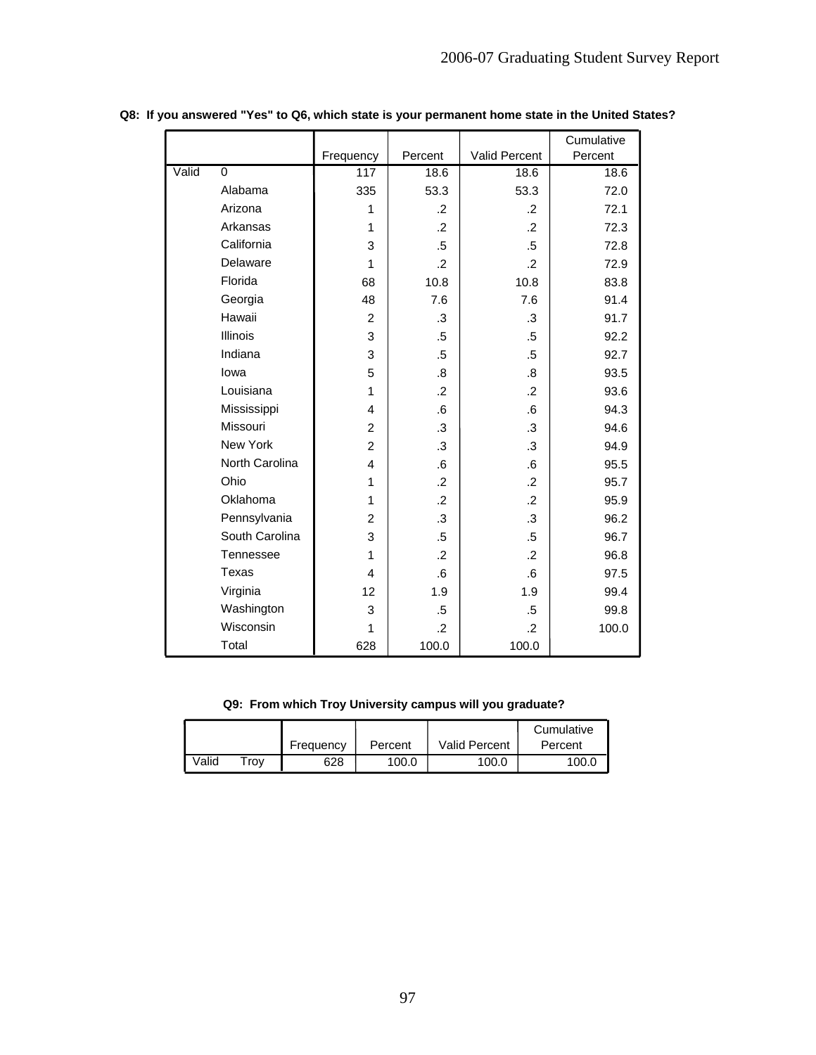**Q8: If you answered "Yes" to Q6, which state is your permanent home state in the United States?**

| | | Frequency | Percent | Valid Percent | Cumulative Percent |
|---|---|---|---|---|---|
| Valid | 0 | 117 | 18.6 | 18.6 | 18.6 |
| | Alabama | 335 | 53.3 | 53.3 | 72.0 |
| | Arizona | 1 | .2 | .2 | 72.1 |
| | Arkansas | 1 | .2 | .2 | 72.3 |
| | California | 3 | .5 | .5 | 72.8 |
| | Delaware | 1 | .2 | .2 | 72.9 |
| | Florida | 68 | 10.8 | 10.8 | 83.8 |
| | Georgia | 48 | 7.6 | 7.6 | 91.4 |
| | Hawaii | 2 | .3 | .3 | 91.7 |
| | Illinois | 3 | .5 | .5 | 92.2 |
| | Indiana | 3 | .5 | .5 | 92.7 |
| | Iowa | 5 | .8 | .8 | 93.5 |
| | Louisiana | 1 | .2 | .2 | 93.6 |
| | Mississippi | 4 | .6 | .6 | 94.3 |
| | Missouri | 2 | .3 | .3 | 94.6 |
| | New York | 2 | .3 | .3 | 94.9 |
| | North Carolina | 4 | .6 | .6 | 95.5 |
| | Ohio | 1 | .2 | .2 | 95.7 |
| | Oklahoma | 1 | .2 | .2 | 95.9 |
| | Pennsylvania | 2 | .3 | .3 | 96.2 |
| | South Carolina | 3 | .5 | .5 | 96.7 |
| | Tennessee | 1 | .2 | .2 | 96.8 |
| | Texas | 4 | .6 | .6 | 97.5 |
| | Virginia | 12 | 1.9 | 1.9 | 99.4 |
| | Washington | 3 | .5 | .5 | 99.8 |
| | Wisconsin | 1 | .2 | .2 | 100.0 |
| | Total | 628 | 100.0 | 100.0 | |

**Q9: From which Troy University campus will you graduate?**

| | | Frequency | Percent | Valid Percent | Cumulative Percent |
|---|---|---|---|---|---|
| Valid | Troy | 628 | 100.0 | 100.0 | 100.0 |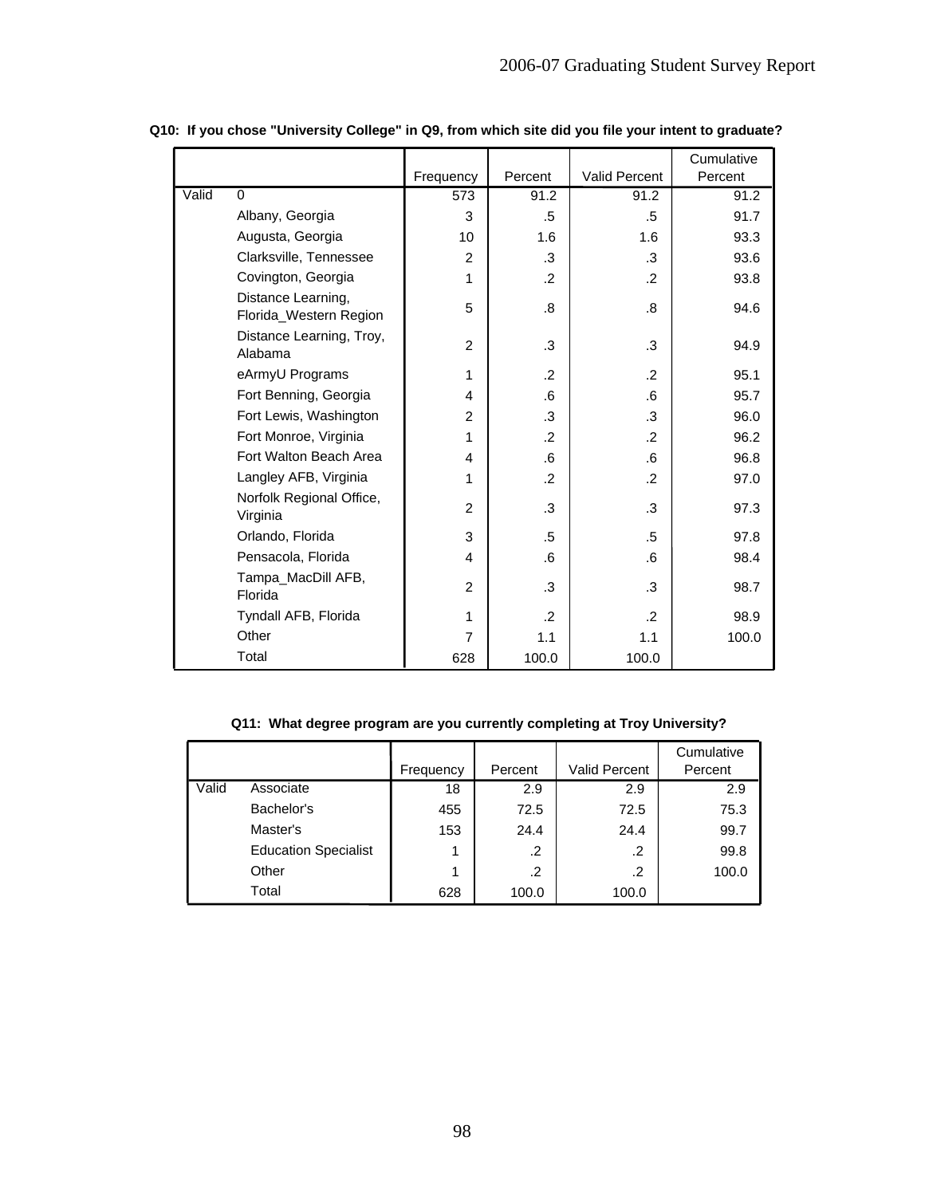**Q10: If you chose "University College" in Q9, from which site did you file your intent to graduate?**

| | | Frequency | Percent | Valid Percent | Cumulative Percent |
|---|---|---|---|---|---|
| Valid | 0 | 573 | 91.2 | 91.2 | 91.2 |
| | Albany, Georgia | 3 | .5 | .5 | 91.7 |
| | Augusta, Georgia | 10 | 1.6 | 1.6 | 93.3 |
| | Clarksville, Tennessee | 2 | .3 | .3 | 93.6 |
| | Covington, Georgia | 1 | .2 | .2 | 93.8 |
| | Distance Learning, Florida_Western Region | 5 | .8 | .8 | 94.6 |
| | Distance Learning, Troy, Alabama | 2 | .3 | .3 | 94.9 |
| | eArmyU Programs | 1 | .2 | .2 | 95.1 |
| | Fort Benning, Georgia | 4 | .6 | .6 | 95.7 |
| | Fort Lewis, Washington | 2 | .3 | .3 | 96.0 |
| | Fort Monroe, Virginia | 1 | .2 | .2 | 96.2 |
| | Fort Walton Beach Area | 4 | .6 | .6 | 96.8 |
| | Langley AFB, Virginia | 1 | .2 | .2 | 97.0 |
| | Norfolk Regional Office, Virginia | 2 | .3 | .3 | 97.3 |
| | Orlando, Florida | 3 | .5 | .5 | 97.8 |
| | Pensacola, Florida | 4 | .6 | .6 | 98.4 |
| | Tampa_MacDill AFB, Florida | 2 | .3 | .3 | 98.7 |
| | Tyndall AFB, Florida | 1 | .2 | .2 | 98.9 |
| | Other | 7 | 1.1 | 1.1 | 100.0 |
| | Total | 628 | 100.0 | 100.0 | |

**Q11: What degree program are you currently completing at Troy University?**

| | | Frequency | Percent | Valid Percent | Cumulative Percent |
|---|---|---|---|---|---|
| Valid | Associate | 18 | 2.9 | 2.9 | 2.9 |
| | Bachelor's | 455 | 72.5 | 72.5 | 75.3 |
| | Master's | 153 | 24.4 | 24.4 | 99.7 |
| | Education Specialist | 1 | .2 | .2 | 99.8 |
| | Other | 1 | .2 | .2 | 100.0 |
| | Total | 628 | 100.0 | 100.0 | |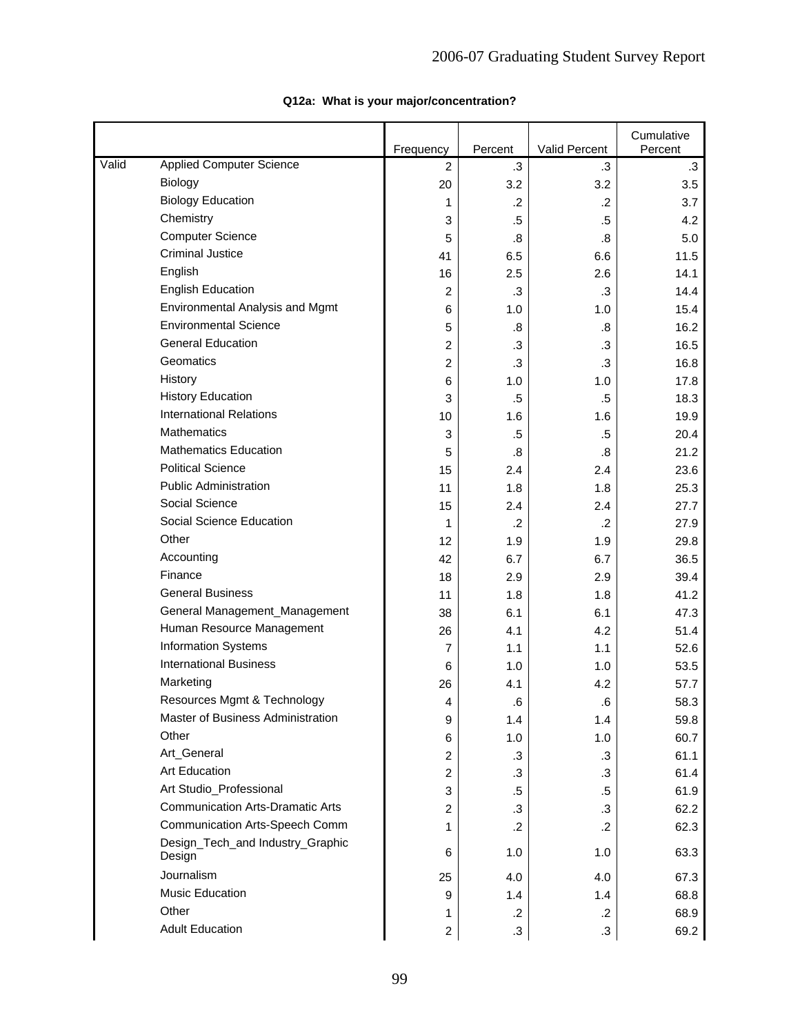**Q12a: What is your major/concentration?**

| | | Frequency | Percent | Valid Percent | Cumulative Percent |
|---|---|---|---|---|---|
| Valid | Applied Computer Science | 2 | .3 | .3 | .3 |
| | Biology | 20 | 3.2 | 3.2 | 3.5 |
| | Biology Education | 1 | .2 | .2 | 3.7 |
| | Chemistry | 3 | .5 | .5 | 4.2 |
| | Computer Science | 5 | .8 | .8 | 5.0 |
| | Criminal Justice | 41 | 6.5 | 6.6 | 11.5 |
| | English | 16 | 2.5 | 2.6 | 14.1 |
| | English Education | 2 | .3 | .3 | 14.4 |
| | Environmental Analysis and Mgmt | 6 | 1.0 | 1.0 | 15.4 |
| | Environmental Science | 5 | .8 | .8 | 16.2 |
| | General Education | 2 | .3 | .3 | 16.5 |
| | Geomatics | 2 | .3 | .3 | 16.8 |
| | History | 6 | 1.0 | 1.0 | 17.8 |
| | History Education | 3 | .5 | .5 | 18.3 |
| | International Relations | 10 | 1.6 | 1.6 | 19.9 |
| | Mathematics | 3 | .5 | .5 | 20.4 |
| | Mathematics Education | 5 | .8 | .8 | 21.2 |
| | Political Science | 15 | 2.4 | 2.4 | 23.6 |
| | Public Administration | 11 | 1.8 | 1.8 | 25.3 |
| | Social Science | 15 | 2.4 | 2.4 | 27.7 |
| | Social Science Education | 1 | .2 | .2 | 27.9 |
| | Other | 12 | 1.9 | 1.9 | 29.8 |
| | Accounting | 42 | 6.7 | 6.7 | 36.5 |
| | Finance | 18 | 2.9 | 2.9 | 39.4 |
| | General Business | 11 | 1.8 | 1.8 | 41.2 |
| | General Management_Management | 38 | 6.1 | 6.1 | 47.3 |
| | Human Resource Management | 26 | 4.1 | 4.2 | 51.4 |
| | Information Systems | 7 | 1.1 | 1.1 | 52.6 |
| | International Business | 6 | 1.0 | 1.0 | 53.5 |
| | Marketing | 26 | 4.1 | 4.2 | 57.7 |
| | Resources Mgmt & Technology | 4 | .6 | .6 | 58.3 |
| | Master of Business Administration | 9 | 1.4 | 1.4 | 59.8 |
| | Other | 6 | 1.0 | 1.0 | 60.7 |
| | Art_General | 2 | .3 | .3 | 61.1 |
| | Art Education | 2 | .3 | .3 | 61.4 |
| | Art Studio_Professional | 3 | .5 | .5 | 61.9 |
| | Communication Arts-Dramatic Arts | 2 | .3 | .3 | 62.2 |
| | Communication Arts-Speech Comm | 1 | .2 | .2 | 62.3 |
| | Design_Tech_and Industry_Graphic Design | 6 | 1.0 | 1.0 | 63.3 |
| | Journalism | 25 | 4.0 | 4.0 | 67.3 |
| | Music Education | 9 | 1.4 | 1.4 | 68.8 |
| | Other | 1 | .2 | .2 | 68.9 |
| | Adult Education | 2 | .3 | .3 | 69.2 |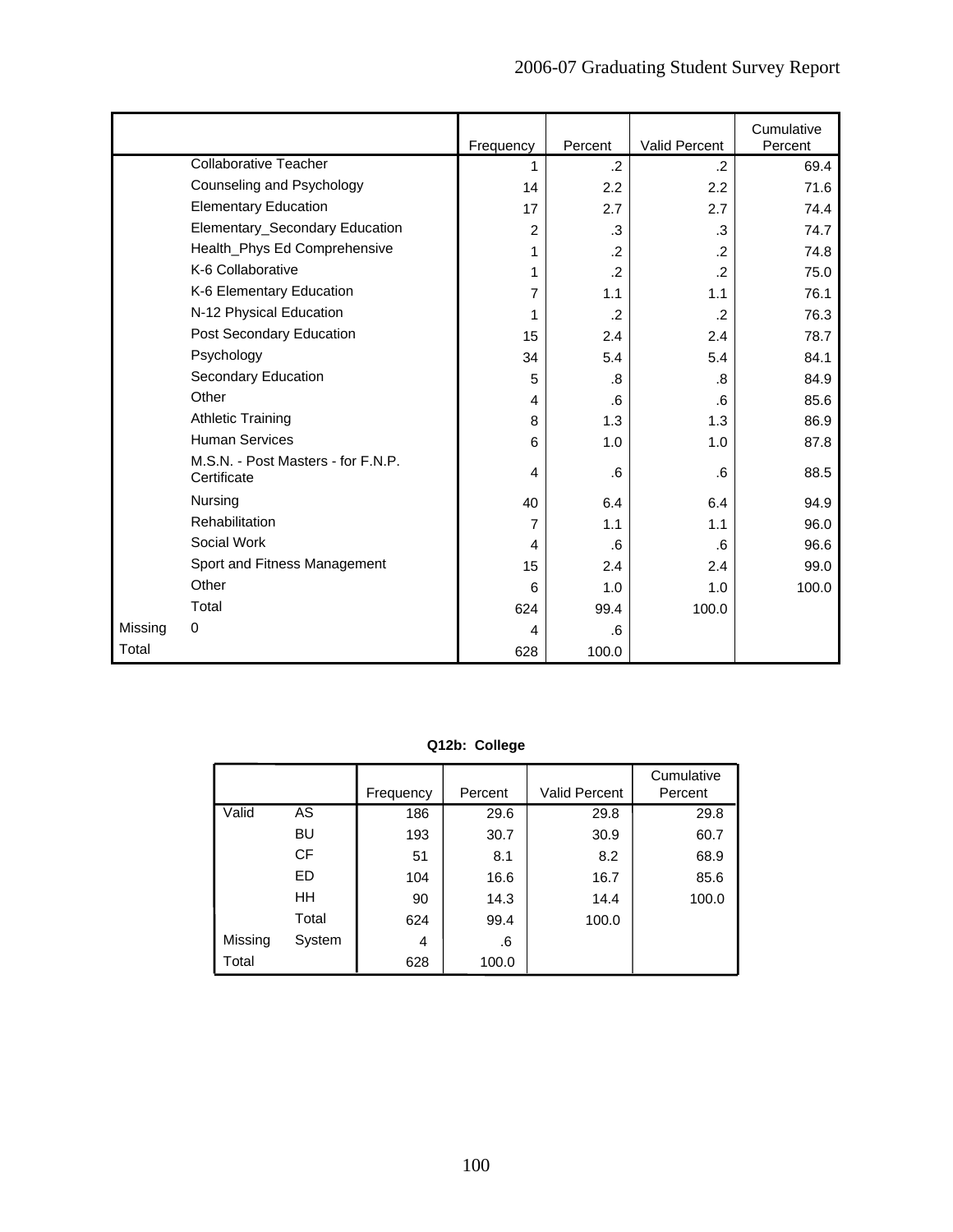| | | Frequency | Percent | Valid Percent | Cumulative Percent |
|---|---|---|---|---|---|
| | Collaborative Teacher | 1 | .2 | .2 | 69.4 |
| | Counseling and Psychology | 14 | 2.2 | 2.2 | 71.6 |
| | Elementary Education | 17 | 2.7 | 2.7 | 74.4 |
| | Elementary_Secondary Education | 2 | .3 | .3 | 74.7 |
| | Health_Phys Ed Comprehensive | 1 | .2 | .2 | 74.8 |
| | K-6 Collaborative | 1 | .2 | .2 | 75.0 |
| | K-6 Elementary Education | 7 | 1.1 | 1.1 | 76.1 |
| | N-12 Physical Education | 1 | .2 | .2 | 76.3 |
| | Post Secondary Education | 15 | 2.4 | 2.4 | 78.7 |
| | Psychology | 34 | 5.4 | 5.4 | 84.1 |
| | Secondary Education | 5 | .8 | .8 | 84.9 |
| | Other | 4 | .6 | .6 | 85.6 |
| | Athletic Training | 8 | 1.3 | 1.3 | 86.9 |
| | Human Services | 6 | 1.0 | 1.0 | 87.8 |
| | M.S.N. - Post Masters - for F.N.P. Certificate | 4 | .6 | .6 | 88.5 |
| | Nursing | 40 | 6.4 | 6.4 | 94.9 |
| | Rehabilitation | 7 | 1.1 | 1.1 | 96.0 |
| | Social Work | 4 | .6 | .6 | 96.6 |
| | Sport and Fitness Management | 15 | 2.4 | 2.4 | 99.0 |
| | Other | 6 | 1.0 | 1.0 | 100.0 |
| | Total | 624 | 99.4 | 100.0 | |
| Missing | 0 | 4 | .6 | | |
| Total | | 628 | 100.0 | | |

**Q12b: College**

| | | Frequency | Percent | Valid Percent | Cumulative Percent |
|---|---|---|---|---|---|
| Valid | AS | 186 | 29.6 | 29.8 | 29.8 |
| | BU | 193 | 30.7 | 30.9 | 60.7 |
| | CF | 51 | 8.1 | 8.2 | 68.9 |
| | ED | 104 | 16.6 | 16.7 | 85.6 |
| | HH | 90 | 14.3 | 14.4 | 100.0 |
| | Total | 624 | 99.4 | 100.0 | |
| Missing | System | 4 | .6 | | |
| Total | | 628 | 100.0 | | |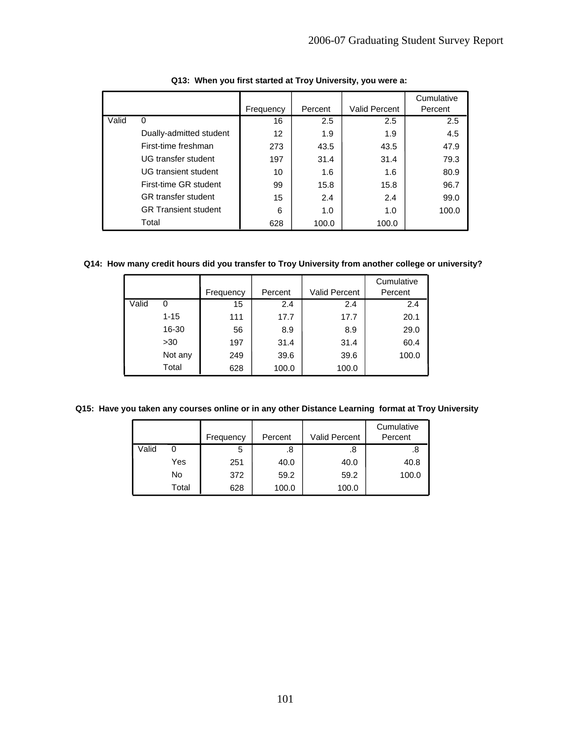**Q13: When you first started at Troy University, you were a:**

| | | Frequency | Percent | Valid Percent | Cumulative Percent |
|---|---|---|---|---|---|
| Valid | 0 | 16 | 2.5 | 2.5 | 2.5 |
| | Dually-admitted student | 12 | 1.9 | 1.9 | 4.5 |
| | First-time freshman | 273 | 43.5 | 43.5 | 47.9 |
| | UG transfer student | 197 | 31.4 | 31.4 | 79.3 |
| | UG transient student | 10 | 1.6 | 1.6 | 80.9 |
| | First-time GR student | 99 | 15.8 | 15.8 | 96.7 |
| | GR transfer student | 15 | 2.4 | 2.4 | 99.0 |
| | GR Transient student | 6 | 1.0 | 1.0 | 100.0 |
| | Total | 628 | 100.0 | 100.0 | |

**Q14: How many credit hours did you transfer to Troy University from another college or university?**

| | | Frequency | Percent | Valid Percent | Cumulative Percent |
|---|---|---|---|---|---|
| Valid | 0 | 15 | 2.4 | 2.4 | 2.4 |
| | 1-15 | 111 | 17.7 | 17.7 | 20.1 |
| | 16-30 | 56 | 8.9 | 8.9 | 29.0 |
| | >30 | 197 | 31.4 | 31.4 | 60.4 |
| | Not any | 249 | 39.6 | 39.6 | 100.0 |
| | Total | 628 | 100.0 | 100.0 | |

**Q15: Have you taken any courses online or in any other Distance Learning format at Troy University**

| | | Frequency | Percent | Valid Percent | Cumulative Percent |
|---|---|---|---|---|---|
| Valid | 0 | 5 | .8 | .8 | .8 |
| | Yes | 251 | 40.0 | 40.0 | 40.8 |
| | No | 372 | 59.2 | 59.2 | 100.0 |
| | Total | 628 | 100.0 | 100.0 | |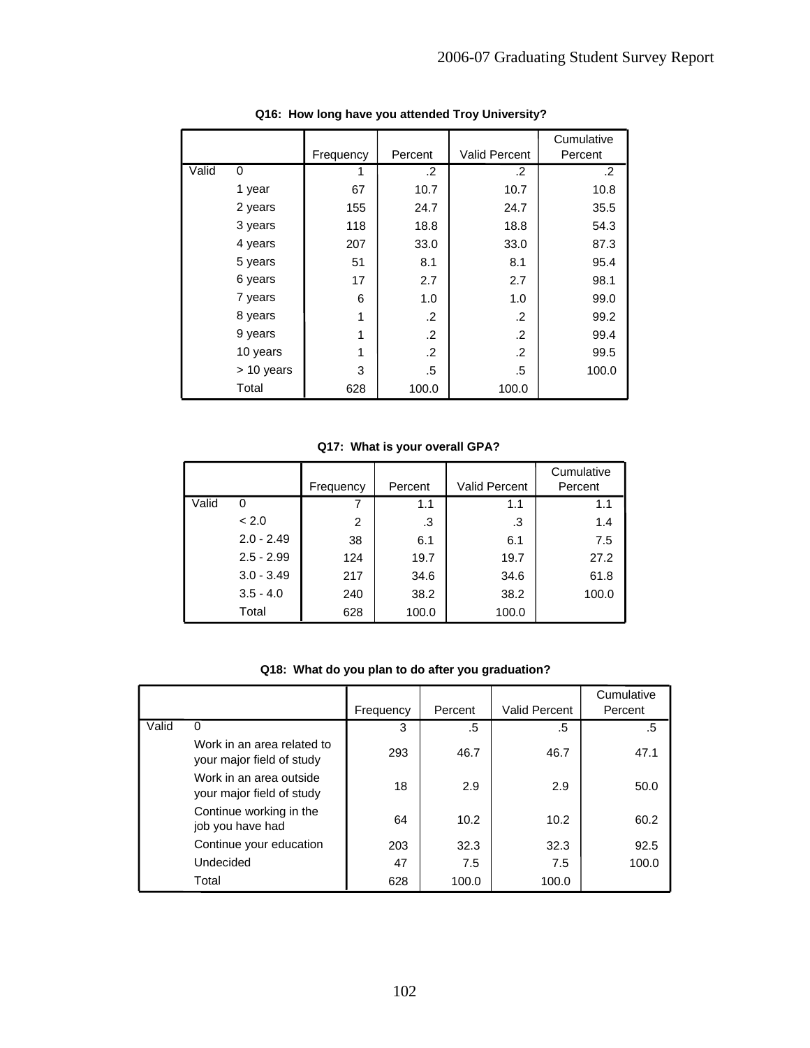**Q16: How long have you attended Troy University?**

| | | Frequency | Percent | Valid Percent | Cumulative Percent |
|---|---|---|---|---|---|
| Valid | 0 | 1 | .2 | .2 | .2 |
| | 1 year | 67 | 10.7 | 10.7 | 10.8 |
| | 2 years | 155 | 24.7 | 24.7 | 35.5 |
| | 3 years | 118 | 18.8 | 18.8 | 54.3 |
| | 4 years | 207 | 33.0 | 33.0 | 87.3 |
| | 5 years | 51 | 8.1 | 8.1 | 95.4 |
| | 6 years | 17 | 2.7 | 2.7 | 98.1 |
| | 7 years | 6 | 1.0 | 1.0 | 99.0 |
| | 8 years | 1 | .2 | .2 | 99.2 |
| | 9 years | 1 | .2 | .2 | 99.4 |
| | 10 years | 1 | .2 | .2 | 99.5 |
| | > 10 years | 3 | .5 | .5 | 100.0 |
| | Total | 628 | 100.0 | 100.0 | |

**Q17: What is your overall GPA?**

| | | Frequency | Percent | Valid Percent | Cumulative Percent |
|---|---|---|---|---|---|
| Valid | 0 | 7 | 1.1 | 1.1 | 1.1 |
| | < 2.0 | 2 | .3 | .3 | 1.4 |
| | 2.0 - 2.49 | 38 | 6.1 | 6.1 | 7.5 |
| | 2.5 - 2.99 | 124 | 19.7 | 19.7 | 27.2 |
| | 3.0 - 3.49 | 217 | 34.6 | 34.6 | 61.8 |
| | 3.5 - 4.0 | 240 | 38.2 | 38.2 | 100.0 |
| | Total | 628 | 100.0 | 100.0 | |

**Q18: What do you plan to do after you graduation?**

| | | Frequency | Percent | Valid Percent | Cumulative Percent |
|---|---|---|---|---|---|
| Valid | 0 | 3 | .5 | .5 | .5 |
| | Work in an area related to your major field of study | 293 | 46.7 | 46.7 | 47.1 |
| | Work in an area outside your major field of study | 18 | 2.9 | 2.9 | 50.0 |
| | Continue working in the job you have had | 64 | 10.2 | 10.2 | 60.2 |
| | Continue your education | 203 | 32.3 | 32.3 | 92.5 |
| | Undecided | 47 | 7.5 | 7.5 | 100.0 |
| | Total | 628 | 100.0 | 100.0 | |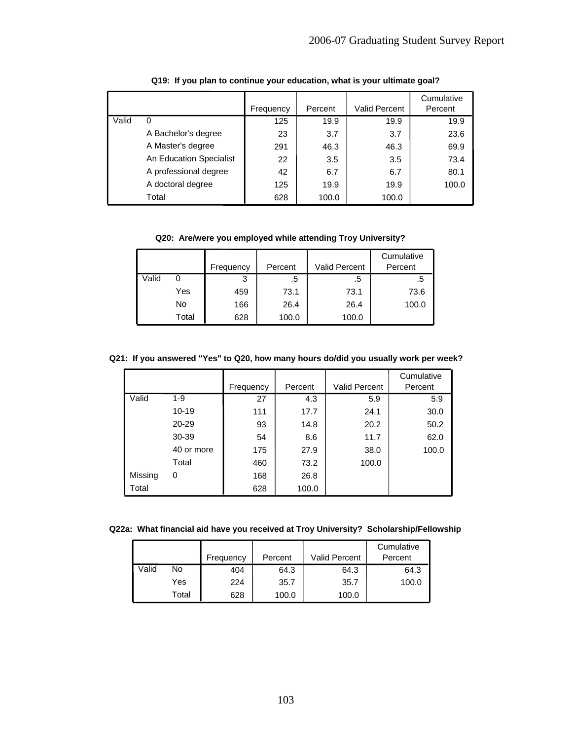**Q19: If you plan to continue your education, what is your ultimate goal?**

| | | Frequency | Percent | Valid Percent | Cumulative Percent |
|---|---|---|---|---|---|
| Valid | 0 | 125 | 19.9 | 19.9 | 19.9 |
| | A Bachelor's degree | 23 | 3.7 | 3.7 | 23.6 |
| | A Master's degree | 291 | 46.3 | 46.3 | 69.9 |
| | An Education Specialist | 22 | 3.5 | 3.5 | 73.4 |
| | A professional degree | 42 | 6.7 | 6.7 | 80.1 |
| | A doctoral degree | 125 | 19.9 | 19.9 | 100.0 |
| | Total | 628 | 100.0 | 100.0 | |

**Q20: Are/were you employed while attending Troy University?**

| | | Frequency | Percent | Valid Percent | Cumulative Percent |
|---|---|---|---|---|---|
| Valid | 0 | 3 | .5 | .5 | .5 |
| | Yes | 459 | 73.1 | 73.1 | 73.6 |
| | No | 166 | 26.4 | 26.4 | 100.0 |
| | Total | 628 | 100.0 | 100.0 | |

**Q21: If you answered "Yes" to Q20, how many hours do/did you usually work per week?**

| | | Frequency | Percent | Valid Percent | Cumulative Percent |
|---|---|---|---|---|---|
| Valid | 1-9 | 27 | 4.3 | 5.9 | 5.9 |
| | 10-19 | 111 | 17.7 | 24.1 | 30.0 |
| | 20-29 | 93 | 14.8 | 20.2 | 50.2 |
| | 30-39 | 54 | 8.6 | 11.7 | 62.0 |
| | 40 or more | 175 | 27.9 | 38.0 | 100.0 |
| | Total | 460 | 73.2 | 100.0 | |
| Missing | 0 | 168 | 26.8 | | |
| Total | | 628 | 100.0 | | |

**Q22a: What financial aid have you received at Troy University? Scholarship/Fellowship**

| | | Frequency | Percent | Valid Percent | Cumulative Percent |
|---|---|---|---|---|---|
| Valid | No | 404 | 64.3 | 64.3 | 64.3 |
| | Yes | 224 | 35.7 | 35.7 | 100.0 |
| | Total | 628 | 100.0 | 100.0 | |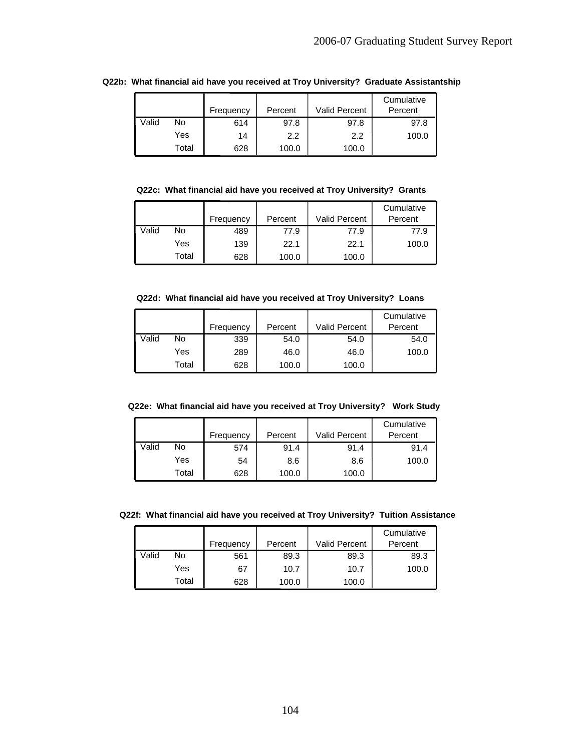**Q22b: What financial aid have you received at Troy University? Graduate Assistantship**

| | | Frequency | Percent | Valid Percent | Cumulative Percent |
|---|---|---|---|---|---|
| Valid | No | 614 | 97.8 | 97.8 | 97.8 |
| | Yes | 14 | 2.2 | 2.2 | 100.0 |
| | Total | 628 | 100.0 | 100.0 | |

**Q22c: What financial aid have you received at Troy University? Grants**

| | | Frequency | Percent | Valid Percent | Cumulative Percent |
|---|---|---|---|---|---|
| Valid | No | 489 | 77.9 | 77.9 | 77.9 |
| | Yes | 139 | 22.1 | 22.1 | 100.0 |
| | Total | 628 | 100.0 | 100.0 | |

**Q22d: What financial aid have you received at Troy University? Loans**

| | | Frequency | Percent | Valid Percent | Cumulative Percent |
|---|---|---|---|---|---|
| Valid | No | 339 | 54.0 | 54.0 | 54.0 |
| | Yes | 289 | 46.0 | 46.0 | 100.0 |
| | Total | 628 | 100.0 | 100.0 | |

**Q22e: What financial aid have you received at Troy University? Work Study**

| | | Frequency | Percent | Valid Percent | Cumulative Percent |
|---|---|---|---|---|---|
| Valid | No | 574 | 91.4 | 91.4 | 91.4 |
| | Yes | 54 | 8.6 | 8.6 | 100.0 |
| | Total | 628 | 100.0 | 100.0 | |

**Q22f: What financial aid have you received at Troy University? Tuition Assistance**

| | | Frequency | Percent | Valid Percent | Cumulative Percent |
|---|---|---|---|---|---|
| Valid | No | 561 | 89.3 | 89.3 | 89.3 |
| | Yes | 67 | 10.7 | 10.7 | 100.0 |
| | Total | 628 | 100.0 | 100.0 | |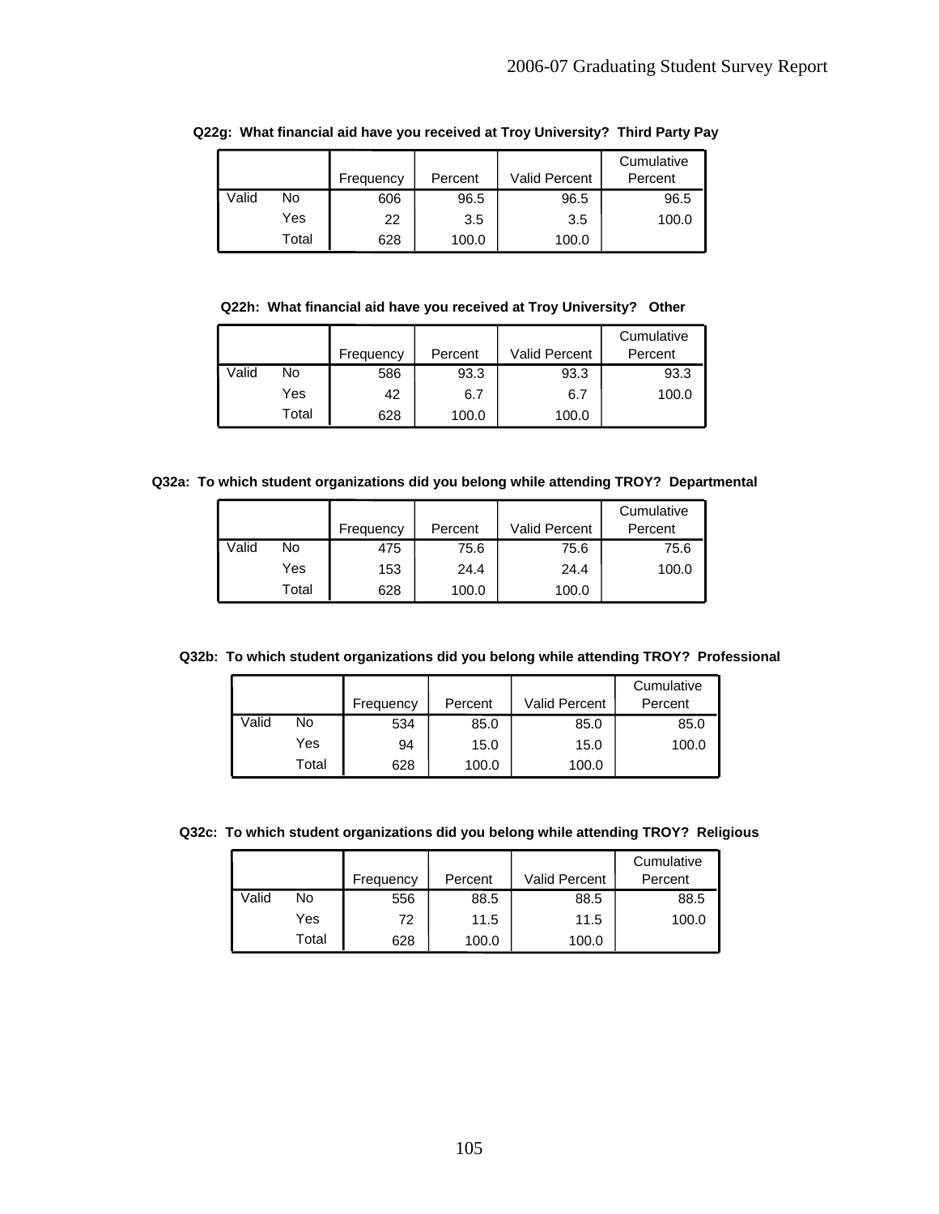**Q22g: What financial aid have you received at Troy University? Third Party Pay**

| | | Frequency | Percent | Valid Percent | Cumulative Percent |
|---|---|---|---|---|---|
| Valid | No | 606 | 96.5 | 96.5 | 96.5 |
| | Yes | 22 | 3.5 | 3.5 | 100.0 |
| | Total | 628 | 100.0 | 100.0 | |

**Q22h: What financial aid have you received at Troy University? Other**

| | | Frequency | Percent | Valid Percent | Cumulative Percent |
|---|---|---|---|---|---|
| Valid | No | 586 | 93.3 | 93.3 | 93.3 |
| | Yes | 42 | 6.7 | 6.7 | 100.0 |
| | Total | 628 | 100.0 | 100.0 | |

**Q32a: To which student organizations did you belong while attending TROY? Departmental**

| | | Frequency | Percent | Valid Percent | Cumulative Percent |
|---|---|---|---|---|---|
| Valid | No | 475 | 75.6 | 75.6 | 75.6 |
| | Yes | 153 | 24.4 | 24.4 | 100.0 |
| | Total | 628 | 100.0 | 100.0 | |

**Q32b: To which student organizations did you belong while attending TROY? Professional**

| | | Frequency | Percent | Valid Percent | Cumulative Percent |
|---|---|---|---|---|---|
| Valid | No | 534 | 85.0 | 85.0 | 85.0 |
| | Yes | 94 | 15.0 | 15.0 | 100.0 |
| | Total | 628 | 100.0 | 100.0 | |

**Q32c: To which student organizations did you belong while attending TROY? Religious**

| | | Frequency | Percent | Valid Percent | Cumulative Percent |
|---|---|---|---|---|---|
| Valid | No | 556 | 88.5 | 88.5 | 88.5 |
| | Yes | 72 | 11.5 | 11.5 | 100.0 |
| | Total | 628 | 100.0 | 100.0 | |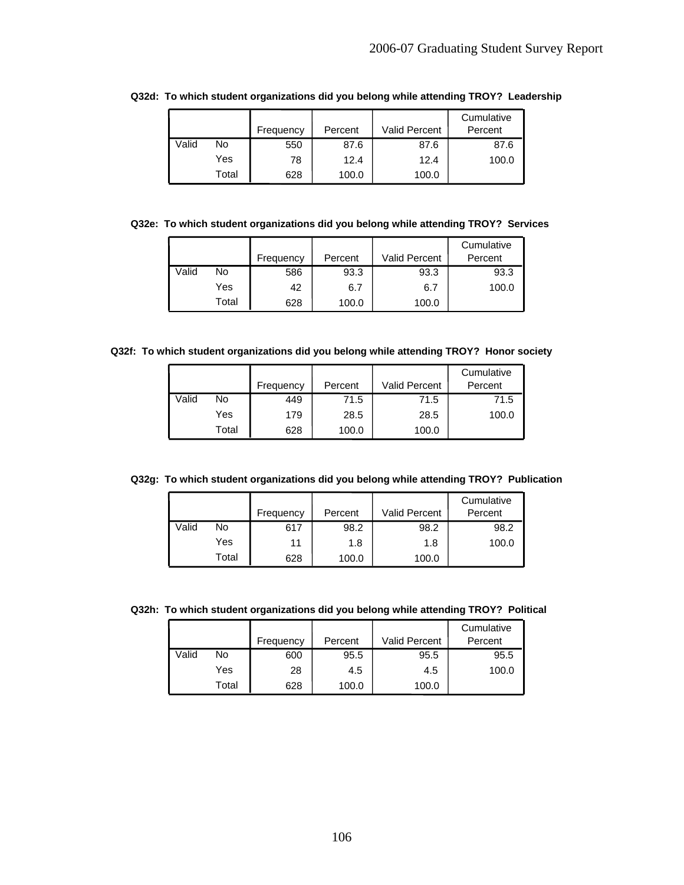**Q32d: To which student organizations did you belong while attending TROY? Leadership**

| | | Frequency | Percent | Valid Percent | Cumulative Percent |
|---|---|---|---|---|---|
| Valid | No | 550 | 87.6 | 87.6 | 87.6 |
| | Yes | 78 | 12.4 | 12.4 | 100.0 |
| | Total | 628 | 100.0 | 100.0 | |

**Q32e: To which student organizations did you belong while attending TROY? Services**

| | | Frequency | Percent | Valid Percent | Cumulative Percent |
|---|---|---|---|---|---|
| Valid | No | 586 | 93.3 | 93.3 | 93.3 |
| | Yes | 42 | 6.7 | 6.7 | 100.0 |
| | Total | 628 | 100.0 | 100.0 | |

**Q32f: To which student organizations did you belong while attending TROY? Honor society**

| | | Frequency | Percent | Valid Percent | Cumulative Percent |
|---|---|---|---|---|---|
| Valid | No | 449 | 71.5 | 71.5 | 71.5 |
| | Yes | 179 | 28.5 | 28.5 | 100.0 |
| | Total | 628 | 100.0 | 100.0 | |

**Q32g: To which student organizations did you belong while attending TROY? Publication**

| | | Frequency | Percent | Valid Percent | Cumulative Percent |
|---|---|---|---|---|---|
| Valid | No | 617 | 98.2 | 98.2 | 98.2 |
| | Yes | 11 | 1.8 | 1.8 | 100.0 |
| | Total | 628 | 100.0 | 100.0 | |

**Q32h: To which student organizations did you belong while attending TROY? Political**

| | | Frequency | Percent | Valid Percent | Cumulative Percent |
|---|---|---|---|---|---|
| Valid | No | 600 | 95.5 | 95.5 | 95.5 |
| | Yes | 28 | 4.5 | 4.5 | 100.0 |
| | Total | 628 | 100.0 | 100.0 | |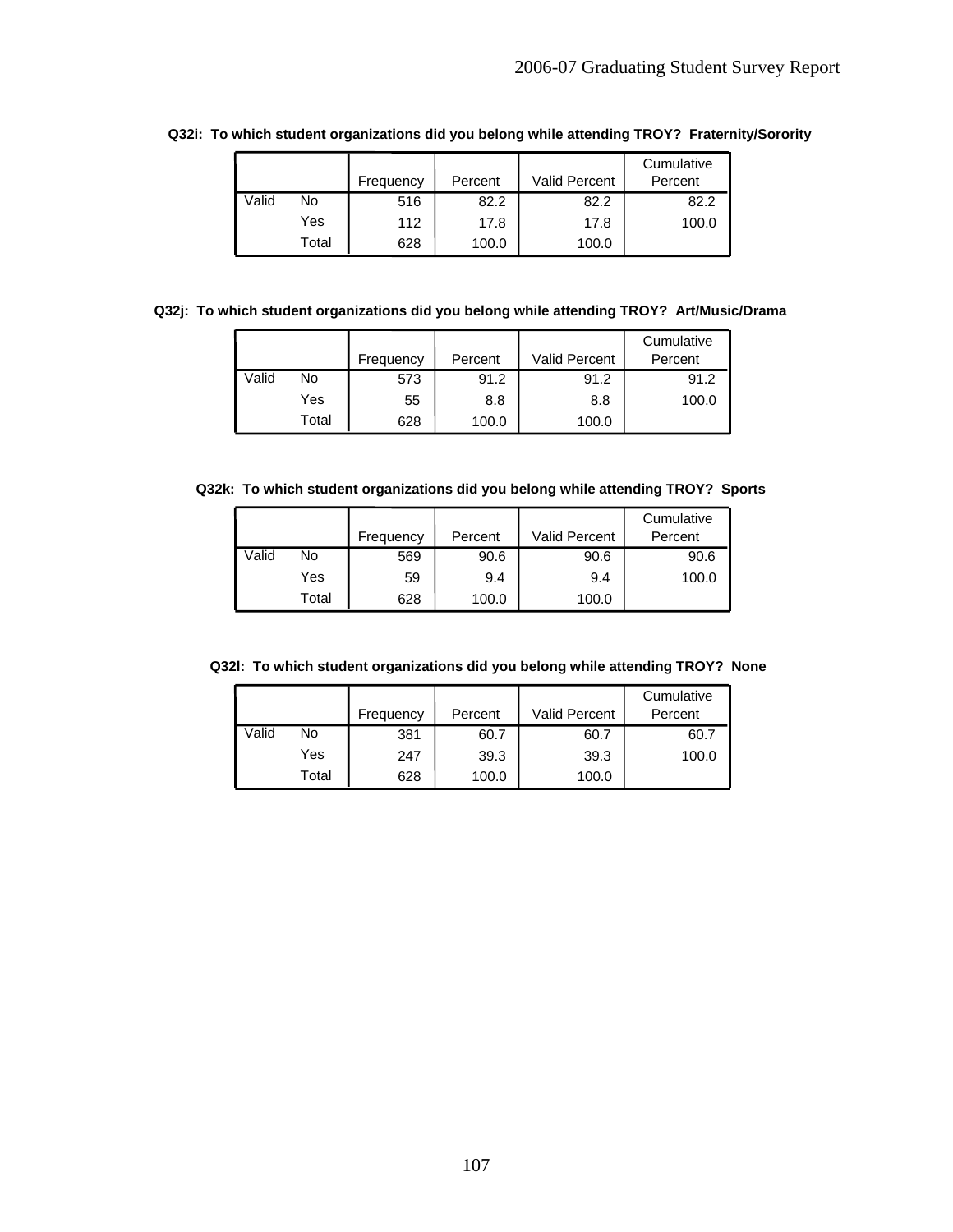**Q32i: To which student organizations did you belong while attending TROY? Fraternity/Sorority**

| | | Frequency | Percent | Valid Percent | Cumulative Percent |
|---|---|---|---|---|---|
| Valid | No | 516 | 82.2 | 82.2 | 82.2 |
| | Yes | 112 | 17.8 | 17.8 | 100.0 |
| | Total | 628 | 100.0 | 100.0 | |

**Q32j: To which student organizations did you belong while attending TROY? Art/Music/Drama**

| | | Frequency | Percent | Valid Percent | Cumulative Percent |
|---|---|---|---|---|---|
| Valid | No | 573 | 91.2 | 91.2 | 91.2 |
| | Yes | 55 | 8.8 | 8.8 | 100.0 |
| | Total | 628 | 100.0 | 100.0 | |

**Q32k: To which student organizations did you belong while attending TROY? Sports**

| | | Frequency | Percent | Valid Percent | Cumulative Percent |
|---|---|---|---|---|---|
| Valid | No | 569 | 90.6 | 90.6 | 90.6 |
| | Yes | 59 | 9.4 | 9.4 | 100.0 |
| | Total | 628 | 100.0 | 100.0 | |

**Q32l: To which student organizations did you belong while attending TROY? None**

| | | Frequency | Percent | Valid Percent | Cumulative Percent |
|---|---|---|---|---|---|
| Valid | No | 381 | 60.7 | 60.7 | 60.7 |
| | Yes | 247 | 39.3 | 39.3 | 100.0 |
| | Total | 628 | 100.0 | 100.0 | |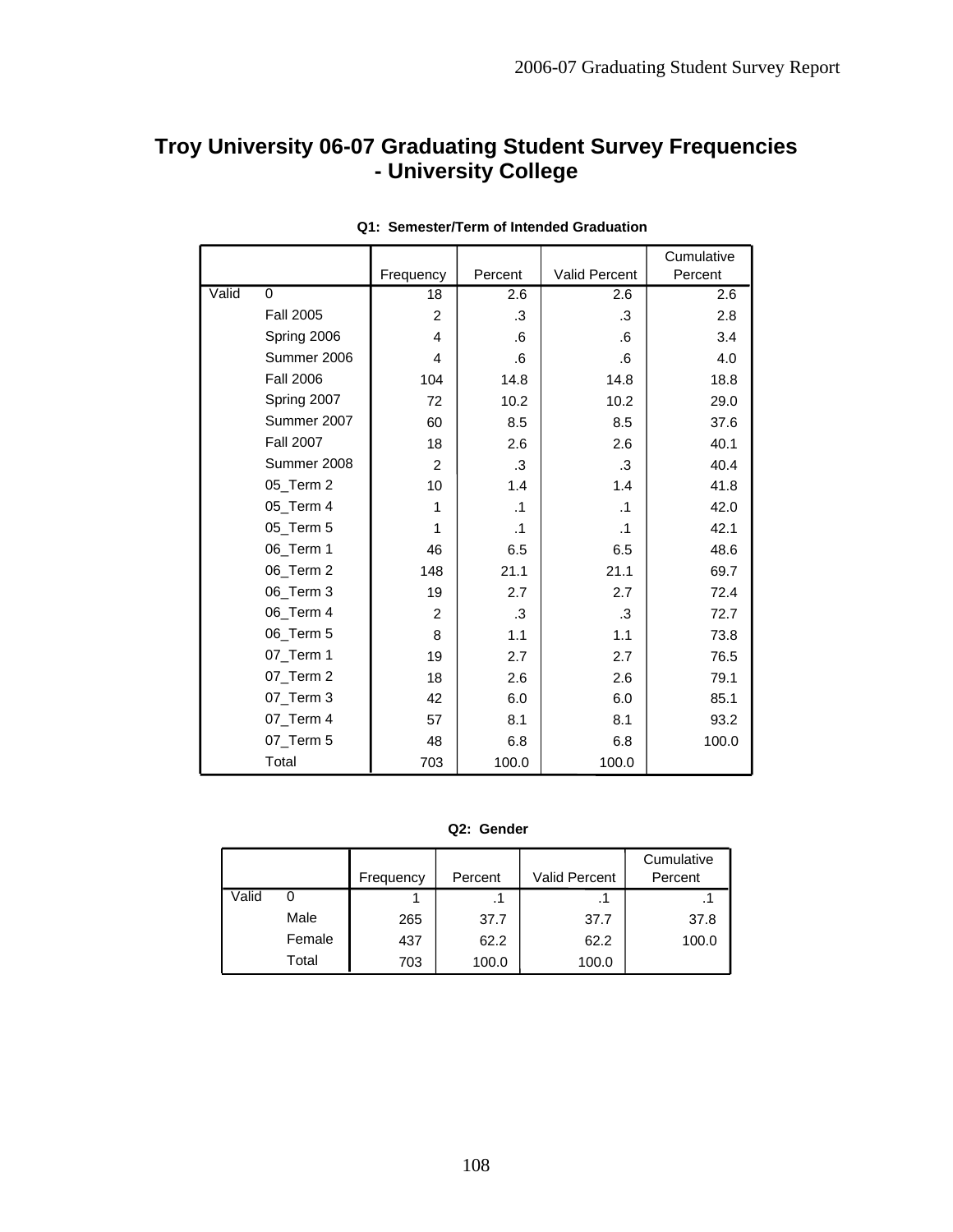# Troy University 06-07 Graduating Student Survey Frequencies - University College

**Q1: Semester/Term of Intended Graduation**

| | | Frequency | Percent | Valid Percent | Cumulative Percent |
|---|---|---|---|---|---|
| Valid | 0 | 18 | 2.6 | 2.6 | 2.6 |
| | Fall 2005 | 2 | .3 | .3 | 2.8 |
| | Spring 2006 | 4 | .6 | .6 | 3.4 |
| | Summer 2006 | 4 | .6 | .6 | 4.0 |
| | Fall 2006 | 104 | 14.8 | 14.8 | 18.8 |
| | Spring 2007 | 72 | 10.2 | 10.2 | 29.0 |
| | Summer 2007 | 60 | 8.5 | 8.5 | 37.6 |
| | Fall 2007 | 18 | 2.6 | 2.6 | 40.1 |
| | Summer 2008 | 2 | .3 | .3 | 40.4 |
| | 05_Term 2 | 10 | 1.4 | 1.4 | 41.8 |
| | 05_Term 4 | 1 | .1 | .1 | 42.0 |
| | 05_Term 5 | 1 | .1 | .1 | 42.1 |
| | 06_Term 1 | 46 | 6.5 | 6.5 | 48.6 |
| | 06_Term 2 | 148 | 21.1 | 21.1 | 69.7 |
| | 06_Term 3 | 19 | 2.7 | 2.7 | 72.4 |
| | 06_Term 4 | 2 | .3 | .3 | 72.7 |
| | 06_Term 5 | 8 | 1.1 | 1.1 | 73.8 |
| | 07_Term 1 | 19 | 2.7 | 2.7 | 76.5 |
| | 07_Term 2 | 18 | 2.6 | 2.6 | 79.1 |
| | 07_Term 3 | 42 | 6.0 | 6.0 | 85.1 |
| | 07_Term 4 | 57 | 8.1 | 8.1 | 93.2 |
| | 07_Term 5 | 48 | 6.8 | 6.8 | 100.0 |
| | Total | 703 | 100.0 | 100.0 | |

**Q2: Gender**

| | | Frequency | Percent | Valid Percent | Cumulative Percent |
|---|---|---|---|---|---|
| Valid | 0 | 1 | .1 | .1 | .1 |
| | Male | 265 | 37.7 | 37.7 | 37.8 |
| | Female | 437 | 62.2 | 62.2 | 100.0 |
| | Total | 703 | 100.0 | 100.0 | |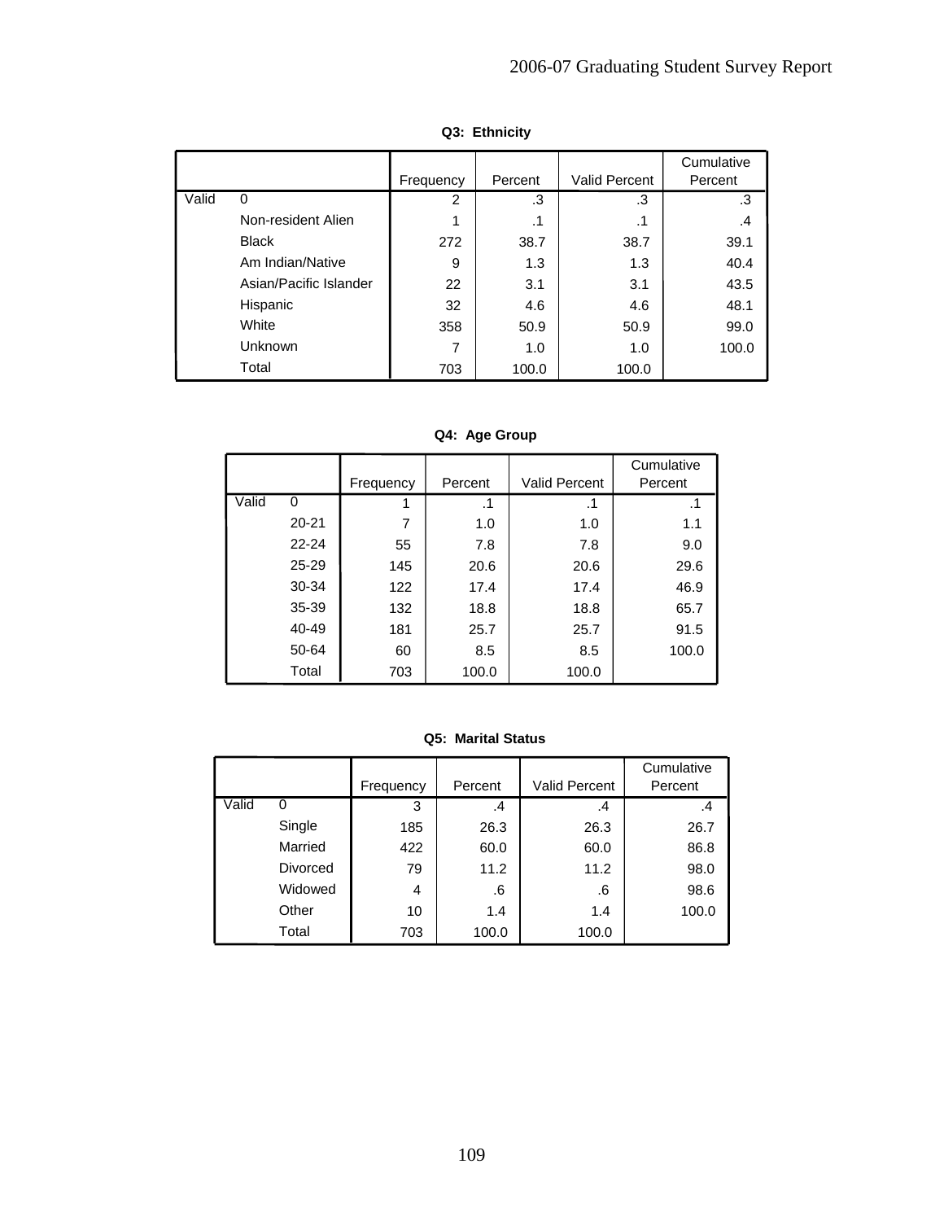**Q3: Ethnicity**

| | | Frequency | Percent | Valid Percent | Cumulative Percent |
|---|---|---|---|---|---|
| Valid | 0 | 2 | .3 | .3 | .3 |
| | Non-resident Alien | 1 | .1 | .1 | .4 |
| | Black | 272 | 38.7 | 38.7 | 39.1 |
| | Am Indian/Native | 9 | 1.3 | 1.3 | 40.4 |
| | Asian/Pacific Islander | 22 | 3.1 | 3.1 | 43.5 |
| | Hispanic | 32 | 4.6 | 4.6 | 48.1 |
| | White | 358 | 50.9 | 50.9 | 99.0 |
| | Unknown | 7 | 1.0 | 1.0 | 100.0 |
| | Total | 703 | 100.0 | 100.0 | |

**Q4: Age Group**

| | | Frequency | Percent | Valid Percent | Cumulative Percent |
|---|---|---|---|---|---|
| Valid | 0 | 1 | .1 | .1 | .1 |
| | 20-21 | 7 | 1.0 | 1.0 | 1.1 |
| | 22-24 | 55 | 7.8 | 7.8 | 9.0 |
| | 25-29 | 145 | 20.6 | 20.6 | 29.6 |
| | 30-34 | 122 | 17.4 | 17.4 | 46.9 |
| | 35-39 | 132 | 18.8 | 18.8 | 65.7 |
| | 40-49 | 181 | 25.7 | 25.7 | 91.5 |
| | 50-64 | 60 | 8.5 | 8.5 | 100.0 |
| | Total | 703 | 100.0 | 100.0 | |

**Q5: Marital Status**

| | | Frequency | Percent | Valid Percent | Cumulative Percent |
|---|---|---|---|---|---|
| Valid | 0 | 3 | .4 | .4 | .4 |
| | Single | 185 | 26.3 | 26.3 | 26.7 |
| | Married | 422 | 60.0 | 60.0 | 86.8 |
| | Divorced | 79 | 11.2 | 11.2 | 98.0 |
| | Widowed | 4 | .6 | .6 | 98.6 |
| | Other | 10 | 1.4 | 1.4 | 100.0 |
| | Total | 703 | 100.0 | 100.0 | |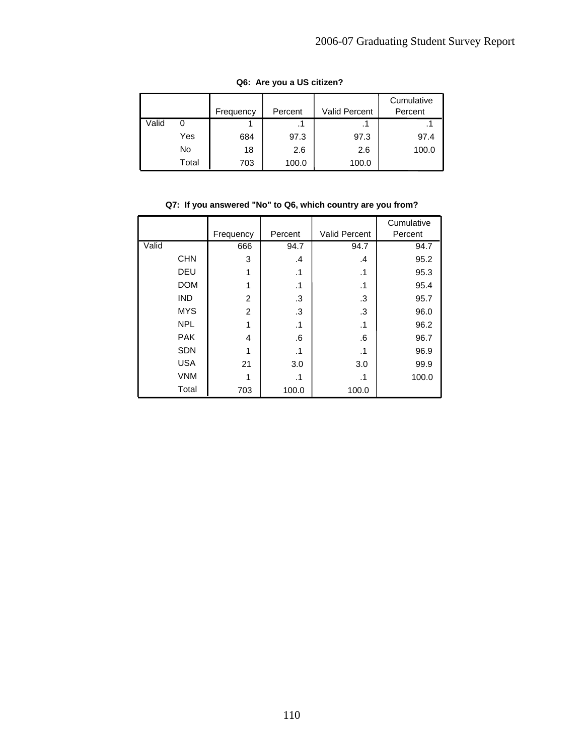**Q6: Are you a US citizen?**

| | | Frequency | Percent | Valid Percent | Cumulative Percent |
|---|---|---|---|---|---|
| Valid | 0 | 1 | .1 | .1 | .1 |
| | Yes | 684 | 97.3 | 97.3 | 97.4 |
| | No | 18 | 2.6 | 2.6 | 100.0 |
| | Total | 703 | 100.0 | 100.0 | |

**Q7: If you answered "No" to Q6, which country are you from?**

| | | Frequency | Percent | Valid Percent | Cumulative Percent |
|---|---|---|---|---|---|
| Valid | | 666 | 94.7 | 94.7 | 94.7 |
| | CHN | 3 | .4 | .4 | 95.2 |
| | DEU | 1 | .1 | .1 | 95.3 |
| | DOM | 1 | .1 | .1 | 95.4 |
| | IND | 2 | .3 | .3 | 95.7 |
| | MYS | 2 | .3 | .3 | 96.0 |
| | NPL | 1 | .1 | .1 | 96.2 |
| | PAK | 4 | .6 | .6 | 96.7 |
| | SDN | 1 | .1 | .1 | 96.9 |
| | USA | 21 | 3.0 | 3.0 | 99.9 |
| | VNM | 1 | .1 | .1 | 100.0 |
| | Total | 703 | 100.0 | 100.0 | |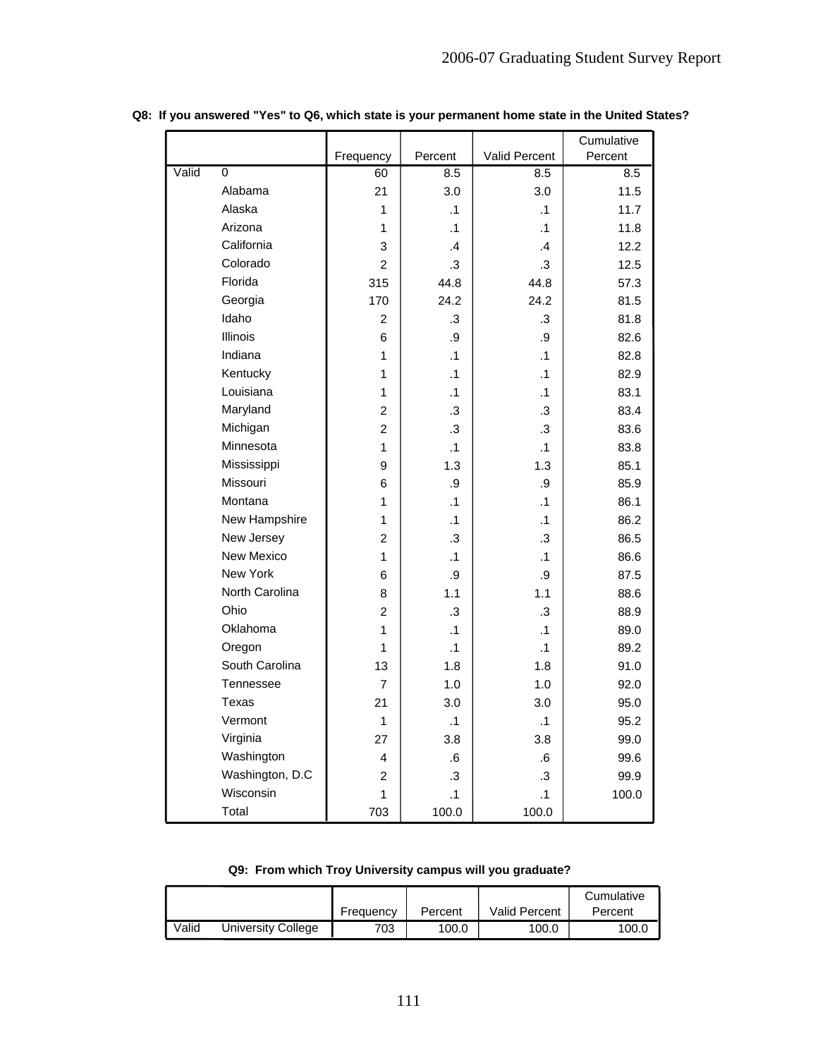**Q8: If you answered "Yes" to Q6, which state is your permanent home state in the United States?**

| | | Frequency | Percent | Valid Percent | Cumulative Percent |
|---|---|---|---|---|---|
| Valid | 0 | 60 | 8.5 | 8.5 | 8.5 |
| | Alabama | 21 | 3.0 | 3.0 | 11.5 |
| | Alaska | 1 | .1 | .1 | 11.7 |
| | Arizona | 1 | .1 | .1 | 11.8 |
| | California | 3 | .4 | .4 | 12.2 |
| | Colorado | 2 | .3 | .3 | 12.5 |
| | Florida | 315 | 44.8 | 44.8 | 57.3 |
| | Georgia | 170 | 24.2 | 24.2 | 81.5 |
| | Idaho | 2 | .3 | .3 | 81.8 |
| | Illinois | 6 | .9 | .9 | 82.6 |
| | Indiana | 1 | .1 | .1 | 82.8 |
| | Kentucky | 1 | .1 | .1 | 82.9 |
| | Louisiana | 1 | .1 | .1 | 83.1 |
| | Maryland | 2 | .3 | .3 | 83.4 |
| | Michigan | 2 | .3 | .3 | 83.6 |
| | Minnesota | 1 | .1 | .1 | 83.8 |
| | Mississippi | 9 | 1.3 | 1.3 | 85.1 |
| | Missouri | 6 | .9 | .9 | 85.9 |
| | Montana | 1 | .1 | .1 | 86.1 |
| | New Hampshire | 1 | .1 | .1 | 86.2 |
| | New Jersey | 2 | .3 | .3 | 86.5 |
| | New Mexico | 1 | .1 | .1 | 86.6 |
| | New York | 6 | .9 | .9 | 87.5 |
| | North Carolina | 8 | 1.1 | 1.1 | 88.6 |
| | Ohio | 2 | .3 | .3 | 88.9 |
| | Oklahoma | 1 | .1 | .1 | 89.0 |
| | Oregon | 1 | .1 | .1 | 89.2 |
| | South Carolina | 13 | 1.8 | 1.8 | 91.0 |
| | Tennessee | 7 | 1.0 | 1.0 | 92.0 |
| | Texas | 21 | 3.0 | 3.0 | 95.0 |
| | Vermont | 1 | .1 | .1 | 95.2 |
| | Virginia | 27 | 3.8 | 3.8 | 99.0 |
| | Washington | 4 | .6 | .6 | 99.6 |
| | Washington, D.C | 2 | .3 | .3 | 99.9 |
| | Wisconsin | 1 | .1 | .1 | 100.0 |
| | Total | 703 | 100.0 | 100.0 | |

**Q9: From which Troy University campus will you graduate?**

| | | Frequency | Percent | Valid Percent | Cumulative Percent |
|---|---|---|---|---|---|
| Valid | University College | 703 | 100.0 | 100.0 | 100.0 |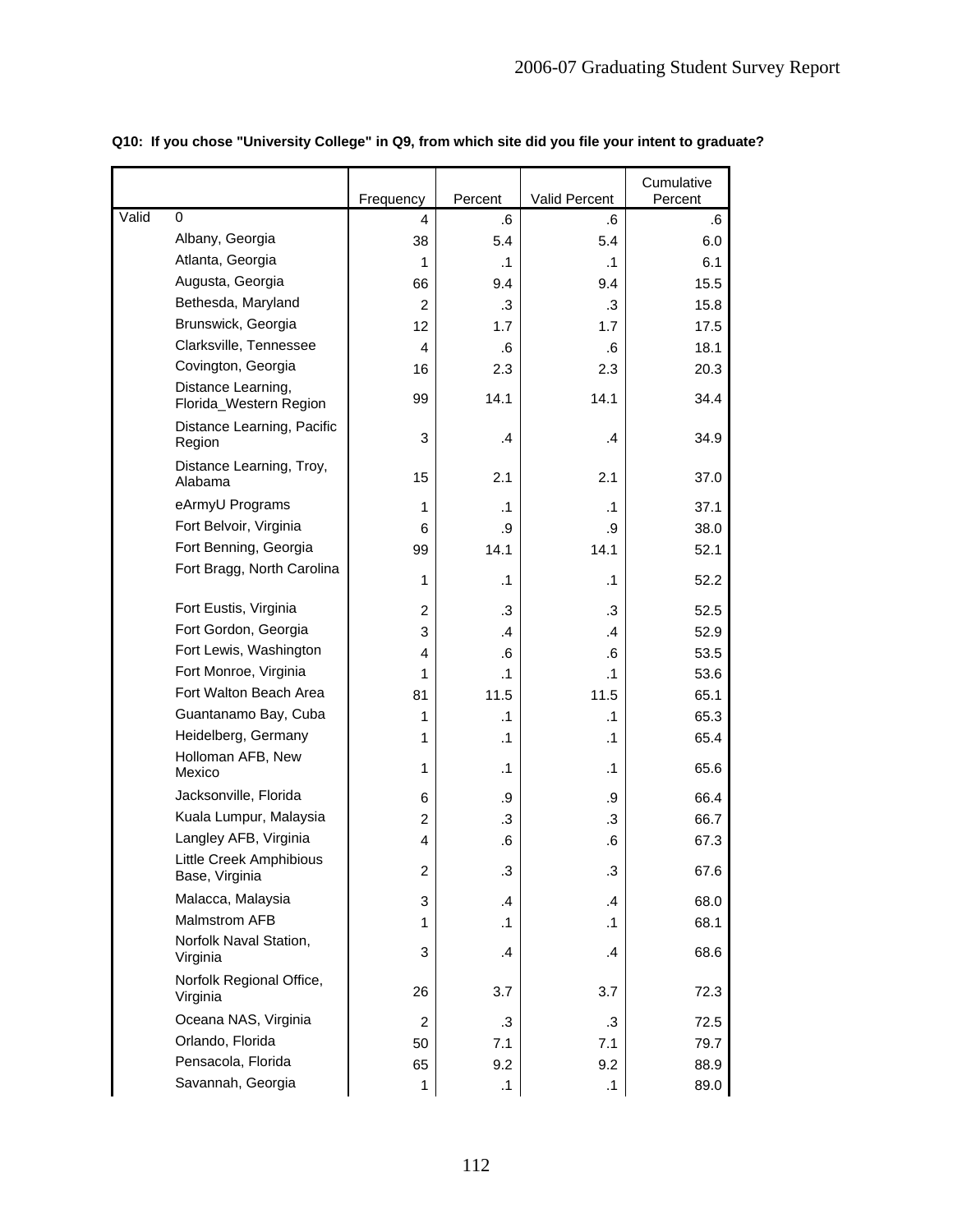**Q10: If you chose "University College" in Q9, from which site did you file your intent to graduate?**

| | | Frequency | Percent | Valid Percent | Cumulative Percent |
|---|---|---|---|---|---|
| Valid | 0 | 4 | .6 | .6 | .6 |
| | Albany, Georgia | 38 | 5.4 | 5.4 | 6.0 |
| | Atlanta, Georgia | 1 | .1 | .1 | 6.1 |
| | Augusta, Georgia | 66 | 9.4 | 9.4 | 15.5 |
| | Bethesda, Maryland | 2 | .3 | .3 | 15.8 |
| | Brunswick, Georgia | 12 | 1.7 | 1.7 | 17.5 |
| | Clarksville, Tennessee | 4 | .6 | .6 | 18.1 |
| | Covington, Georgia | 16 | 2.3 | 2.3 | 20.3 |
| | Distance Learning, Florida_Western Region | 99 | 14.1 | 14.1 | 34.4 |
| | Distance Learning, Pacific Region | 3 | .4 | .4 | 34.9 |
| | Distance Learning, Troy, Alabama | 15 | 2.1 | 2.1 | 37.0 |
| | eArmyU Programs | 1 | .1 | .1 | 37.1 |
| | Fort Belvoir, Virginia | 6 | .9 | .9 | 38.0 |
| | Fort Benning, Georgia | 99 | 14.1 | 14.1 | 52.1 |
| | Fort Bragg, North Carolina | 1 | .1 | .1 | 52.2 |
| | Fort Eustis, Virginia | 2 | .3 | .3 | 52.5 |
| | Fort Gordon, Georgia | 3 | .4 | .4 | 52.9 |
| | Fort Lewis, Washington | 4 | .6 | .6 | 53.5 |
| | Fort Monroe, Virginia | 1 | .1 | .1 | 53.6 |
| | Fort Walton Beach Area | 81 | 11.5 | 11.5 | 65.1 |
| | Guantanamo Bay, Cuba | 1 | .1 | .1 | 65.3 |
| | Heidelberg, Germany | 1 | .1 | .1 | 65.4 |
| | Holloman AFB, New Mexico | 1 | .1 | .1 | 65.6 |
| | Jacksonville, Florida | 6 | .9 | .9 | 66.4 |
| | Kuala Lumpur, Malaysia | 2 | .3 | .3 | 66.7 |
| | Langley AFB, Virginia | 4 | .6 | .6 | 67.3 |
| | Little Creek Amphibious Base, Virginia | 2 | .3 | .3 | 67.6 |
| | Malacca, Malaysia | 3 | .4 | .4 | 68.0 |
| | Malmstrom AFB | 1 | .1 | .1 | 68.1 |
| | Norfolk Naval Station, Virginia | 3 | .4 | .4 | 68.6 |
| | Norfolk Regional Office, Virginia | 26 | 3.7 | 3.7 | 72.3 |
| | Oceana NAS, Virginia | 2 | .3 | .3 | 72.5 |
| | Orlando, Florida | 50 | 7.1 | 7.1 | 79.7 |
| | Pensacola, Florida | 65 | 9.2 | 9.2 | 88.9 |
| | Savannah, Georgia | 1 | .1 | .1 | 89.0 |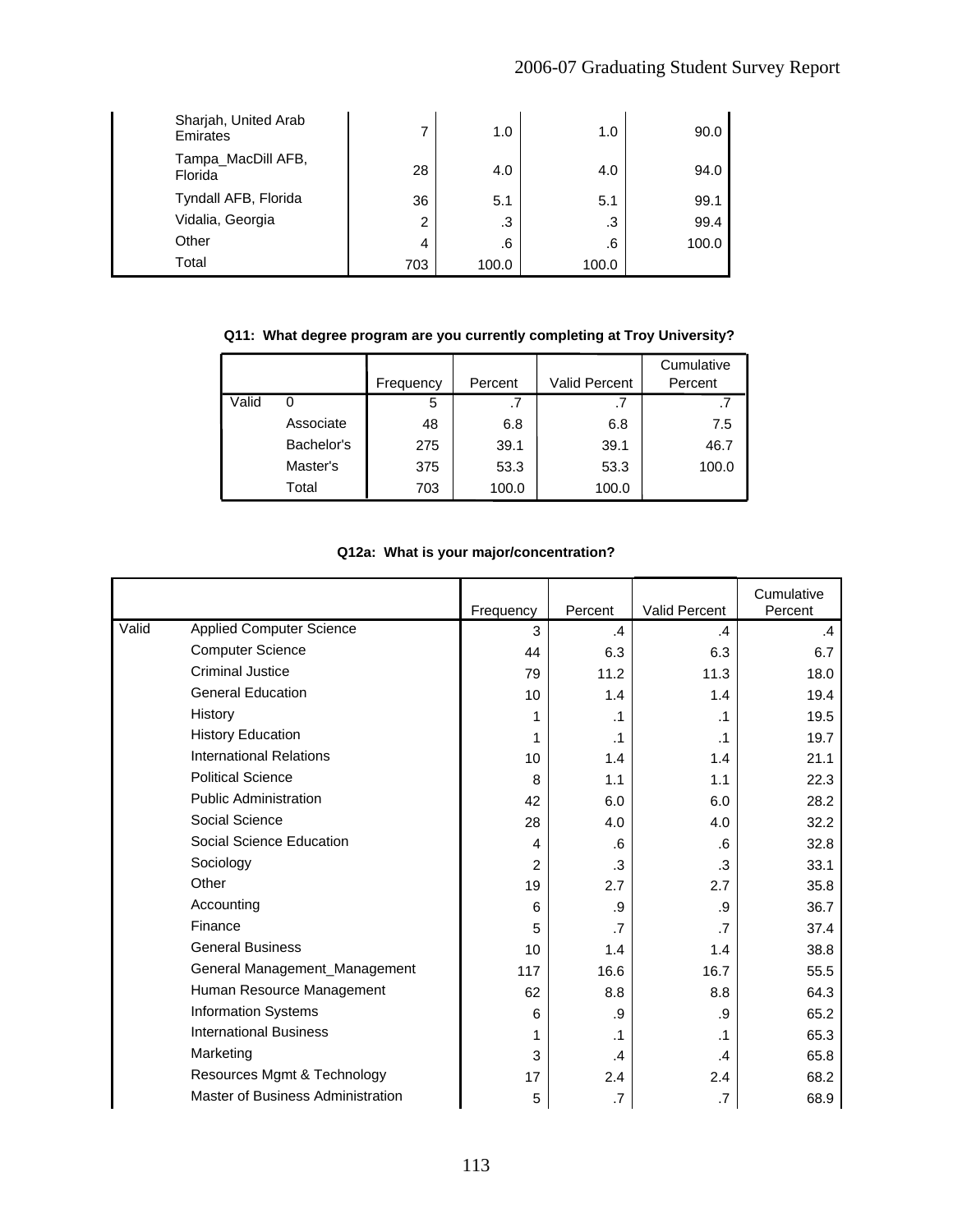| | Frequency | Percent | Valid Percent | Cumulative Percent |
|---|---|---|---|---|
| Sharjah, United Arab Emirates | 7 | 1.0 | 1.0 | 90.0 |
| Tampa_MacDill AFB, Florida | 28 | 4.0 | 4.0 | 94.0 |
| Tyndall AFB, Florida | 36 | 5.1 | 5.1 | 99.1 |
| Vidalia, Georgia | 2 | .3 | .3 | 99.4 |
| Other | 4 | .6 | .6 | 100.0 |
| Total | 703 | 100.0 | 100.0 | |

**Q11: What degree program are you currently completing at Troy University?**

| | | Frequency | Percent | Valid Percent | Cumulative Percent |
|---|---|---|---|---|---|
| Valid | 0 | 5 | .7 | .7 | .7 |
| | Associate | 48 | 6.8 | 6.8 | 7.5 |
| | Bachelor's | 275 | 39.1 | 39.1 | 46.7 |
| | Master's | 375 | 53.3 | 53.3 | 100.0 |
| | Total | 703 | 100.0 | 100.0 | |

**Q12a: What is your major/concentration?**

| | | Frequency | Percent | Valid Percent | Cumulative Percent |
|---|---|---|---|---|---|
| Valid | Applied Computer Science | 3 | .4 | .4 | .4 |
| | Computer Science | 44 | 6.3 | 6.3 | 6.7 |
| | Criminal Justice | 79 | 11.2 | 11.3 | 18.0 |
| | General Education | 10 | 1.4 | 1.4 | 19.4 |
| | History | 1 | .1 | .1 | 19.5 |
| | History Education | 1 | .1 | .1 | 19.7 |
| | International Relations | 10 | 1.4 | 1.4 | 21.1 |
| | Political Science | 8 | 1.1 | 1.1 | 22.3 |
| | Public Administration | 42 | 6.0 | 6.0 | 28.2 |
| | Social Science | 28 | 4.0 | 4.0 | 32.2 |
| | Social Science Education | 4 | .6 | .6 | 32.8 |
| | Sociology | 2 | .3 | .3 | 33.1 |
| | Other | 19 | 2.7 | 2.7 | 35.8 |
| | Accounting | 6 | .9 | .9 | 36.7 |
| | Finance | 5 | .7 | .7 | 37.4 |
| | General Business | 10 | 1.4 | 1.4 | 38.8 |
| | General Management_Management | 117 | 16.6 | 16.7 | 55.5 |
| | Human Resource Management | 62 | 8.8 | 8.8 | 64.3 |
| | Information Systems | 6 | .9 | .9 | 65.2 |
| | International Business | 1 | .1 | .1 | 65.3 |
| | Marketing | 3 | .4 | .4 | 65.8 |
| | Resources Mgmt & Technology | 17 | 2.4 | 2.4 | 68.2 |
| | Master of Business Administration | 5 | .7 | .7 | 68.9 |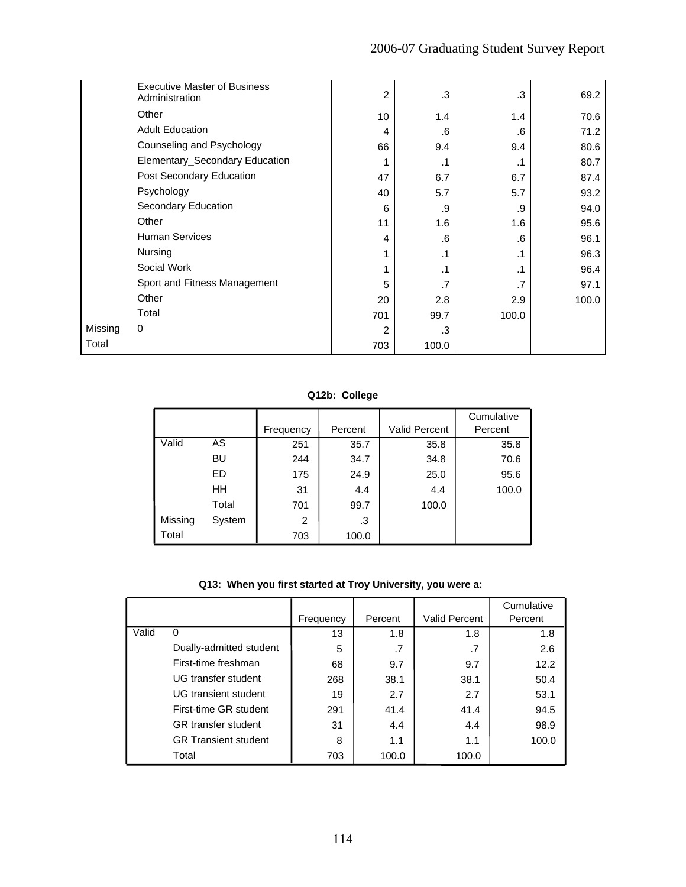| | | Frequency | Percent | Valid Percent | Cumulative Percent |
|---|---|---|---|---|---|
| | Executive Master of Business Administration | 2 | .3 | .3 | 69.2 |
| | Other | 10 | 1.4 | 1.4 | 70.6 |
| | Adult Education | 4 | .6 | .6 | 71.2 |
| | Counseling and Psychology | 66 | 9.4 | 9.4 | 80.6 |
| | Elementary_Secondary Education | 1 | .1 | .1 | 80.7 |
| | Post Secondary Education | 47 | 6.7 | 6.7 | 87.4 |
| | Psychology | 40 | 5.7 | 5.7 | 93.2 |
| | Secondary Education | 6 | .9 | .9 | 94.0 |
| | Other | 11 | 1.6 | 1.6 | 95.6 |
| | Human Services | 4 | .6 | .6 | 96.1 |
| | Nursing | 1 | .1 | .1 | 96.3 |
| | Social Work | 1 | .1 | .1 | 96.4 |
| | Sport and Fitness Management | 5 | .7 | .7 | 97.1 |
| | Other | 20 | 2.8 | 2.9 | 100.0 |
| | Total | 701 | 99.7 | 100.0 | |
| Missing | 0 | 2 | .3 | | |
| Total | | 703 | 100.0 | | |

**Q12b: College**

| | | Frequency | Percent | Valid Percent | Cumulative Percent |
|---|---|---|---|---|---|
| Valid | AS | 251 | 35.7 | 35.8 | 35.8 |
| | BU | 244 | 34.7 | 34.8 | 70.6 |
| | ED | 175 | 24.9 | 25.0 | 95.6 |
| | HH | 31 | 4.4 | 4.4 | 100.0 |
| | Total | 701 | 99.7 | 100.0 | |
| Missing | System | 2 | .3 | | |
| Total | | 703 | 100.0 | | |

**Q13: When you first started at Troy University, you were a:**

| | | Frequency | Percent | Valid Percent | Cumulative Percent |
|---|---|---|---|---|---|
| Valid | 0 | 13 | 1.8 | 1.8 | 1.8 |
| | Dually-admitted student | 5 | .7 | .7 | 2.6 |
| | First-time freshman | 68 | 9.7 | 9.7 | 12.2 |
| | UG transfer student | 268 | 38.1 | 38.1 | 50.4 |
| | UG transient student | 19 | 2.7 | 2.7 | 53.1 |
| | First-time GR student | 291 | 41.4 | 41.4 | 94.5 |
| | GR transfer student | 31 | 4.4 | 4.4 | 98.9 |
| | GR Transient student | 8 | 1.1 | 1.1 | 100.0 |
| | Total | 703 | 100.0 | 100.0 | |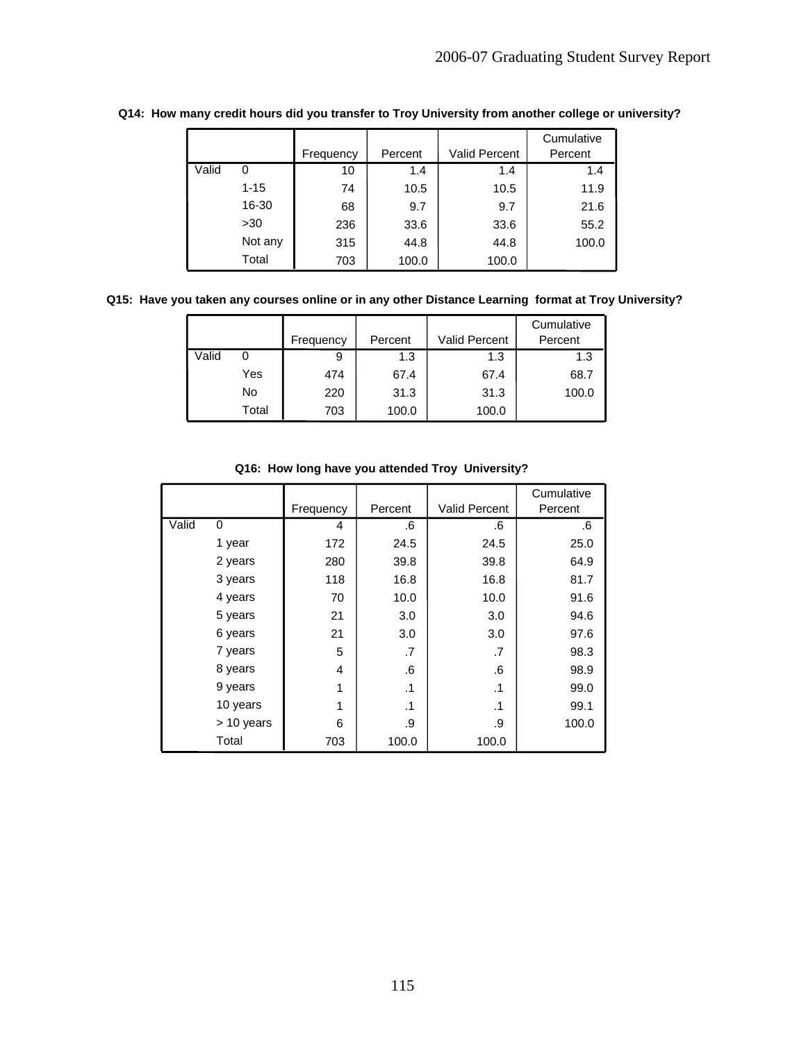**Q14: How many credit hours did you transfer to Troy University from another college or university?**

| | | Frequency | Percent | Valid Percent | Cumulative Percent |
|---|---|---|---|---|---|
| Valid | 0 | 10 | 1.4 | 1.4 | 1.4 |
| | 1-15 | 74 | 10.5 | 10.5 | 11.9 |
| | 16-30 | 68 | 9.7 | 9.7 | 21.6 |
| | >30 | 236 | 33.6 | 33.6 | 55.2 |
| | Not any | 315 | 44.8 | 44.8 | 100.0 |
| | Total | 703 | 100.0 | 100.0 | |

**Q15: Have you taken any courses online or in any other Distance Learning format at Troy University?**

| | | Frequency | Percent | Valid Percent | Cumulative Percent |
|---|---|---|---|---|---|
| Valid | 0 | 9 | 1.3 | 1.3 | 1.3 |
| | Yes | 474 | 67.4 | 67.4 | 68.7 |
| | No | 220 | 31.3 | 31.3 | 100.0 |
| | Total | 703 | 100.0 | 100.0 | |

**Q16: How long have you attended Troy University?**

| | | Frequency | Percent | Valid Percent | Cumulative Percent |
|---|---|---|---|---|---|
| Valid | 0 | 4 | .6 | .6 | .6 |
| | 1 year | 172 | 24.5 | 24.5 | 25.0 |
| | 2 years | 280 | 39.8 | 39.8 | 64.9 |
| | 3 years | 118 | 16.8 | 16.8 | 81.7 |
| | 4 years | 70 | 10.0 | 10.0 | 91.6 |
| | 5 years | 21 | 3.0 | 3.0 | 94.6 |
| | 6 years | 21 | 3.0 | 3.0 | 97.6 |
| | 7 years | 5 | .7 | .7 | 98.3 |
| | 8 years | 4 | .6 | .6 | 98.9 |
| | 9 years | 1 | .1 | .1 | 99.0 |
| | 10 years | 1 | .1 | .1 | 99.1 |
| | > 10 years | 6 | .9 | .9 | 100.0 |
| | Total | 703 | 100.0 | 100.0 | |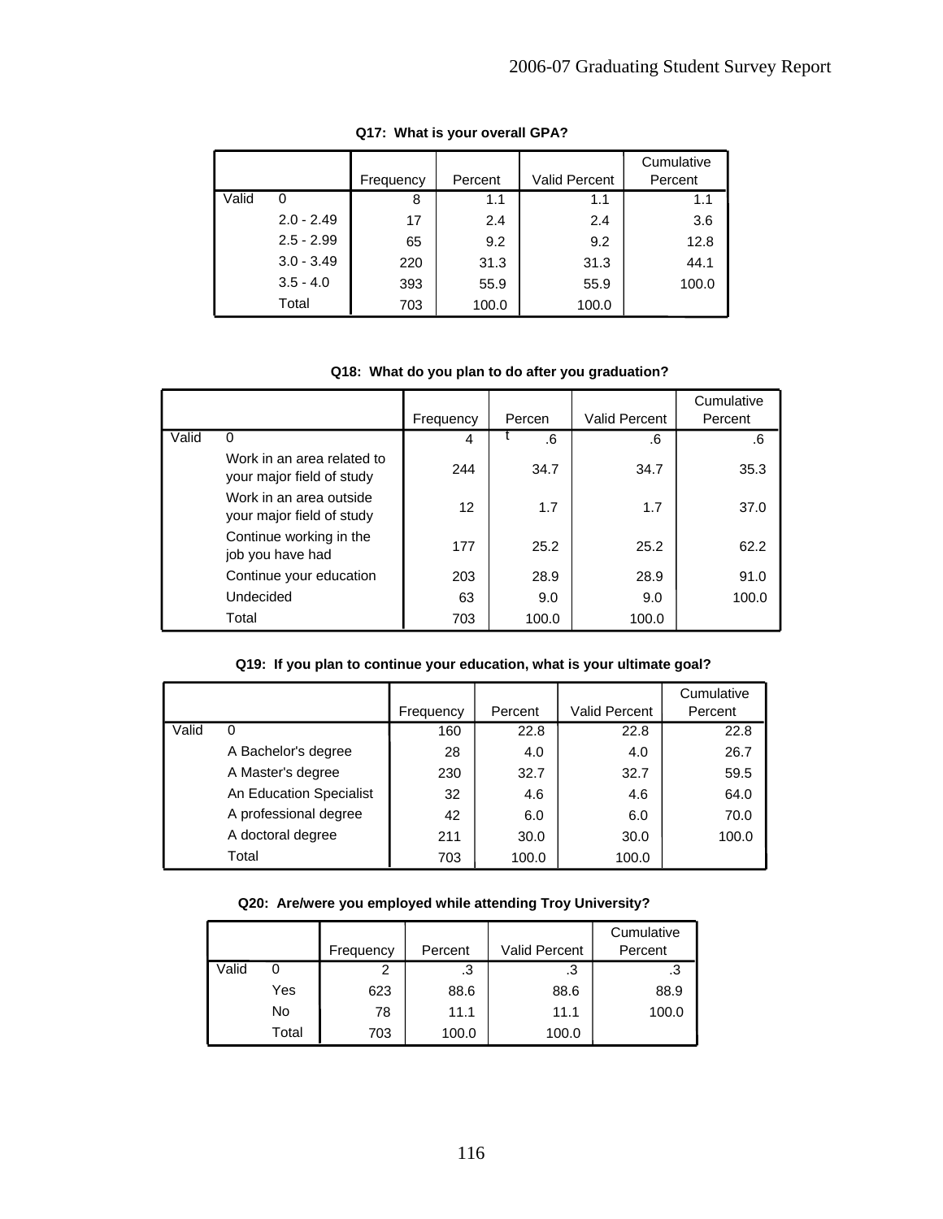**Q17: What is your overall GPA?**

| | | Frequency | Percent | Valid Percent | Cumulative Percent |
|---|---|---|---|---|---|
| Valid | 0 | 8 | 1.1 | 1.1 | 1.1 |
| | 2.0 - 2.49 | 17 | 2.4 | 2.4 | 3.6 |
| | 2.5 - 2.99 | 65 | 9.2 | 9.2 | 12.8 |
| | 3.0 - 3.49 | 220 | 31.3 | 31.3 | 44.1 |
| | 3.5 - 4.0 | 393 | 55.9 | 55.9 | 100.0 |
| | Total | 703 | 100.0 | 100.0 | |

**Q18: What do you plan to do after you graduation?**

| | | Frequency | Percent | Valid Percent | Cumulative Percent |
|---|---|---|---|---|---|
| Valid | 0 | 4 | .6 | .6 | .6 |
| | Work in an area related to your major field of study | 244 | 34.7 | 34.7 | 35.3 |
| | Work in an area outside your major field of study | 12 | 1.7 | 1.7 | 37.0 |
| | Continue working in the job you have had | 177 | 25.2 | 25.2 | 62.2 |
| | Continue your education | 203 | 28.9 | 28.9 | 91.0 |
| | Undecided | 63 | 9.0 | 9.0 | 100.0 |
| | Total | 703 | 100.0 | 100.0 | |

**Q19: If you plan to continue your education, what is your ultimate goal?**

| | | Frequency | Percent | Valid Percent | Cumulative Percent |
|---|---|---|---|---|---|
| Valid | 0 | 160 | 22.8 | 22.8 | 22.8 |
| | A Bachelor's degree | 28 | 4.0 | 4.0 | 26.7 |
| | A Master's degree | 230 | 32.7 | 32.7 | 59.5 |
| | An Education Specialist | 32 | 4.6 | 4.6 | 64.0 |
| | A professional degree | 42 | 6.0 | 6.0 | 70.0 |
| | A doctoral degree | 211 | 30.0 | 30.0 | 100.0 |
| | Total | 703 | 100.0 | 100.0 | |

**Q20: Are/were you employed while attending Troy University?**

| | | Frequency | Percent | Valid Percent | Cumulative Percent |
|---|---|---|---|---|---|
| Valid | 0 | 2 | .3 | .3 | .3 |
| | Yes | 623 | 88.6 | 88.6 | 88.9 |
| | No | 78 | 11.1 | 11.1 | 100.0 |
| | Total | 703 | 100.0 | 100.0 | |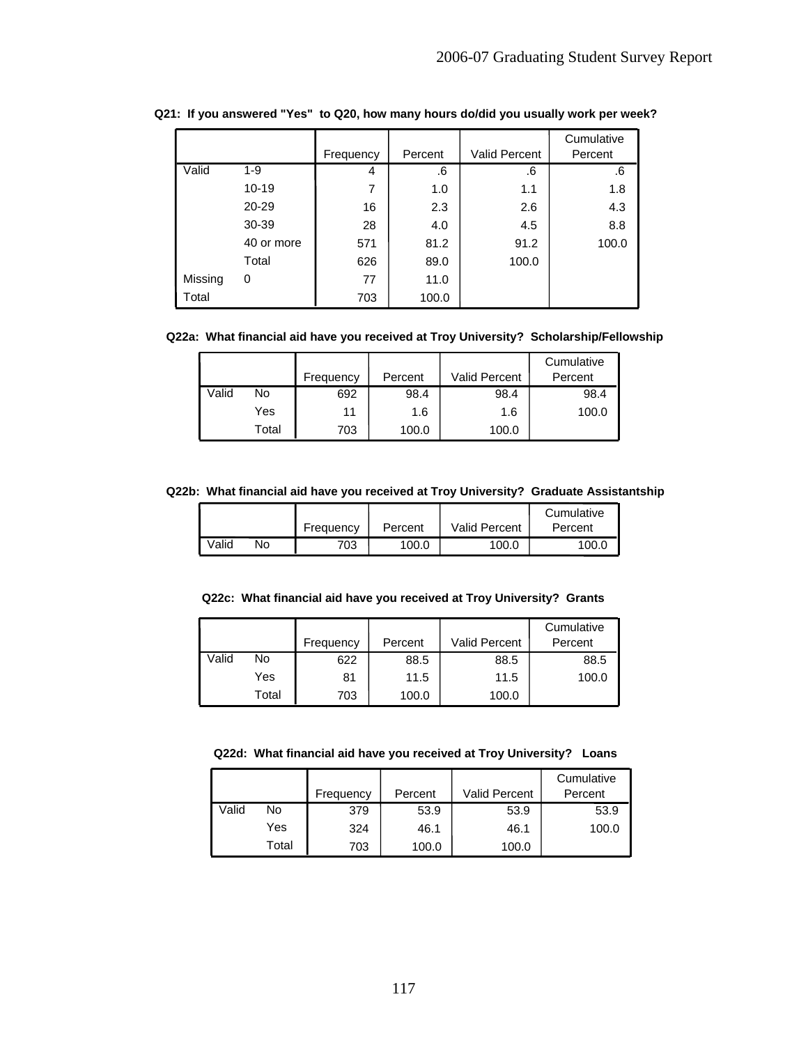**Q21: If you answered "Yes" to Q20, how many hours do/did you usually work per week?**

| | | Frequency | Percent | Valid Percent | Cumulative Percent |
|---|---|---|---|---|---|
| Valid | 1-9 | 4 | .6 | .6 | .6 |
| | 10-19 | 7 | 1.0 | 1.1 | 1.8 |
| | 20-29 | 16 | 2.3 | 2.6 | 4.3 |
| | 30-39 | 28 | 4.0 | 4.5 | 8.8 |
| | 40 or more | 571 | 81.2 | 91.2 | 100.0 |
| | Total | 626 | 89.0 | 100.0 | |
| Missing | 0 | 77 | 11.0 | | |
| Total | | 703 | 100.0 | | |

**Q22a: What financial aid have you received at Troy University? Scholarship/Fellowship**

| | | Frequency | Percent | Valid Percent | Cumulative Percent |
|---|---|---|---|---|---|
| Valid | No | 692 | 98.4 | 98.4 | 98.4 |
| | Yes | 11 | 1.6 | 1.6 | 100.0 |
| | Total | 703 | 100.0 | 100.0 | |

**Q22b: What financial aid have you received at Troy University? Graduate Assistantship**

| | | Frequency | Percent | Valid Percent | Cumulative Percent |
|---|---|---|---|---|---|
| Valid | No | 703 | 100.0 | 100.0 | 100.0 |

**Q22c: What financial aid have you received at Troy University? Grants**

| | | Frequency | Percent | Valid Percent | Cumulative Percent |
|---|---|---|---|---|---|
| Valid | No | 622 | 88.5 | 88.5 | 88.5 |
| | Yes | 81 | 11.5 | 11.5 | 100.0 |
| | Total | 703 | 100.0 | 100.0 | |

**Q22d: What financial aid have you received at Troy University? Loans**

| | | Frequency | Percent | Valid Percent | Cumulative Percent |
|---|---|---|---|---|---|
| Valid | No | 379 | 53.9 | 53.9 | 53.9 |
| | Yes | 324 | 46.1 | 46.1 | 100.0 |
| | Total | 703 | 100.0 | 100.0 | |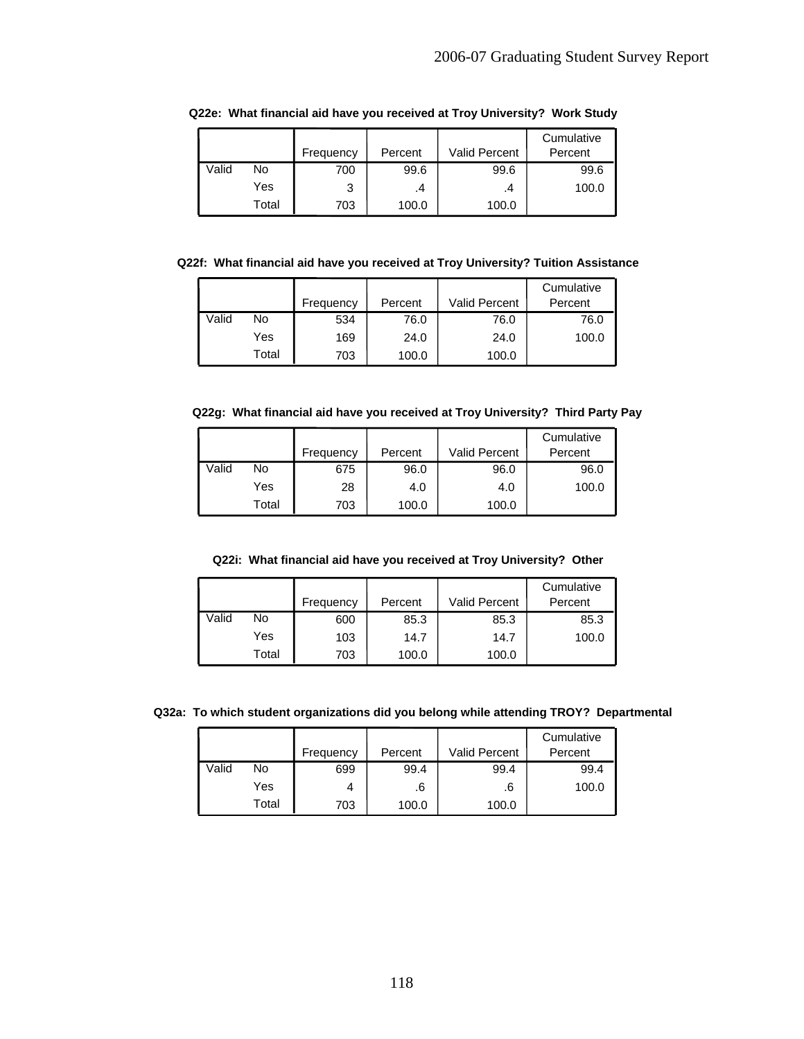**Q22e: What financial aid have you received at Troy University? Work Study**

| | | Frequency | Percent | Valid Percent | Cumulative Percent |
|---|---|---|---|---|---|
| Valid | No | 700 | 99.6 | 99.6 | 99.6 |
| | Yes | 3 | .4 | .4 | 100.0 |
| | Total | 703 | 100.0 | 100.0 | |

**Q22f: What financial aid have you received at Troy University? Tuition Assistance**

| | | Frequency | Percent | Valid Percent | Cumulative Percent |
|---|---|---|---|---|---|
| Valid | No | 534 | 76.0 | 76.0 | 76.0 |
| | Yes | 169 | 24.0 | 24.0 | 100.0 |
| | Total | 703 | 100.0 | 100.0 | |

**Q22g: What financial aid have you received at Troy University? Third Party Pay**

| | | Frequency | Percent | Valid Percent | Cumulative Percent |
|---|---|---|---|---|---|
| Valid | No | 675 | 96.0 | 96.0 | 96.0 |
| | Yes | 28 | 4.0 | 4.0 | 100.0 |
| | Total | 703 | 100.0 | 100.0 | |

**Q22i: What financial aid have you received at Troy University? Other**

| | | Frequency | Percent | Valid Percent | Cumulative Percent |
|---|---|---|---|---|---|
| Valid | No | 600 | 85.3 | 85.3 | 85.3 |
| | Yes | 103 | 14.7 | 14.7 | 100.0 |
| | Total | 703 | 100.0 | 100.0 | |

**Q32a: To which student organizations did you belong while attending TROY? Departmental**

| | | Frequency | Percent | Valid Percent | Cumulative Percent |
|---|---|---|---|---|---|
| Valid | No | 699 | 99.4 | 99.4 | 99.4 |
| | Yes | 4 | .6 | .6 | 100.0 |
| | Total | 703 | 100.0 | 100.0 | |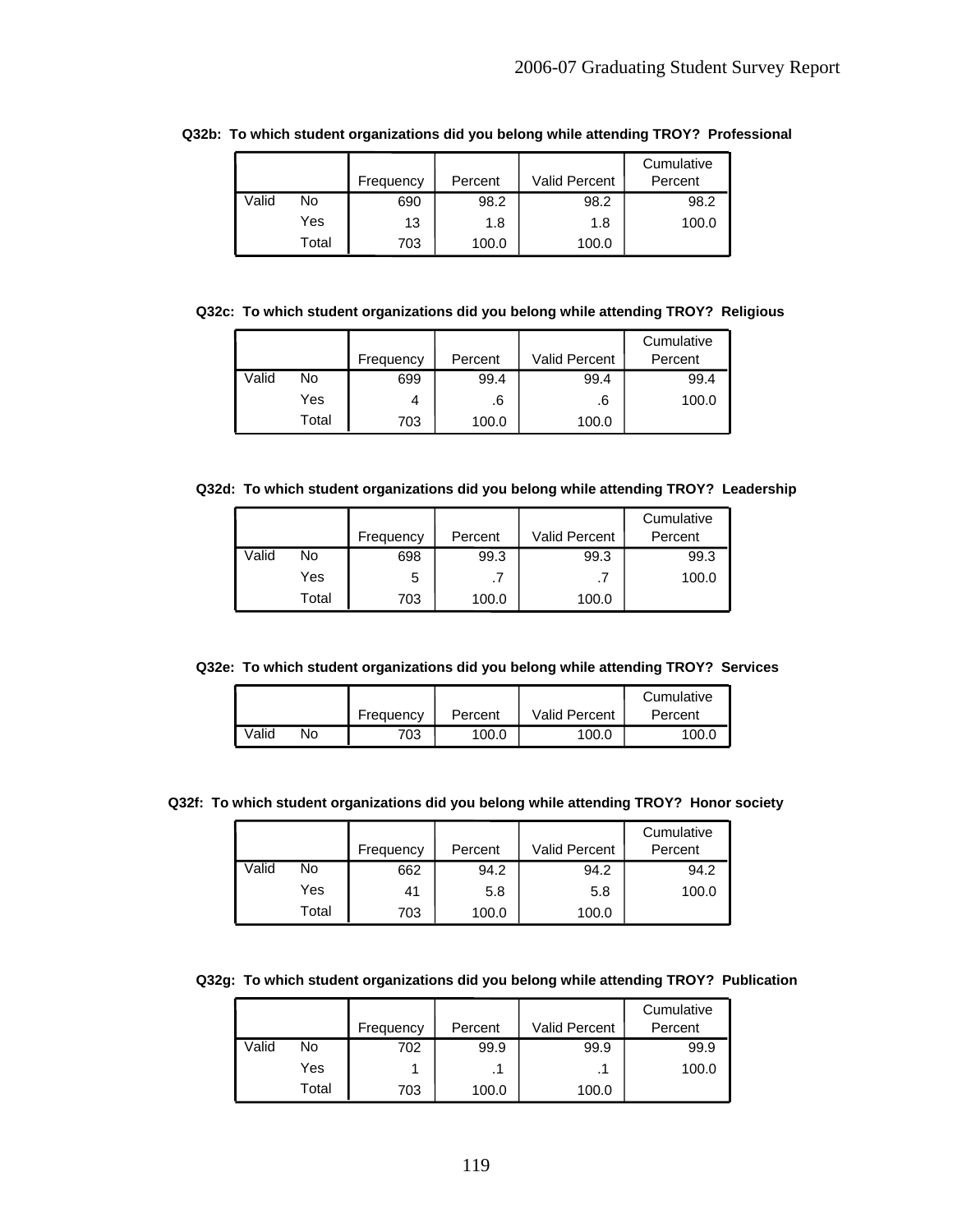**Q32b: To which student organizations did you belong while attending TROY? Professional**

| | | Frequency | Percent | Valid Percent | Cumulative Percent |
|---|---|---|---|---|---|
| Valid | No | 690 | 98.2 | 98.2 | 98.2 |
| | Yes | 13 | 1.8 | 1.8 | 100.0 |
| | Total | 703 | 100.0 | 100.0 | |

**Q32c: To which student organizations did you belong while attending TROY? Religious**

| | | Frequency | Percent | Valid Percent | Cumulative Percent |
|---|---|---|---|---|---|
| Valid | No | 699 | 99.4 | 99.4 | 99.4 |
| | Yes | 4 | .6 | .6 | 100.0 |
| | Total | 703 | 100.0 | 100.0 | |

**Q32d: To which student organizations did you belong while attending TROY? Leadership**

| | | Frequency | Percent | Valid Percent | Cumulative Percent |
|---|---|---|---|---|---|
| Valid | No | 698 | 99.3 | 99.3 | 99.3 |
| | Yes | 5 | .7 | .7 | 100.0 |
| | Total | 703 | 100.0 | 100.0 | |

**Q32e: To which student organizations did you belong while attending TROY? Services**

| | | Frequency | Percent | Valid Percent | Cumulative Percent |
|---|---|---|---|---|---|
| Valid | No | 703 | 100.0 | 100.0 | 100.0 |

**Q32f: To which student organizations did you belong while attending TROY? Honor society**

| | | Frequency | Percent | Valid Percent | Cumulative Percent |
|---|---|---|---|---|---|
| Valid | No | 662 | 94.2 | 94.2 | 94.2 |
| | Yes | 41 | 5.8 | 5.8 | 100.0 |
| | Total | 703 | 100.0 | 100.0 | |

**Q32g: To which student organizations did you belong while attending TROY? Publication**

| | | Frequency | Percent | Valid Percent | Cumulative Percent |
|---|---|---|---|---|---|
| Valid | No | 702 | 99.9 | 99.9 | 99.9 |
| | Yes | 1 | .1 | .1 | 100.0 |
| | Total | 703 | 100.0 | 100.0 | |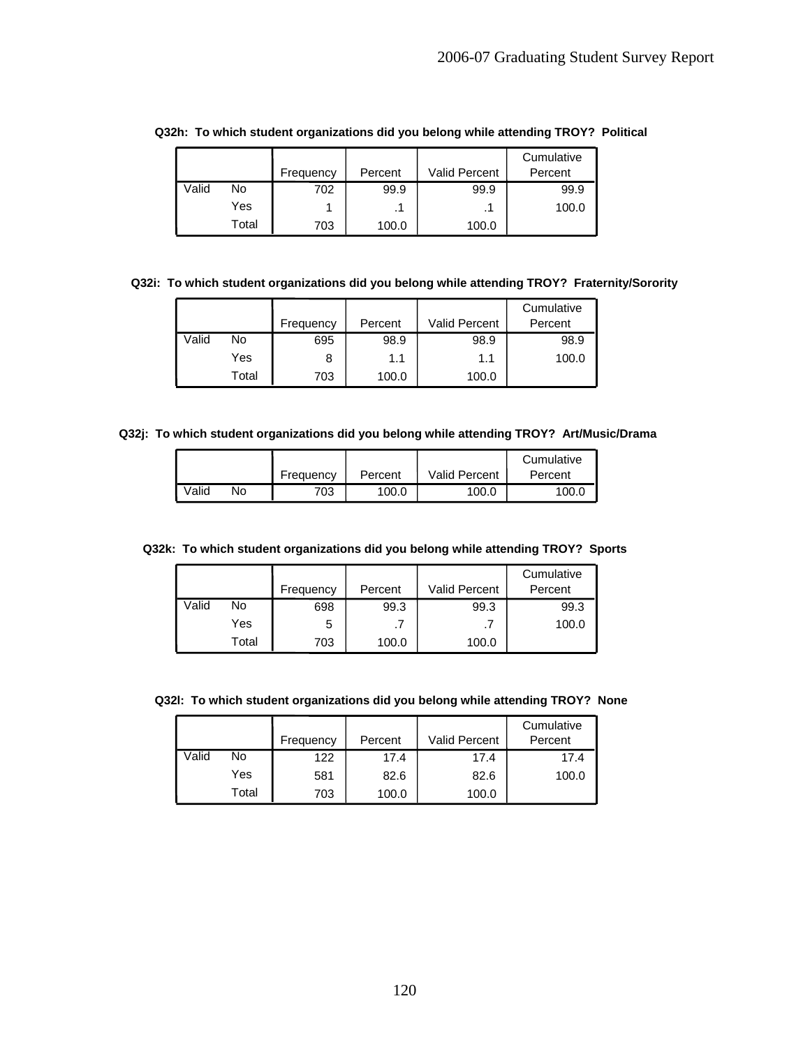**Q32h: To which student organizations did you belong while attending TROY? Political**

| | | Frequency | Percent | Valid Percent | Cumulative Percent |
|---|---|---|---|---|---|
| Valid | No | 702 | 99.9 | 99.9 | 99.9 |
| | Yes | 1 | .1 | .1 | 100.0 |
| | Total | 703 | 100.0 | 100.0 | |

**Q32i: To which student organizations did you belong while attending TROY? Fraternity/Sorority**

| | | Frequency | Percent | Valid Percent | Cumulative Percent |
|---|---|---|---|---|---|
| Valid | No | 695 | 98.9 | 98.9 | 98.9 |
| | Yes | 8 | 1.1 | 1.1 | 100.0 |
| | Total | 703 | 100.0 | 100.0 | |

**Q32j: To which student organizations did you belong while attending TROY? Art/Music/Drama**

| | | Frequency | Percent | Valid Percent | Cumulative Percent |
|---|---|---|---|---|---|
| Valid | No | 703 | 100.0 | 100.0 | 100.0 |

**Q32k: To which student organizations did you belong while attending TROY? Sports**

| | | Frequency | Percent | Valid Percent | Cumulative Percent |
|---|---|---|---|---|---|
| Valid | No | 698 | 99.3 | 99.3 | 99.3 |
| | Yes | 5 | .7 | .7 | 100.0 |
| | Total | 703 | 100.0 | 100.0 | |

**Q32l: To which student organizations did you belong while attending TROY? None**

| | | Frequency | Percent | Valid Percent | Cumulative Percent |
|---|---|---|---|---|---|
| Valid | No | 122 | 17.4 | 17.4 | 17.4 |
| | Yes | 581 | 82.6 | 82.6 | 100.0 |
| | Total | 703 | 100.0 | 100.0 | |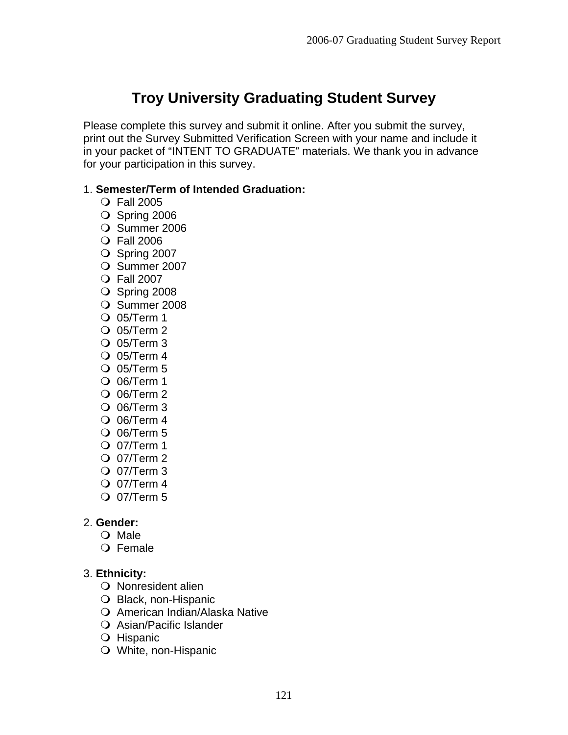# Troy University Graduating Student Survey

Please complete this survey and submit it online. After you submit the survey, print out the Survey Submitted Verification Screen with your name and include it in your packet of “INTENT TO GRADUATE” materials. We thank you in advance for your participation in this survey.

1. **Semester/Term of Intended Graduation:**
   - ❍ Fall 2005
   - ❍ Spring 2006
   - ❍ Summer 2006
   - ❍ Fall 2006
   - ❍ Spring 2007
   - ❍ Summer 2007
   - ❍ Fall 2007
   - ❍ Spring 2008
   - ❍ Summer 2008
   - ❍ 05/Term 1
   - ❍ 05/Term 2
   - ❍ 05/Term 3
   - ❍ 05/Term 4
   - ❍ 05/Term 5
   - ❍ 06/Term 1
   - ❍ 06/Term 2
   - ❍ 06/Term 3
   - ❍ 06/Term 4
   - ❍ 06/Term 5
   - ❍ 07/Term 1
   - ❍ 07/Term 2
   - ❍ 07/Term 3
   - ❍ 07/Term 4
   - ❍ 07/Term 5

2. **Gender:**
   - ❍ Male
   - ❍ Female

3. **Ethnicity:**
   - ❍ Nonresident alien
   - ❍ Black, non-Hispanic
   - ❍ American Indian/Alaska Native
   - ❍ Asian/Pacific Islander
   - ❍ Hispanic
   - ❍ White, non-Hispanic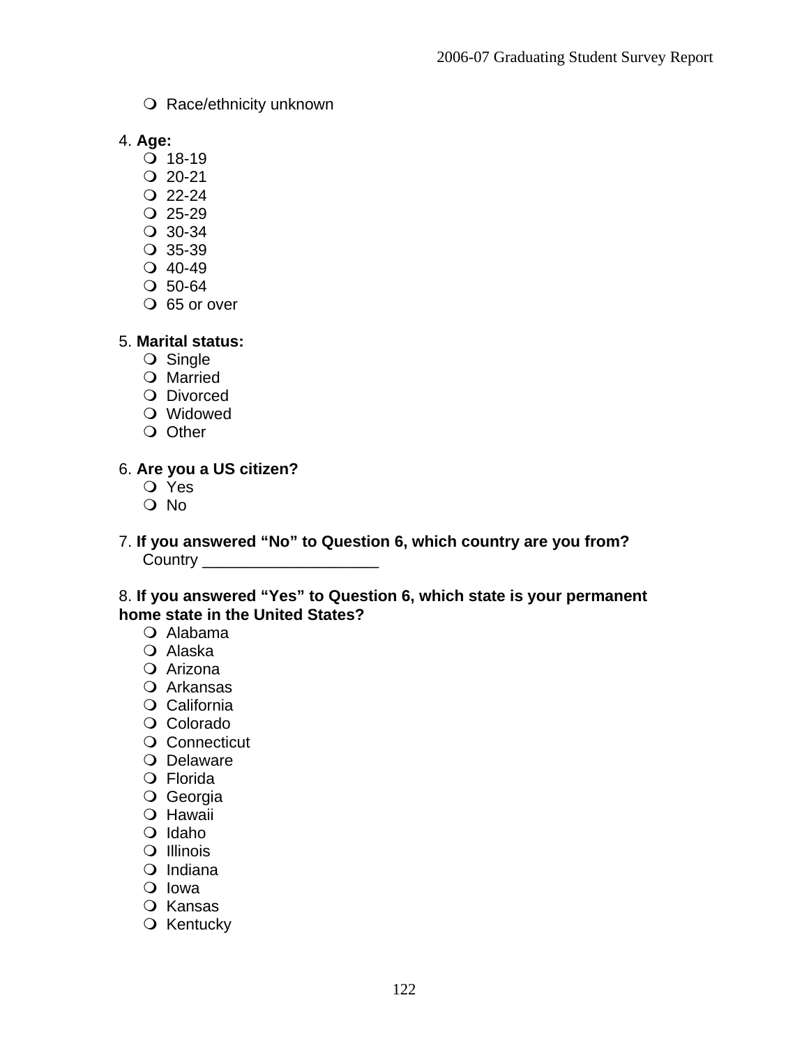- Race/ethnicity unknown

4. **Age:**
   - 18-19
   - 20-21
   - 22-24
   - 25-29
   - 30-34
   - 35-39
   - 40-49
   - 50-64
   - 65 or over

5. **Marital status:**
   - Single
   - Married
   - Divorced
   - Widowed
   - Other

6. **Are you a US citizen?**
   - Yes
   - No

7. **If you answered "No" to Question 6, which country are you from?**
   Country ____________________

8. **If you answered "Yes" to Question 6, which state is your permanent home state in the United States?**
   - Alabama
   - Alaska
   - Arizona
   - Arkansas
   - California
   - Colorado
   - Connecticut
   - Delaware
   - Florida
   - Georgia
   - Hawaii
   - Idaho
   - Illinois
   - Indiana
   - Iowa
   - Kansas
   - Kentucky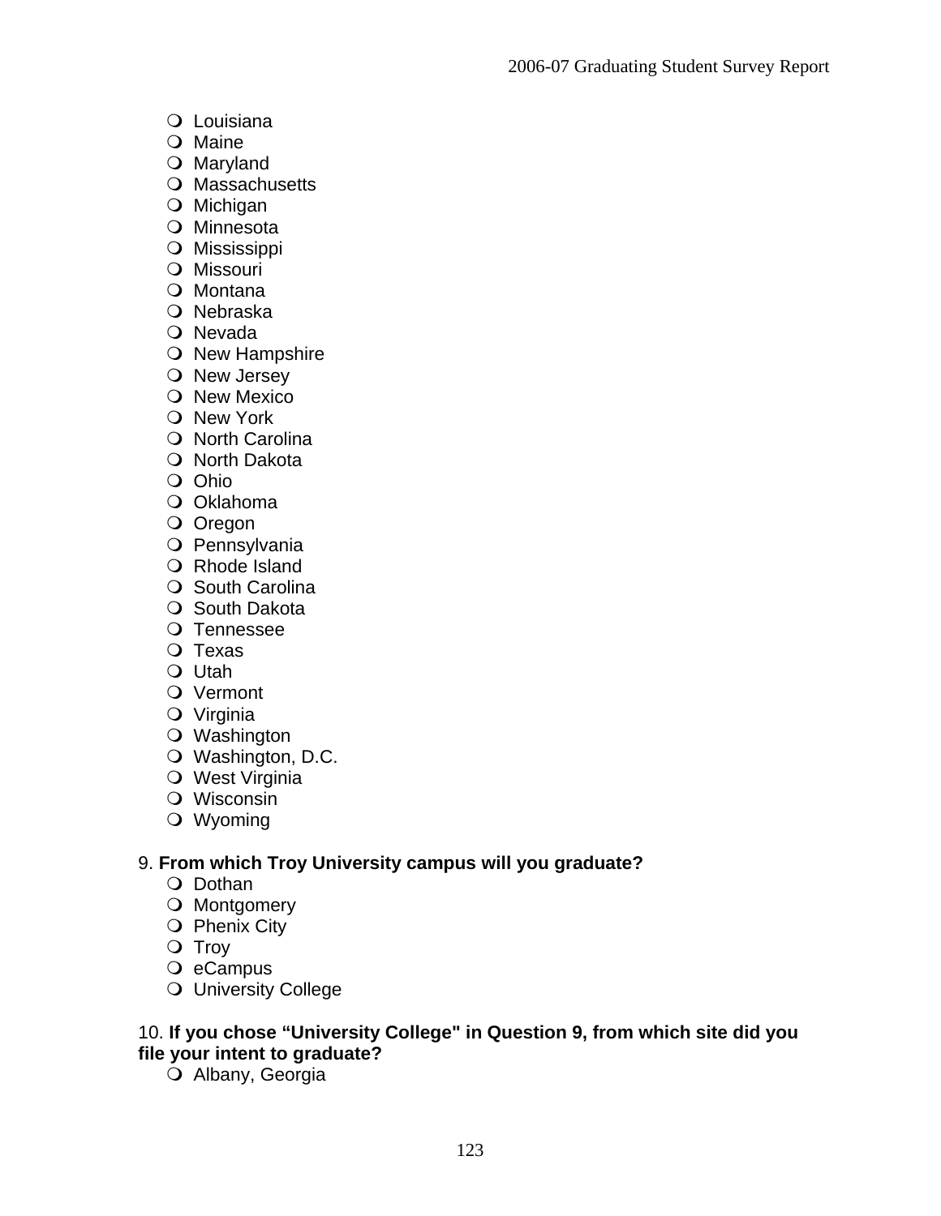- Louisiana
- Maine
- Maryland
- Massachusetts
- Michigan
- Minnesota
- Mississippi
- Missouri
- Montana
- Nebraska
- Nevada
- New Hampshire
- New Jersey
- New Mexico
- New York
- North Carolina
- North Dakota
- Ohio
- Oklahoma
- Oregon
- Pennsylvania
- Rhode Island
- South Carolina
- South Dakota
- Tennessee
- Texas
- Utah
- Vermont
- Virginia
- Washington
- Washington, D.C.
- West Virginia
- Wisconsin
- Wyoming

9. **From which Troy University campus will you graduate?**
- Dothan
- Montgomery
- Phenix City
- Troy
- eCampus
- University College

10. **If you chose "University College" in Question 9, from which site did you file your intent to graduate?**
- Albany, Georgia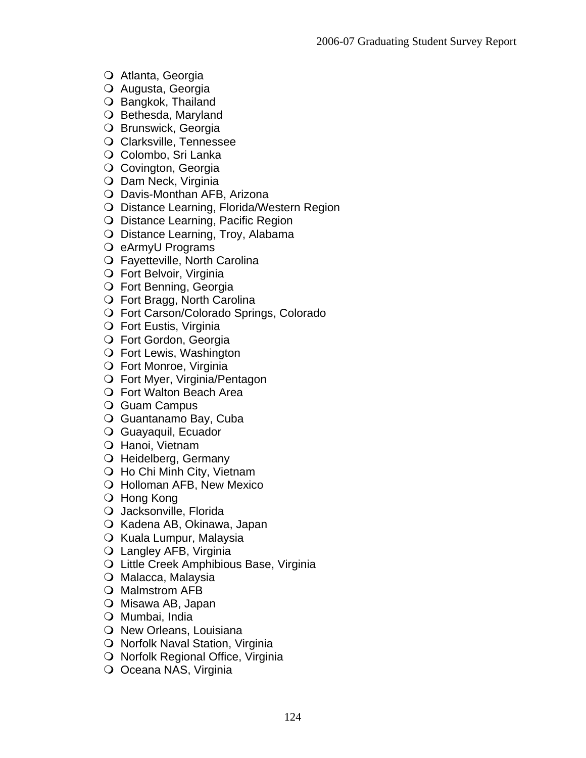- Atlanta, Georgia
- Augusta, Georgia
- Bangkok, Thailand
- Bethesda, Maryland
- Brunswick, Georgia
- Clarksville, Tennessee
- Colombo, Sri Lanka
- Covington, Georgia
- Dam Neck, Virginia
- Davis-Monthan AFB, Arizona
- Distance Learning, Florida/Western Region
- Distance Learning, Pacific Region
- Distance Learning, Troy, Alabama
- eArmyU Programs
- Fayetteville, North Carolina
- Fort Belvoir, Virginia
- Fort Benning, Georgia
- Fort Bragg, North Carolina
- Fort Carson/Colorado Springs, Colorado
- Fort Eustis, Virginia
- Fort Gordon, Georgia
- Fort Lewis, Washington
- Fort Monroe, Virginia
- Fort Myer, Virginia/Pentagon
- Fort Walton Beach Area
- Guam Campus
- Guantanamo Bay, Cuba
- Guayaquil, Ecuador
- Hanoi, Vietnam
- Heidelberg, Germany
- Ho Chi Minh City, Vietnam
- Holloman AFB, New Mexico
- Hong Kong
- Jacksonville, Florida
- Kadena AB, Okinawa, Japan
- Kuala Lumpur, Malaysia
- Langley AFB, Virginia
- Little Creek Amphibious Base, Virginia
- Malacca, Malaysia
- Malmstrom AFB
- Misawa AB, Japan
- Mumbai, India
- New Orleans, Louisiana
- Norfolk Naval Station, Virginia
- Norfolk Regional Office, Virginia
- Oceana NAS, Virginia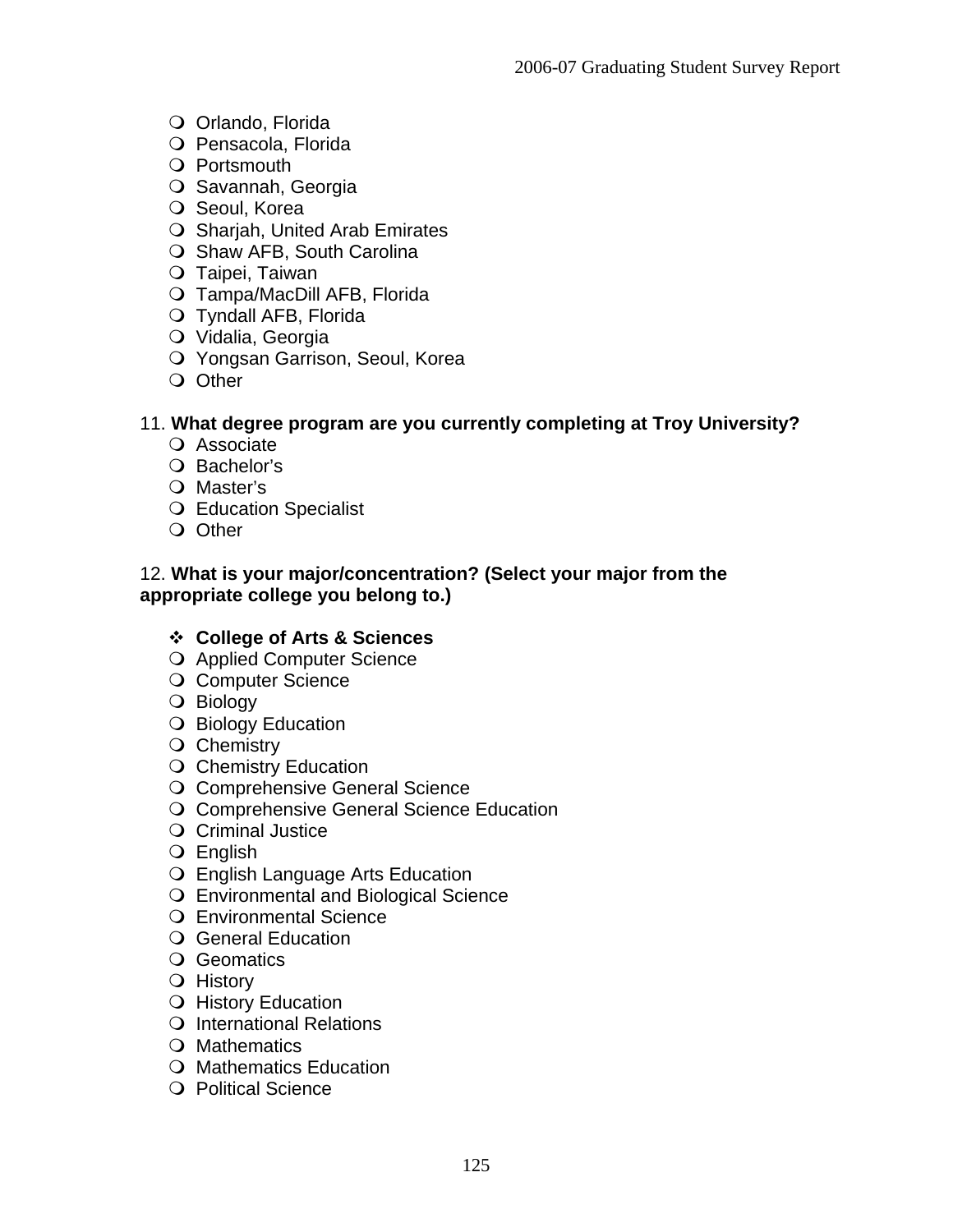- Orlando, Florida
- Pensacola, Florida
- Portsmouth
- Savannah, Georgia
- Seoul, Korea
- Sharjah, United Arab Emirates
- Shaw AFB, South Carolina
- Taipei, Taiwan
- Tampa/MacDill AFB, Florida
- Tyndall AFB, Florida
- Vidalia, Georgia
- Yongsan Garrison, Seoul, Korea
- Other

11. **What degree program are you currently completing at Troy University?**

- Associate
- Bachelor's
- Master's
- Education Specialist
- Other

12. **What is your major/concentration? (Select your major from the appropriate college you belong to.)**

- **College of Arts & Sciences**
- Applied Computer Science
- Computer Science
- Biology
- Biology Education
- Chemistry
- Chemistry Education
- Comprehensive General Science
- Comprehensive General Science Education
- Criminal Justice
- English
- English Language Arts Education
- Environmental and Biological Science
- Environmental Science
- General Education
- Geomatics
- History
- History Education
- International Relations
- Mathematics
- Mathematics Education
- Political Science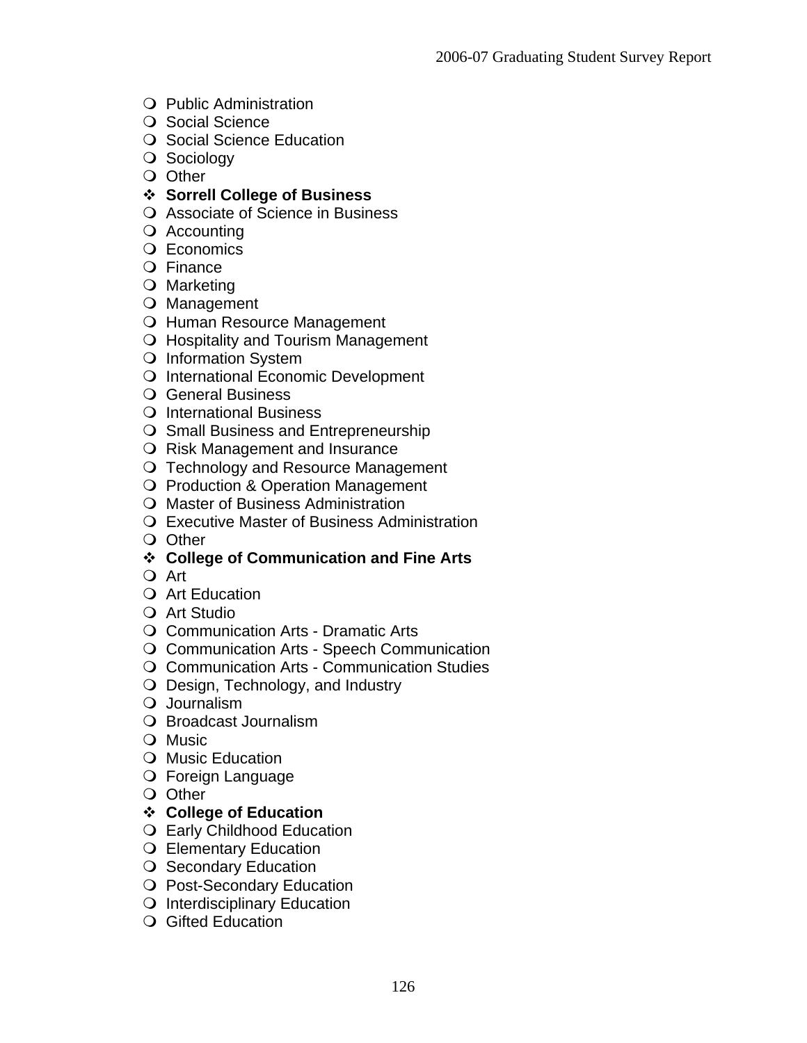- ❍ Public Administration
- ❍ Social Science
- ❍ Social Science Education
- ❍ Sociology
- ❍ Other
- ❖ **Sorrell College of Business**
- ❍ Associate of Science in Business
- ❍ Accounting
- ❍ Economics
- ❍ Finance
- ❍ Marketing
- ❍ Management
- ❍ Human Resource Management
- ❍ Hospitality and Tourism Management
- ❍ Information System
- ❍ International Economic Development
- ❍ General Business
- ❍ International Business
- ❍ Small Business and Entrepreneurship
- ❍ Risk Management and Insurance
- ❍ Technology and Resource Management
- ❍ Production & Operation Management
- ❍ Master of Business Administration
- ❍ Executive Master of Business Administration
- ❍ Other
- ❖ **College of Communication and Fine Arts**
- ❍ Art
- ❍ Art Education
- ❍ Art Studio
- ❍ Communication Arts - Dramatic Arts
- ❍ Communication Arts - Speech Communication
- ❍ Communication Arts - Communication Studies
- ❍ Design, Technology, and Industry
- ❍ Journalism
- ❍ Broadcast Journalism
- ❍ Music
- ❍ Music Education
- ❍ Foreign Language
- ❍ Other
- ❖ **College of Education**
- ❍ Early Childhood Education
- ❍ Elementary Education
- ❍ Secondary Education
- ❍ Post-Secondary Education
- ❍ Interdisciplinary Education
- ❍ Gifted Education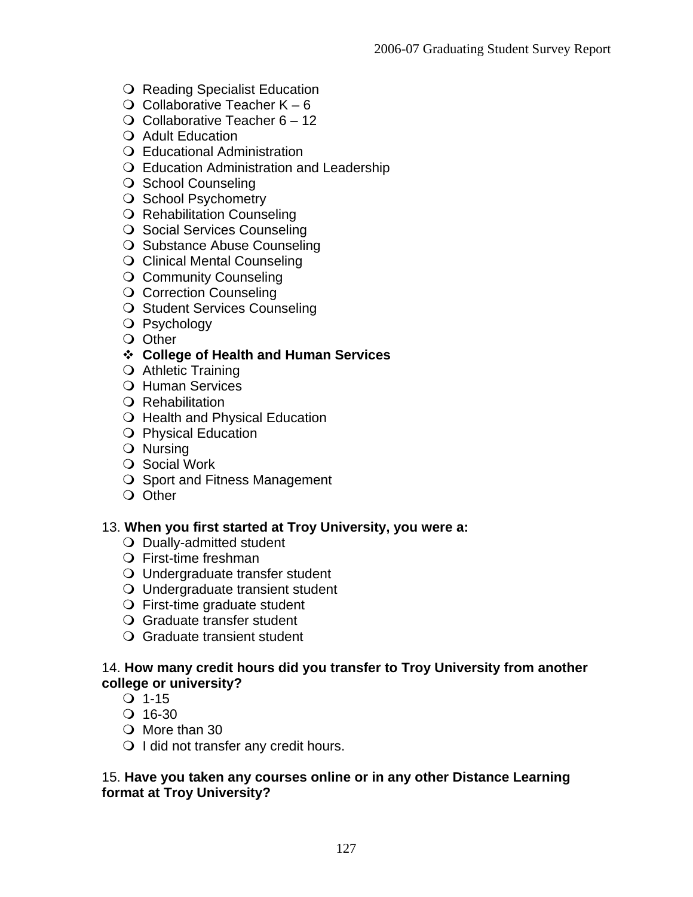- ❍ Reading Specialist Education
- ❍ Collaborative Teacher K – 6
- ❍ Collaborative Teacher 6 – 12
- ❍ Adult Education
- ❍ Educational Administration
- ❍ Education Administration and Leadership
- ❍ School Counseling
- ❍ School Psychometry
- ❍ Rehabilitation Counseling
- ❍ Social Services Counseling
- ❍ Substance Abuse Counseling
- ❍ Clinical Mental Counseling
- ❍ Community Counseling
- ❍ Correction Counseling
- ❍ Student Services Counseling
- ❍ Psychology
- ❍ Other
- ❖ **College of Health and Human Services**
- ❍ Athletic Training
- ❍ Human Services
- ❍ Rehabilitation
- ❍ Health and Physical Education
- ❍ Physical Education
- ❍ Nursing
- ❍ Social Work
- ❍ Sport and Fitness Management
- ❍ Other

13. **When you first started at Troy University, you were a:**

- ❍ Dually-admitted student
- ❍ First-time freshman
- ❍ Undergraduate transfer student
- ❍ Undergraduate transient student
- ❍ First-time graduate student
- ❍ Graduate transfer student
- ❍ Graduate transient student

14. **How many credit hours did you transfer to Troy University from another college or university?**

- ❍ 1-15
- ❍ 16-30
- ❍ More than 30
- ❍ I did not transfer any credit hours.

15. **Have you taken any courses online or in any other Distance Learning format at Troy University?**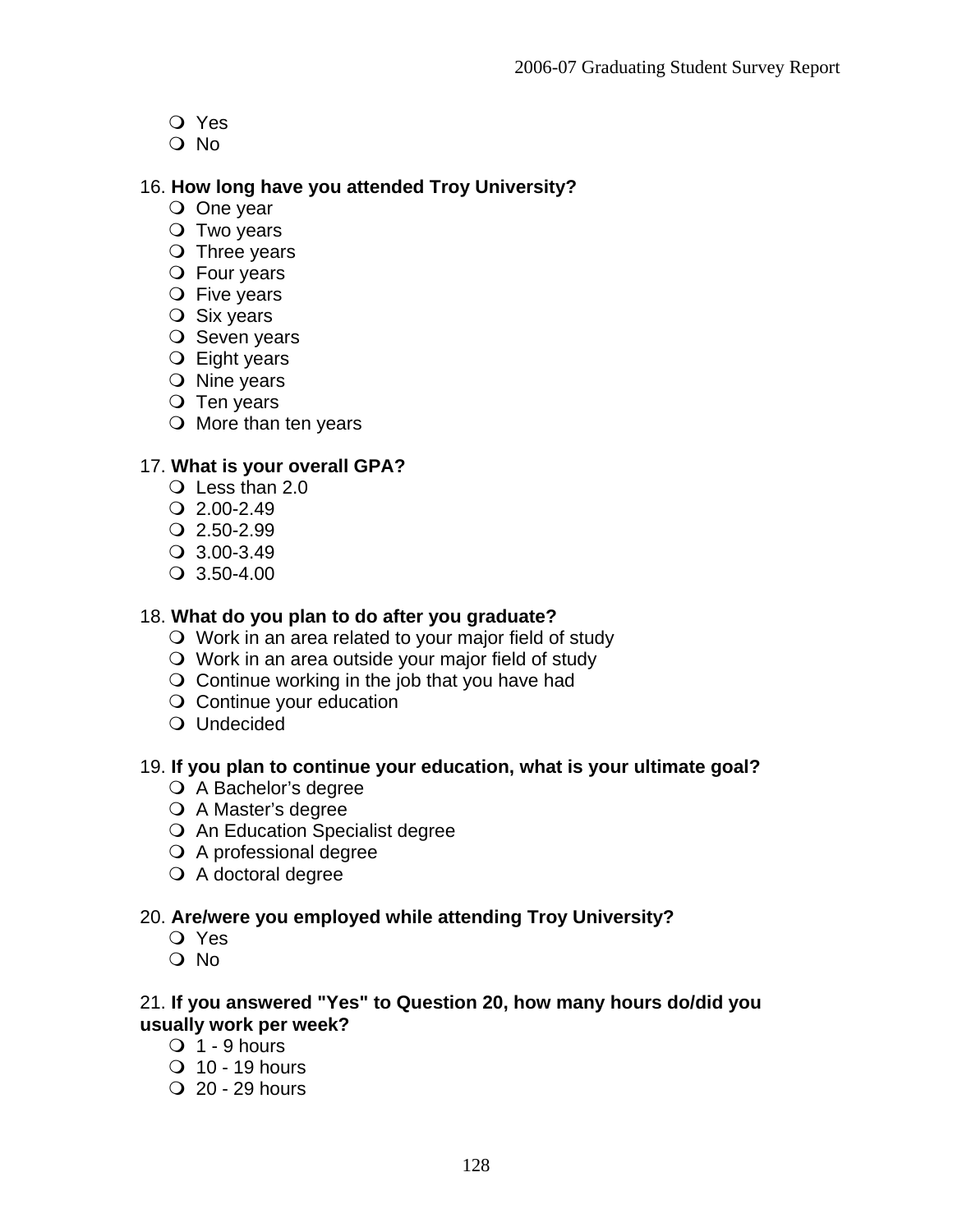- Yes
- No

16. **How long have you attended Troy University?**
   - One year
   - Two years
   - Three years
   - Four years
   - Five years
   - Six years
   - Seven years
   - Eight years
   - Nine years
   - Ten years
   - More than ten years

17. **What is your overall GPA?**
   - Less than 2.0
   - 2.00-2.49
   - 2.50-2.99
   - 3.00-3.49
   - 3.50-4.00

18. **What do you plan to do after you graduate?**
   - Work in an area related to your major field of study
   - Work in an area outside your major field of study
   - Continue working in the job that you have had
   - Continue your education
   - Undecided

19. **If you plan to continue your education, what is your ultimate goal?**
   - A Bachelor's degree
   - A Master's degree
   - An Education Specialist degree
   - A professional degree
   - A doctoral degree

20. **Are/were you employed while attending Troy University?**
   - Yes
   - No

21. **If you answered "Yes" to Question 20, how many hours do/did you usually work per week?**
   - 1 - 9 hours
   - 10 - 19 hours
   - 20 - 29 hours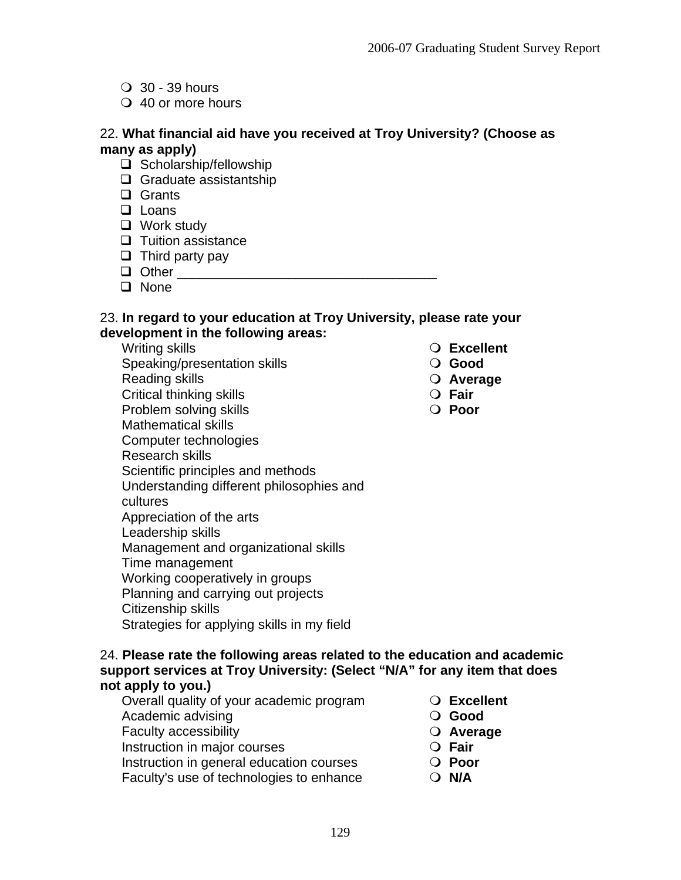- ❍ 30 - 39 hours
- ❍ 40 or more hours

22. **What financial aid have you received at Troy University? (Choose as many as apply)**

- ❑ Scholarship/fellowship
- ❑ Graduate assistantship
- ❑ Grants
- ❑ Loans
- ❑ Work study
- ❑ Tuition assistance
- ❑ Third party pay
- ❑ Other ___________________________________
- ❑ None

23. **In regard to your education at Troy University, please rate your development in the following areas:**

| Area | Rating |
|---|---|
| Writing skills | ❍ **Excellent** |
| Speaking/presentation skills | ❍ **Good** |
| Reading skills | ❍ **Average** |
| Critical thinking skills | ❍ **Fair** |
| Problem solving skills | ❍ **Poor** |
| Mathematical skills | |
| Computer technologies | |
| Research skills | |
| Scientific principles and methods | |
| Understanding different philosophies and cultures | |
| Appreciation of the arts | |
| Leadership skills | |
| Management and organizational skills | |
| Time management | |
| Working cooperatively in groups | |
| Planning and carrying out projects | |
| Citizenship skills | |
| Strategies for applying skills in my field | |

24. **Please rate the following areas related to the education and academic support services at Troy University: (Select "N/A" for any item that does not apply to you.)**

| Area | Rating |
|---|---|
| Overall quality of your academic program | ❍ **Excellent** |
| Academic advising | ❍ **Good** |
| Faculty accessibility | ❍ **Average** |
| Instruction in major courses | ❍ **Fair** |
| Instruction in general education courses | ❍ **Poor** |
| Faculty's use of technologies to enhance | ❍ **N/A** |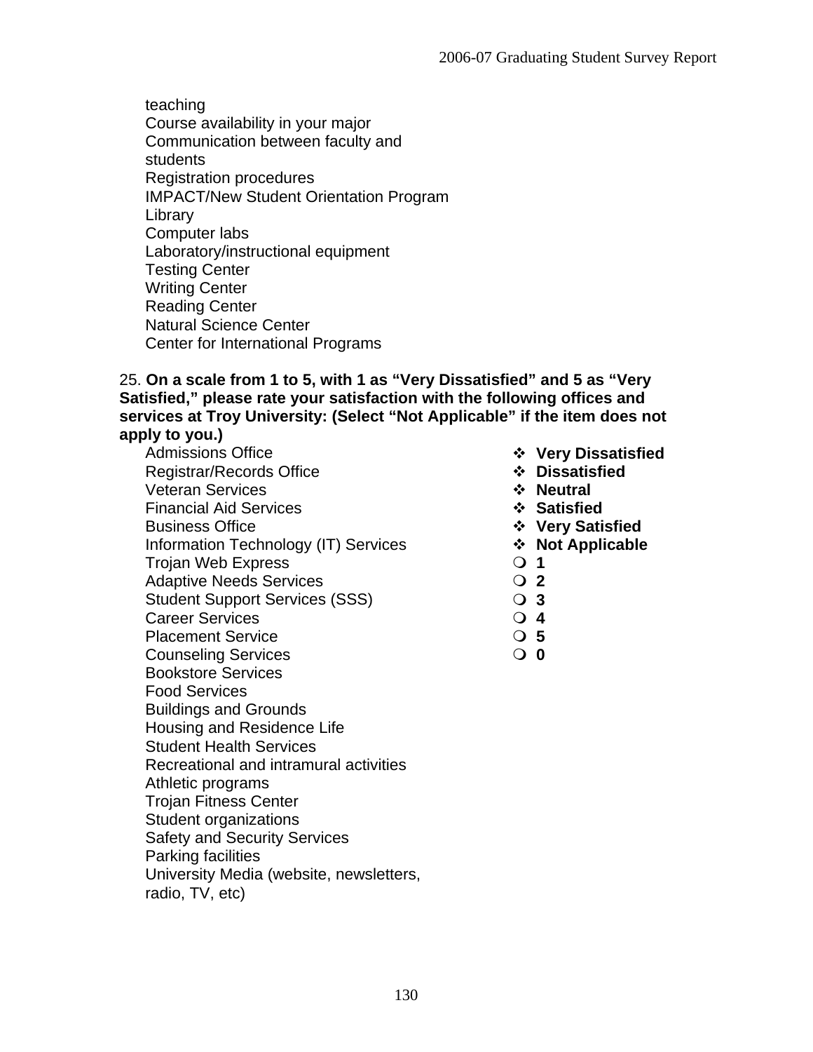teaching
Course availability in your major
Communication between faculty and students
Registration procedures
IMPACT/New Student Orientation Program
Library
Computer labs
Laboratory/instructional equipment
Testing Center
Writing Center
Reading Center
Natural Science Center
Center for International Programs

25. **On a scale from 1 to 5, with 1 as "Very Dissatisfied" and 5 as "Very Satisfied," please rate your satisfaction with the following offices and services at Troy University: (Select "Not Applicable" if the item does not apply to you.)**

Admissions Office
Registrar/Records Office
Veteran Services
Financial Aid Services
Business Office
Information Technology (IT) Services
Trojan Web Express
Adaptive Needs Services
Student Support Services (SSS)
Career Services
Placement Service
Counseling Services
Bookstore Services
Food Services
Buildings and Grounds
Housing and Residence Life
Student Health Services
Recreational and intramural activities
Athletic programs
Trojan Fitness Center
Student organizations
Safety and Security Services
Parking facilities
University Media (website, newsletters, radio, TV, etc)

- **Very Dissatisfied**
- **Dissatisfied**
- **Neutral**
- **Satisfied**
- **Very Satisfied**
- **Not Applicable**

- ❍ **1**
- ❍ **2**
- ❍ **3**
- ❍ **4**
- ❍ **5**
- ❍ **0**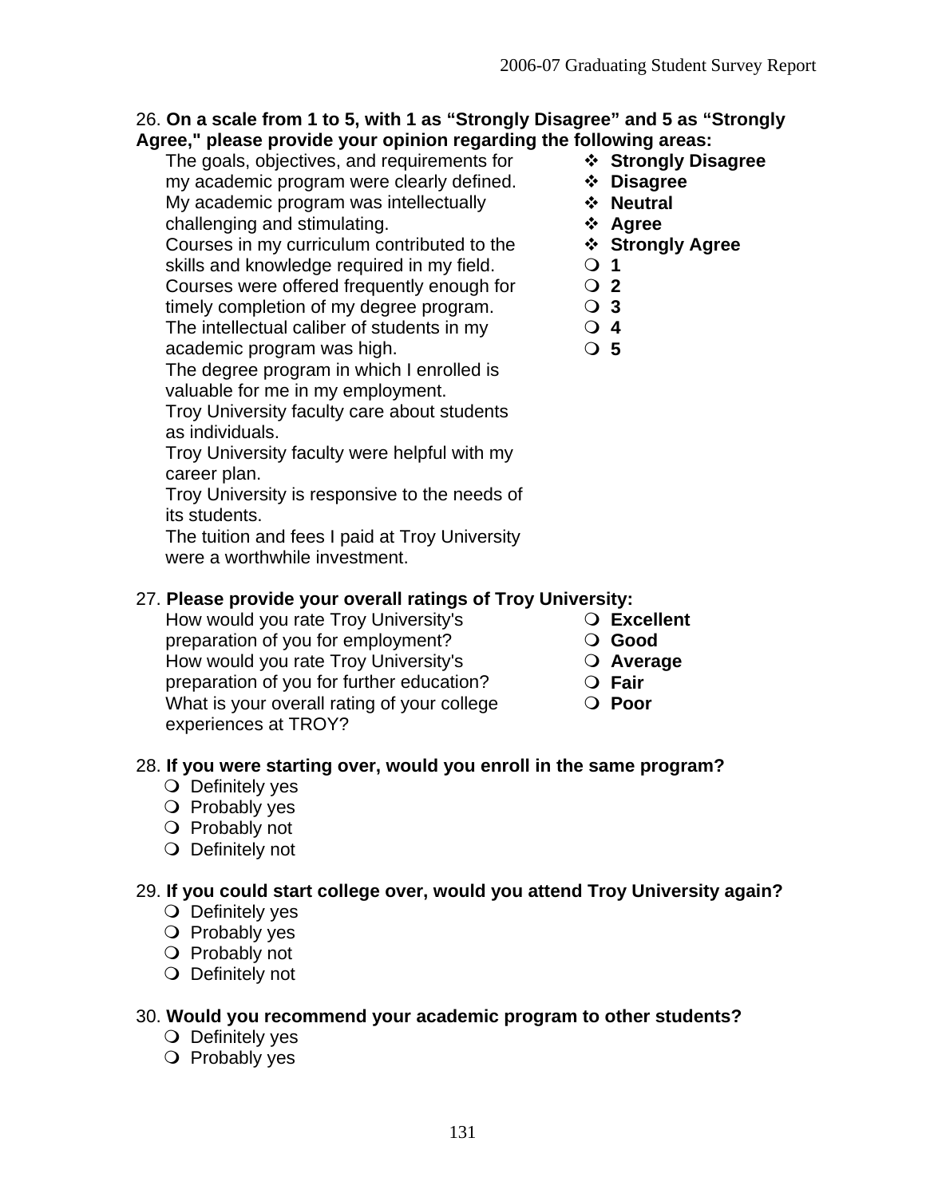26. **On a scale from 1 to 5, with 1 as "Strongly Disagree" and 5 as "Strongly Agree," please provide your opinion regarding the following areas:**

The goals, objectives, and requirements for my academic program were clearly defined.
My academic program was intellectually challenging and stimulating.
Courses in my curriculum contributed to the skills and knowledge required in my field.
Courses were offered frequently enough for timely completion of my degree program.
The intellectual caliber of students in my academic program was high.
The degree program in which I enrolled is valuable for me in my employment.
Troy University faculty care about students as individuals.
Troy University faculty were helpful with my career plan.
Troy University is responsive to the needs of its students.
The tuition and fees I paid at Troy University were a worthwhile investment.

- **Strongly Disagree**
- **Disagree**
- **Neutral**
- **Agree**
- **Strongly Agree**

- ❍ **1**
- ❍ **2**
- ❍ **3**
- ❍ **4**
- ❍ **5**

27. **Please provide your overall ratings of Troy University:**

How would you rate Troy University's preparation of you for employment?
How would you rate Troy University's preparation of you for further education?
What is your overall rating of your college experiences at TROY?

- ❍ **Excellent**
- ❍ **Good**
- ❍ **Average**
- ❍ **Fair**
- ❍ **Poor**

28. **If you were starting over, would you enroll in the same program?**
- ❍ Definitely yes
- ❍ Probably yes
- ❍ Probably not
- ❍ Definitely not

29. **If you could start college over, would you attend Troy University again?**
- ❍ Definitely yes
- ❍ Probably yes
- ❍ Probably not
- ❍ Definitely not

30. **Would you recommend your academic program to other students?**
- ❍ Definitely yes
- ❍ Probably yes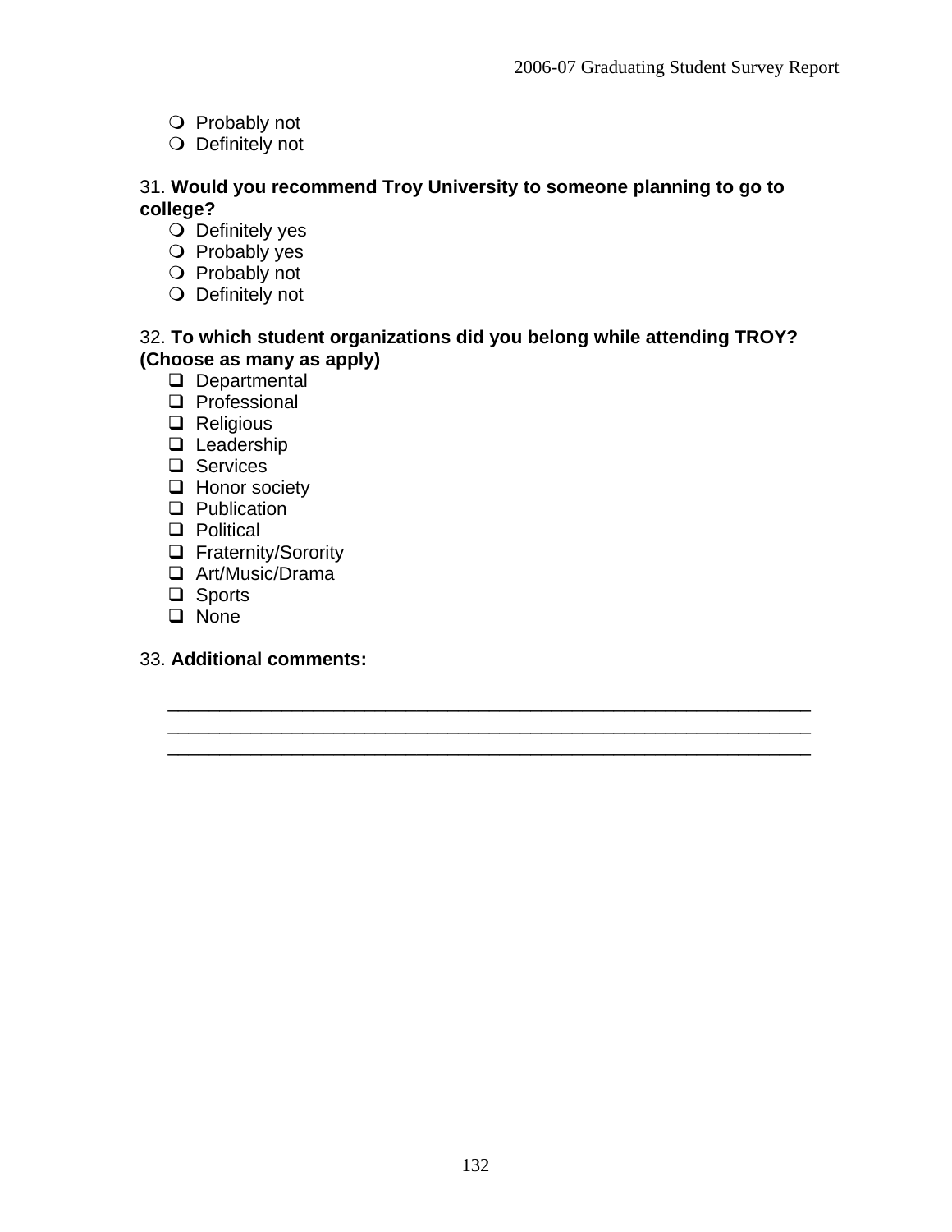- ❍ Probably not
- ❍ Definitely not

31. **Would you recommend Troy University to someone planning to go to college?**

- ❍ Definitely yes
- ❍ Probably yes
- ❍ Probably not
- ❍ Definitely not

32. **To which student organizations did you belong while attending TROY? (Choose as many as apply)**

- ❑ Departmental
- ❑ Professional
- ❑ Religious
- ❑ Leadership
- ❑ Services
- ❑ Honor society
- ❑ Publication
- ❑ Political
- ❑ Fraternity/Sorority
- ❑ Art/Music/Drama
- ❑ Sports
- ❑ None

33. **Additional comments:**

________________________________________________________________
________________________________________________________________
________________________________________________________________